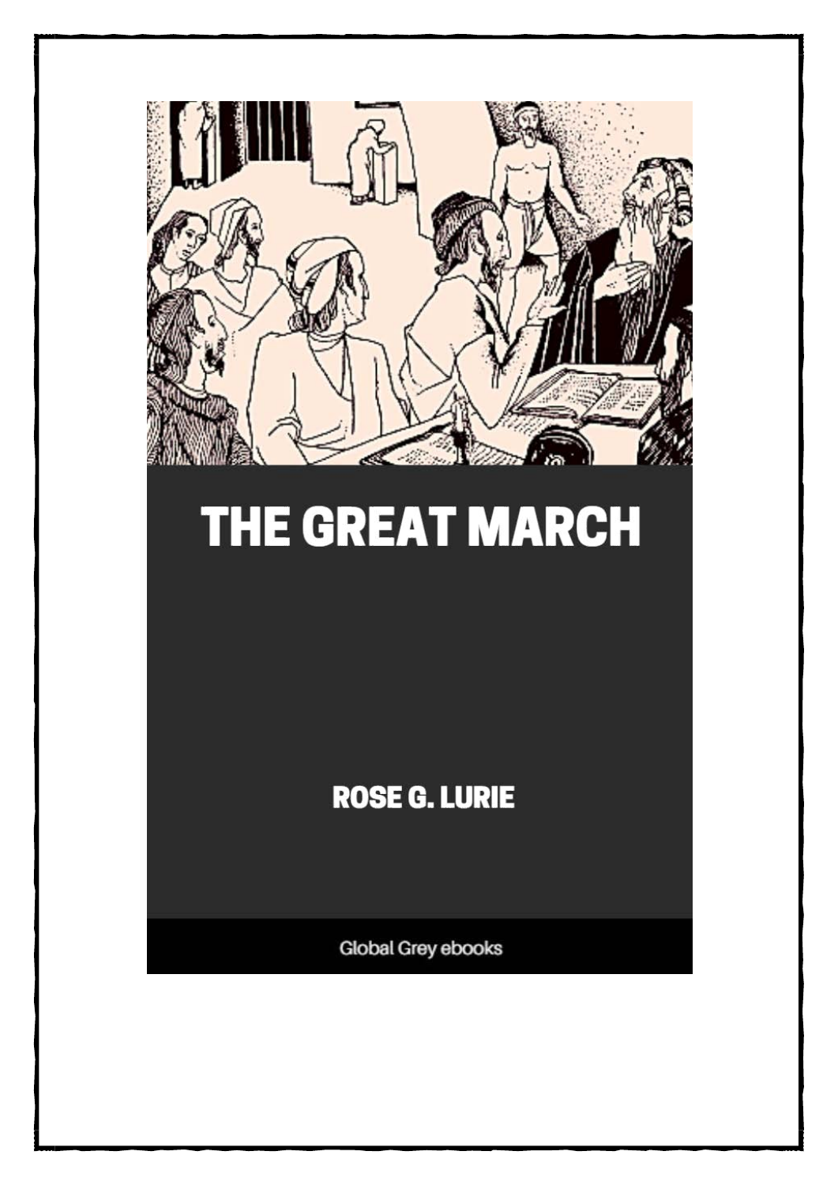# THE GREAT MARCH

ROSE G. LURIE

Global Grey ebooks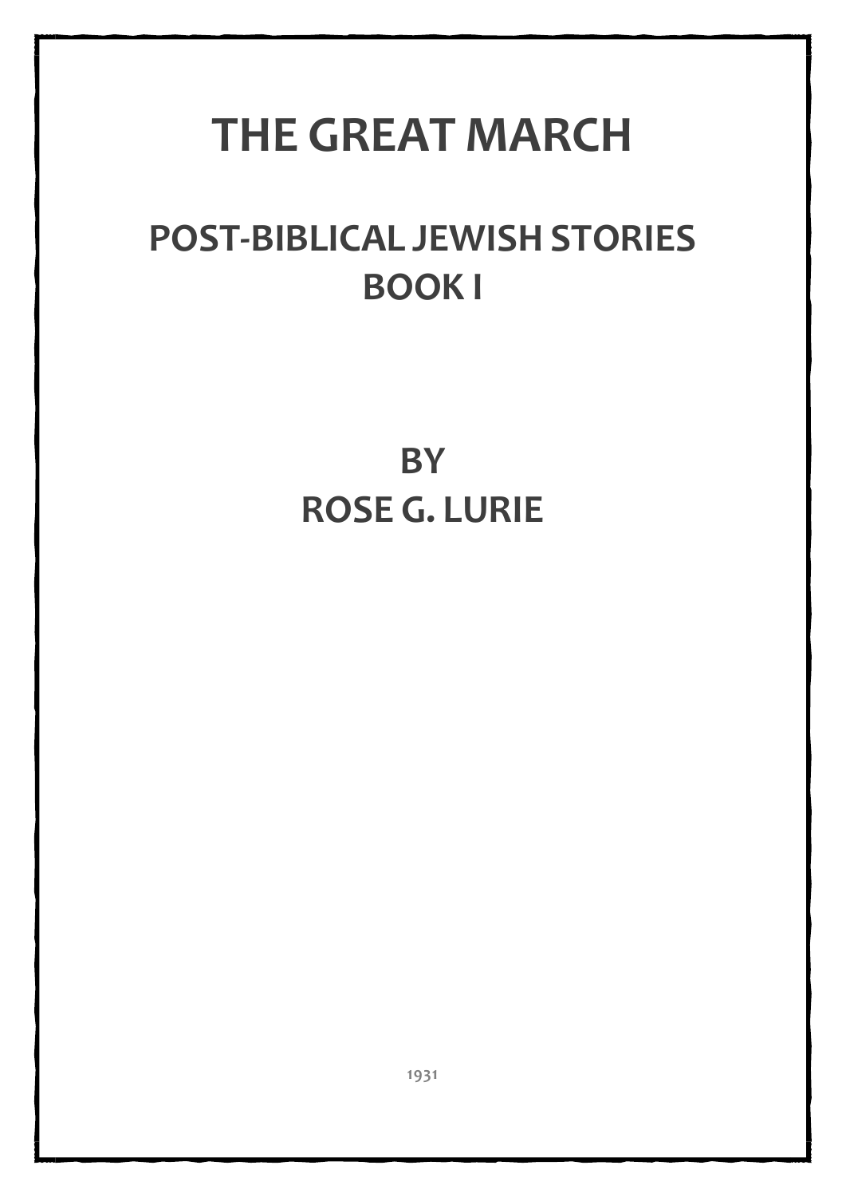# THE GREAT MARCH

## POST-BIBLICAL JEWISH STORIES
## BOOK I

## BY
## ROSE G. LURIE

1931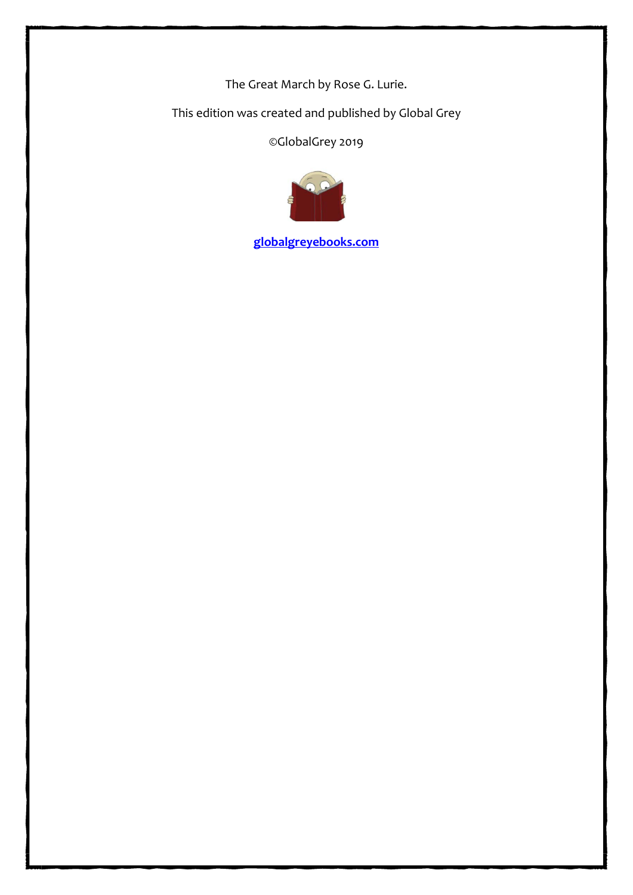The Great March by Rose G. Lurie.

This edition was created and published by Global Grey

©GlobalGrey 2019

[globalgreyebooks.com](https://www.globalgreyebooks.com)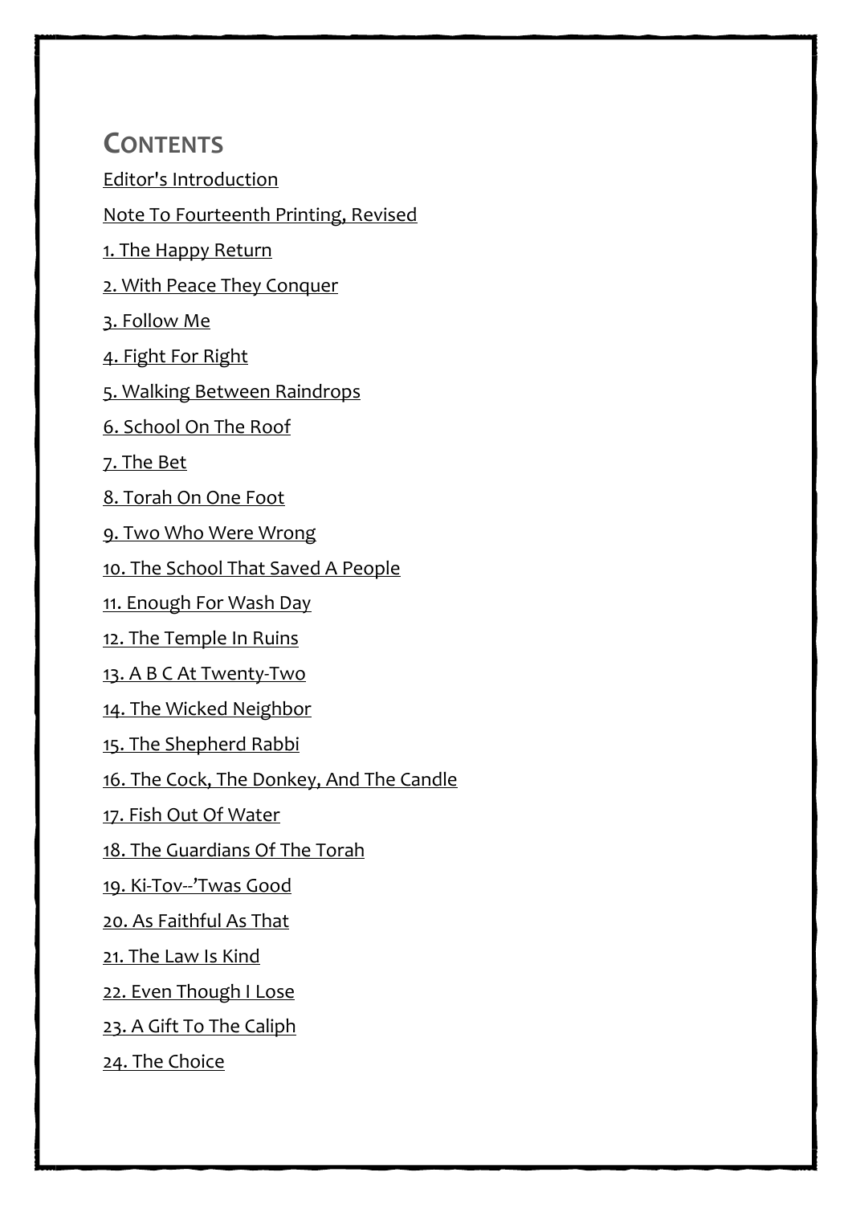## CONTENTS

Editor's Introduction

Note To Fourteenth Printing, Revised

1. The Happy Return

2. With Peace They Conquer

3. Follow Me

4. Fight For Right

5. Walking Between Raindrops

6. School On The Roof

7. The Bet

8. Torah On One Foot

9. Two Who Were Wrong

10. The School That Saved A People

11. Enough For Wash Day

12. The Temple In Ruins

13. A B C At Twenty-Two

14. The Wicked Neighbor

15. The Shepherd Rabbi

16. The Cock, The Donkey, And The Candle

17. Fish Out Of Water

18. The Guardians Of The Torah

19. Ki-Tov--'Twas Good

20. As Faithful As That

21. The Law Is Kind

22. Even Though I Lose

23. A Gift To The Caliph

24. The Choice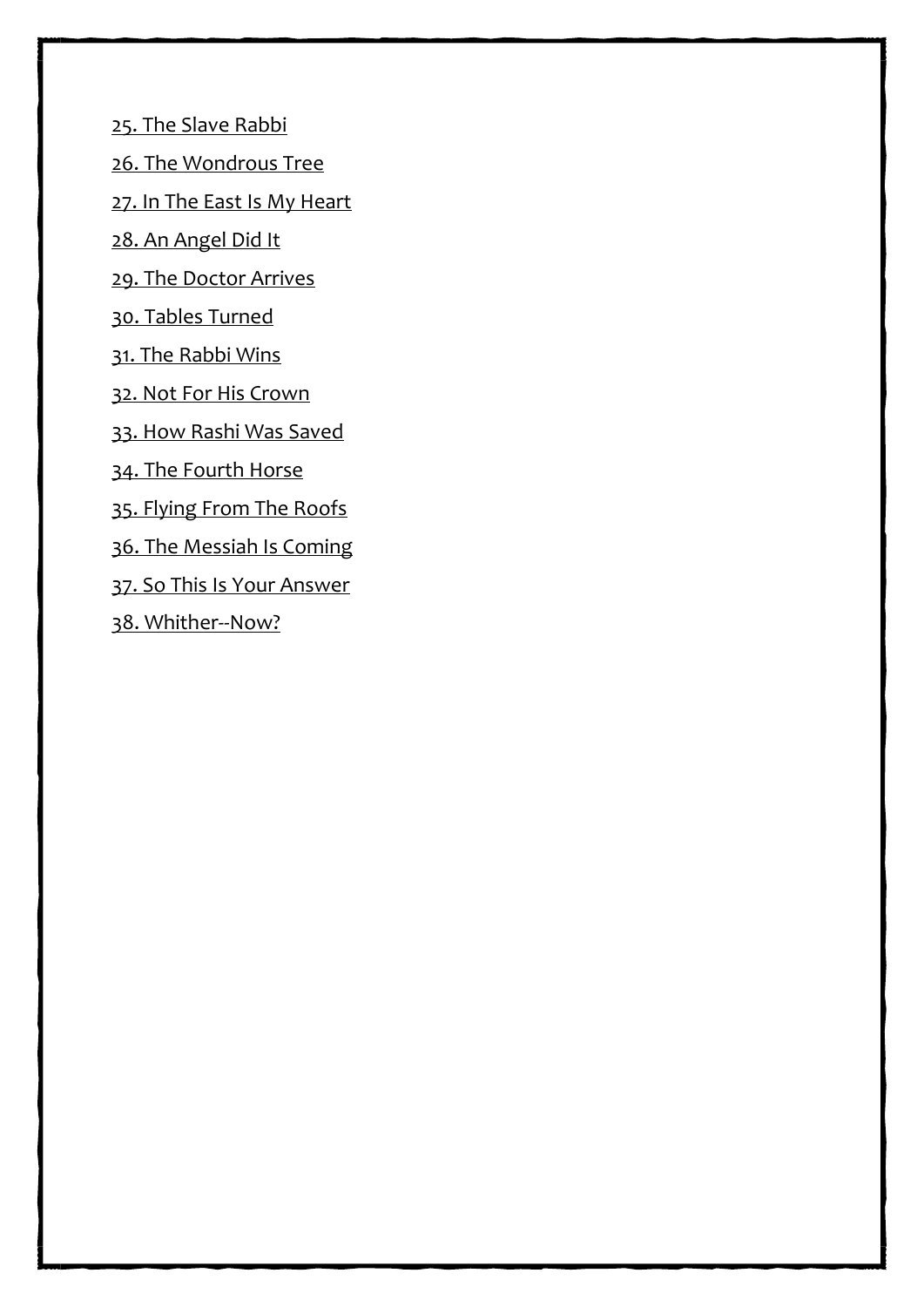25. The Slave Rabbi

26. The Wondrous Tree

27. In The East Is My Heart

28. An Angel Did It

29. The Doctor Arrives

30. Tables Turned

31. The Rabbi Wins

32. Not For His Crown

33. How Rashi Was Saved

34. The Fourth Horse

35. Flying From The Roofs

36. The Messiah Is Coming

37. So This Is Your Answer

38. Whither--Now?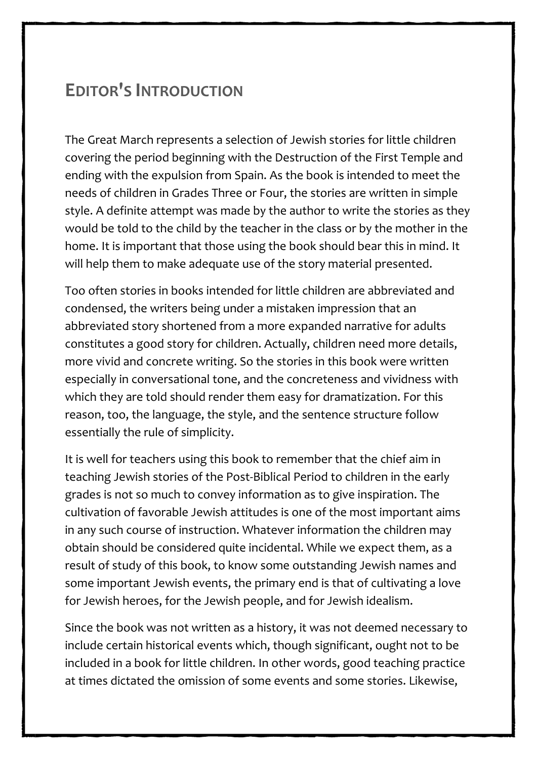## Editor's Introduction

The Great March represents a selection of Jewish stories for little children covering the period beginning with the Destruction of the First Temple and ending with the expulsion from Spain. As the book is intended to meet the needs of children in Grades Three or Four, the stories are written in simple style. A definite attempt was made by the author to write the stories as they would be told to the child by the teacher in the class or by the mother in the home. It is important that those using the book should bear this in mind. It will help them to make adequate use of the story material presented.

Too often stories in books intended for little children are abbreviated and condensed, the writers being under a mistaken impression that an abbreviated story shortened from a more expanded narrative for adults constitutes a good story for children. Actually, children need more details, more vivid and concrete writing. So the stories in this book were written especially in conversational tone, and the concreteness and vividness with which they are told should render them easy for dramatization. For this reason, too, the language, the style, and the sentence structure follow essentially the rule of simplicity.

It is well for teachers using this book to remember that the chief aim in teaching Jewish stories of the Post-Biblical Period to children in the early grades is not so much to convey information as to give inspiration. The cultivation of favorable Jewish attitudes is one of the most important aims in any such course of instruction. Whatever information the children may obtain should be considered quite incidental. While we expect them, as a result of study of this book, to know some outstanding Jewish names and some important Jewish events, the primary end is that of cultivating a love for Jewish heroes, for the Jewish people, and for Jewish idealism.

Since the book was not written as a history, it was not deemed necessary to include certain historical events which, though significant, ought not to be included in a book for little children. In other words, good teaching practice at times dictated the omission of some events and some stories. Likewise,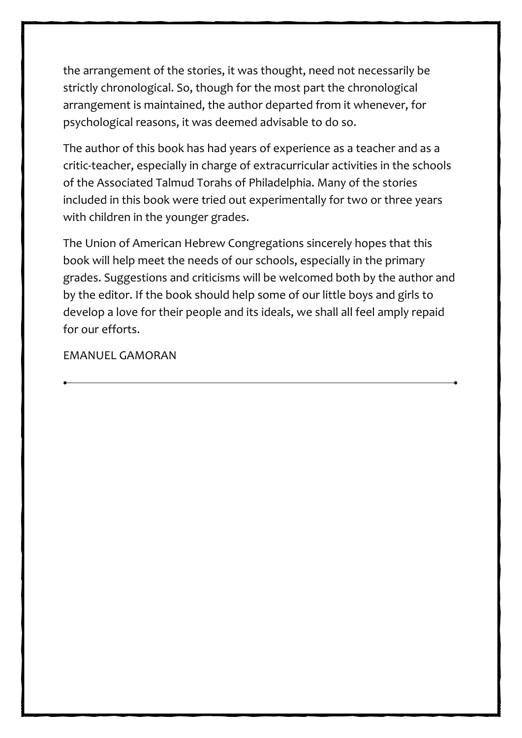the arrangement of the stories, it was thought, need not necessarily be strictly chronological. So, though for the most part the chronological arrangement is maintained, the author departed from it whenever, for psychological reasons, it was deemed advisable to do so.

The author of this book has had years of experience as a teacher and as a critic-teacher, especially in charge of extracurricular activities in the schools of the Associated Talmud Torahs of Philadelphia. Many of the stories included in this book were tried out experimentally for two or three years with children in the younger grades.

The Union of American Hebrew Congregations sincerely hopes that this book will help meet the needs of our schools, especially in the primary grades. Suggestions and criticisms will be welcomed both by the author and by the editor. If the book should help some of our little boys and girls to develop a love for their people and its ideals, we shall all feel amply repaid for our efforts.

EMANUEL GAMORAN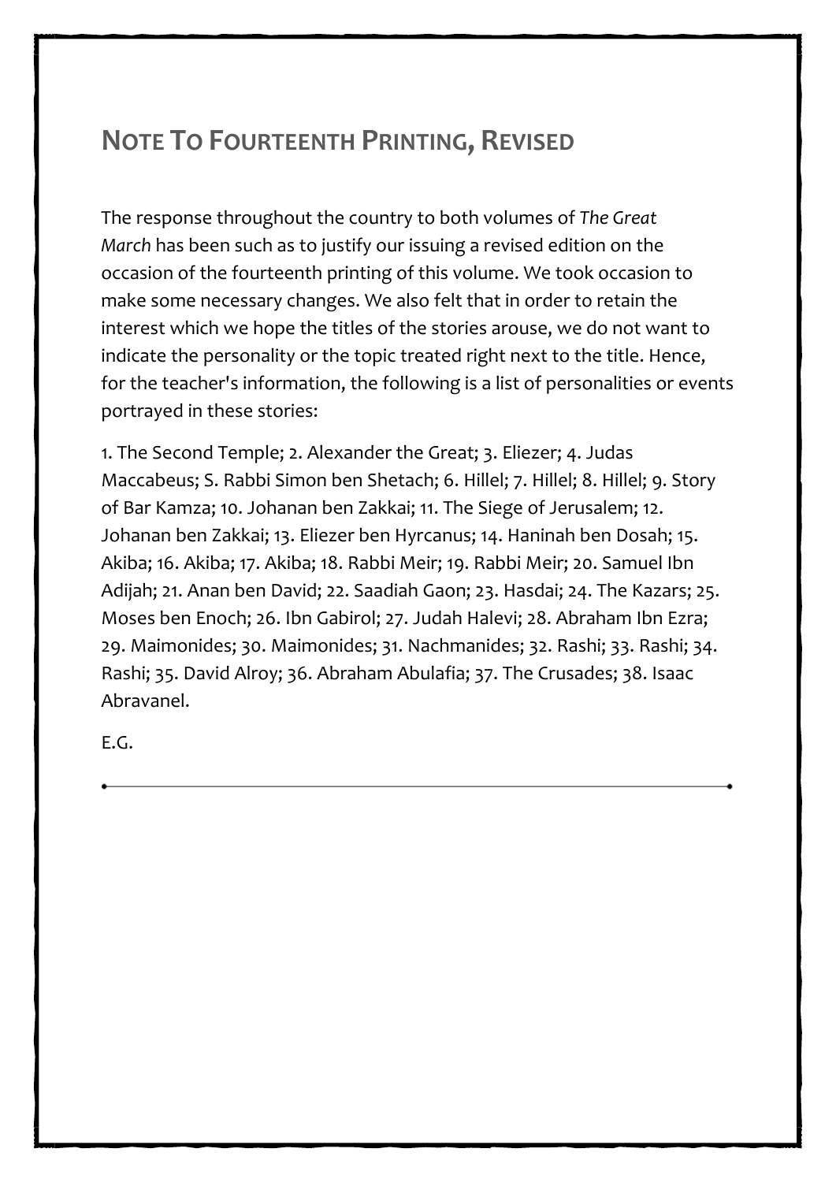## Note To Fourteenth Printing, Revised

The response throughout the country to both volumes of *The Great March* has been such as to justify our issuing a revised edition on the occasion of the fourteenth printing of this volume. We took occasion to make some necessary changes. We also felt that in order to retain the interest which we hope the titles of the stories arouse, we do not want to indicate the personality or the topic treated right next to the title. Hence, for the teacher's information, the following is a list of personalities or events portrayed in these stories:

1. The Second Temple; 2. Alexander the Great; 3. Eliezer; 4. Judas Maccabeus; S. Rabbi Simon ben Shetach; 6. Hillel; 7. Hillel; 8. Hillel; 9. Story of Bar Kamza; 10. Johanan ben Zakkai; 11. The Siege of Jerusalem; 12. Johanan ben Zakkai; 13. Eliezer ben Hyrcanus; 14. Haninah ben Dosah; 15. Akiba; 16. Akiba; 17. Akiba; 18. Rabbi Meir; 19. Rabbi Meir; 20. Samuel Ibn Adijah; 21. Anan ben David; 22. Saadiah Gaon; 23. Hasdai; 24. The Kazars; 25. Moses ben Enoch; 26. Ibn Gabirol; 27. Judah Halevi; 28. Abraham Ibn Ezra; 29. Maimonides; 30. Maimonides; 31. Nachmanides; 32. Rashi; 33. Rashi; 34. Rashi; 35. David Alroy; 36. Abraham Abulafia; 37. The Crusades; 38. Isaac Abravanel.

E.G.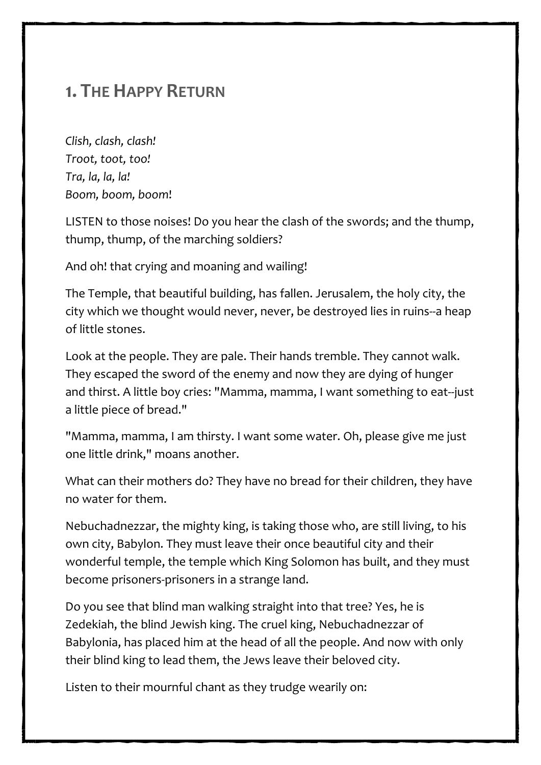## 1. THE HAPPY RETURN

*Clish, clash, clash!*
*Troot, toot, too!*
*Tra, la, la, la!*
*Boom, boom, boom*!

LISTEN to those noises! Do you hear the clash of the swords; and the thump, thump, thump, of the marching soldiers?

And oh! that crying and moaning and wailing!

The Temple, that beautiful building, has fallen. Jerusalem, the holy city, the city which we thought would never, never, be destroyed lies in ruins--a heap of little stones.

Look at the people. They are pale. Their hands tremble. They cannot walk. They escaped the sword of the enemy and now they are dying of hunger and thirst. A little boy cries: "Mamma, mamma, I want something to eat--just a little piece of bread."

"Mamma, mamma, I am thirsty. I want some water. Oh, please give me just one little drink," moans another.

What can their mothers do? They have no bread for their children, they have no water for them.

Nebuchadnezzar, the mighty king, is taking those who, are still living, to his own city, Babylon. They must leave their once beautiful city and their wonderful temple, the temple which King Solomon has built, and they must become prisoners-prisoners in a strange land.

Do you see that blind man walking straight into that tree? Yes, he is Zedekiah, the blind Jewish king. The cruel king, Nebuchadnezzar of Babylonia, has placed him at the head of all the people. And now with only their blind king to lead them, the Jews leave their beloved city.

Listen to their mournful chant as they trudge wearily on: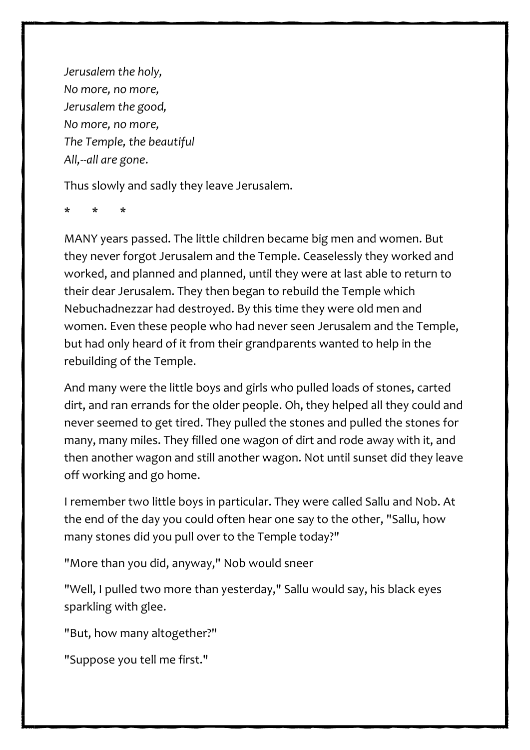*Jerusalem the holy,*
*No more, no more,*
*Jerusalem the good,*
*No more, no more,*
*The Temple, the beautiful*
*All,--all are gone*.

Thus slowly and sadly they leave Jerusalem.

\*       \*       \*

MANY years passed. The little children became big men and women. But they never forgot Jerusalem and the Temple. Ceaselessly they worked and worked, and planned and planned, until they were at last able to return to their dear Jerusalem. They then began to rebuild the Temple which Nebuchadnezzar had destroyed. By this time they were old men and women. Even these people who had never seen Jerusalem and the Temple, but had only heard of it from their grandparents wanted to help in the rebuilding of the Temple.

And many were the little boys and girls who pulled loads of stones, carted dirt, and ran errands for the older people. Oh, they helped all they could and never seemed to get tired. They pulled the stones and pulled the stones for many, many miles. They filled one wagon of dirt and rode away with it, and then another wagon and still another wagon. Not until sunset did they leave off working and go home.

I remember two little boys in particular. They were called Sallu and Nob. At the end of the day you could often hear one say to the other, "Sallu, how many stones did you pull over to the Temple today?"

"More than you did, anyway," Nob would sneer

"Well, I pulled two more than yesterday," Sallu would say, his black eyes sparkling with glee.

"But, how many altogether?"

"Suppose you tell me first."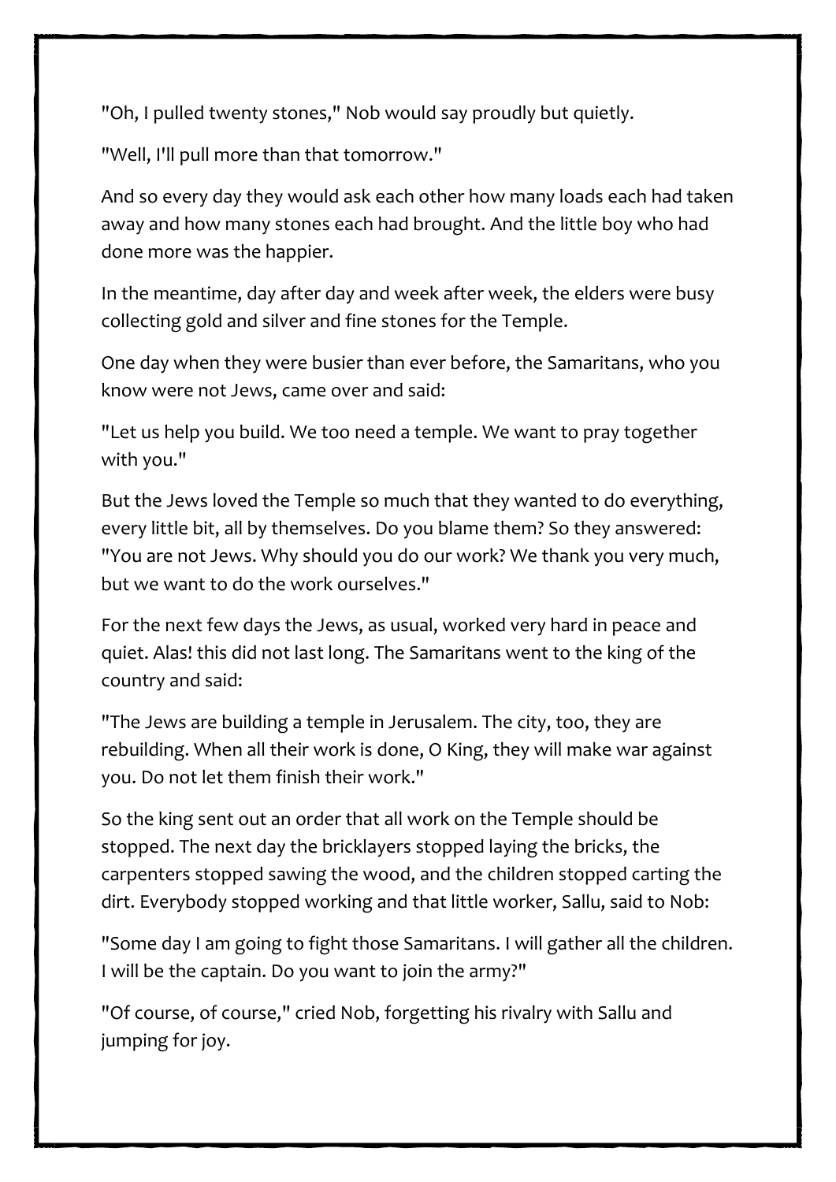"Oh, I pulled twenty stones," Nob would say proudly but quietly.

"Well, I'll pull more than that tomorrow."

And so every day they would ask each other how many loads each had taken away and how many stones each had brought. And the little boy who had done more was the happier.

In the meantime, day after day and week after week, the elders were busy collecting gold and silver and fine stones for the Temple.

One day when they were busier than ever before, the Samaritans, who you know were not Jews, came over and said:

"Let us help you build. We too need a temple. We want to pray together with you."

But the Jews loved the Temple so much that they wanted to do everything, every little bit, all by themselves. Do you blame them? So they answered: "You are not Jews. Why should you do our work? We thank you very much, but we want to do the work ourselves."

For the next few days the Jews, as usual, worked very hard in peace and quiet. Alas! this did not last long. The Samaritans went to the king of the country and said:

"The Jews are building a temple in Jerusalem. The city, too, they are rebuilding. When all their work is done, O King, they will make war against you. Do not let them finish their work."

So the king sent out an order that all work on the Temple should be stopped. The next day the bricklayers stopped laying the bricks, the carpenters stopped sawing the wood, and the children stopped carting the dirt. Everybody stopped working and that little worker, Sallu, said to Nob:

"Some day I am going to fight those Samaritans. I will gather all the children. I will be the captain. Do you want to join the army?"

"Of course, of course," cried Nob, forgetting his rivalry with Sallu and jumping for joy.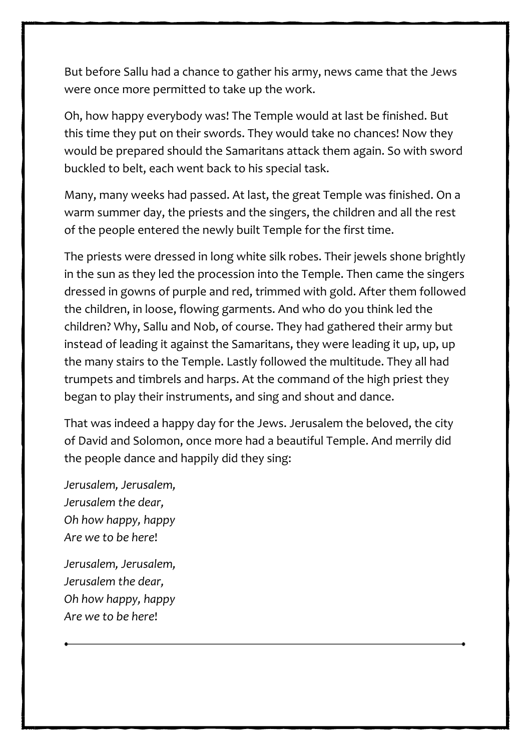But before Sallu had a chance to gather his army, news came that the Jews were once more permitted to take up the work.

Oh, how happy everybody was! The Temple would at last be finished. But this time they put on their swords. They would take no chances! Now they would be prepared should the Samaritans attack them again. So with sword buckled to belt, each went back to his special task.

Many, many weeks had passed. At last, the great Temple was finished. On a warm summer day, the priests and the singers, the children and all the rest of the people entered the newly built Temple for the first time.

The priests were dressed in long white silk robes. Their jewels shone brightly in the sun as they led the procession into the Temple. Then came the singers dressed in gowns of purple and red, trimmed with gold. After them followed the children, in loose, flowing garments. And who do you think led the children? Why, Sallu and Nob, of course. They had gathered their army but instead of leading it against the Samaritans, they were leading it up, up, up the many stairs to the Temple. Lastly followed the multitude. They all had trumpets and timbrels and harps. At the command of the high priest they began to play their instruments, and sing and shout and dance.

That was indeed a happy day for the Jews. Jerusalem the beloved, the city of David and Solomon, once more had a beautiful Temple. And merrily did the people dance and happily did they sing:

*Jerusalem, Jerusalem,*
*Jerusalem the dear,*
*Oh how happy, happy*
*Are we to be here!*

*Jerusalem, Jerusalem,*
*Jerusalem the dear,*
*Oh how happy, happy*
*Are we to be here!*

---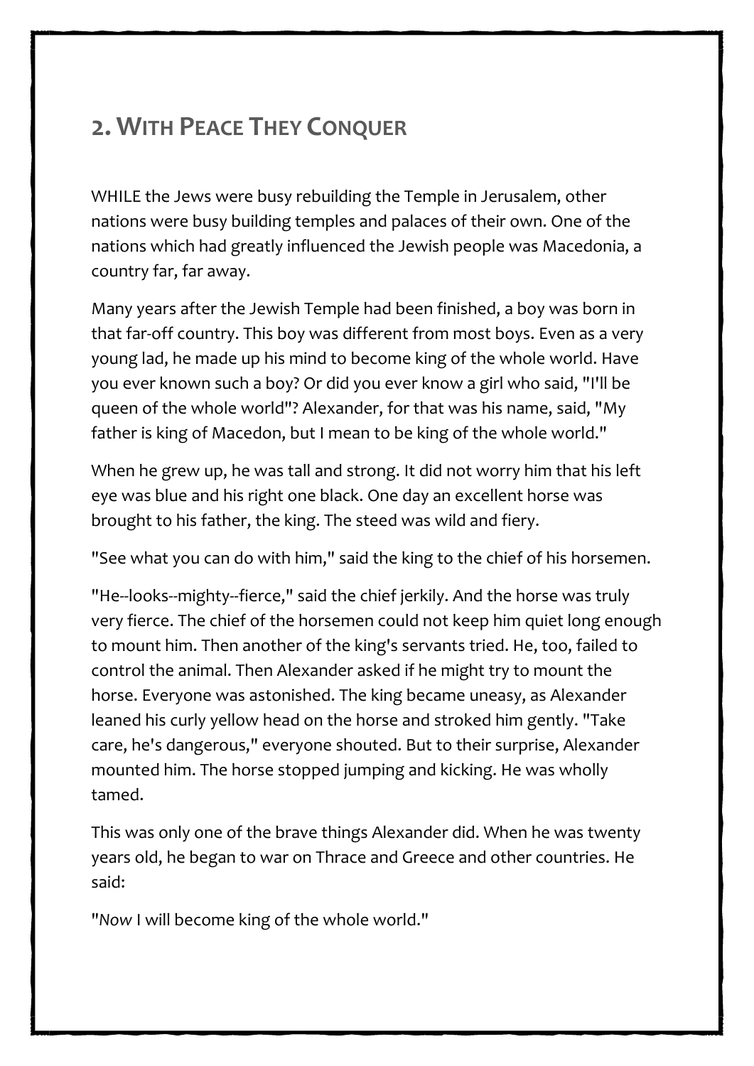## 2. With Peace They Conquer

WHILE the Jews were busy rebuilding the Temple in Jerusalem, other nations were busy building temples and palaces of their own. One of the nations which had greatly influenced the Jewish people was Macedonia, a country far, far away.

Many years after the Jewish Temple had been finished, a boy was born in that far-off country. This boy was different from most boys. Even as a very young lad, he made up his mind to become king of the whole world. Have you ever known such a boy? Or did you ever know a girl who said, "I'll be queen of the whole world"? Alexander, for that was his name, said, "My father is king of Macedon, but I mean to be king of the whole world."

When he grew up, he was tall and strong. It did not worry him that his left eye was blue and his right one black. One day an excellent horse was brought to his father, the king. The steed was wild and fiery.

"See what you can do with him," said the king to the chief of his horsemen.

"He--looks--mighty--fierce," said the chief jerkily. And the horse was truly very fierce. The chief of the horsemen could not keep him quiet long enough to mount him. Then another of the king's servants tried. He, too, failed to control the animal. Then Alexander asked if he might try to mount the horse. Everyone was astonished. The king became uneasy, as Alexander leaned his curly yellow head on the horse and stroked him gently. "Take care, he's dangerous," everyone shouted. But to their surprise, Alexander mounted him. The horse stopped jumping and kicking. He was wholly tamed.

This was only one of the brave things Alexander did. When he was twenty years old, he began to war on Thrace and Greece and other countries. He said:

"*Now* I will become king of the whole world."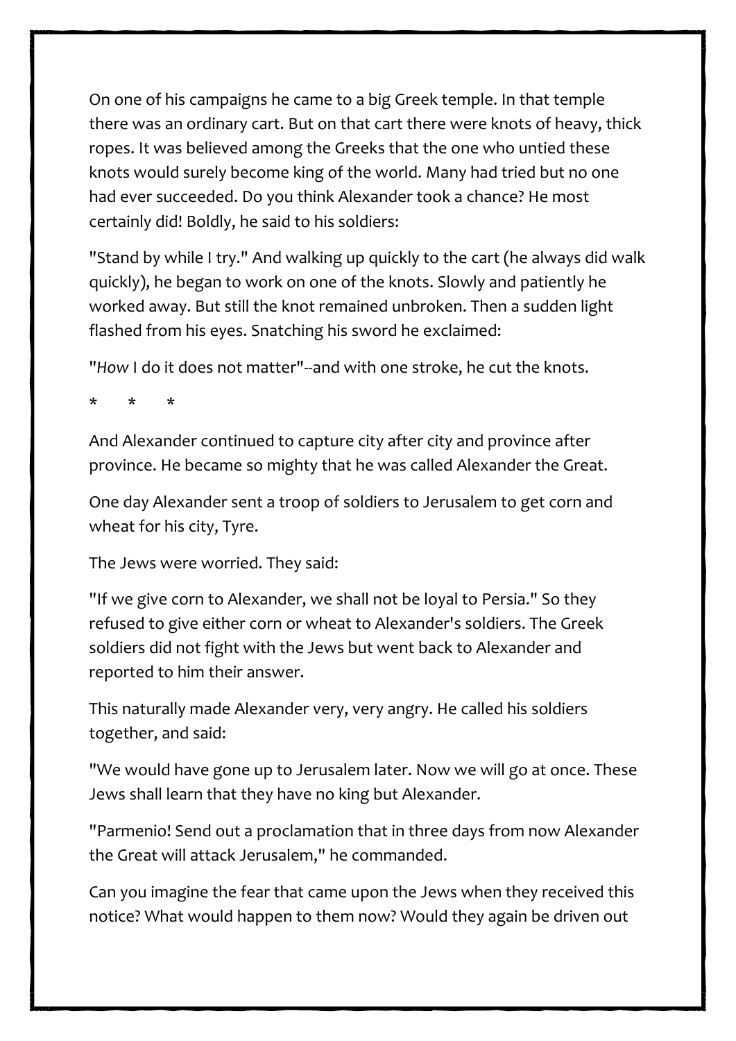On one of his campaigns he came to a big Greek temple. In that temple there was an ordinary cart. But on that cart there were knots of heavy, thick ropes. It was believed among the Greeks that the one who untied these knots would surely become king of the world. Many had tried but no one had ever succeeded. Do you think Alexander took a chance? He most certainly did! Boldly, he said to his soldiers:

"Stand by while I try." And walking up quickly to the cart (he always did walk quickly), he began to work on one of the knots. Slowly and patiently he worked away. But still the knot remained unbroken. Then a sudden light flashed from his eyes. Snatching his sword he exclaimed:

"*How* I do it does not matter"--and with one stroke, he cut the knots.

\*      \*      \*

And Alexander continued to capture city after city and province after province. He became so mighty that he was called Alexander the Great.

One day Alexander sent a troop of soldiers to Jerusalem to get corn and wheat for his city, Tyre.

The Jews were worried. They said:

"If we give corn to Alexander, we shall not be loyal to Persia." So they refused to give either corn or wheat to Alexander's soldiers. The Greek soldiers did not fight with the Jews but went back to Alexander and reported to him their answer.

This naturally made Alexander very, very angry. He called his soldiers together, and said:

"We would have gone up to Jerusalem later. Now we will go at once. These Jews shall learn that they have no king but Alexander.

"Parmenio! Send out a proclamation that in three days from now Alexander the Great will attack Jerusalem," he commanded.

Can you imagine the fear that came upon the Jews when they received this notice? What would happen to them now? Would they again be driven out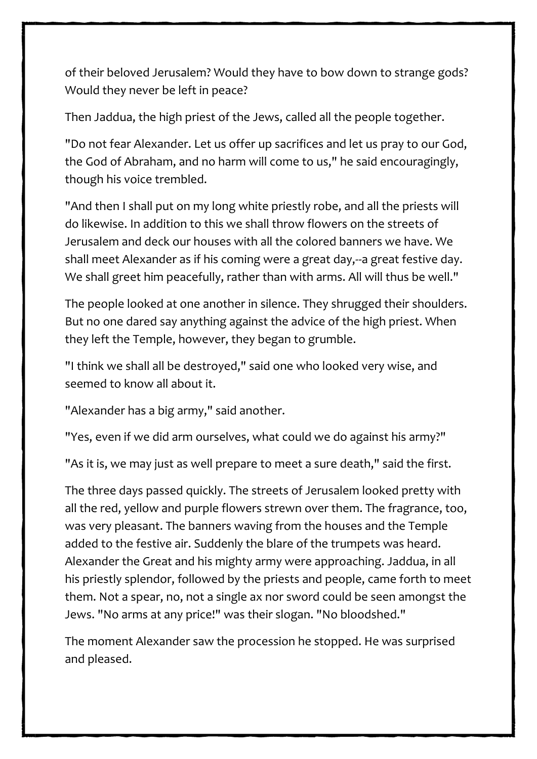of their beloved Jerusalem? Would they have to bow down to strange gods? Would they never be left in peace?

Then Jaddua, the high priest of the Jews, called all the people together.

"Do not fear Alexander. Let us offer up sacrifices and let us pray to our God, the God of Abraham, and no harm will come to us," he said encouragingly, though his voice trembled.

"And then I shall put on my long white priestly robe, and all the priests will do likewise. In addition to this we shall throw flowers on the streets of Jerusalem and deck our houses with all the colored banners we have. We shall meet Alexander as if his coming were a great day,--a great festive day. We shall greet him peacefully, rather than with arms. All will thus be well."

The people looked at one another in silence. They shrugged their shoulders. But no one dared say anything against the advice of the high priest. When they left the Temple, however, they began to grumble.

"I think we shall all be destroyed," said one who looked very wise, and seemed to know all about it.

"Alexander has a big army," said another.

"Yes, even if we did arm ourselves, what could we do against his army?"

"As it is, we may just as well prepare to meet a sure death," said the first.

The three days passed quickly. The streets of Jerusalem looked pretty with all the red, yellow and purple flowers strewn over them. The fragrance, too, was very pleasant. The banners waving from the houses and the Temple added to the festive air. Suddenly the blare of the trumpets was heard. Alexander the Great and his mighty army were approaching. Jaddua, in all his priestly splendor, followed by the priests and people, came forth to meet them. Not a spear, no, not a single ax nor sword could be seen amongst the Jews. "No arms at any price!" was their slogan. "No bloodshed."

The moment Alexander saw the procession he stopped. He was surprised and pleased.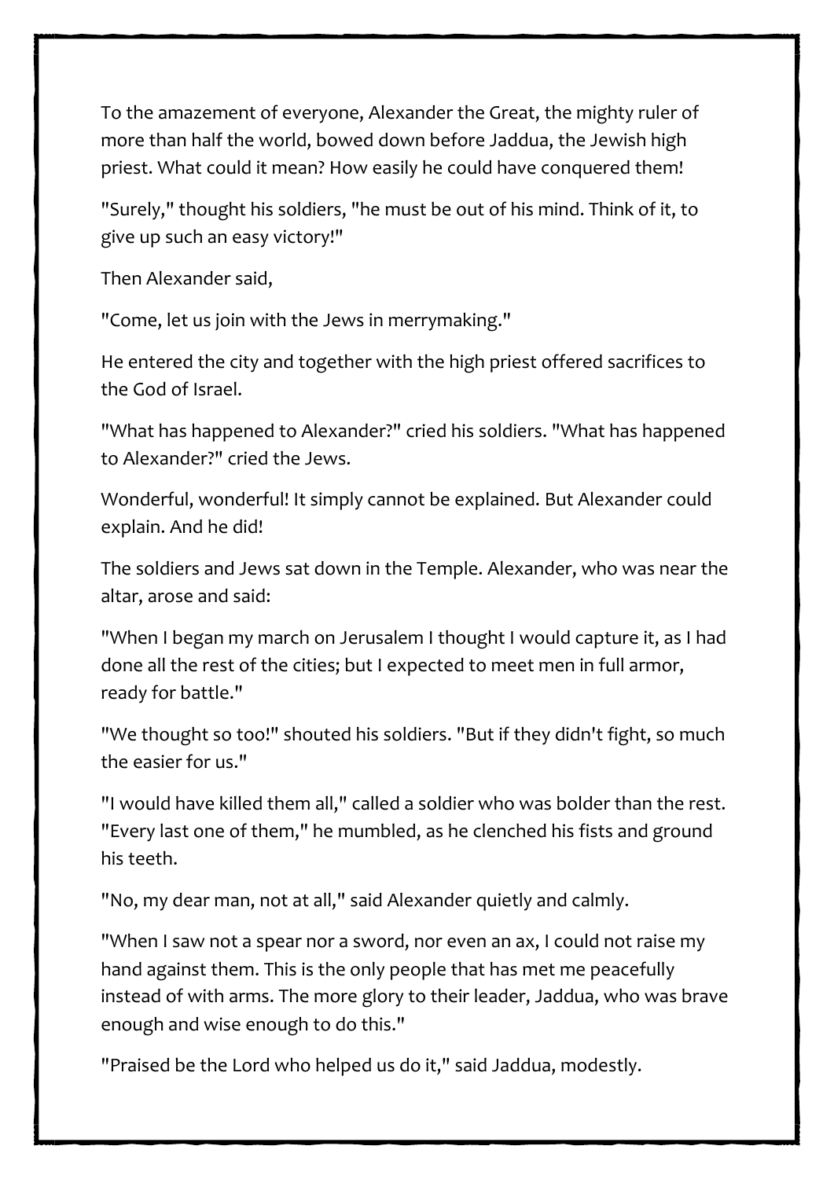To the amazement of everyone, Alexander the Great, the mighty ruler of more than half the world, bowed down before Jaddua, the Jewish high priest. What could it mean? How easily he could have conquered them!

"Surely," thought his soldiers, "he must be out of his mind. Think of it, to give up such an easy victory!"

Then Alexander said,

"Come, let us join with the Jews in merrymaking."

He entered the city and together with the high priest offered sacrifices to the God of Israel.

"What has happened to Alexander?" cried his soldiers. "What has happened to Alexander?" cried the Jews.

Wonderful, wonderful! It simply cannot be explained. But Alexander could explain. And he did!

The soldiers and Jews sat down in the Temple. Alexander, who was near the altar, arose and said:

"When I began my march on Jerusalem I thought I would capture it, as I had done all the rest of the cities; but I expected to meet men in full armor, ready for battle."

"We thought so too!" shouted his soldiers. "But if they didn't fight, so much the easier for us."

"I would have killed them all," called a soldier who was bolder than the rest. "Every last one of them," he mumbled, as he clenched his fists and ground his teeth.

"No, my dear man, not at all," said Alexander quietly and calmly.

"When I saw not a spear nor a sword, nor even an ax, I could not raise my hand against them. This is the only people that has met me peacefully instead of with arms. The more glory to their leader, Jaddua, who was brave enough and wise enough to do this."

"Praised be the Lord who helped us do it," said Jaddua, modestly.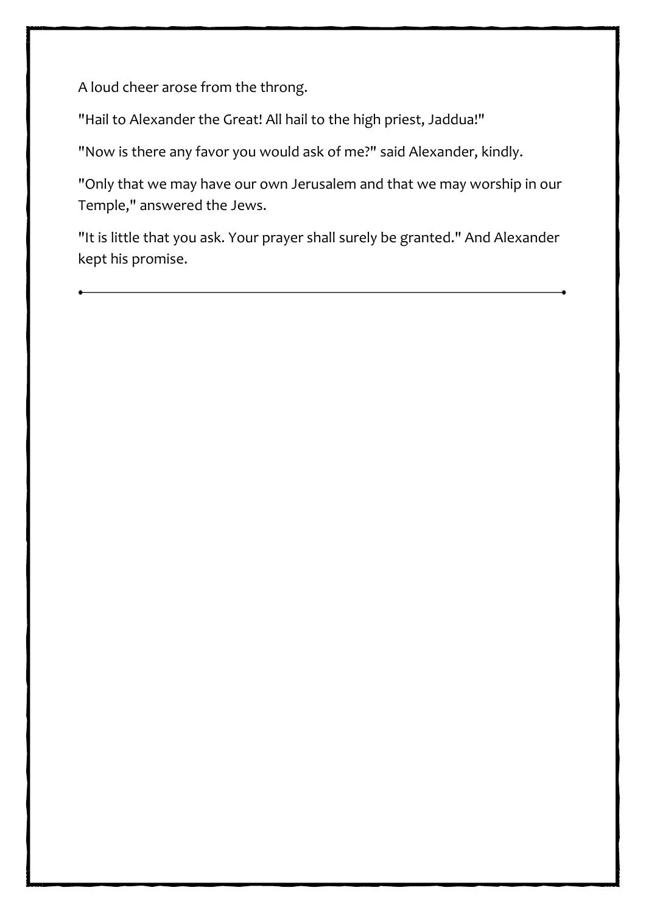A loud cheer arose from the throng.

"Hail to Alexander the Great! All hail to the high priest, Jaddua!"

"Now is there any favor you would ask of me?" said Alexander, kindly.

"Only that we may have our own Jerusalem and that we may worship in our Temple," answered the Jews.

"It is little that you ask. Your prayer shall surely be granted." And Alexander kept his promise.

---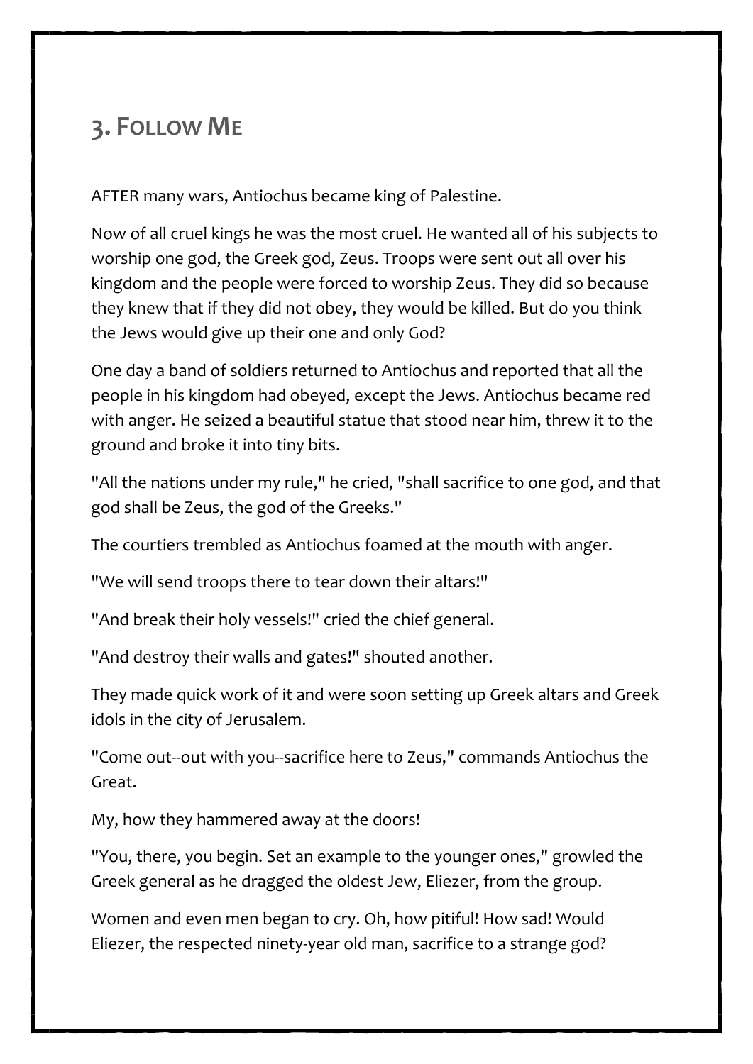## 3. Follow Me

AFTER many wars, Antiochus became king of Palestine.

Now of all cruel kings he was the most cruel. He wanted all of his subjects to worship one god, the Greek god, Zeus. Troops were sent out all over his kingdom and the people were forced to worship Zeus. They did so because they knew that if they did not obey, they would be killed. But do you think the Jews would give up their one and only God?

One day a band of soldiers returned to Antiochus and reported that all the people in his kingdom had obeyed, except the Jews. Antiochus became red with anger. He seized a beautiful statue that stood near him, threw it to the ground and broke it into tiny bits.

"All the nations under my rule," he cried, "shall sacrifice to one god, and that god shall be Zeus, the god of the Greeks."

The courtiers trembled as Antiochus foamed at the mouth with anger.

"We will send troops there to tear down their altars!"

"And break their holy vessels!" cried the chief general.

"And destroy their walls and gates!" shouted another.

They made quick work of it and were soon setting up Greek altars and Greek idols in the city of Jerusalem.

"Come out--out with you--sacrifice here to Zeus," commands Antiochus the Great.

My, how they hammered away at the doors!

"You, there, you begin. Set an example to the younger ones," growled the Greek general as he dragged the oldest Jew, Eliezer, from the group.

Women and even men began to cry. Oh, how pitiful! How sad! Would Eliezer, the respected ninety-year old man, sacrifice to a strange god?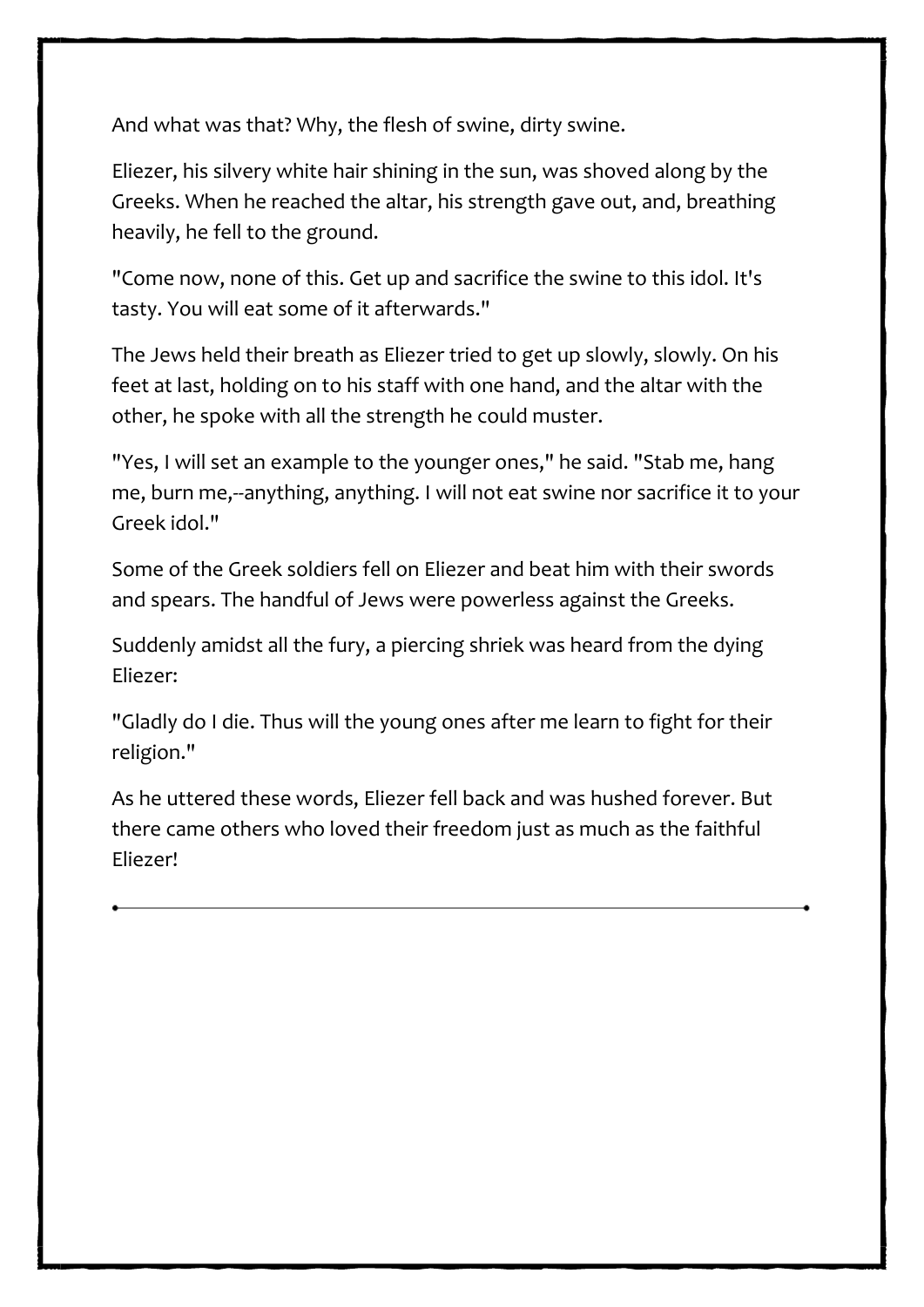And what was that? Why, the flesh of swine, dirty swine.

Eliezer, his silvery white hair shining in the sun, was shoved along by the Greeks. When he reached the altar, his strength gave out, and, breathing heavily, he fell to the ground.

"Come now, none of this. Get up and sacrifice the swine to this idol. It's tasty. You will eat some of it afterwards."

The Jews held their breath as Eliezer tried to get up slowly, slowly. On his feet at last, holding on to his staff with one hand, and the altar with the other, he spoke with all the strength he could muster.

"Yes, I will set an example to the younger ones," he said. "Stab me, hang me, burn me,--anything, anything. I will not eat swine nor sacrifice it to your Greek idol."

Some of the Greek soldiers fell on Eliezer and beat him with their swords and spears. The handful of Jews were powerless against the Greeks.

Suddenly amidst all the fury, a piercing shriek was heard from the dying Eliezer:

"Gladly do I die. Thus will the young ones after me learn to fight for their religion."

As he uttered these words, Eliezer fell back and was hushed forever. But there came others who loved their freedom just as much as the faithful Eliezer!

---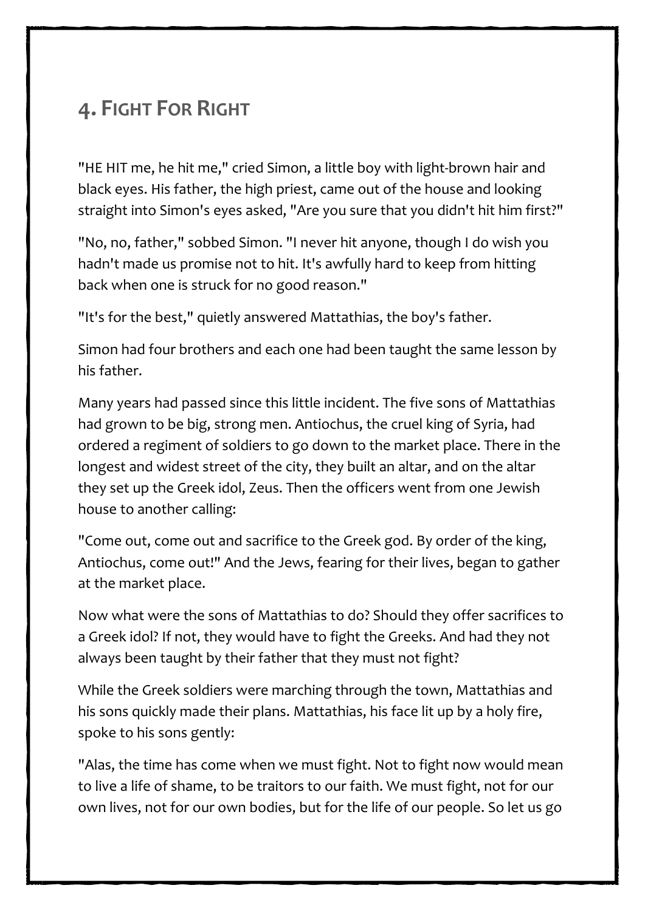## 4. Fight For Right

"HE HIT me, he hit me," cried Simon, a little boy with light-brown hair and black eyes. His father, the high priest, came out of the house and looking straight into Simon's eyes asked, "Are you sure that you didn't hit him first?"

"No, no, father," sobbed Simon. "I never hit anyone, though I do wish you hadn't made us promise not to hit. It's awfully hard to keep from hitting back when one is struck for no good reason."

"It's for the best," quietly answered Mattathias, the boy's father.

Simon had four brothers and each one had been taught the same lesson by his father.

Many years had passed since this little incident. The five sons of Mattathias had grown to be big, strong men. Antiochus, the cruel king of Syria, had ordered a regiment of soldiers to go down to the market place. There in the longest and widest street of the city, they built an altar, and on the altar they set up the Greek idol, Zeus. Then the officers went from one Jewish house to another calling:

"Come out, come out and sacrifice to the Greek god. By order of the king, Antiochus, come out!" And the Jews, fearing for their lives, began to gather at the market place.

Now what were the sons of Mattathias to do? Should they offer sacrifices to a Greek idol? If not, they would have to fight the Greeks. And had they not always been taught by their father that they must not fight?

While the Greek soldiers were marching through the town, Mattathias and his sons quickly made their plans. Mattathias, his face lit up by a holy fire, spoke to his sons gently:

"Alas, the time has come when we must fight. Not to fight now would mean to live a life of shame, to be traitors to our faith. We must fight, not for our own lives, not for our own bodies, but for the life of our people. So let us go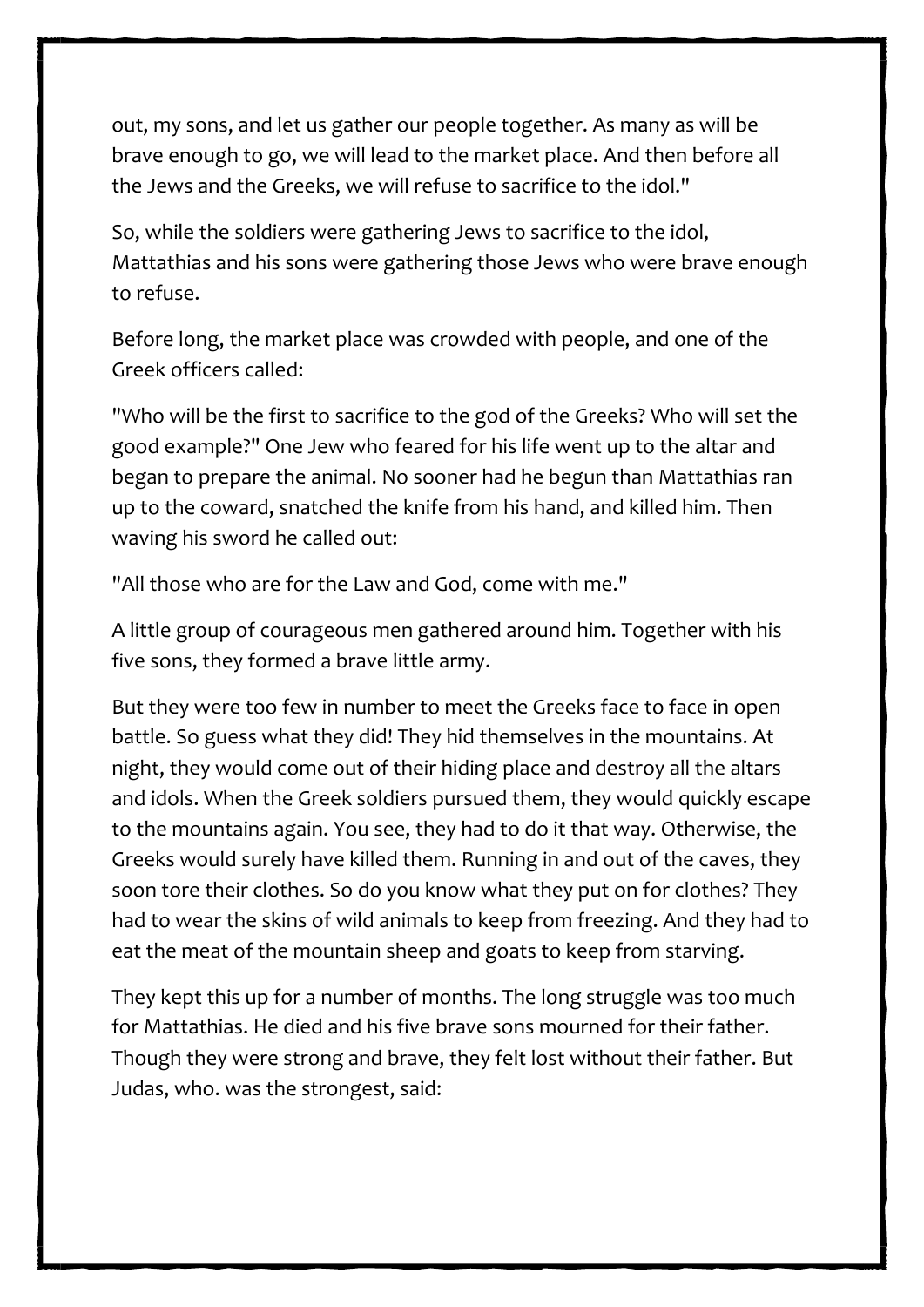out, my sons, and let us gather our people together. As many as will be brave enough to go, we will lead to the market place. And then before all the Jews and the Greeks, we will refuse to sacrifice to the idol."

So, while the soldiers were gathering Jews to sacrifice to the idol, Mattathias and his sons were gathering those Jews who were brave enough to refuse.

Before long, the market place was crowded with people, and one of the Greek officers called:

"Who will be the first to sacrifice to the god of the Greeks? Who will set the good example?" One Jew who feared for his life went up to the altar and began to prepare the animal. No sooner had he begun than Mattathias ran up to the coward, snatched the knife from his hand, and killed him. Then waving his sword he called out:

"All those who are for the Law and God, come with me."

A little group of courageous men gathered around him. Together with his five sons, they formed a brave little army.

But they were too few in number to meet the Greeks face to face in open battle. So guess what they did! They hid themselves in the mountains. At night, they would come out of their hiding place and destroy all the altars and idols. When the Greek soldiers pursued them, they would quickly escape to the mountains again. You see, they had to do it that way. Otherwise, the Greeks would surely have killed them. Running in and out of the caves, they soon tore their clothes. So do you know what they put on for clothes? They had to wear the skins of wild animals to keep from freezing. And they had to eat the meat of the mountain sheep and goats to keep from starving.

They kept this up for a number of months. The long struggle was too much for Mattathias. He died and his five brave sons mourned for their father. Though they were strong and brave, they felt lost without their father. But Judas, who. was the strongest, said: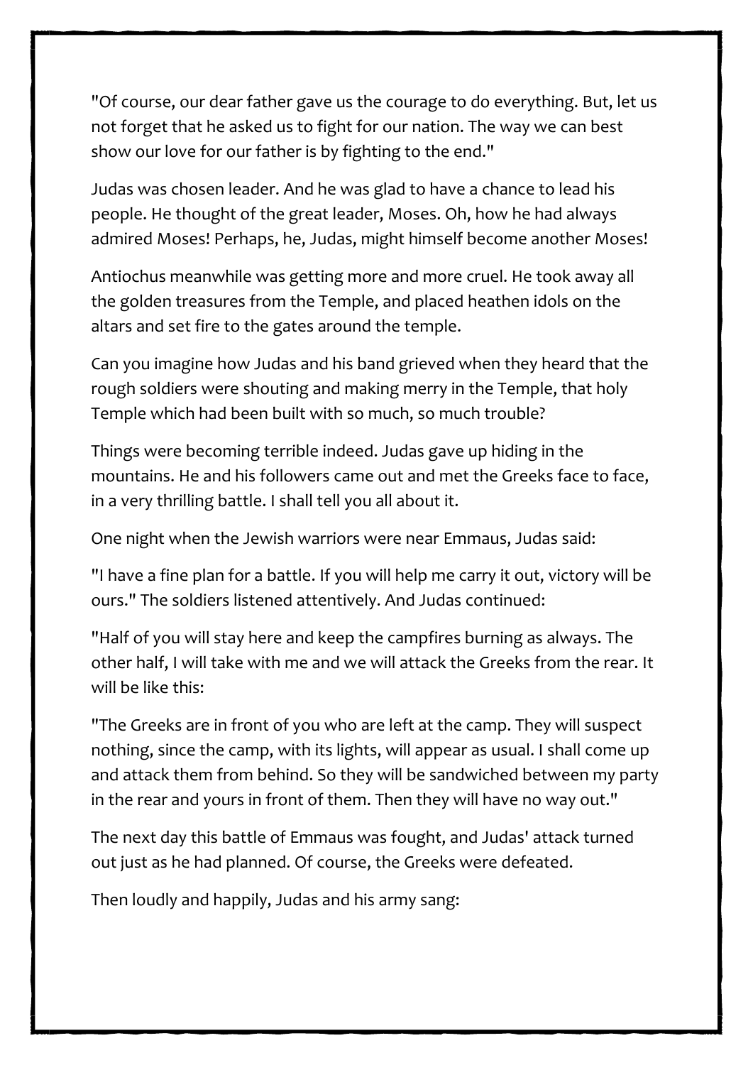"Of course, our dear father gave us the courage to do everything. But, let us not forget that he asked us to fight for our nation. The way we can best show our love for our father is by fighting to the end."

Judas was chosen leader. And he was glad to have a chance to lead his people. He thought of the great leader, Moses. Oh, how he had always admired Moses! Perhaps, he, Judas, might himself become another Moses!

Antiochus meanwhile was getting more and more cruel. He took away all the golden treasures from the Temple, and placed heathen idols on the altars and set fire to the gates around the temple.

Can you imagine how Judas and his band grieved when they heard that the rough soldiers were shouting and making merry in the Temple, that holy Temple which had been built with so much, so much trouble?

Things were becoming terrible indeed. Judas gave up hiding in the mountains. He and his followers came out and met the Greeks face to face, in a very thrilling battle. I shall tell you all about it.

One night when the Jewish warriors were near Emmaus, Judas said:

"I have a fine plan for a battle. If you will help me carry it out, victory will be ours." The soldiers listened attentively. And Judas continued:

"Half of you will stay here and keep the campfires burning as always. The other half, I will take with me and we will attack the Greeks from the rear. It will be like this:

"The Greeks are in front of you who are left at the camp. They will suspect nothing, since the camp, with its lights, will appear as usual. I shall come up and attack them from behind. So they will be sandwiched between my party in the rear and yours in front of them. Then they will have no way out."

The next day this battle of Emmaus was fought, and Judas' attack turned out just as he had planned. Of course, the Greeks were defeated.

Then loudly and happily, Judas and his army sang: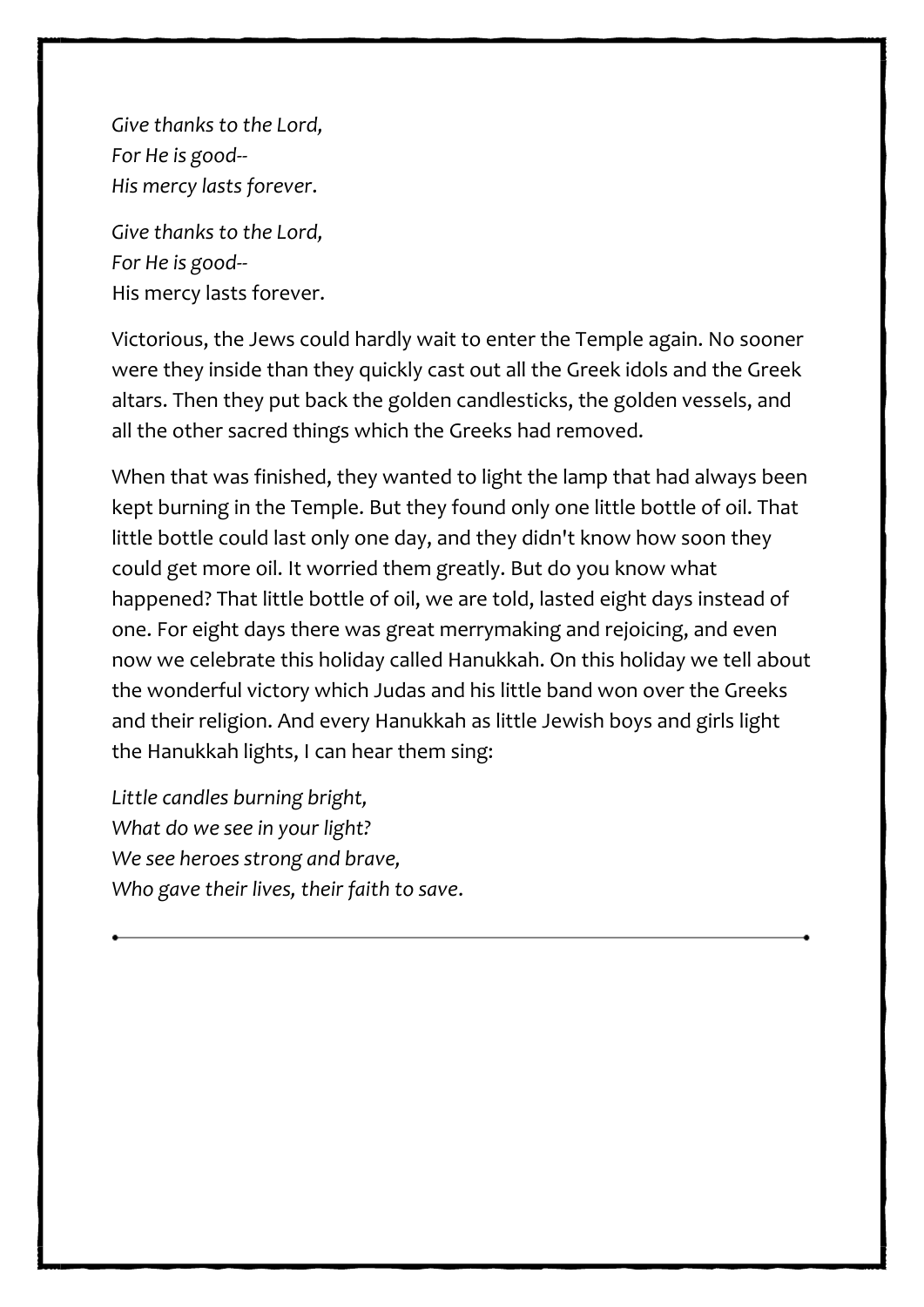*Give thanks to the Lord,*
*For He is good--*
*His mercy lasts forever.*

*Give thanks to the Lord,*
*For He is good--*
His mercy lasts forever.

Victorious, the Jews could hardly wait to enter the Temple again. No sooner were they inside than they quickly cast out all the Greek idols and the Greek altars. Then they put back the golden candlesticks, the golden vessels, and all the other sacred things which the Greeks had removed.

When that was finished, they wanted to light the lamp that had always been kept burning in the Temple. But they found only one little bottle of oil. That little bottle could last only one day, and they didn't know how soon they could get more oil. It worried them greatly. But do you know what happened? That little bottle of oil, we are told, lasted eight days instead of one. For eight days there was great merrymaking and rejoicing, and even now we celebrate this holiday called Hanukkah. On this holiday we tell about the wonderful victory which Judas and his little band won over the Greeks and their religion. And every Hanukkah as little Jewish boys and girls light the Hanukkah lights, I can hear them sing:

*Little candles burning bright,*
*What do we see in your light?*
*We see heroes strong and brave,*
*Who gave their lives, their faith to save.*

---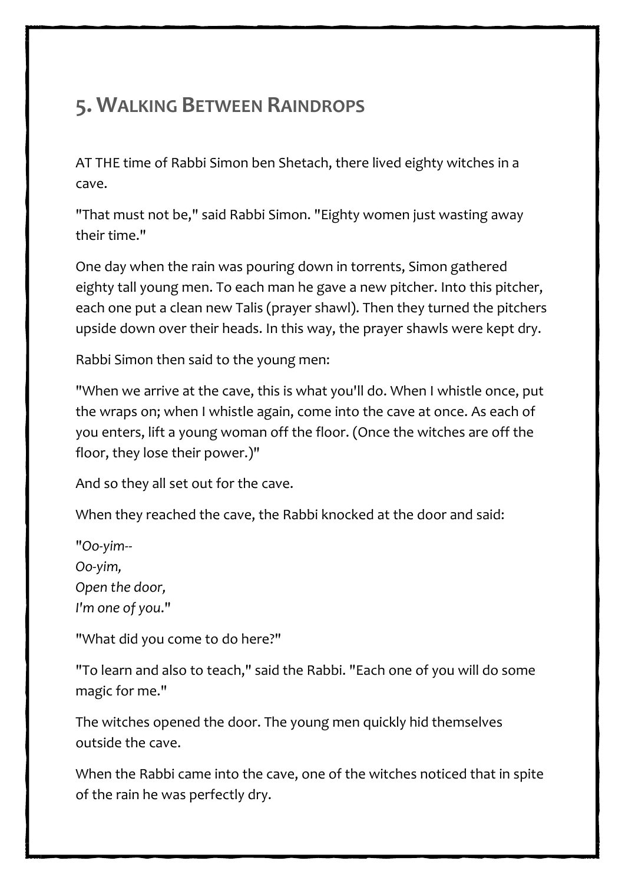## 5. Walking Between Raindrops

AT THE time of Rabbi Simon ben Shetach, there lived eighty witches in a cave.

"That must not be," said Rabbi Simon. "Eighty women just wasting away their time."

One day when the rain was pouring down in torrents, Simon gathered eighty tall young men. To each man he gave a new pitcher. Into this pitcher, each one put a clean new Talis (prayer shawl). Then they turned the pitchers upside down over their heads. In this way, the prayer shawls were kept dry.

Rabbi Simon then said to the young men:

"When we arrive at the cave, this is what you'll do. When I whistle once, put the wraps on; when I whistle again, come into the cave at once. As each of you enters, lift a young woman off the floor. (Once the witches are off the floor, they lose their power.)"

And so they all set out for the cave.

When they reached the cave, the Rabbi knocked at the door and said:

"*Oo-yim--*
*Oo-yim,*
*Open the door,*
*I'm one of you*."

"What did you come to do here?"

"To learn and also to teach," said the Rabbi. "Each one of you will do some magic for me."

The witches opened the door. The young men quickly hid themselves outside the cave.

When the Rabbi came into the cave, one of the witches noticed that in spite of the rain he was perfectly dry.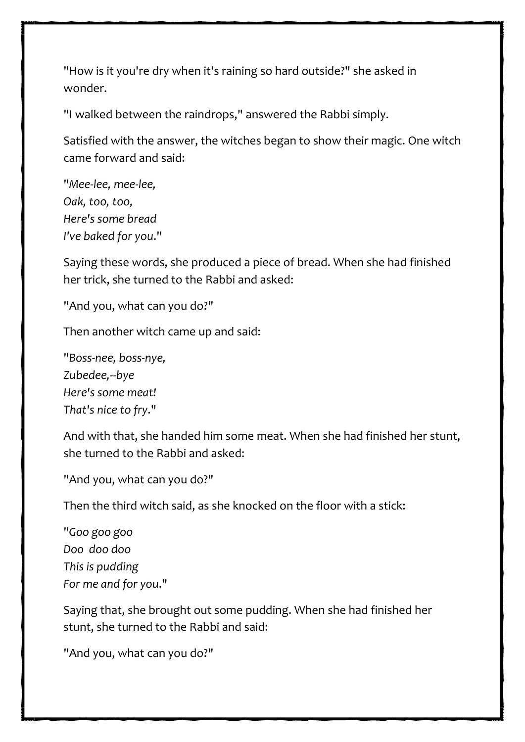"How is it you're dry when it's raining so hard outside?" she asked in wonder.

"I walked between the raindrops," answered the Rabbi simply.

Satisfied with the answer, the witches began to show their magic. One witch came forward and said:

"*Mee-lee, mee-lee,*
*Oak, too, too,*
*Here's some bread*
*I've baked for you.*"

Saying these words, she produced a piece of bread. When she had finished her trick, she turned to the Rabbi and asked:

"And you, what can you do?"

Then another witch came up and said:

"*Boss-nee, boss-nye,*
*Zubedee,--bye*
*Here's some meat!*
*That's nice to fry.*"

And with that, she handed him some meat. When she had finished her stunt, she turned to the Rabbi and asked:

"And you, what can you do?"

Then the third witch said, as she knocked on the floor with a stick:

"*Goo goo goo*
*Doo doo doo*
*This is pudding*
*For me and for you.*"

Saying that, she brought out some pudding. When she had finished her stunt, she turned to the Rabbi and said:

"And you, what can you do?"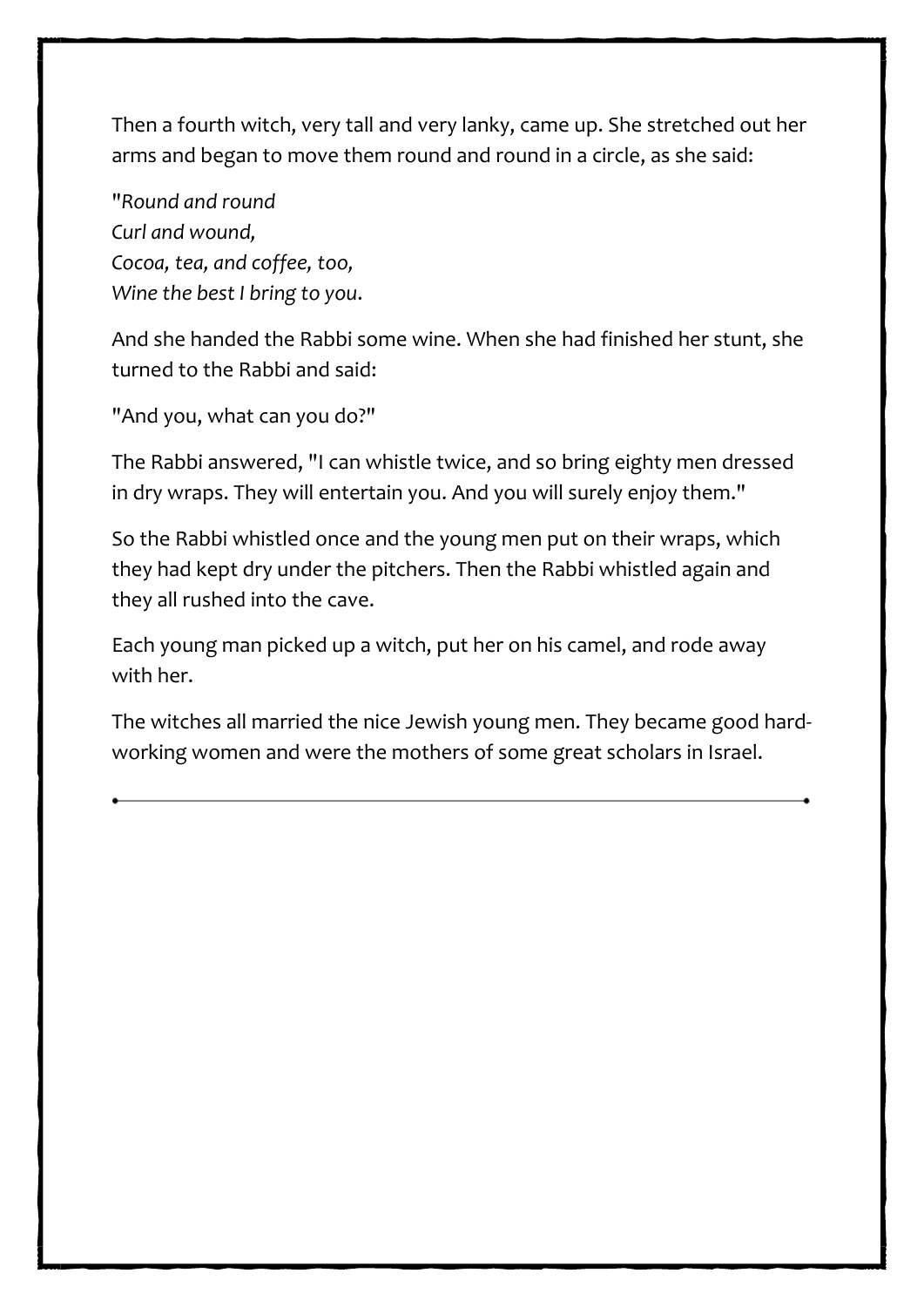Then a fourth witch, very tall and very lanky, came up. She stretched out her arms and began to move them round and round in a circle, as she said:

"*Round and round*
*Curl and wound,*
*Cocoa, tea, and coffee, too,*
*Wine the best I bring to you.*

And she handed the Rabbi some wine. When she had finished her stunt, she turned to the Rabbi and said:

"And you, what can you do?"

The Rabbi answered, "I can whistle twice, and so bring eighty men dressed in dry wraps. They will entertain you. And you will surely enjoy them."

So the Rabbi whistled once and the young men put on their wraps, which they had kept dry under the pitchers. Then the Rabbi whistled again and they all rushed into the cave.

Each young man picked up a witch, put her on his camel, and rode away with her.

The witches all married the nice Jewish young men. They became good hard-working women and were the mothers of some great scholars in Israel.

---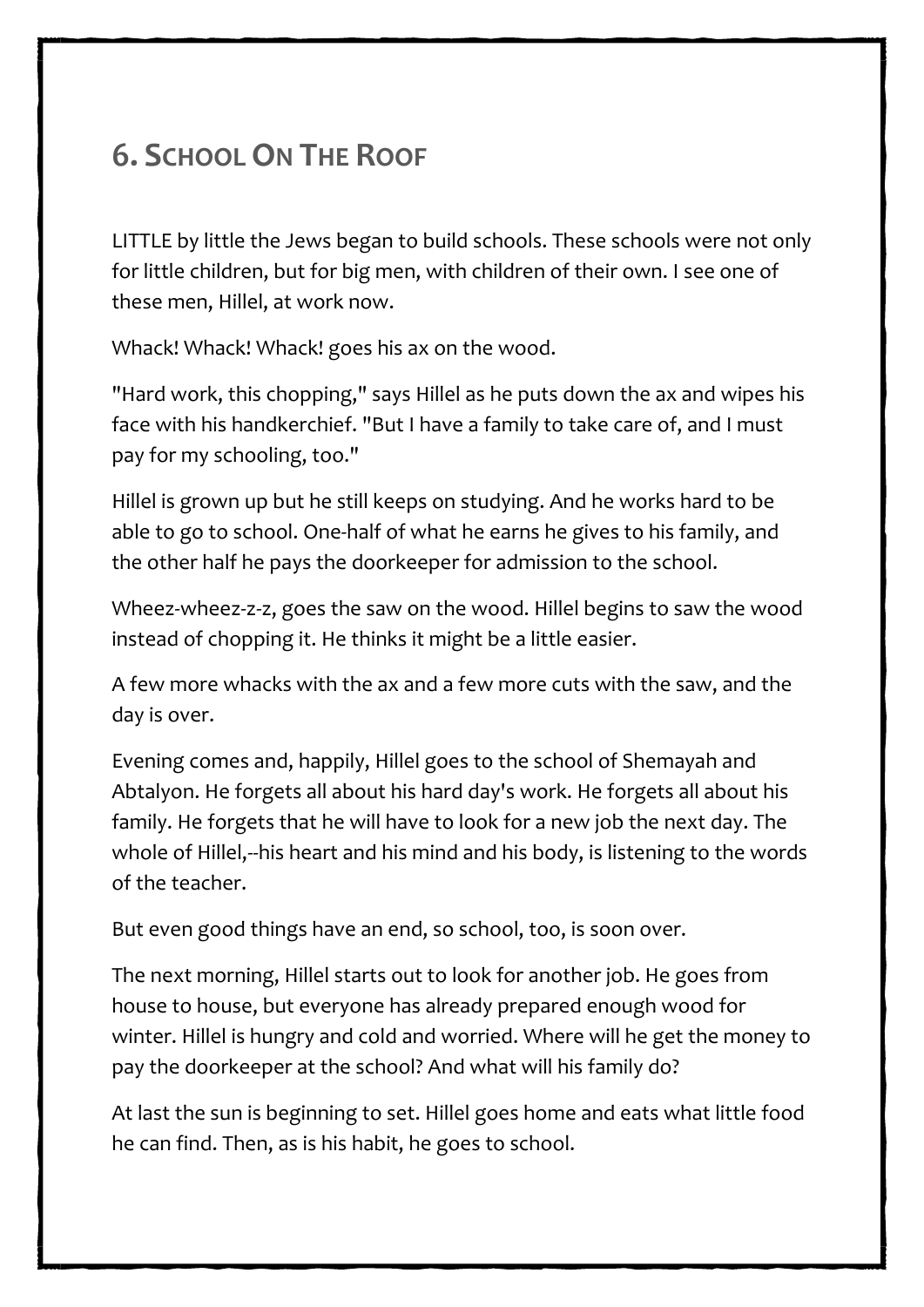## 6. School On The Roof

LITTLE by little the Jews began to build schools. These schools were not only for little children, but for big men, with children of their own. I see one of these men, Hillel, at work now.

Whack! Whack! Whack! goes his ax on the wood.

"Hard work, this chopping," says Hillel as he puts down the ax and wipes his face with his handkerchief. "But I have a family to take care of, and I must pay for my schooling, too."

Hillel is grown up but he still keeps on studying. And he works hard to be able to go to school. One-half of what he earns he gives to his family, and the other half he pays the doorkeeper for admission to the school.

Wheez-wheez-z-z, goes the saw on the wood. Hillel begins to saw the wood instead of chopping it. He thinks it might be a little easier.

A few more whacks with the ax and a few more cuts with the saw, and the day is over.

Evening comes and, happily, Hillel goes to the school of Shemayah and Abtalyon. He forgets all about his hard day's work. He forgets all about his family. He forgets that he will have to look for a new job the next day. The whole of Hillel,--his heart and his mind and his body, is listening to the words of the teacher.

But even good things have an end, so school, too, is soon over.

The next morning, Hillel starts out to look for another job. He goes from house to house, but everyone has already prepared enough wood for winter. Hillel is hungry and cold and worried. Where will he get the money to pay the doorkeeper at the school? And what will his family do?

At last the sun is beginning to set. Hillel goes home and eats what little food he can find. Then, as is his habit, he goes to school.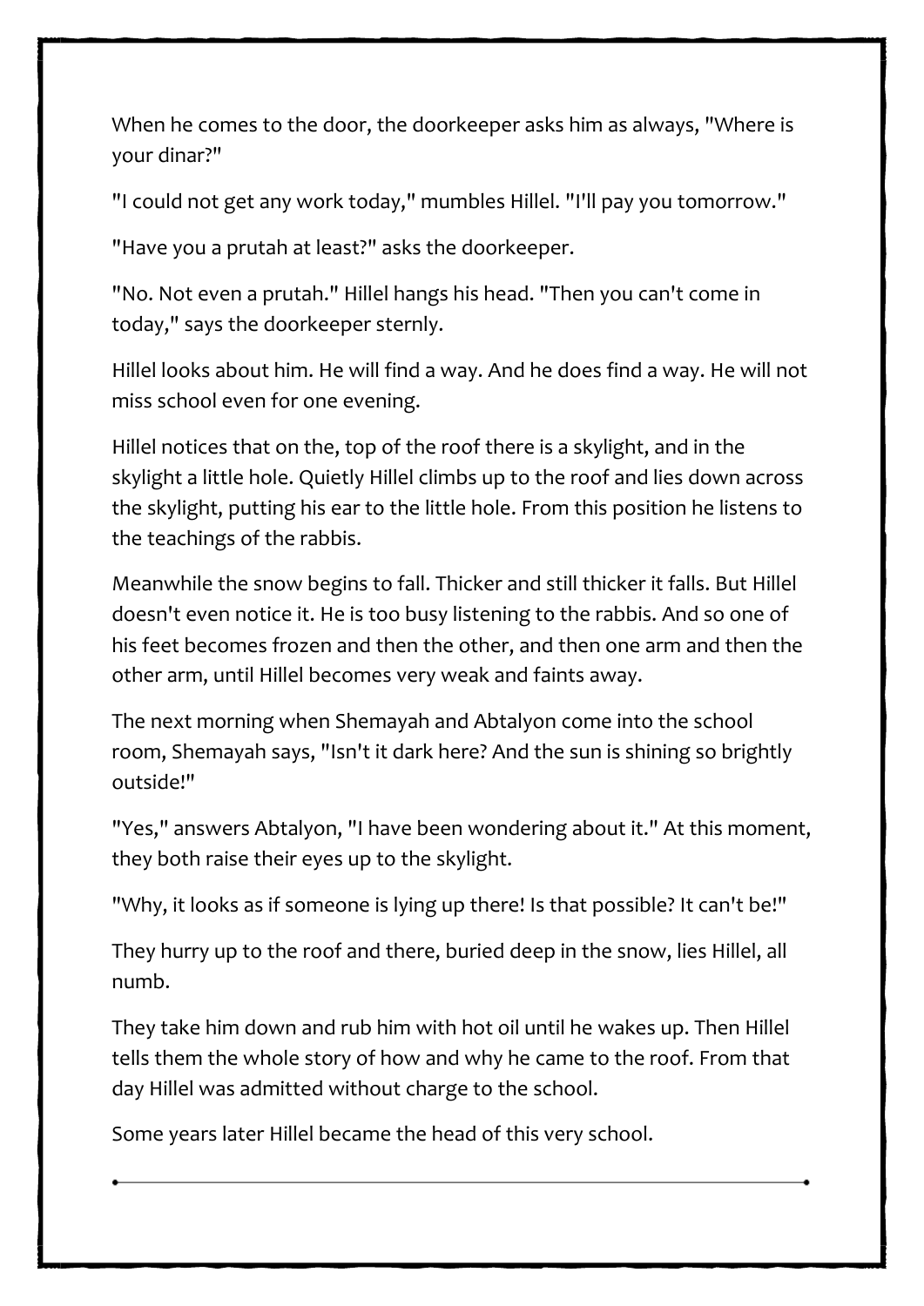When he comes to the door, the doorkeeper asks him as always, "Where is your dinar?"

"I could not get any work today," mumbles Hillel. "I'll pay you tomorrow."

"Have you a prutah at least?" asks the doorkeeper.

"No. Not even a prutah." Hillel hangs his head. "Then you can't come in today," says the doorkeeper sternly.

Hillel looks about him. He will find a way. And he does find a way. He will not miss school even for one evening.

Hillel notices that on the, top of the roof there is a skylight, and in the skylight a little hole. Quietly Hillel climbs up to the roof and lies down across the skylight, putting his ear to the little hole. From this position he listens to the teachings of the rabbis.

Meanwhile the snow begins to fall. Thicker and still thicker it falls. But Hillel doesn't even notice it. He is too busy listening to the rabbis. And so one of his feet becomes frozen and then the other, and then one arm and then the other arm, until Hillel becomes very weak and faints away.

The next morning when Shemayah and Abtalyon come into the school room, Shemayah says, "Isn't it dark here? And the sun is shining so brightly outside!"

"Yes," answers Abtalyon, "I have been wondering about it." At this moment, they both raise their eyes up to the skylight.

"Why, it looks as if someone is lying up there! Is that possible? It can't be!"

They hurry up to the roof and there, buried deep in the snow, lies Hillel, all numb.

They take him down and rub him with hot oil until he wakes up. Then Hillel tells them the whole story of how and why he came to the roof. From that day Hillel was admitted without charge to the school.

Some years later Hillel became the head of this very school.

---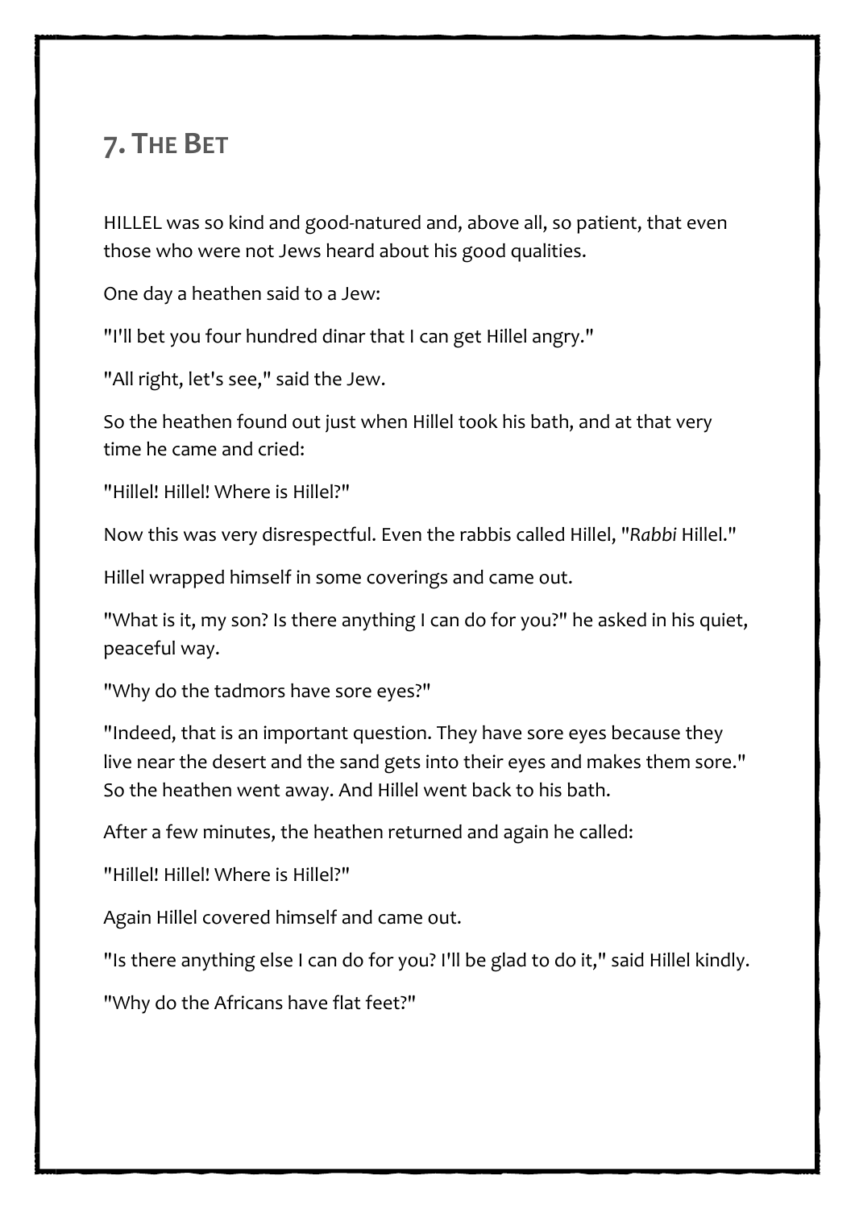## 7. The Bet

HILLEL was so kind and good-natured and, above all, so patient, that even those who were not Jews heard about his good qualities.

One day a heathen said to a Jew:

"I'll bet you four hundred dinar that I can get Hillel angry."

"All right, let's see," said the Jew.

So the heathen found out just when Hillel took his bath, and at that very time he came and cried:

"Hillel! Hillel! Where is Hillel?"

Now this was very disrespectful. Even the rabbis called Hillel, "*Rabbi* Hillel."

Hillel wrapped himself in some coverings and came out.

"What is it, my son? Is there anything I can do for you?" he asked in his quiet, peaceful way.

"Why do the tadmors have sore eyes?"

"Indeed, that is an important question. They have sore eyes because they live near the desert and the sand gets into their eyes and makes them sore." So the heathen went away. And Hillel went back to his bath.

After a few minutes, the heathen returned and again he called:

"Hillel! Hillel! Where is Hillel?"

Again Hillel covered himself and came out.

"Is there anything else I can do for you? I'll be glad to do it," said Hillel kindly.

"Why do the Africans have flat feet?"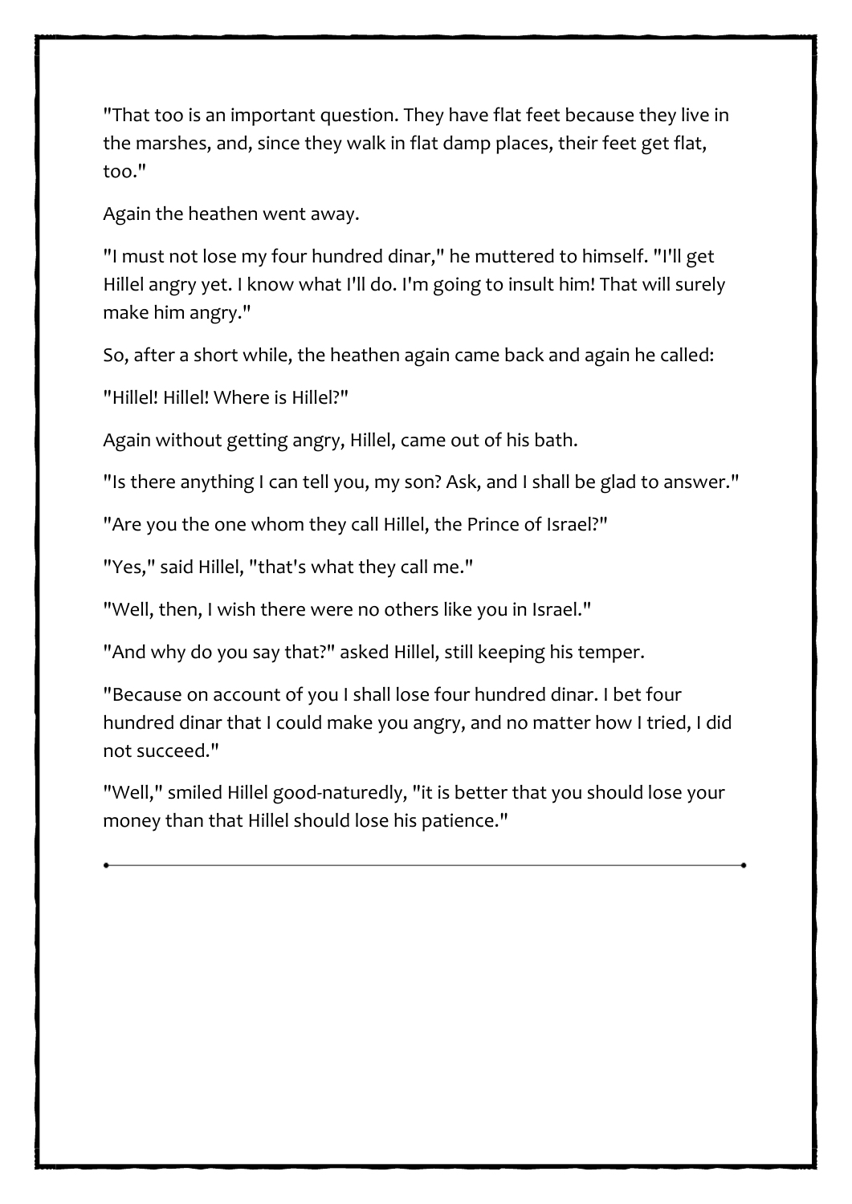"That too is an important question. They have flat feet because they live in the marshes, and, since they walk in flat damp places, their feet get flat, too."

Again the heathen went away.

"I must not lose my four hundred dinar," he muttered to himself. "I'll get Hillel angry yet. I know what I'll do. I'm going to insult him! That will surely make him angry."

So, after a short while, the heathen again came back and again he called:

"Hillel! Hillel! Where is Hillel?"

Again without getting angry, Hillel, came out of his bath.

"Is there anything I can tell you, my son? Ask, and I shall be glad to answer."

"Are you the one whom they call Hillel, the Prince of Israel?"

"Yes," said Hillel, "that's what they call me."

"Well, then, I wish there were no others like you in Israel."

"And why do you say that?" asked Hillel, still keeping his temper.

"Because on account of you I shall lose four hundred dinar. I bet four hundred dinar that I could make you angry, and no matter how I tried, I did not succeed."

"Well," smiled Hillel good-naturedly, "it is better that you should lose your money than that Hillel should lose his patience."

---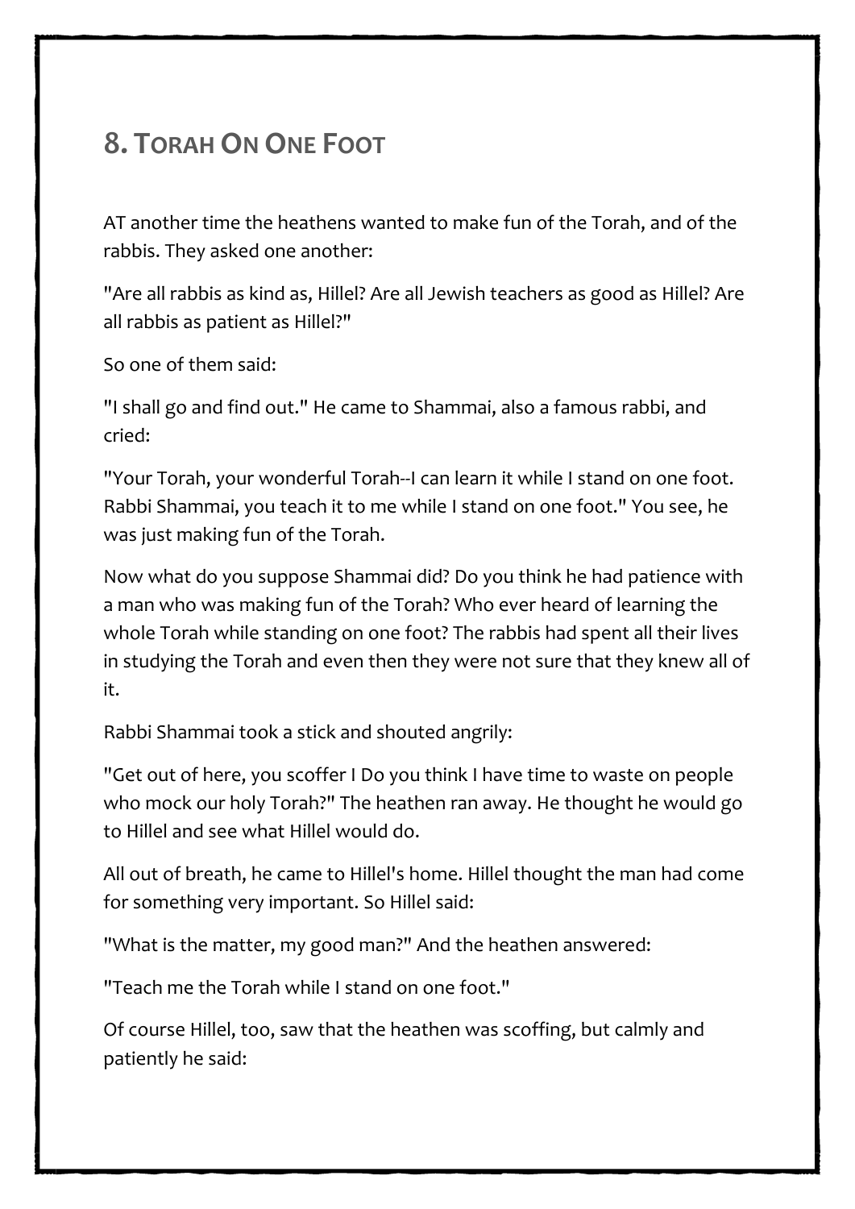## 8. TORAH ON ONE FOOT

AT another time the heathens wanted to make fun of the Torah, and of the rabbis. They asked one another:

"Are all rabbis as kind as, Hillel? Are all Jewish teachers as good as Hillel? Are all rabbis as patient as Hillel?"

So one of them said:

"I shall go and find out." He came to Shammai, also a famous rabbi, and cried:

"Your Torah, your wonderful Torah--I can learn it while I stand on one foot. Rabbi Shammai, you teach it to me while I stand on one foot." You see, he was just making fun of the Torah.

Now what do you suppose Shammai did? Do you think he had patience with a man who was making fun of the Torah? Who ever heard of learning the whole Torah while standing on one foot? The rabbis had spent all their lives in studying the Torah and even then they were not sure that they knew all of it.

Rabbi Shammai took a stick and shouted angrily:

"Get out of here, you scoffer I Do you think I have time to waste on people who mock our holy Torah?" The heathen ran away. He thought he would go to Hillel and see what Hillel would do.

All out of breath, he came to Hillel's home. Hillel thought the man had come for something very important. So Hillel said:

"What is the matter, my good man?" And the heathen answered:

"Teach me the Torah while I stand on one foot."

Of course Hillel, too, saw that the heathen was scoffing, but calmly and patiently he said: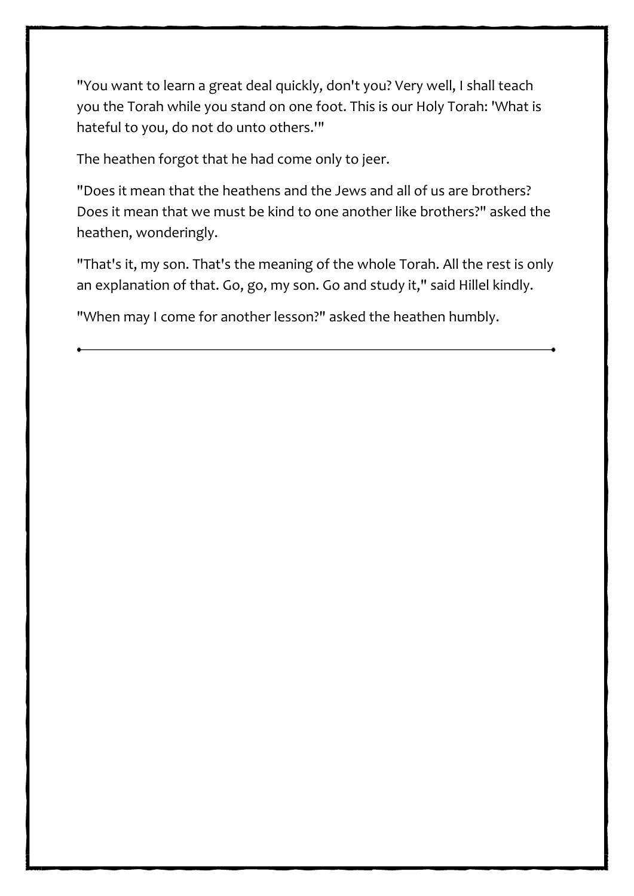"You want to learn a great deal quickly, don't you? Very well, I shall teach you the Torah while you stand on one foot. This is our Holy Torah: 'What is hateful to you, do not do unto others.'"

The heathen forgot that he had come only to jeer.

"Does it mean that the heathens and the Jews and all of us are brothers? Does it mean that we must be kind to one another like brothers?" asked the heathen, wonderingly.

"That's it, my son. That's the meaning of the whole Torah. All the rest is only an explanation of that. Go, go, my son. Go and study it," said Hillel kindly.

"When may I come for another lesson?" asked the heathen humbly.

---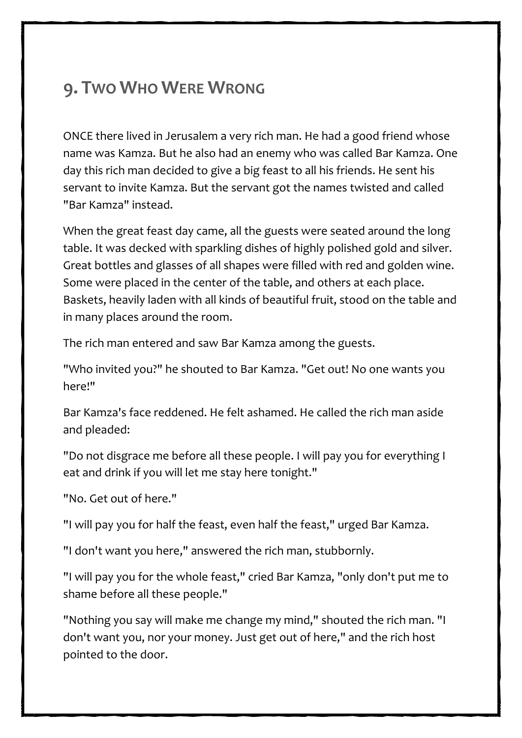## 9. Two Who Were Wrong

ONCE there lived in Jerusalem a very rich man. He had a good friend whose name was Kamza. But he also had an enemy who was called Bar Kamza. One day this rich man decided to give a big feast to all his friends. He sent his servant to invite Kamza. But the servant got the names twisted and called "Bar Kamza" instead.

When the great feast day came, all the guests were seated around the long table. It was decked with sparkling dishes of highly polished gold and silver. Great bottles and glasses of all shapes were filled with red and golden wine. Some were placed in the center of the table, and others at each place. Baskets, heavily laden with all kinds of beautiful fruit, stood on the table and in many places around the room.

The rich man entered and saw Bar Kamza among the guests.

"Who invited you?" he shouted to Bar Kamza. "Get out! No one wants you here!"

Bar Kamza's face reddened. He felt ashamed. He called the rich man aside and pleaded:

"Do not disgrace me before all these people. I will pay you for everything I eat and drink if you will let me stay here tonight."

"No. Get out of here."

"I will pay you for half the feast, even half the feast," urged Bar Kamza.

"I don't want you here," answered the rich man, stubbornly.

"I will pay you for the whole feast," cried Bar Kamza, "only don't put me to shame before all these people."

"Nothing you say will make me change my mind," shouted the rich man. "I don't want you, nor your money. Just get out of here," and the rich host pointed to the door.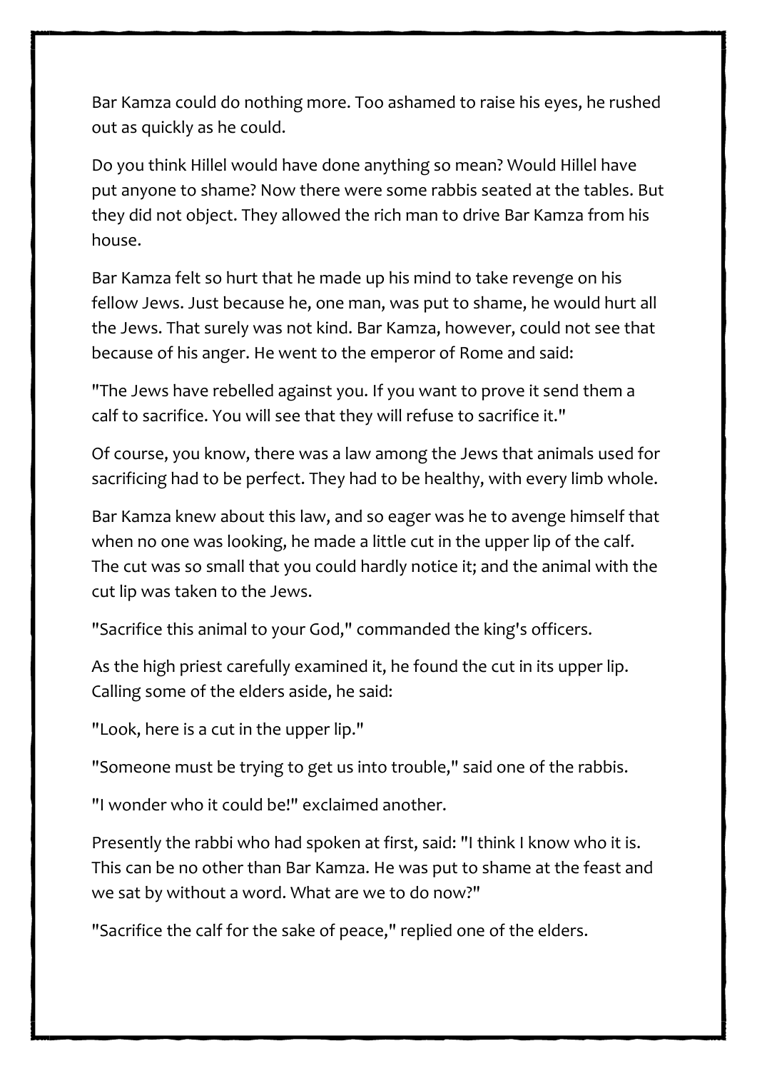Bar Kamza could do nothing more. Too ashamed to raise his eyes, he rushed out as quickly as he could.

Do you think Hillel would have done anything so mean? Would Hillel have put anyone to shame? Now there were some rabbis seated at the tables. But they did not object. They allowed the rich man to drive Bar Kamza from his house.

Bar Kamza felt so hurt that he made up his mind to take revenge on his fellow Jews. Just because he, one man, was put to shame, he would hurt all the Jews. That surely was not kind. Bar Kamza, however, could not see that because of his anger. He went to the emperor of Rome and said:

"The Jews have rebelled against you. If you want to prove it send them a calf to sacrifice. You will see that they will refuse to sacrifice it."

Of course, you know, there was a law among the Jews that animals used for sacrificing had to be perfect. They had to be healthy, with every limb whole.

Bar Kamza knew about this law, and so eager was he to avenge himself that when no one was looking, he made a little cut in the upper lip of the calf. The cut was so small that you could hardly notice it; and the animal with the cut lip was taken to the Jews.

"Sacrifice this animal to your God," commanded the king's officers.

As the high priest carefully examined it, he found the cut in its upper lip. Calling some of the elders aside, he said:

"Look, here is a cut in the upper lip."

"Someone must be trying to get us into trouble," said one of the rabbis.

"I wonder who it could be!" exclaimed another.

Presently the rabbi who had spoken at first, said: "I think I know who it is. This can be no other than Bar Kamza. He was put to shame at the feast and we sat by without a word. What are we to do now?"

"Sacrifice the calf for the sake of peace," replied one of the elders.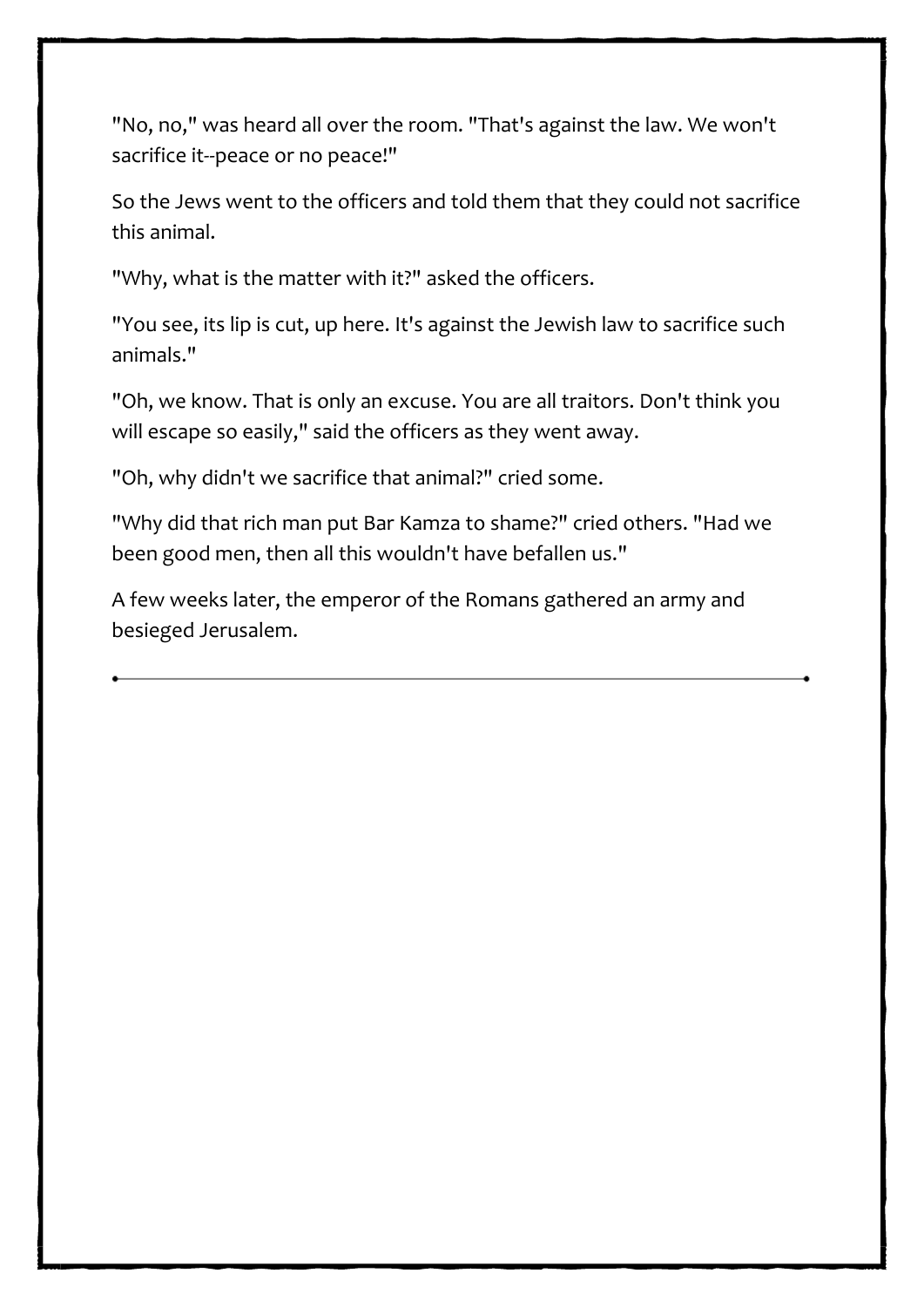"No, no," was heard all over the room. "That's against the law. We won't sacrifice it--peace or no peace!"

So the Jews went to the officers and told them that they could not sacrifice this animal.

"Why, what is the matter with it?" asked the officers.

"You see, its lip is cut, up here. It's against the Jewish law to sacrifice such animals."

"Oh, we know. That is only an excuse. You are all traitors. Don't think you will escape so easily," said the officers as they went away.

"Oh, why didn't we sacrifice that animal?" cried some.

"Why did that rich man put Bar Kamza to shame?" cried others. "Had we been good men, then all this wouldn't have befallen us."

A few weeks later, the emperor of the Romans gathered an army and besieged Jerusalem.

---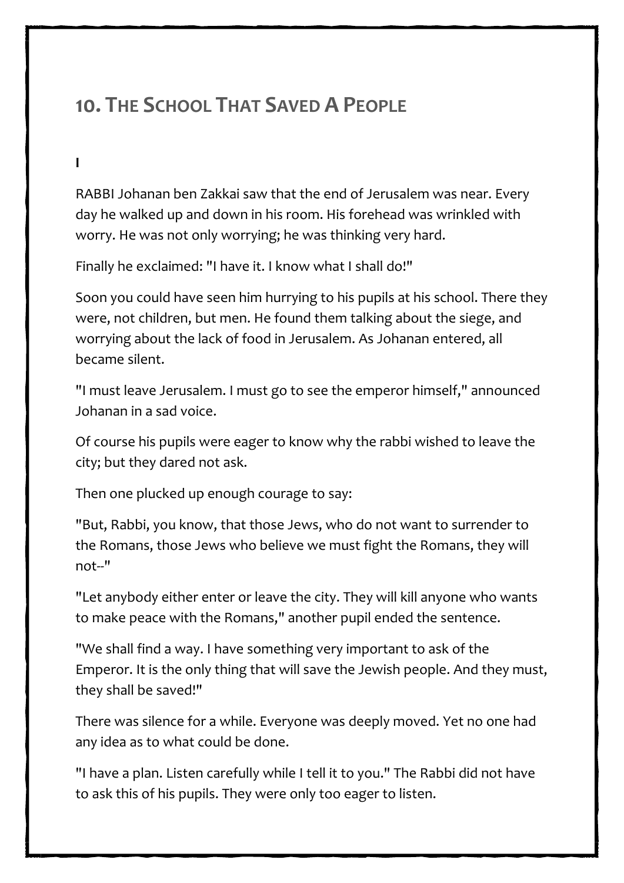## 10. THE SCHOOL THAT SAVED A PEOPLE

### I

RABBI Johanan ben Zakkai saw that the end of Jerusalem was near. Every day he walked up and down in his room. His forehead was wrinkled with worry. He was not only worrying; he was thinking very hard.

Finally he exclaimed: "I have it. I know what I shall do!"

Soon you could have seen him hurrying to his pupils at his school. There they were, not children, but men. He found them talking about the siege, and worrying about the lack of food in Jerusalem. As Johanan entered, all became silent.

"I must leave Jerusalem. I must go to see the emperor himself," announced Johanan in a sad voice.

Of course his pupils were eager to know why the rabbi wished to leave the city; but they dared not ask.

Then one plucked up enough courage to say:

"But, Rabbi, you know, that those Jews, who do not want to surrender to the Romans, those Jews who believe we must fight the Romans, they will not--"

"Let anybody either enter or leave the city. They will kill anyone who wants to make peace with the Romans," another pupil ended the sentence.

"We shall find a way. I have something very important to ask of the Emperor. It is the only thing that will save the Jewish people. And they must, they shall be saved!"

There was silence for a while. Everyone was deeply moved. Yet no one had any idea as to what could be done.

"I have a plan. Listen carefully while I tell it to you." The Rabbi did not have to ask this of his pupils. They were only too eager to listen.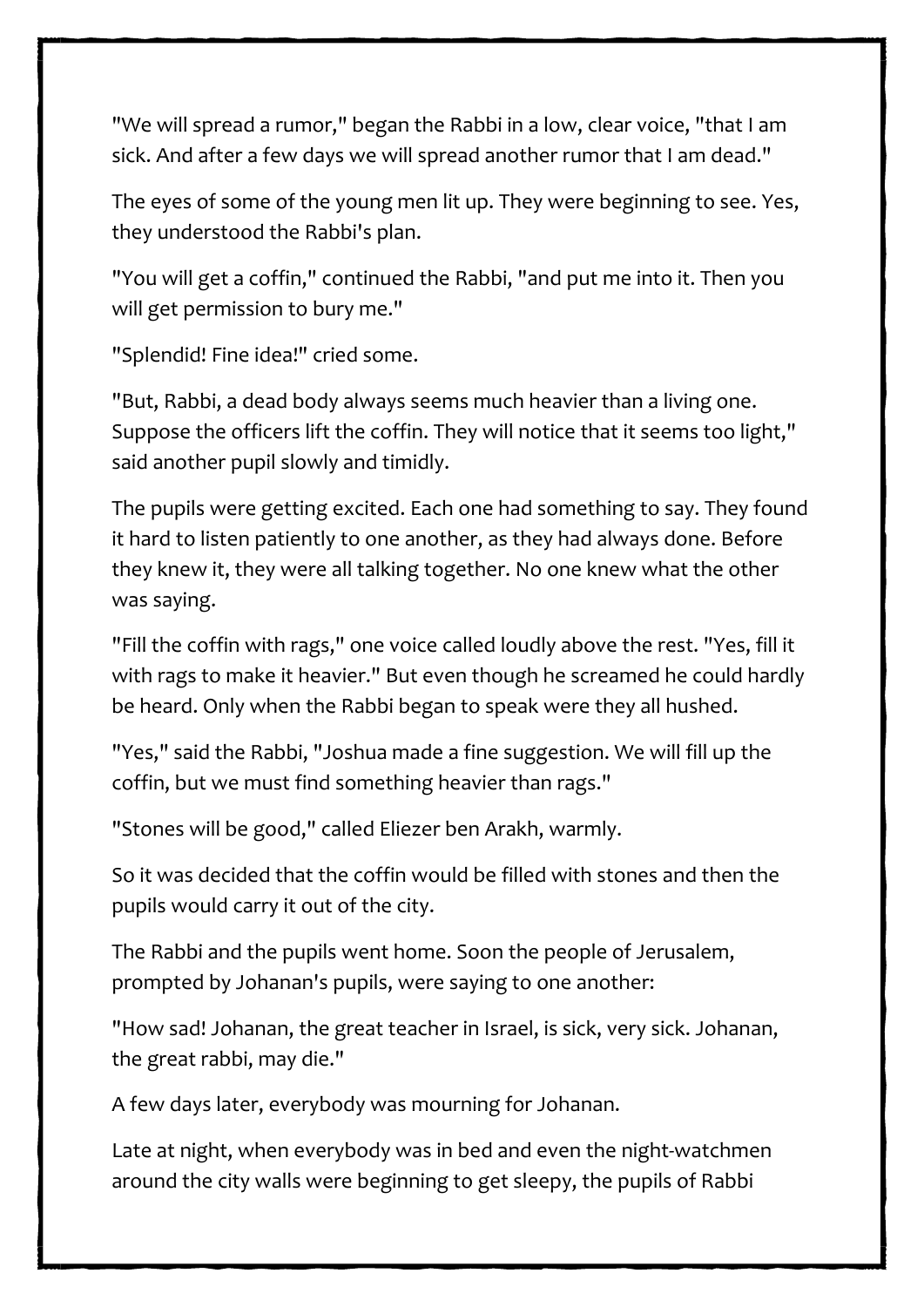"We will spread a rumor," began the Rabbi in a low, clear voice, "that I am sick. And after a few days we will spread another rumor that I am dead."

The eyes of some of the young men lit up. They were beginning to see. Yes, they understood the Rabbi's plan.

"You will get a coffin," continued the Rabbi, "and put me into it. Then you will get permission to bury me."

"Splendid! Fine idea!" cried some.

"But, Rabbi, a dead body always seems much heavier than a living one. Suppose the officers lift the coffin. They will notice that it seems too light," said another pupil slowly and timidly.

The pupils were getting excited. Each one had something to say. They found it hard to listen patiently to one another, as they had always done. Before they knew it, they were all talking together. No one knew what the other was saying.

"Fill the coffin with rags," one voice called loudly above the rest. "Yes, fill it with rags to make it heavier." But even though he screamed he could hardly be heard. Only when the Rabbi began to speak were they all hushed.

"Yes," said the Rabbi, "Joshua made a fine suggestion. We will fill up the coffin, but we must find something heavier than rags."

"Stones will be good," called Eliezer ben Arakh, warmly.

So it was decided that the coffin would be filled with stones and then the pupils would carry it out of the city.

The Rabbi and the pupils went home. Soon the people of Jerusalem, prompted by Johanan's pupils, were saying to one another:

"How sad! Johanan, the great teacher in Israel, is sick, very sick. Johanan, the great rabbi, may die."

A few days later, everybody was mourning for Johanan.

Late at night, when everybody was in bed and even the night-watchmen around the city walls were beginning to get sleepy, the pupils of Rabbi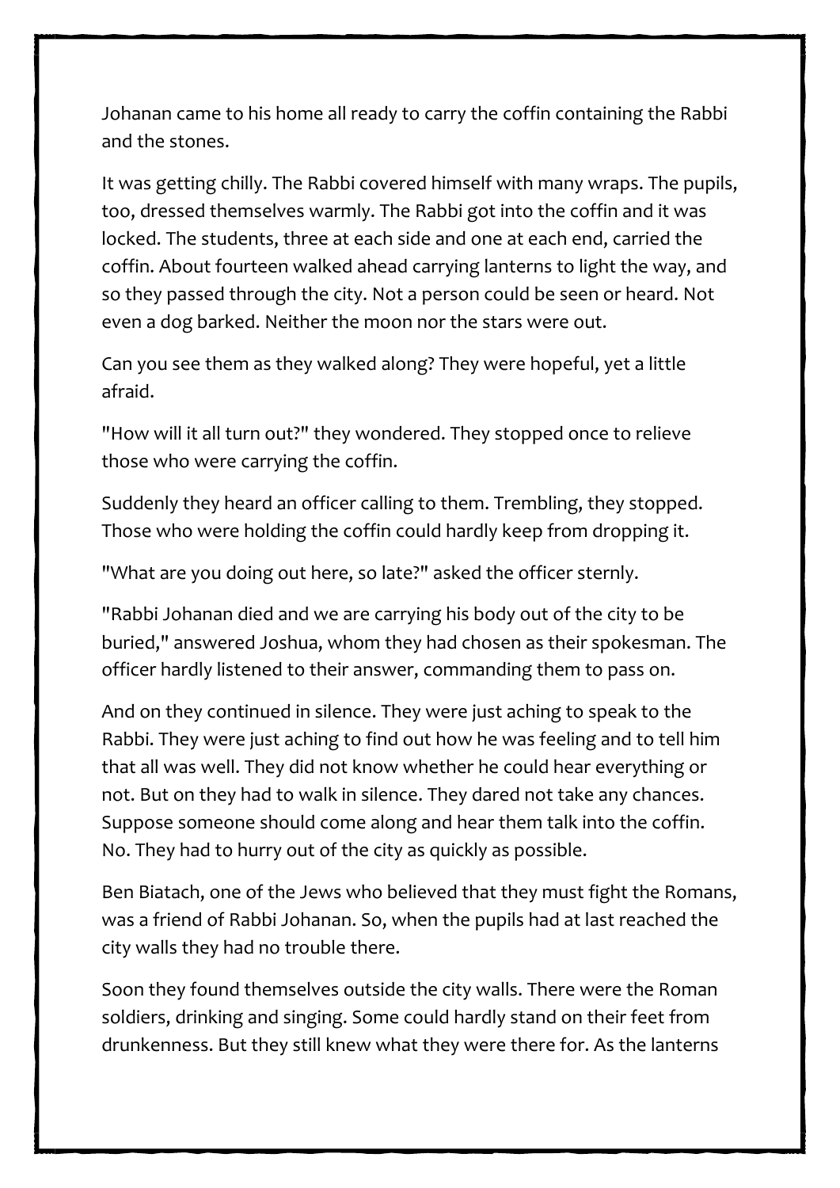Johanan came to his home all ready to carry the coffin containing the Rabbi and the stones.

It was getting chilly. The Rabbi covered himself with many wraps. The pupils, too, dressed themselves warmly. The Rabbi got into the coffin and it was locked. The students, three at each side and one at each end, carried the coffin. About fourteen walked ahead carrying lanterns to light the way, and so they passed through the city. Not a person could be seen or heard. Not even a dog barked. Neither the moon nor the stars were out.

Can you see them as they walked along? They were hopeful, yet a little afraid.

"How will it all turn out?" they wondered. They stopped once to relieve those who were carrying the coffin.

Suddenly they heard an officer calling to them. Trembling, they stopped. Those who were holding the coffin could hardly keep from dropping it.

"What are you doing out here, so late?" asked the officer sternly.

"Rabbi Johanan died and we are carrying his body out of the city to be buried," answered Joshua, whom they had chosen as their spokesman. The officer hardly listened to their answer, commanding them to pass on.

And on they continued in silence. They were just aching to speak to the Rabbi. They were just aching to find out how he was feeling and to tell him that all was well. They did not know whether he could hear everything or not. But on they had to walk in silence. They dared not take any chances. Suppose someone should come along and hear them talk into the coffin. No. They had to hurry out of the city as quickly as possible.

Ben Biatach, one of the Jews who believed that they must fight the Romans, was a friend of Rabbi Johanan. So, when the pupils had at last reached the city walls they had no trouble there.

Soon they found themselves outside the city walls. There were the Roman soldiers, drinking and singing. Some could hardly stand on their feet from drunkenness. But they still knew what they were there for. As the lanterns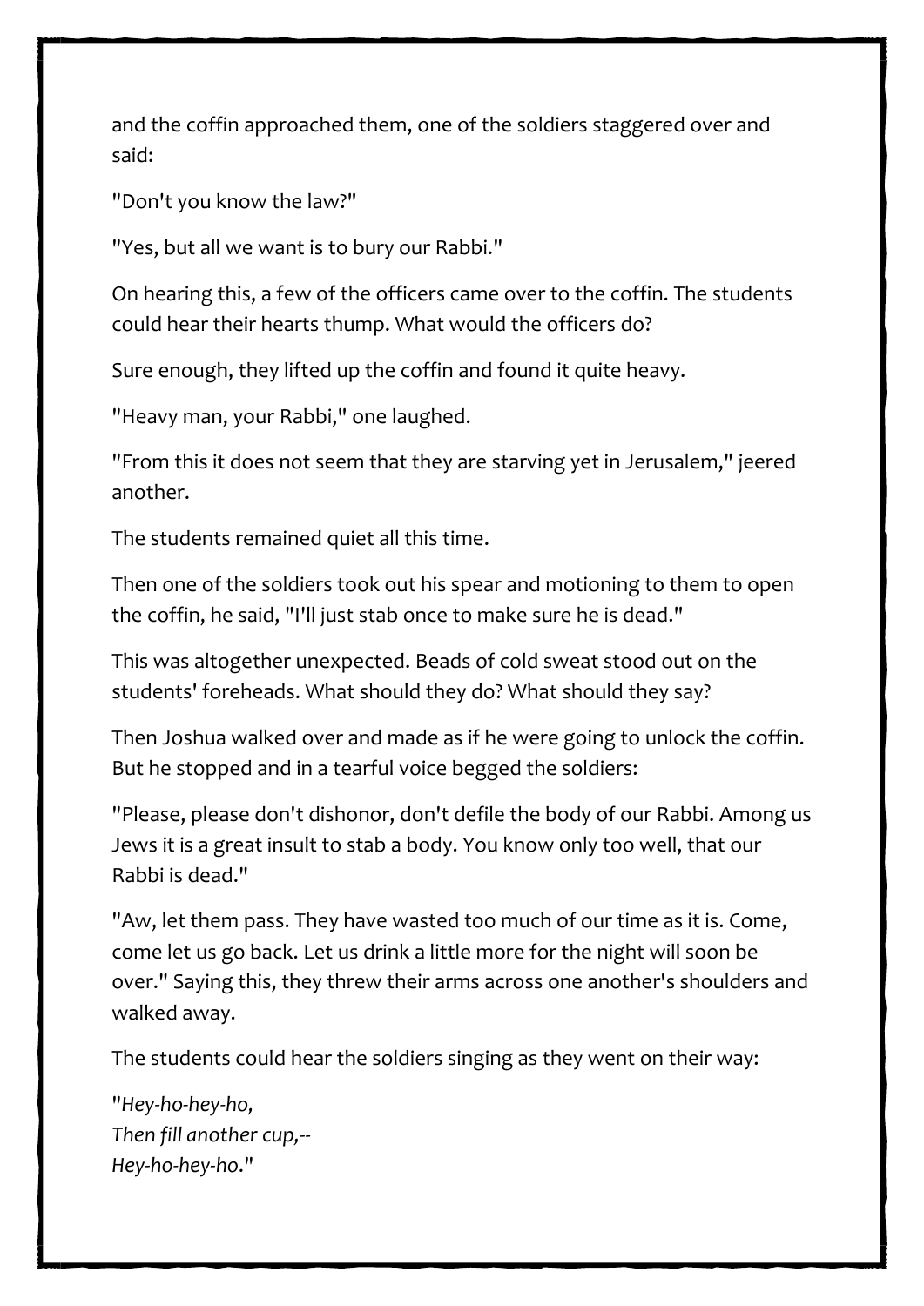and the coffin approached them, one of the soldiers staggered over and said:

"Don't you know the law?"

"Yes, but all we want is to bury our Rabbi."

On hearing this, a few of the officers came over to the coffin. The students could hear their hearts thump. What would the officers do?

Sure enough, they lifted up the coffin and found it quite heavy.

"Heavy man, your Rabbi," one laughed.

"From this it does not seem that they are starving yet in Jerusalem," jeered another.

The students remained quiet all this time.

Then one of the soldiers took out his spear and motioning to them to open the coffin, he said, "I'll just stab once to make sure he is dead."

This was altogether unexpected. Beads of cold sweat stood out on the students' foreheads. What should they do? What should they say?

Then Joshua walked over and made as if he were going to unlock the coffin. But he stopped and in a tearful voice begged the soldiers:

"Please, please don't dishonor, don't defile the body of our Rabbi. Among us Jews it is a great insult to stab a body. You know only too well, that our Rabbi is dead."

"Aw, let them pass. They have wasted too much of our time as it is. Come, come let us go back. Let us drink a little more for the night will soon be over." Saying this, they threw their arms across one another's shoulders and walked away.

The students could hear the soldiers singing as they went on their way:

"*Hey-ho-hey-ho,*
*Then fill another cup,--*
*Hey-ho-hey-ho*."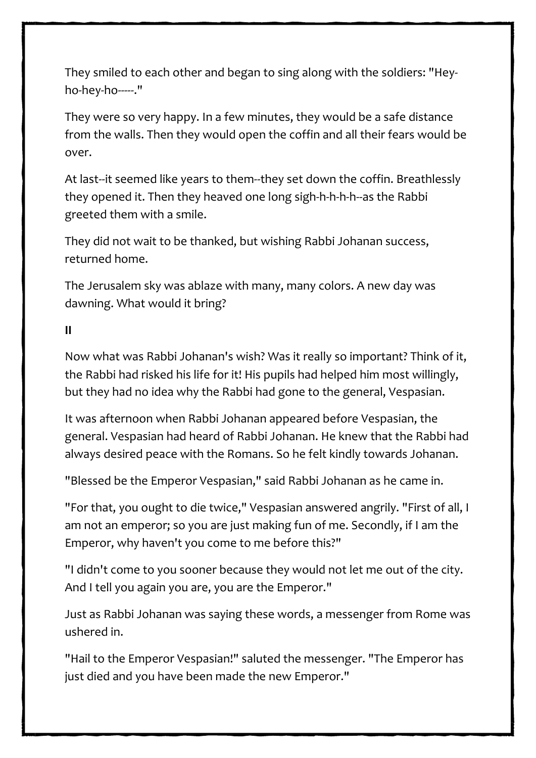They smiled to each other and began to sing along with the soldiers: "Hey-ho-hey-ho-----."

They were so very happy. In a few minutes, they would be a safe distance from the walls. Then they would open the coffin and all their fears would be over.

At last--it seemed like years to them--they set down the coffin. Breathlessly they opened it. Then they heaved one long sigh-h-h-h-h--as the Rabbi greeted them with a smile.

They did not wait to be thanked, but wishing Rabbi Johanan success, returned home.

The Jerusalem sky was ablaze with many, many colors. A new day was dawning. What would it bring?

**II**

Now what was Rabbi Johanan's wish? Was it really so important? Think of it, the Rabbi had risked his life for it! His pupils had helped him most willingly, but they had no idea why the Rabbi had gone to the general, Vespasian.

It was afternoon when Rabbi Johanan appeared before Vespasian, the general. Vespasian had heard of Rabbi Johanan. He knew that the Rabbi had always desired peace with the Romans. So he felt kindly towards Johanan.

"Blessed be the Emperor Vespasian," said Rabbi Johanan as he came in.

"For that, you ought to die twice," Vespasian answered angrily. "First of all, I am not an emperor; so you are just making fun of me. Secondly, if I am the Emperor, why haven't you come to me before this?"

"I didn't come to you sooner because they would not let me out of the city. And I tell you again you are, you are the Emperor."

Just as Rabbi Johanan was saying these words, a messenger from Rome was ushered in.

"Hail to the Emperor Vespasian!" saluted the messenger. "The Emperor has just died and you have been made the new Emperor."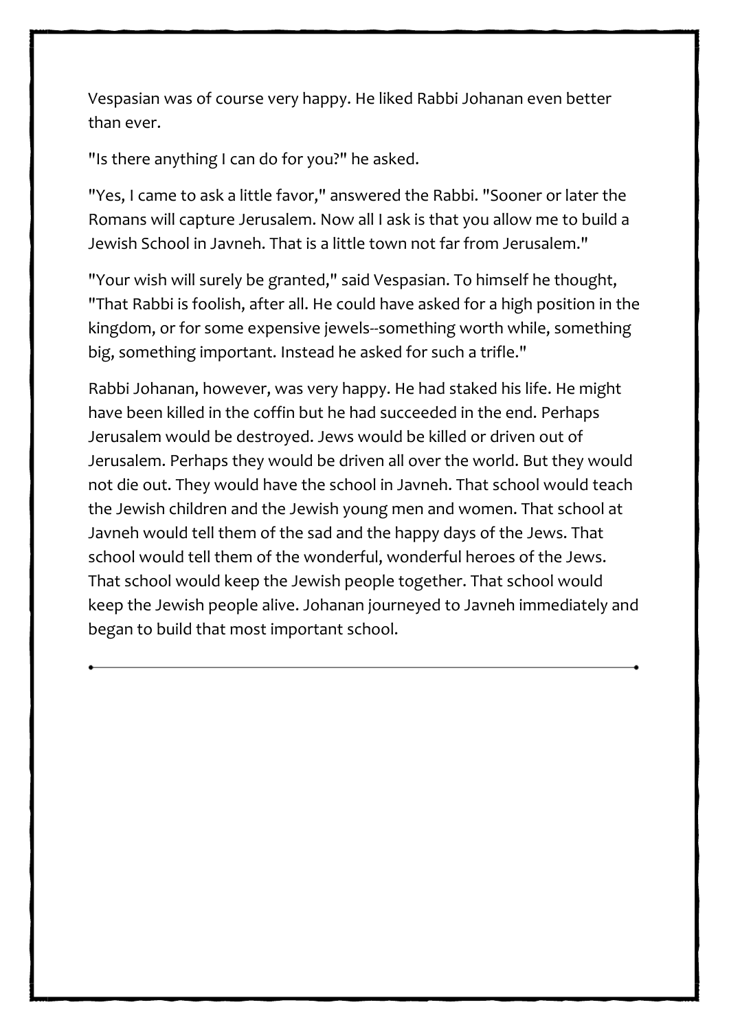Vespasian was of course very happy. He liked Rabbi Johanan even better than ever.

"Is there anything I can do for you?" he asked.

"Yes, I came to ask a little favor," answered the Rabbi. "Sooner or later the Romans will capture Jerusalem. Now all I ask is that you allow me to build a Jewish School in Javneh. That is a little town not far from Jerusalem."

"Your wish will surely be granted," said Vespasian. To himself he thought, "That Rabbi is foolish, after all. He could have asked for a high position in the kingdom, or for some expensive jewels--something worth while, something big, something important. Instead he asked for such a trifle."

Rabbi Johanan, however, was very happy. He had staked his life. He might have been killed in the coffin but he had succeeded in the end. Perhaps Jerusalem would be destroyed. Jews would be killed or driven out of Jerusalem. Perhaps they would be driven all over the world. But they would not die out. They would have the school in Javneh. That school would teach the Jewish children and the Jewish young men and women. That school at Javneh would tell them of the sad and the happy days of the Jews. That school would tell them of the wonderful, wonderful heroes of the Jews. That school would keep the Jewish people together. That school would keep the Jewish people alive. Johanan journeyed to Javneh immediately and began to build that most important school.

---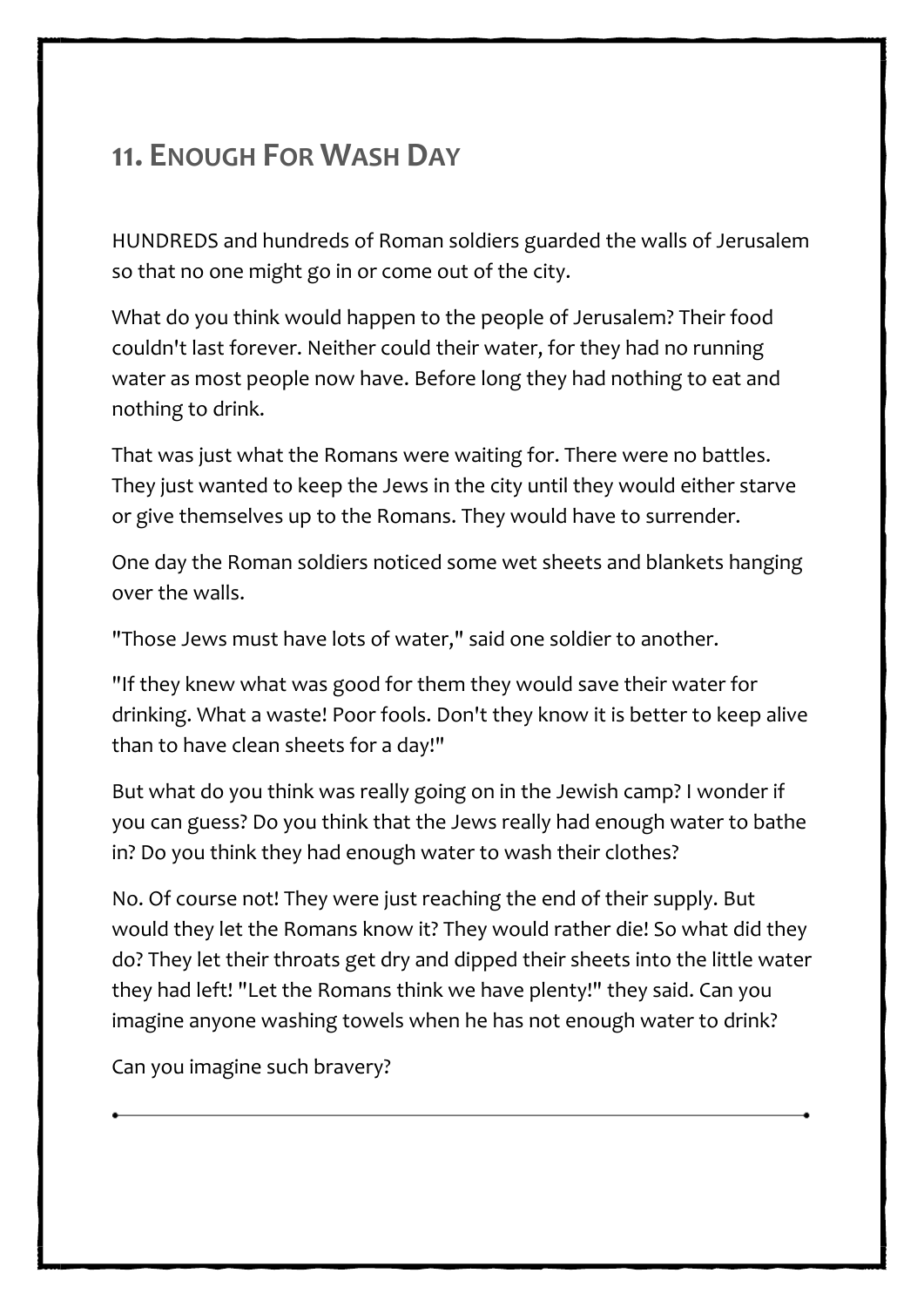## 11. Enough For Wash Day

HUNDREDS and hundreds of Roman soldiers guarded the walls of Jerusalem so that no one might go in or come out of the city.

What do you think would happen to the people of Jerusalem? Their food couldn't last forever. Neither could their water, for they had no running water as most people now have. Before long they had nothing to eat and nothing to drink.

That was just what the Romans were waiting for. There were no battles. They just wanted to keep the Jews in the city until they would either starve or give themselves up to the Romans. They would have to surrender.

One day the Roman soldiers noticed some wet sheets and blankets hanging over the walls.

"Those Jews must have lots of water," said one soldier to another.

"If they knew what was good for them they would save their water for drinking. What a waste! Poor fools. Don't they know it is better to keep alive than to have clean sheets for a day!"

But what do you think was really going on in the Jewish camp? I wonder if you can guess? Do you think that the Jews really had enough water to bathe in? Do you think they had enough water to wash their clothes?

No. Of course not! They were just reaching the end of their supply. But would they let the Romans know it? They would rather die! So what did they do? They let their throats get dry and dipped their sheets into the little water they had left! "Let the Romans think we have plenty!" they said. Can you imagine anyone washing towels when he has not enough water to drink?

Can you imagine such bravery?

---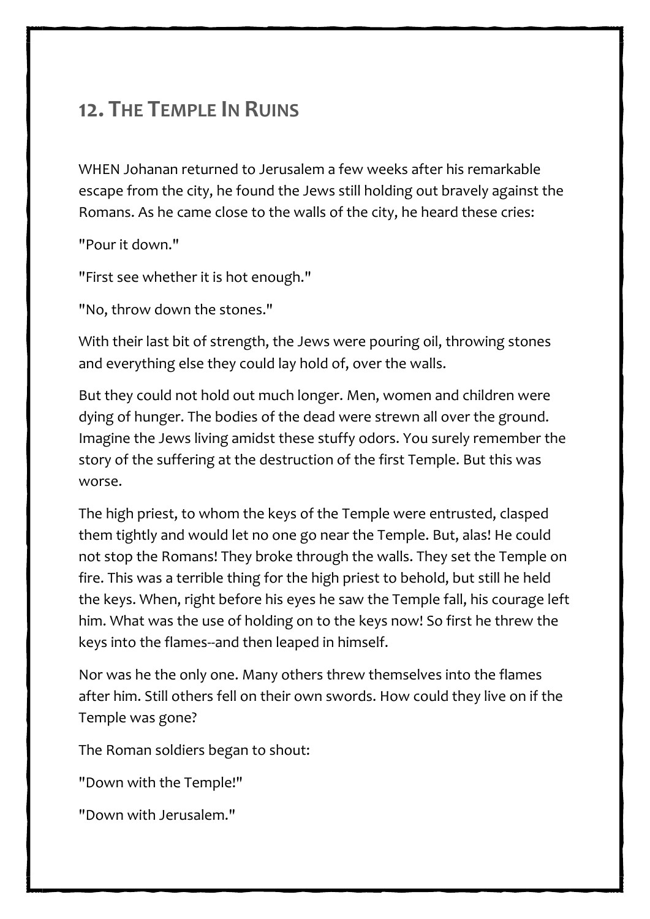## 12. THE TEMPLE IN RUINS

WHEN Johanan returned to Jerusalem a few weeks after his remarkable escape from the city, he found the Jews still holding out bravely against the Romans. As he came close to the walls of the city, he heard these cries:

"Pour it down."

"First see whether it is hot enough."

"No, throw down the stones."

With their last bit of strength, the Jews were pouring oil, throwing stones and everything else they could lay hold of, over the walls.

But they could not hold out much longer. Men, women and children were dying of hunger. The bodies of the dead were strewn all over the ground. Imagine the Jews living amidst these stuffy odors. You surely remember the story of the suffering at the destruction of the first Temple. But this was worse.

The high priest, to whom the keys of the Temple were entrusted, clasped them tightly and would let no one go near the Temple. But, alas! He could not stop the Romans! They broke through the walls. They set the Temple on fire. This was a terrible thing for the high priest to behold, but still he held the keys. When, right before his eyes he saw the Temple fall, his courage left him. What was the use of holding on to the keys now! So first he threw the keys into the flames--and then leaped in himself.

Nor was he the only one. Many others threw themselves into the flames after him. Still others fell on their own swords. How could they live on if the Temple was gone?

The Roman soldiers began to shout:

"Down with the Temple!"

"Down with Jerusalem."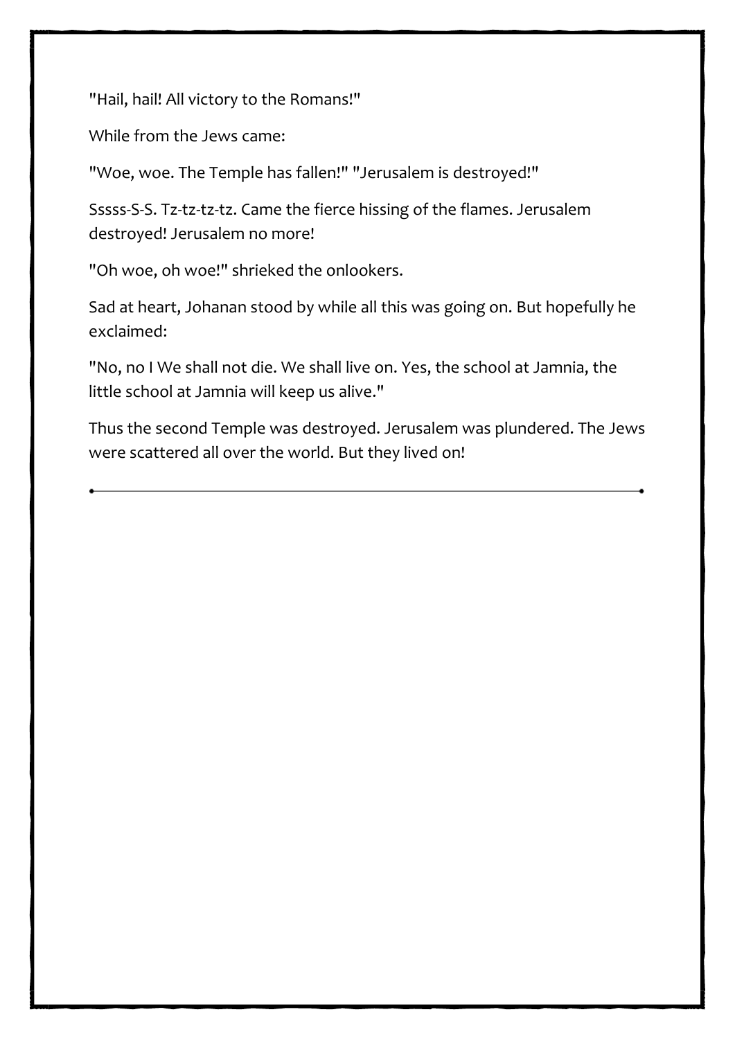"Hail, hail! All victory to the Romans!"

While from the Jews came:

"Woe, woe. The Temple has fallen!" "Jerusalem is destroyed!"

Sssss-S-S. Tz-tz-tz-tz. Came the fierce hissing of the flames. Jerusalem destroyed! Jerusalem no more!

"Oh woe, oh woe!" shrieked the onlookers.

Sad at heart, Johanan stood by while all this was going on. But hopefully he exclaimed:

"No, no I We shall not die. We shall live on. Yes, the school at Jamnia, the little school at Jamnia will keep us alive."

Thus the second Temple was destroyed. Jerusalem was plundered. The Jews were scattered all over the world. But they lived on!

---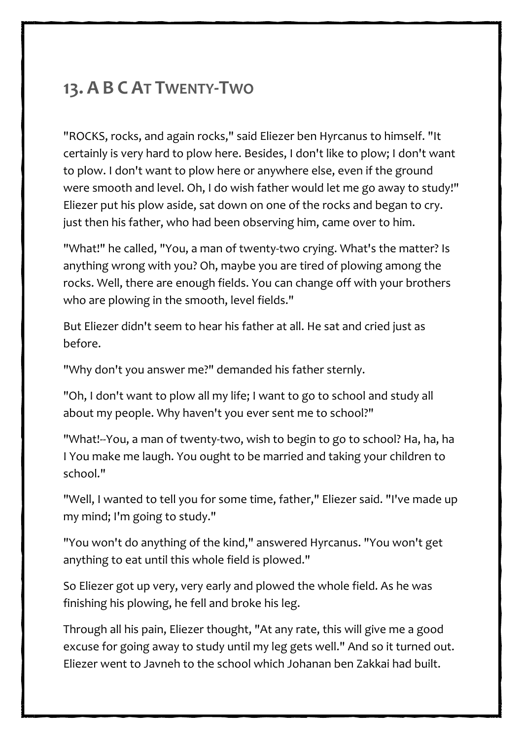## 13. A B C At Twenty-Two

"ROCKS, rocks, and again rocks," said Eliezer ben Hyrcanus to himself. "It certainly is very hard to plow here. Besides, I don't like to plow; I don't want to plow. I don't want to plow here or anywhere else, even if the ground were smooth and level. Oh, I do wish father would let me go away to study!" Eliezer put his plow aside, sat down on one of the rocks and began to cry. just then his father, who had been observing him, came over to him.

"What!" he called, "You, a man of twenty-two crying. What's the matter? Is anything wrong with you? Oh, maybe you are tired of plowing among the rocks. Well, there are enough fields. You can change off with your brothers who are plowing in the smooth, level fields."

But Eliezer didn't seem to hear his father at all. He sat and cried just as before.

"Why don't you answer me?" demanded his father sternly.

"Oh, I don't want to plow all my life; I want to go to school and study all about my people. Why haven't you ever sent me to school?"

"What!--You, a man of twenty-two, wish to begin to go to school? Ha, ha, ha I You make me laugh. You ought to be married and taking your children to school."

"Well, I wanted to tell you for some time, father," Eliezer said. "I've made up my mind; I'm going to study."

"You won't do anything of the kind," answered Hyrcanus. "You won't get anything to eat until this whole field is plowed."

So Eliezer got up very, very early and plowed the whole field. As he was finishing his plowing, he fell and broke his leg.

Through all his pain, Eliezer thought, "At any rate, this will give me a good excuse for going away to study until my leg gets well." And so it turned out. Eliezer went to Javneh to the school which Johanan ben Zakkai had built.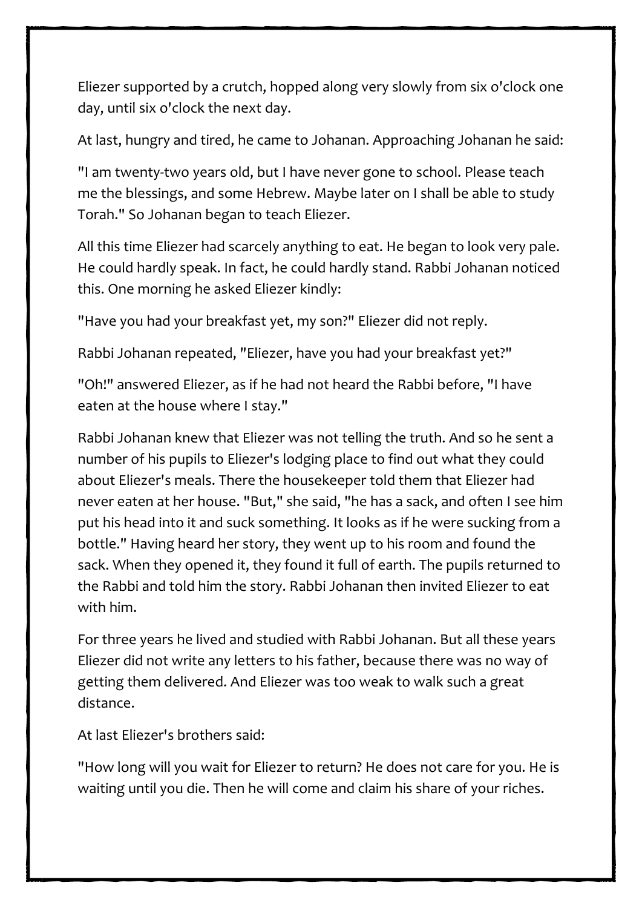Eliezer supported by a crutch, hopped along very slowly from six o'clock one day, until six o'clock the next day.

At last, hungry and tired, he came to Johanan. Approaching Johanan he said:

"I am twenty-two years old, but I have never gone to school. Please teach me the blessings, and some Hebrew. Maybe later on I shall be able to study Torah." So Johanan began to teach Eliezer.

All this time Eliezer had scarcely anything to eat. He began to look very pale. He could hardly speak. In fact, he could hardly stand. Rabbi Johanan noticed this. One morning he asked Eliezer kindly:

"Have you had your breakfast yet, my son?" Eliezer did not reply.

Rabbi Johanan repeated, "Eliezer, have you had your breakfast yet?"

"Oh!" answered Eliezer, as if he had not heard the Rabbi before, "I have eaten at the house where I stay."

Rabbi Johanan knew that Eliezer was not telling the truth. And so he sent a number of his pupils to Eliezer's lodging place to find out what they could about Eliezer's meals. There the housekeeper told them that Eliezer had never eaten at her house. "But," she said, "he has a sack, and often I see him put his head into it and suck something. It looks as if he were sucking from a bottle." Having heard her story, they went up to his room and found the sack. When they opened it, they found it full of earth. The pupils returned to the Rabbi and told him the story. Rabbi Johanan then invited Eliezer to eat with him.

For three years he lived and studied with Rabbi Johanan. But all these years Eliezer did not write any letters to his father, because there was no way of getting them delivered. And Eliezer was too weak to walk such a great distance.

At last Eliezer's brothers said:

"How long will you wait for Eliezer to return? He does not care for you. He is waiting until you die. Then he will come and claim his share of your riches.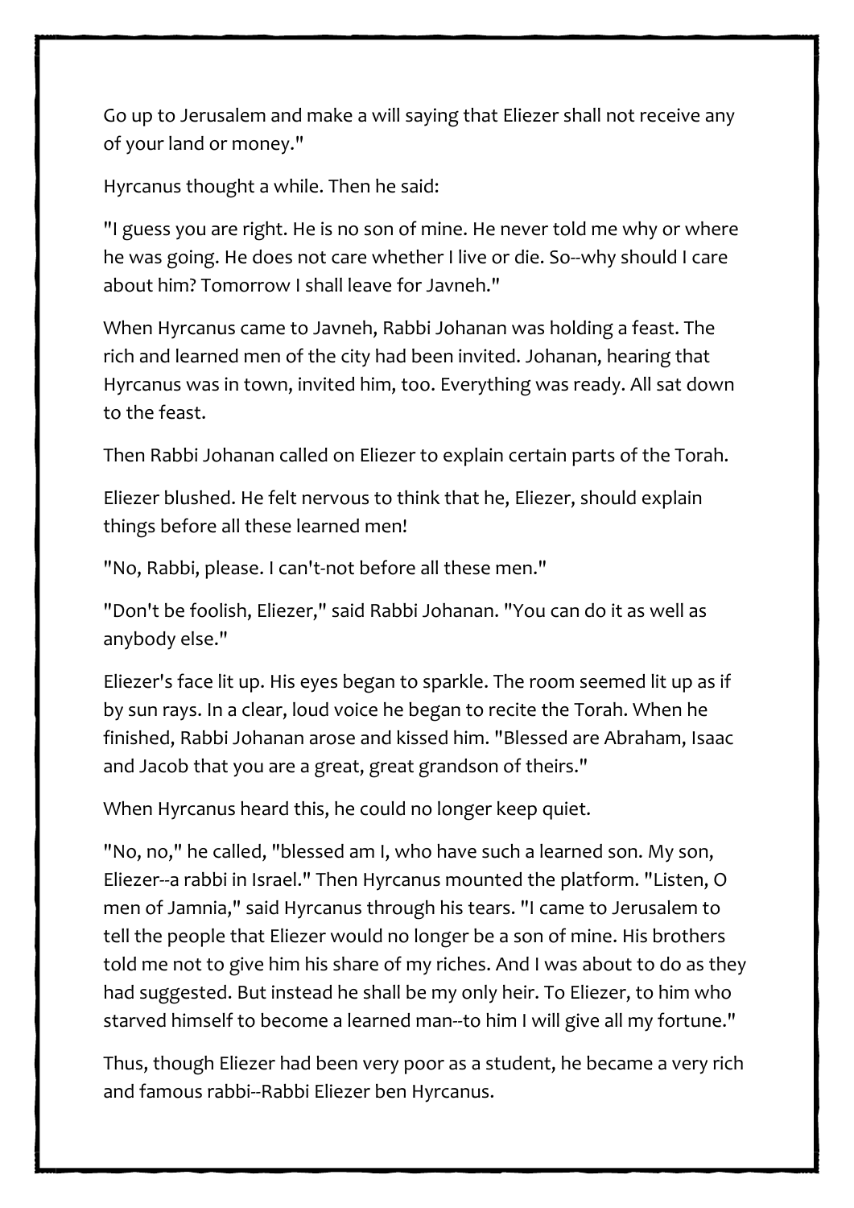Go up to Jerusalem and make a will saying that Eliezer shall not receive any of your land or money."

Hyrcanus thought a while. Then he said:

"I guess you are right. He is no son of mine. He never told me why or where he was going. He does not care whether I live or die. So--why should I care about him? Tomorrow I shall leave for Javneh."

When Hyrcanus came to Javneh, Rabbi Johanan was holding a feast. The rich and learned men of the city had been invited. Johanan, hearing that Hyrcanus was in town, invited him, too. Everything was ready. All sat down to the feast.

Then Rabbi Johanan called on Eliezer to explain certain parts of the Torah.

Eliezer blushed. He felt nervous to think that he, Eliezer, should explain things before all these learned men!

"No, Rabbi, please. I can't-not before all these men."

"Don't be foolish, Eliezer," said Rabbi Johanan. "You can do it as well as anybody else."

Eliezer's face lit up. His eyes began to sparkle. The room seemed lit up as if by sun rays. In a clear, loud voice he began to recite the Torah. When he finished, Rabbi Johanan arose and kissed him. "Blessed are Abraham, Isaac and Jacob that you are a great, great grandson of theirs."

When Hyrcanus heard this, he could no longer keep quiet.

"No, no," he called, "blessed am I, who have such a learned son. My son, Eliezer--a rabbi in Israel." Then Hyrcanus mounted the platform. "Listen, O men of Jamnia," said Hyrcanus through his tears. "I came to Jerusalem to tell the people that Eliezer would no longer be a son of mine. His brothers told me not to give him his share of my riches. And I was about to do as they had suggested. But instead he shall be my only heir. To Eliezer, to him who starved himself to become a learned man--to him I will give all my fortune."

Thus, though Eliezer had been very poor as a student, he became a very rich and famous rabbi--Rabbi Eliezer ben Hyrcanus.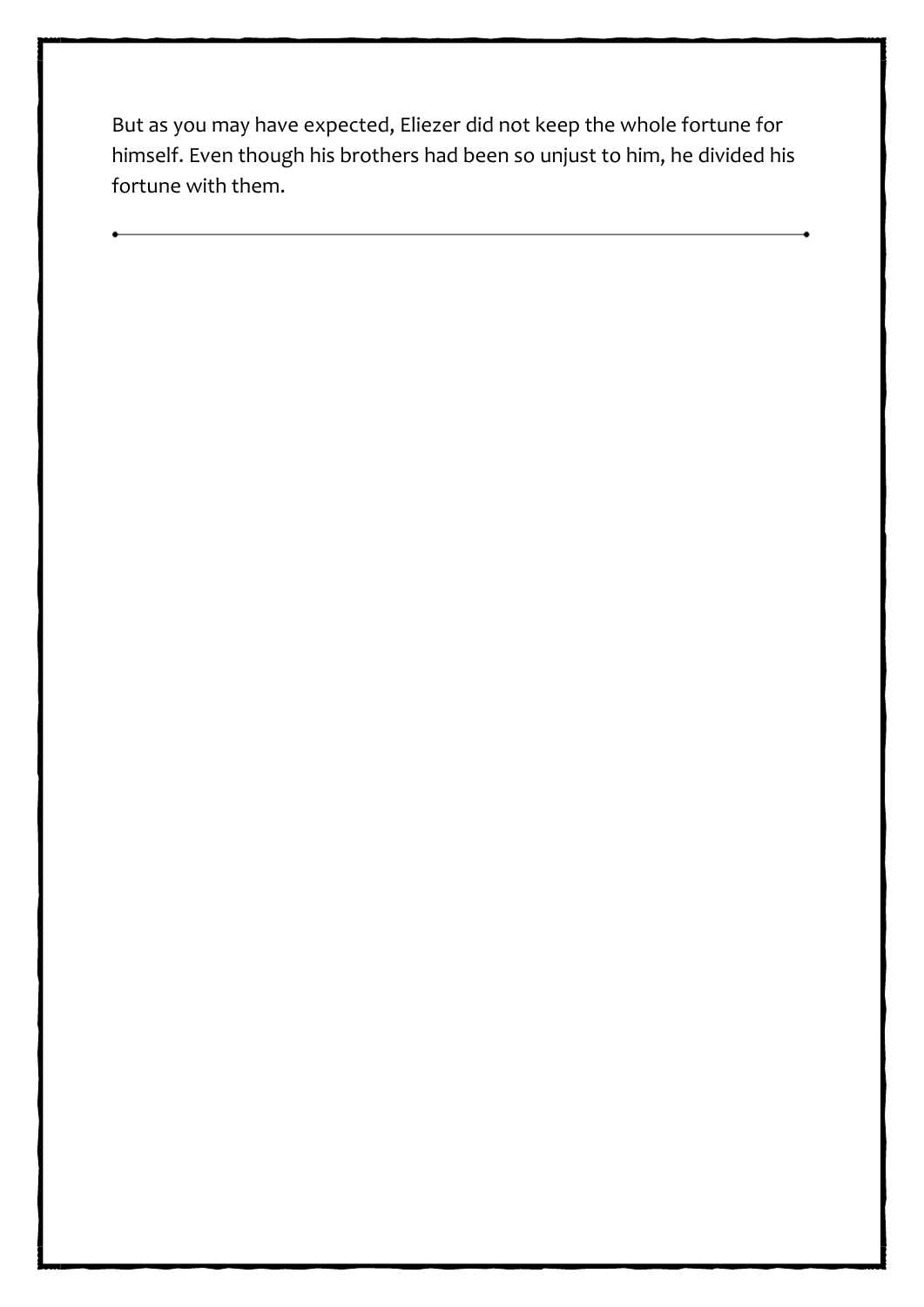But as you may have expected, Eliezer did not keep the whole fortune for himself. Even though his brothers had been so unjust to him, he divided his fortune with them.

---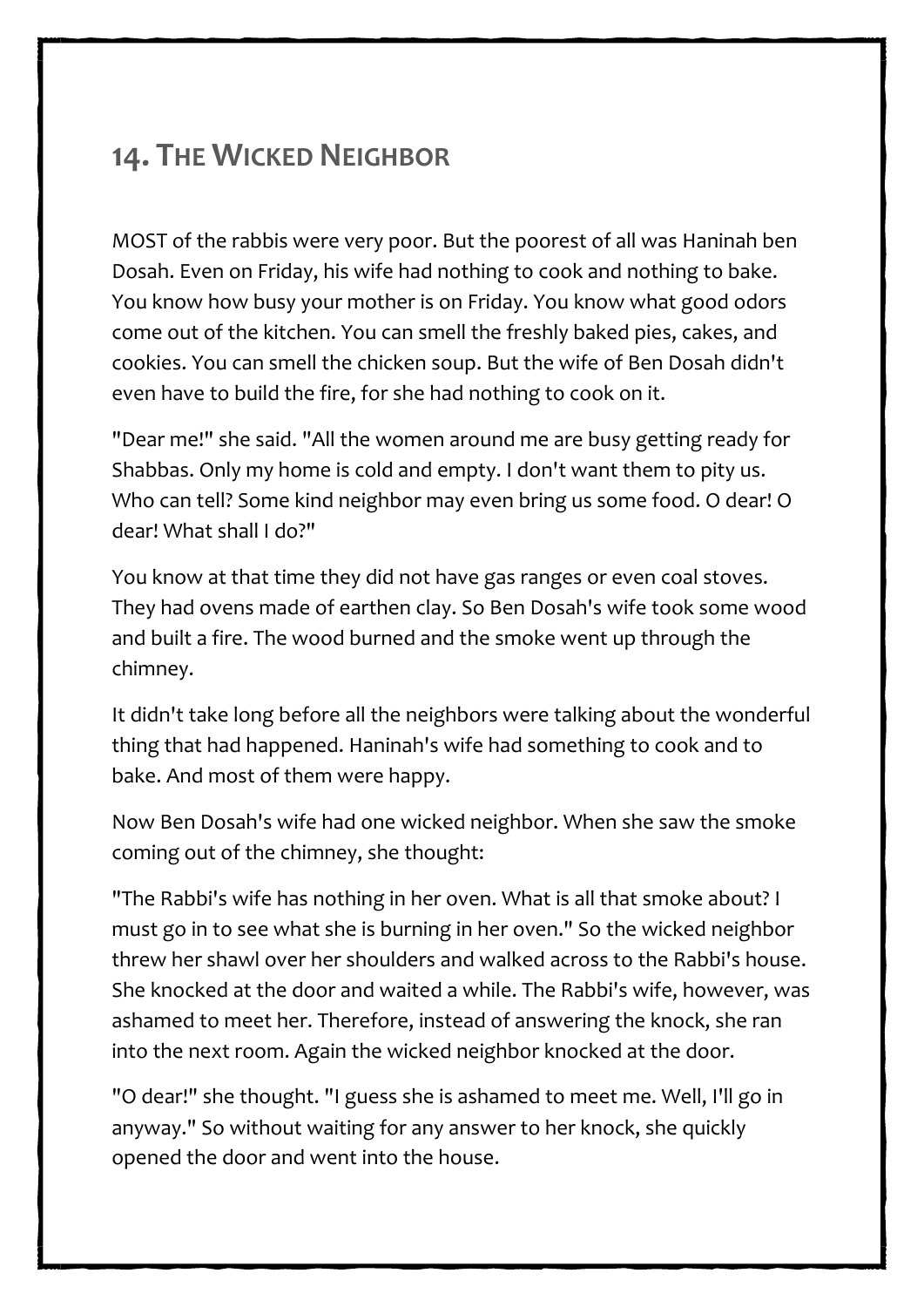## 14. The Wicked Neighbor

MOST of the rabbis were very poor. But the poorest of all was Haninah ben Dosah. Even on Friday, his wife had nothing to cook and nothing to bake. You know how busy your mother is on Friday. You know what good odors come out of the kitchen. You can smell the freshly baked pies, cakes, and cookies. You can smell the chicken soup. But the wife of Ben Dosah didn't even have to build the fire, for she had nothing to cook on it.

"Dear me!" she said. "All the women around me are busy getting ready for Shabbas. Only my home is cold and empty. I don't want them to pity us. Who can tell? Some kind neighbor may even bring us some food. O dear! O dear! What shall I do?"

You know at that time they did not have gas ranges or even coal stoves. They had ovens made of earthen clay. So Ben Dosah's wife took some wood and built a fire. The wood burned and the smoke went up through the chimney.

It didn't take long before all the neighbors were talking about the wonderful thing that had happened. Haninah's wife had something to cook and to bake. And most of them were happy.

Now Ben Dosah's wife had one wicked neighbor. When she saw the smoke coming out of the chimney, she thought:

"The Rabbi's wife has nothing in her oven. What is all that smoke about? I must go in to see what she is burning in her oven." So the wicked neighbor threw her shawl over her shoulders and walked across to the Rabbi's house. She knocked at the door and waited a while. The Rabbi's wife, however, was ashamed to meet her. Therefore, instead of answering the knock, she ran into the next room. Again the wicked neighbor knocked at the door.

"O dear!" she thought. "I guess she is ashamed to meet me. Well, I'll go in anyway." So without waiting for any answer to her knock, she quickly opened the door and went into the house.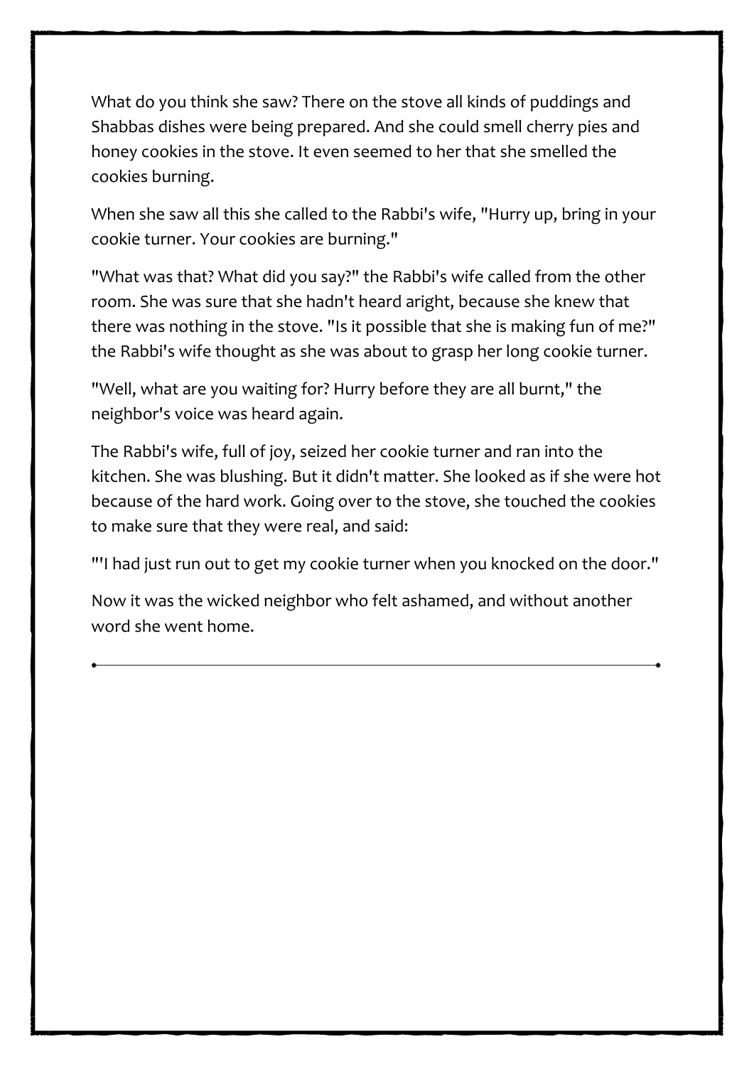What do you think she saw? There on the stove all kinds of puddings and Shabbas dishes were being prepared. And she could smell cherry pies and honey cookies in the stove. It even seemed to her that she smelled the cookies burning.

When she saw all this she called to the Rabbi's wife, "Hurry up, bring in your cookie turner. Your cookies are burning."

"What was that? What did you say?" the Rabbi's wife called from the other room. She was sure that she hadn't heard aright, because she knew that there was nothing in the stove. "Is it possible that she is making fun of me?" the Rabbi's wife thought as she was about to grasp her long cookie turner.

"Well, what are you waiting for? Hurry before they are all burnt," the neighbor's voice was heard again.

The Rabbi's wife, full of joy, seized her cookie turner and ran into the kitchen. She was blushing. But it didn't matter. She looked as if she were hot because of the hard work. Going over to the stove, she touched the cookies to make sure that they were real, and said:

"'I had just run out to get my cookie turner when you knocked on the door."

Now it was the wicked neighbor who felt ashamed, and without another word she went home.

---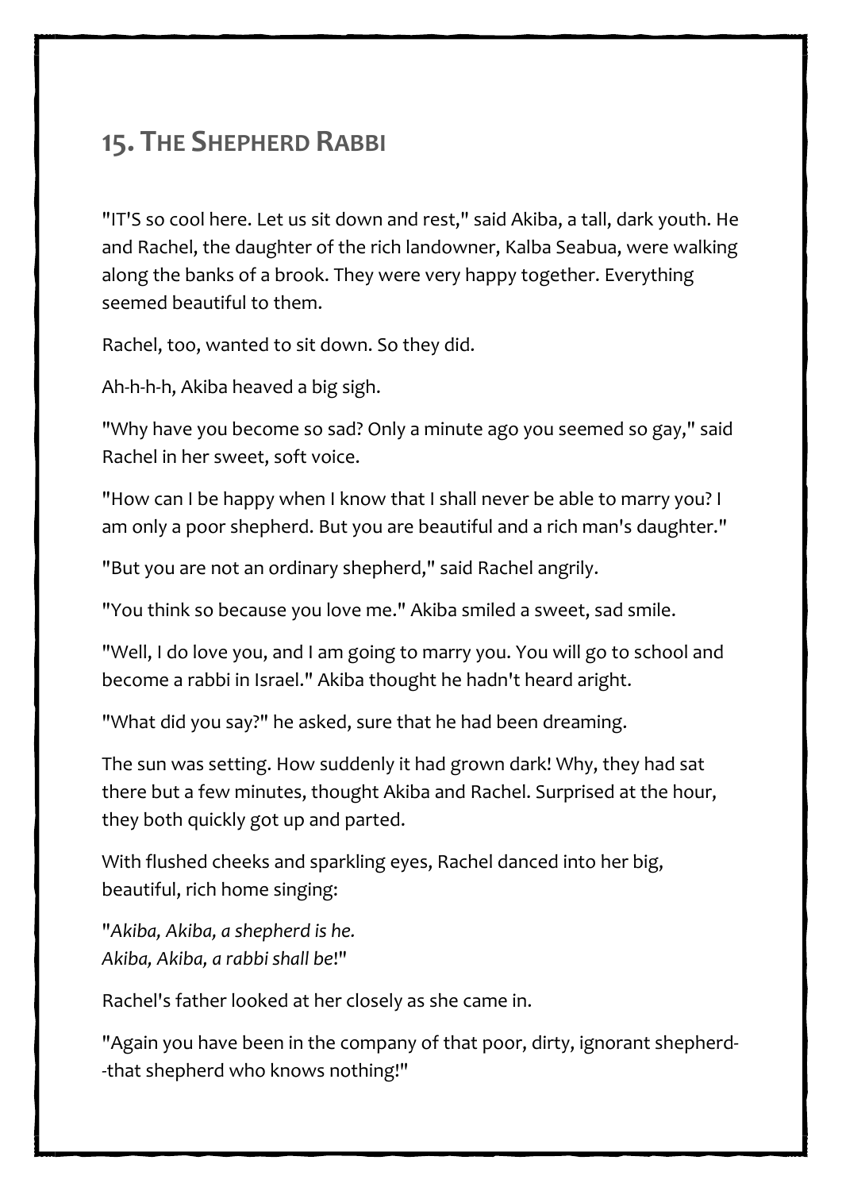## 15. The Shepherd Rabbi

"IT'S so cool here. Let us sit down and rest," said Akiba, a tall, dark youth. He and Rachel, the daughter of the rich landowner, Kalba Seabua, were walking along the banks of a brook. They were very happy together. Everything seemed beautiful to them.

Rachel, too, wanted to sit down. So they did.

Ah-h-h-h, Akiba heaved a big sigh.

"Why have you become so sad? Only a minute ago you seemed so gay," said Rachel in her sweet, soft voice.

"How can I be happy when I know that I shall never be able to marry you? I am only a poor shepherd. But you are beautiful and a rich man's daughter."

"But you are not an ordinary shepherd," said Rachel angrily.

"You think so because you love me." Akiba smiled a sweet, sad smile.

"Well, I do love you, and I am going to marry you. You will go to school and become a rabbi in Israel." Akiba thought he hadn't heard aright.

"What did you say?" he asked, sure that he had been dreaming.

The sun was setting. How suddenly it had grown dark! Why, they had sat there but a few minutes, thought Akiba and Rachel. Surprised at the hour, they both quickly got up and parted.

With flushed cheeks and sparkling eyes, Rachel danced into her big, beautiful, rich home singing:

"*Akiba, Akiba, a shepherd is he.*
*Akiba, Akiba, a rabbi shall be!*"

Rachel's father looked at her closely as she came in.

"Again you have been in the company of that poor, dirty, ignorant shepherd--that shepherd who knows nothing!"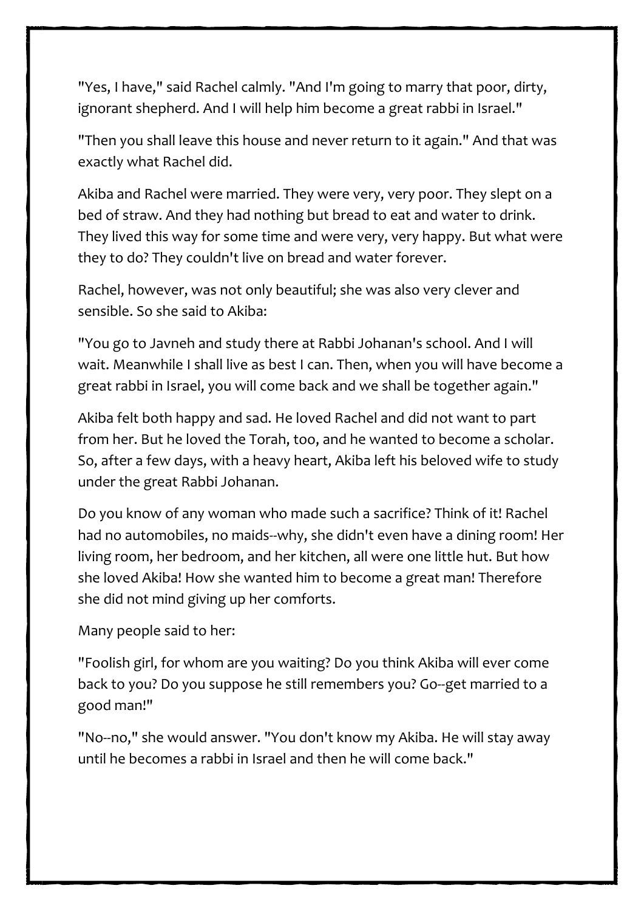"Yes, I have," said Rachel calmly. "And I'm going to marry that poor, dirty, ignorant shepherd. And I will help him become a great rabbi in Israel."

"Then you shall leave this house and never return to it again." And that was exactly what Rachel did.

Akiba and Rachel were married. They were very, very poor. They slept on a bed of straw. And they had nothing but bread to eat and water to drink. They lived this way for some time and were very, very happy. But what were they to do? They couldn't live on bread and water forever.

Rachel, however, was not only beautiful; she was also very clever and sensible. So she said to Akiba:

"You go to Javneh and study there at Rabbi Johanan's school. And I will wait. Meanwhile I shall live as best I can. Then, when you will have become a great rabbi in Israel, you will come back and we shall be together again."

Akiba felt both happy and sad. He loved Rachel and did not want to part from her. But he loved the Torah, too, and he wanted to become a scholar. So, after a few days, with a heavy heart, Akiba left his beloved wife to study under the great Rabbi Johanan.

Do you know of any woman who made such a sacrifice? Think of it! Rachel had no automobiles, no maids--why, she didn't even have a dining room! Her living room, her bedroom, and her kitchen, all were one little hut. But how she loved Akiba! How she wanted him to become a great man! Therefore she did not mind giving up her comforts.

Many people said to her:

"Foolish girl, for whom are you waiting? Do you think Akiba will ever come back to you? Do you suppose he still remembers you? Go--get married to a good man!"

"No--no," she would answer. "You don't know my Akiba. He will stay away until he becomes a rabbi in Israel and then he will come back."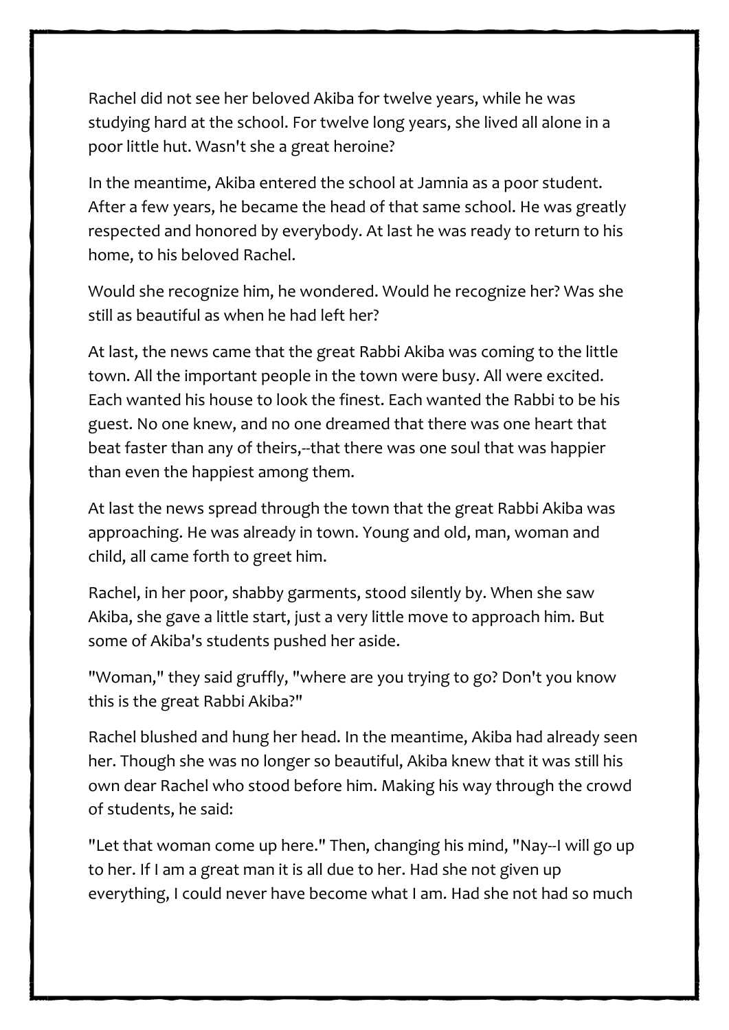Rachel did not see her beloved Akiba for twelve years, while he was studying hard at the school. For twelve long years, she lived all alone in a poor little hut. Wasn't she a great heroine?

In the meantime, Akiba entered the school at Jamnia as a poor student. After a few years, he became the head of that same school. He was greatly respected and honored by everybody. At last he was ready to return to his home, to his beloved Rachel.

Would she recognize him, he wondered. Would he recognize her? Was she still as beautiful as when he had left her?

At last, the news came that the great Rabbi Akiba was coming to the little town. All the important people in the town were busy. All were excited. Each wanted his house to look the finest. Each wanted the Rabbi to be his guest. No one knew, and no one dreamed that there was one heart that beat faster than any of theirs,--that there was one soul that was happier than even the happiest among them.

At last the news spread through the town that the great Rabbi Akiba was approaching. He was already in town. Young and old, man, woman and child, all came forth to greet him.

Rachel, in her poor, shabby garments, stood silently by. When she saw Akiba, she gave a little start, just a very little move to approach him. But some of Akiba's students pushed her aside.

"Woman," they said gruffly, "where are you trying to go? Don't you know this is the great Rabbi Akiba?"

Rachel blushed and hung her head. In the meantime, Akiba had already seen her. Though she was no longer so beautiful, Akiba knew that it was still his own dear Rachel who stood before him. Making his way through the crowd of students, he said:

"Let that woman come up here." Then, changing his mind, "Nay--I will go up to her. If I am a great man it is all due to her. Had she not given up everything, I could never have become what I am. Had she not had so much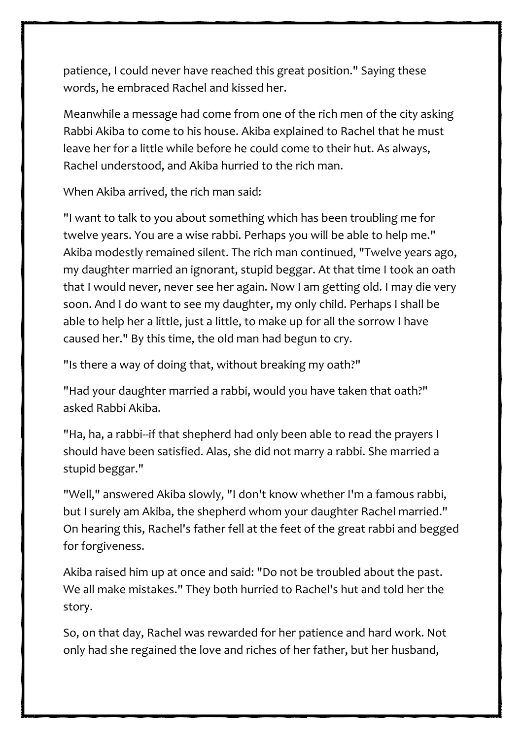patience, I could never have reached this great position." Saying these words, he embraced Rachel and kissed her.

Meanwhile a message had come from one of the rich men of the city asking Rabbi Akiba to come to his house. Akiba explained to Rachel that he must leave her for a little while before he could come to their hut. As always, Rachel understood, and Akiba hurried to the rich man.

When Akiba arrived, the rich man said:

"I want to talk to you about something which has been troubling me for twelve years. You are a wise rabbi. Perhaps you will be able to help me." Akiba modestly remained silent. The rich man continued, "Twelve years ago, my daughter married an ignorant, stupid beggar. At that time I took an oath that I would never, never see her again. Now I am getting old. I may die very soon. And I do want to see my daughter, my only child. Perhaps I shall be able to help her a little, just a little, to make up for all the sorrow I have caused her." By this time, the old man had begun to cry.

"Is there a way of doing that, without breaking my oath?"

"Had your daughter married a rabbi, would you have taken that oath?" asked Rabbi Akiba.

"Ha, ha, a rabbi--if that shepherd had only been able to read the prayers I should have been satisfied. Alas, she did not marry a rabbi. She married a stupid beggar."

"Well," answered Akiba slowly, "I don't know whether I'm a famous rabbi, but I surely am Akiba, the shepherd whom your daughter Rachel married." On hearing this, Rachel's father fell at the feet of the great rabbi and begged for forgiveness.

Akiba raised him up at once and said: "Do not be troubled about the past. We all make mistakes." They both hurried to Rachel's hut and told her the story.

So, on that day, Rachel was rewarded for her patience and hard work. Not only had she regained the love and riches of her father, but her husband,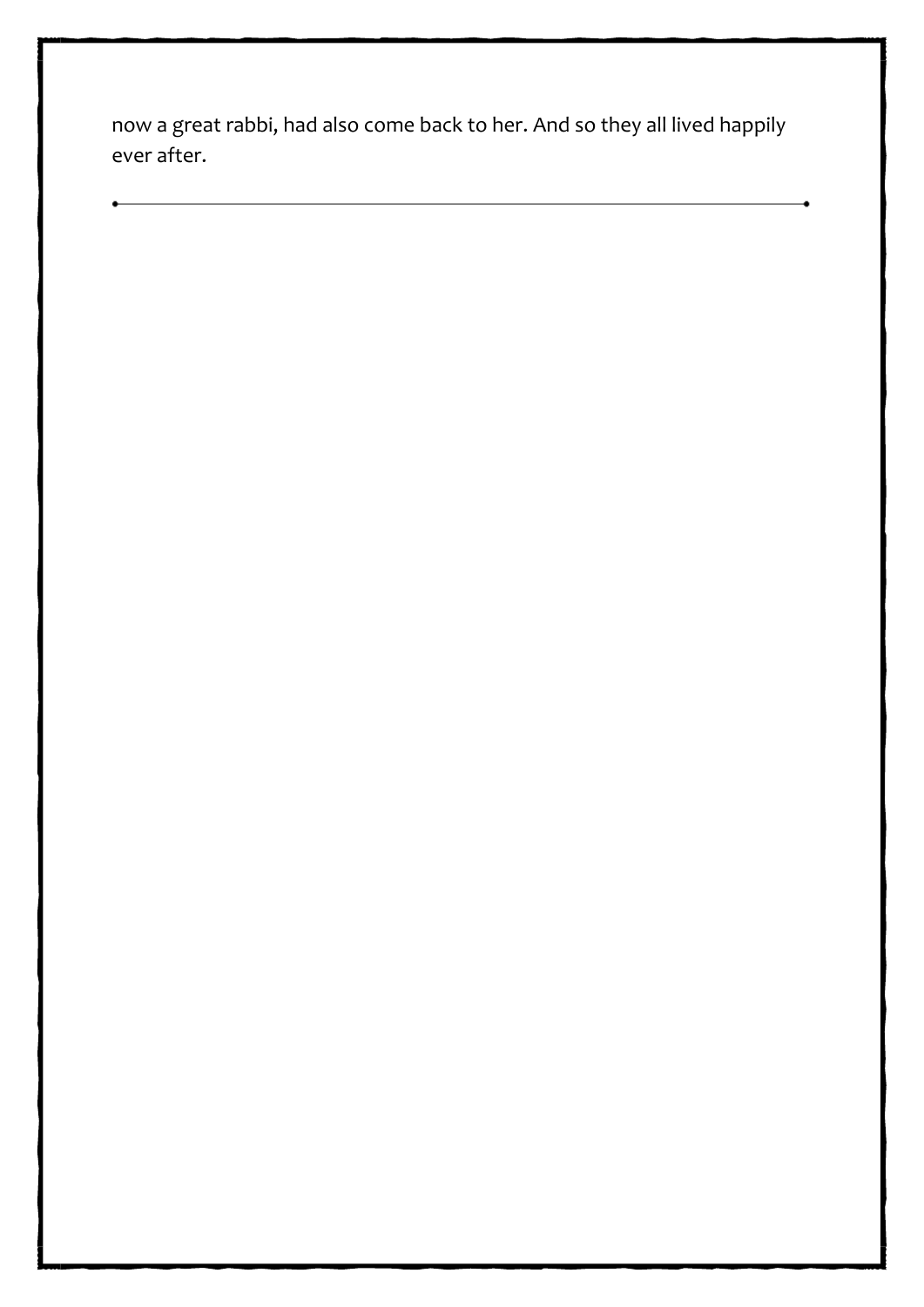now a great rabbi, had also come back to her. And so they all lived happily ever after.

---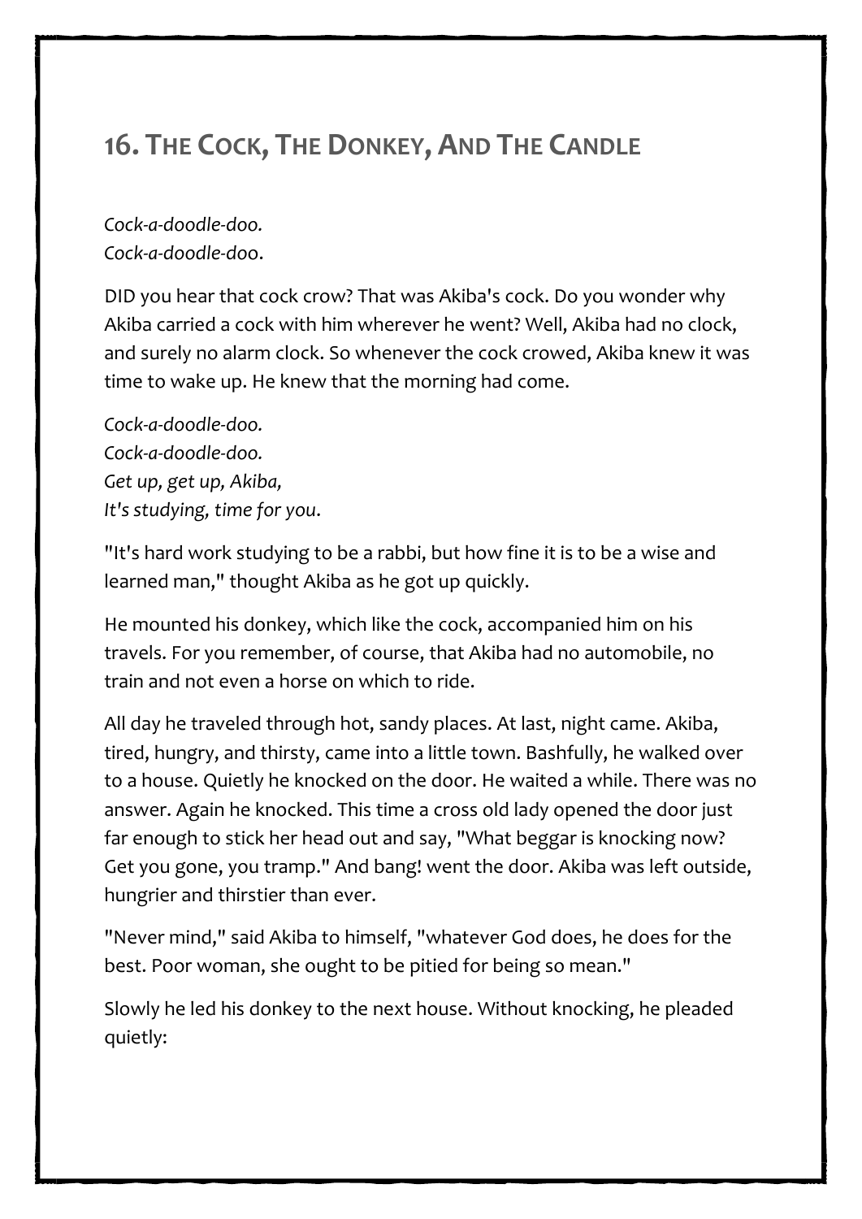## 16. The Cock, The Donkey, And The Candle

*Cock-a-doodle-doo.*
*Cock-a-doodle-doo.*

DID you hear that cock crow? That was Akiba's cock. Do you wonder why Akiba carried a cock with him wherever he went? Well, Akiba had no clock, and surely no alarm clock. So whenever the cock crowed, Akiba knew it was time to wake up. He knew that the morning had come.

*Cock-a-doodle-doo.*
*Cock-a-doodle-doo.*
*Get up, get up, Akiba,*
*It's studying, time for you.*

"It's hard work studying to be a rabbi, but how fine it is to be a wise and learned man," thought Akiba as he got up quickly.

He mounted his donkey, which like the cock, accompanied him on his travels. For you remember, of course, that Akiba had no automobile, no train and not even a horse on which to ride.

All day he traveled through hot, sandy places. At last, night came. Akiba, tired, hungry, and thirsty, came into a little town. Bashfully, he walked over to a house. Quietly he knocked on the door. He waited a while. There was no answer. Again he knocked. This time a cross old lady opened the door just far enough to stick her head out and say, "What beggar is knocking now? Get you gone, you tramp." And bang! went the door. Akiba was left outside, hungrier and thirstier than ever.

"Never mind," said Akiba to himself, "whatever God does, he does for the best. Poor woman, she ought to be pitied for being so mean."

Slowly he led his donkey to the next house. Without knocking, he pleaded quietly: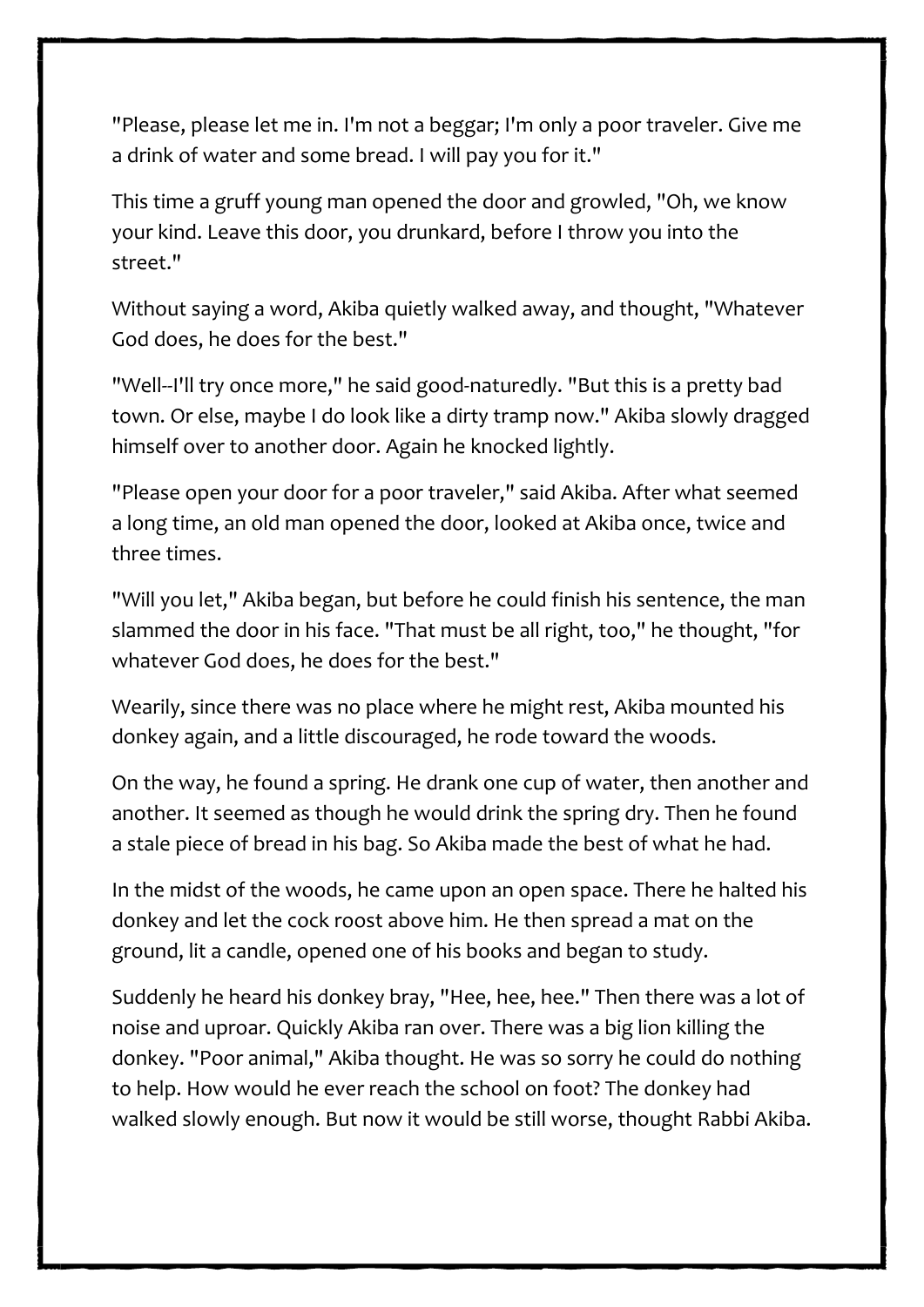"Please, please let me in. I'm not a beggar; I'm only a poor traveler. Give me a drink of water and some bread. I will pay you for it."

This time a gruff young man opened the door and growled, "Oh, we know your kind. Leave this door, you drunkard, before I throw you into the street."

Without saying a word, Akiba quietly walked away, and thought, "Whatever God does, he does for the best."

"Well--I'll try once more," he said good-naturedly. "But this is a pretty bad town. Or else, maybe I do look like a dirty tramp now." Akiba slowly dragged himself over to another door. Again he knocked lightly.

"Please open your door for a poor traveler," said Akiba. After what seemed a long time, an old man opened the door, looked at Akiba once, twice and three times.

"Will you let," Akiba began, but before he could finish his sentence, the man slammed the door in his face. "That must be all right, too," he thought, "for whatever God does, he does for the best."

Wearily, since there was no place where he might rest, Akiba mounted his donkey again, and a little discouraged, he rode toward the woods.

On the way, he found a spring. He drank one cup of water, then another and another. It seemed as though he would drink the spring dry. Then he found a stale piece of bread in his bag. So Akiba made the best of what he had.

In the midst of the woods, he came upon an open space. There he halted his donkey and let the cock roost above him. He then spread a mat on the ground, lit a candle, opened one of his books and began to study.

Suddenly he heard his donkey bray, "Hee, hee, hee." Then there was a lot of noise and uproar. Quickly Akiba ran over. There was a big lion killing the donkey. "Poor animal," Akiba thought. He was so sorry he could do nothing to help. How would he ever reach the school on foot? The donkey had walked slowly enough. But now it would be still worse, thought Rabbi Akiba.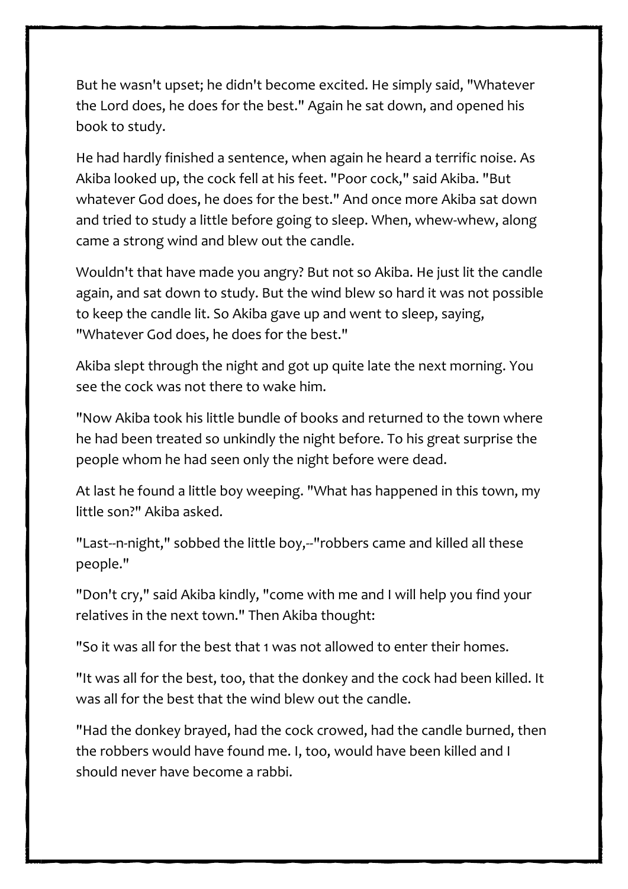But he wasn't upset; he didn't become excited. He simply said, "Whatever the Lord does, he does for the best." Again he sat down, and opened his book to study.

He had hardly finished a sentence, when again he heard a terrific noise. As Akiba looked up, the cock fell at his feet. "Poor cock," said Akiba. "But whatever God does, he does for the best." And once more Akiba sat down and tried to study a little before going to sleep. When, whew-whew, along came a strong wind and blew out the candle.

Wouldn't that have made you angry? But not so Akiba. He just lit the candle again, and sat down to study. But the wind blew so hard it was not possible to keep the candle lit. So Akiba gave up and went to sleep, saying, "Whatever God does, he does for the best."

Akiba slept through the night and got up quite late the next morning. You see the cock was not there to wake him.

"Now Akiba took his little bundle of books and returned to the town where he had been treated so unkindly the night before. To his great surprise the people whom he had seen only the night before were dead.

At last he found a little boy weeping. "What has happened in this town, my little son?" Akiba asked.

"Last--n-night," sobbed the little boy,--"robbers came and killed all these people."

"Don't cry," said Akiba kindly, "come with me and I will help you find your relatives in the next town." Then Akiba thought:

"So it was all for the best that 1 was not allowed to enter their homes.

"It was all for the best, too, that the donkey and the cock had been killed. It was all for the best that the wind blew out the candle.

"Had the donkey brayed, had the cock crowed, had the candle burned, then the robbers would have found me. I, too, would have been killed and I should never have become a rabbi.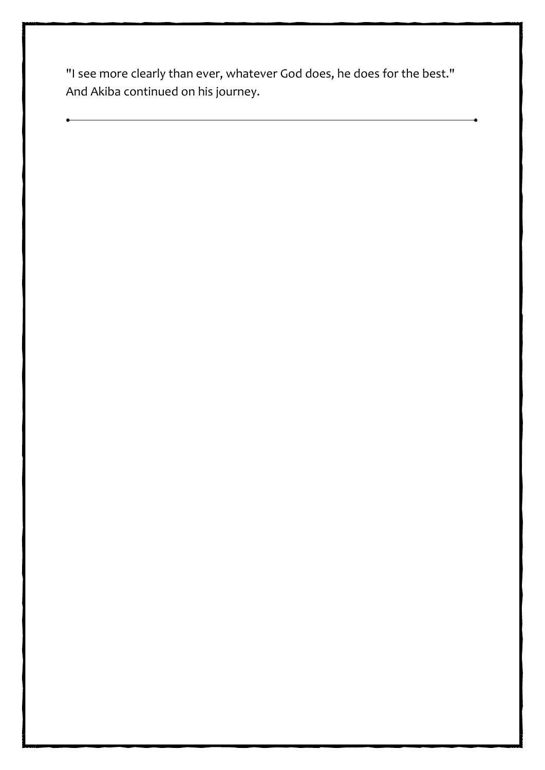"I see more clearly than ever, whatever God does, he does for the best." And Akiba continued on his journey.

---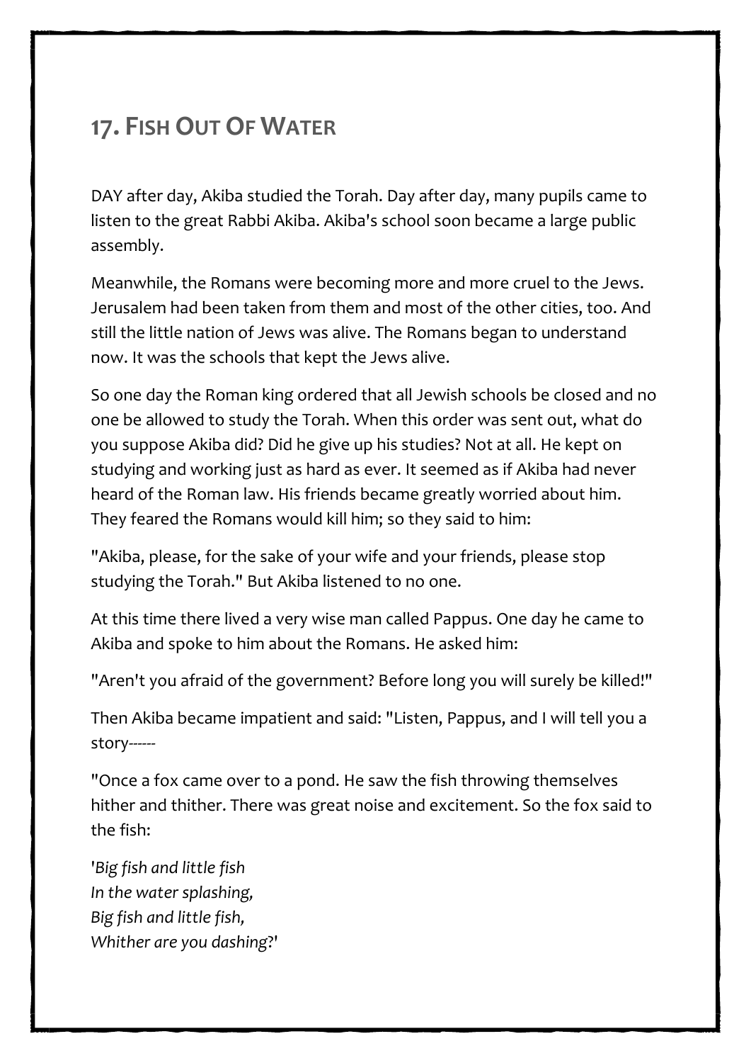## 17. Fish Out Of Water

DAY after day, Akiba studied the Torah. Day after day, many pupils came to listen to the great Rabbi Akiba. Akiba's school soon became a large public assembly.

Meanwhile, the Romans were becoming more and more cruel to the Jews. Jerusalem had been taken from them and most of the other cities, too. And still the little nation of Jews was alive. The Romans began to understand now. It was the schools that kept the Jews alive.

So one day the Roman king ordered that all Jewish schools be closed and no one be allowed to study the Torah. When this order was sent out, what do you suppose Akiba did? Did he give up his studies? Not at all. He kept on studying and working just as hard as ever. It seemed as if Akiba had never heard of the Roman law. His friends became greatly worried about him. They feared the Romans would kill him; so they said to him:

"Akiba, please, for the sake of your wife and your friends, please stop studying the Torah." But Akiba listened to no one.

At this time there lived a very wise man called Pappus. One day he came to Akiba and spoke to him about the Romans. He asked him:

"Aren't you afraid of the government? Before long you will surely be killed!"

Then Akiba became impatient and said: "Listen, Pappus, and I will tell you a story------

"Once a fox came over to a pond. He saw the fish throwing themselves hither and thither. There was great noise and excitement. So the fox said to the fish:

'*Big fish and little fish*
*In the water splashing,*
*Big fish and little fish,*
*Whither are you dashing?*'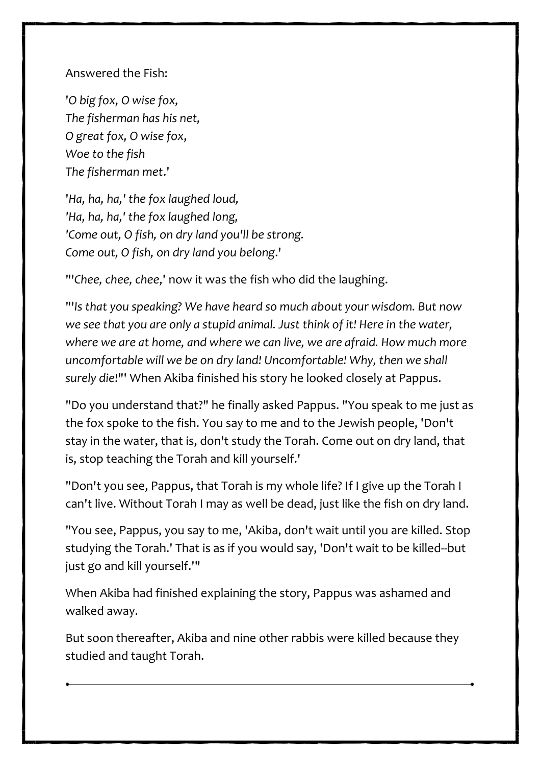Answered the Fish:

'*O big fox, O wise fox,*
*The fisherman has his net,*
*O great fox, O wise fox,*
*Woe to the fish*
*The fisherman met*.'

'*Ha, ha, ha,' the fox laughed loud,*
*'Ha, ha, ha,' the fox laughed long,*
*'Come out, O fish, on dry land you'll be strong.*
*Come out, O fish, on dry land you belong*.'

"'*Chee, chee, chee*,' now it was the fish who did the laughing.

"'*Is that you speaking? We have heard so much about your wisdom. But now we see that you are only a stupid animal. Just think of it! Here in the water, where we are at home, and where we can live, we are afraid. How much more uncomfortable will we be on dry land! Uncomfortable! Why, then we shall surely die*!'" When Akiba finished his story he looked closely at Pappus.

"Do you understand that?" he finally asked Pappus. "You speak to me just as the fox spoke to the fish. You say to me and to the Jewish people, 'Don't stay in the water, that is, don't study the Torah. Come out on dry land, that is, stop teaching the Torah and kill yourself.'

"Don't you see, Pappus, that Torah is my whole life? If I give up the Torah I can't live. Without Torah I may as well be dead, just like the fish on dry land.

"You see, Pappus, you say to me, 'Akiba, don't wait until you are killed. Stop studying the Torah.' That is as if you would say, 'Don't wait to be killed--but just go and kill yourself.'"

When Akiba had finished explaining the story, Pappus was ashamed and walked away.

But soon thereafter, Akiba and nine other rabbis were killed because they studied and taught Torah.

---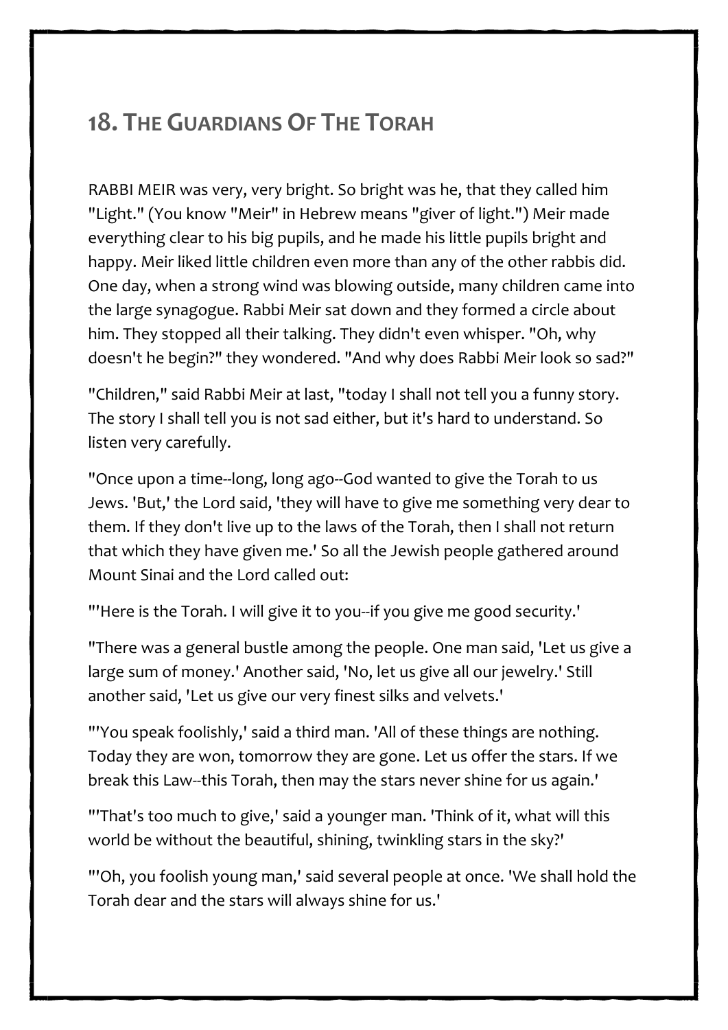## 18. THE GUARDIANS OF THE TORAH

RABBI MEIR was very, very bright. So bright was he, that they called him "Light." (You know "Meir" in Hebrew means "giver of light.") Meir made everything clear to his big pupils, and he made his little pupils bright and happy. Meir liked little children even more than any of the other rabbis did. One day, when a strong wind was blowing outside, many children came into the large synagogue. Rabbi Meir sat down and they formed a circle about him. They stopped all their talking. They didn't even whisper. "Oh, why doesn't he begin?" they wondered. "And why does Rabbi Meir look so sad?"

"Children," said Rabbi Meir at last, "today I shall not tell you a funny story. The story I shall tell you is not sad either, but it's hard to understand. So listen very carefully.

"Once upon a time--long, long ago--God wanted to give the Torah to us Jews. 'But,' the Lord said, 'they will have to give me something very dear to them. If they don't live up to the laws of the Torah, then I shall not return that which they have given me.' So all the Jewish people gathered around Mount Sinai and the Lord called out:

"'Here is the Torah. I will give it to you--if you give me good security.'

"There was a general bustle among the people. One man said, 'Let us give a large sum of money.' Another said, 'No, let us give all our jewelry.' Still another said, 'Let us give our very finest silks and velvets.'

"'You speak foolishly,' said a third man. 'All of these things are nothing. Today they are won, tomorrow they are gone. Let us offer the stars. If we break this Law--this Torah, then may the stars never shine for us again.'

"'That's too much to give,' said a younger man. 'Think of it, what will this world be without the beautiful, shining, twinkling stars in the sky?'

"'Oh, you foolish young man,' said several people at once. 'We shall hold the Torah dear and the stars will always shine for us.'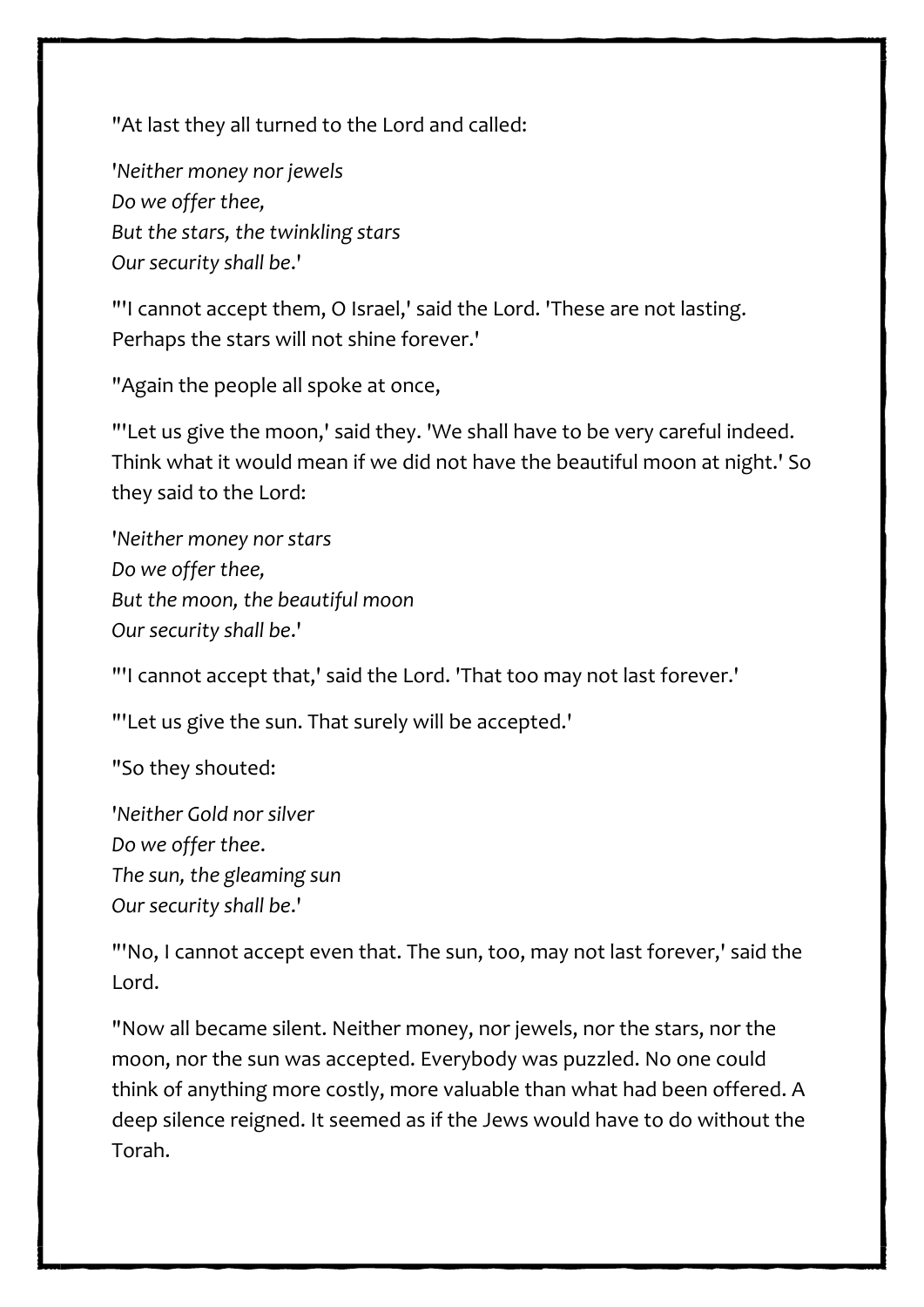"At last they all turned to the Lord and called:

*'Neither money nor jewels*  
*Do we offer thee,*  
*But the stars, the twinkling stars*  
*Our security shall be.'*

"'I cannot accept them, O Israel,' said the Lord. 'These are not lasting. Perhaps the stars will not shine forever.'

"Again the people all spoke at once,

"'Let us give the moon,' said they. 'We shall have to be very careful indeed. Think what it would mean if we did not have the beautiful moon at night.' So they said to the Lord:

*'Neither money nor stars*  
*Do we offer thee,*  
*But the moon, the beautiful moon*  
*Our security shall be.'*

"'I cannot accept that,' said the Lord. 'That too may not last forever.'

"'Let us give the sun. That surely will be accepted.'

"So they shouted:

*'Neither Gold nor silver*  
*Do we offer thee.*  
*The sun, the gleaming sun*  
*Our security shall be.'*

"'No, I cannot accept even that. The sun, too, may not last forever,' said the Lord.

"Now all became silent. Neither money, nor jewels, nor the stars, nor the moon, nor the sun was accepted. Everybody was puzzled. No one could think of anything more costly, more valuable than what had been offered. A deep silence reigned. It seemed as if the Jews would have to do without the Torah.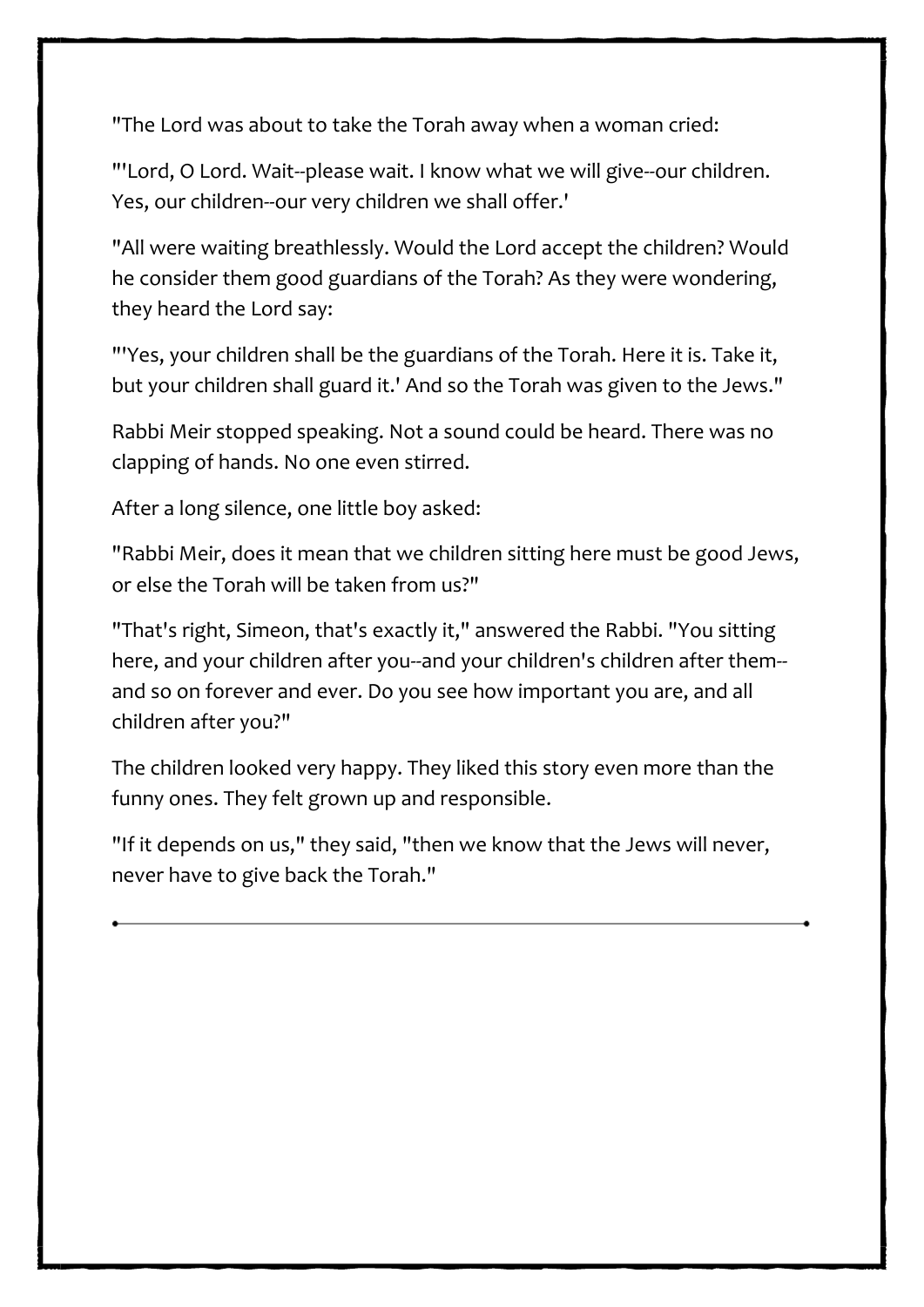"The Lord was about to take the Torah away when a woman cried:

"'Lord, O Lord. Wait--please wait. I know what we will give--our children. Yes, our children--our very children we shall offer.'

"All were waiting breathlessly. Would the Lord accept the children? Would he consider them good guardians of the Torah? As they were wondering, they heard the Lord say:

"'Yes, your children shall be the guardians of the Torah. Here it is. Take it, but your children shall guard it.' And so the Torah was given to the Jews."

Rabbi Meir stopped speaking. Not a sound could be heard. There was no clapping of hands. No one even stirred.

After a long silence, one little boy asked:

"Rabbi Meir, does it mean that we children sitting here must be good Jews, or else the Torah will be taken from us?"

"That's right, Simeon, that's exactly it," answered the Rabbi. "You sitting here, and your children after you--and your children's children after them--and so on forever and ever. Do you see how important you are, and all children after you?"

The children looked very happy. They liked this story even more than the funny ones. They felt grown up and responsible.

"If it depends on us," they said, "then we know that the Jews will never, never have to give back the Torah."

---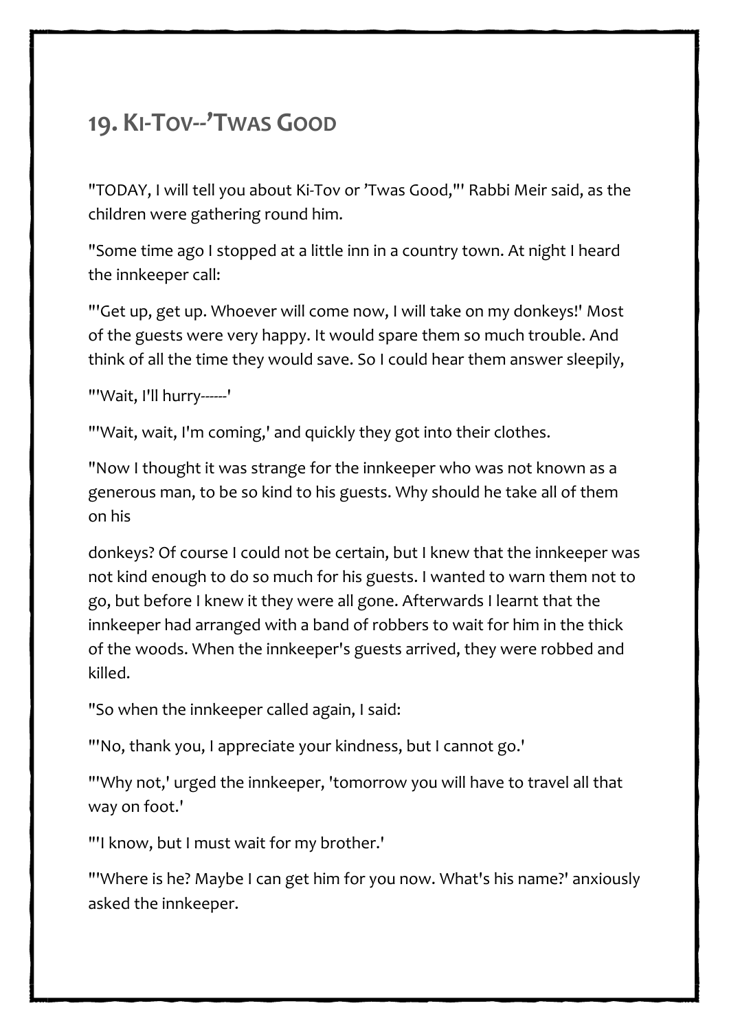## 19. Ki-Tov--'Twas Good

"TODAY, I will tell you about Ki-Tov or 'Twas Good,"' Rabbi Meir said, as the children were gathering round him.

"Some time ago I stopped at a little inn in a country town. At night I heard the innkeeper call:

"'Get up, get up. Whoever will come now, I will take on my donkeys!' Most of the guests were very happy. It would spare them so much trouble. And think of all the time they would save. So I could hear them answer sleepily,

"'Wait, I'll hurry------'

"'Wait, wait, I'm coming,' and quickly they got into their clothes.

"Now I thought it was strange for the innkeeper who was not known as a generous man, to be so kind to his guests. Why should he take all of them on his donkeys? Of course I could not be certain, but I knew that the innkeeper was not kind enough to do so much for his guests. I wanted to warn them not to go, but before I knew it they were all gone. Afterwards I learnt that the innkeeper had arranged with a band of robbers to wait for him in the thick of the woods. When the innkeeper's guests arrived, they were robbed and killed.

"So when the innkeeper called again, I said:

"'No, thank you, I appreciate your kindness, but I cannot go.'

"'Why not,' urged the innkeeper, 'tomorrow you will have to travel all that way on foot.'

"'I know, but I must wait for my brother.'

"'Where is he? Maybe I can get him for you now. What's his name?' anxiously asked the innkeeper.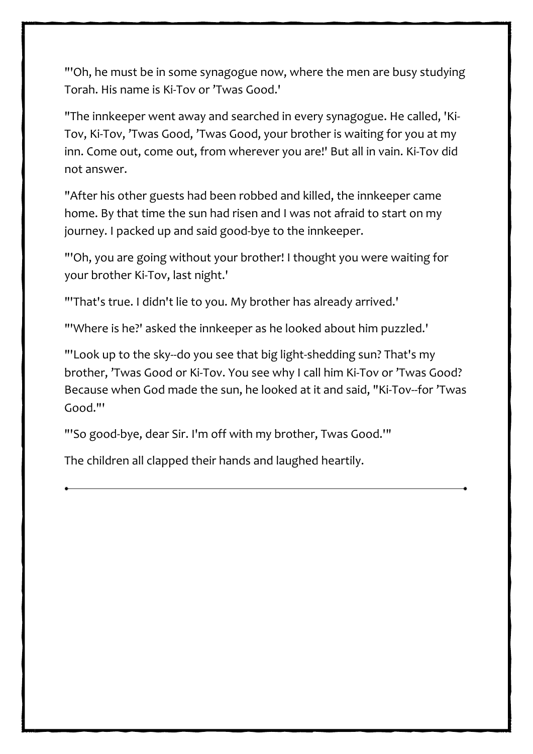"'Oh, he must be in some synagogue now, where the men are busy studying Torah. His name is Ki-Tov or ’Twas Good.'

"The innkeeper went away and searched in every synagogue. He called, 'Ki-Tov, Ki-Tov, ’Twas Good, ’Twas Good, your brother is waiting for you at my inn. Come out, come out, from wherever you are!' But all in vain. Ki-Tov did not answer.

"After his other guests had been robbed and killed, the innkeeper came home. By that time the sun had risen and I was not afraid to start on my journey. I packed up and said good-bye to the innkeeper.

"'Oh, you are going without your brother! I thought you were waiting for your brother Ki-Tov, last night.'

"'That's true. I didn't lie to you. My brother has already arrived.'

"'Where is he?' asked the innkeeper as he looked about him puzzled.'

"'Look up to the sky--do you see that big light-shedding sun? That's my brother, ’Twas Good or Ki-Tov. You see why I call him Ki-Tov or ’Twas Good? Because when God made the sun, he looked at it and said, "Ki-Tov--for ’Twas Good."'

"'So good-bye, dear Sir. I'm off with my brother, Twas Good.'"

The children all clapped their hands and laughed heartily.

---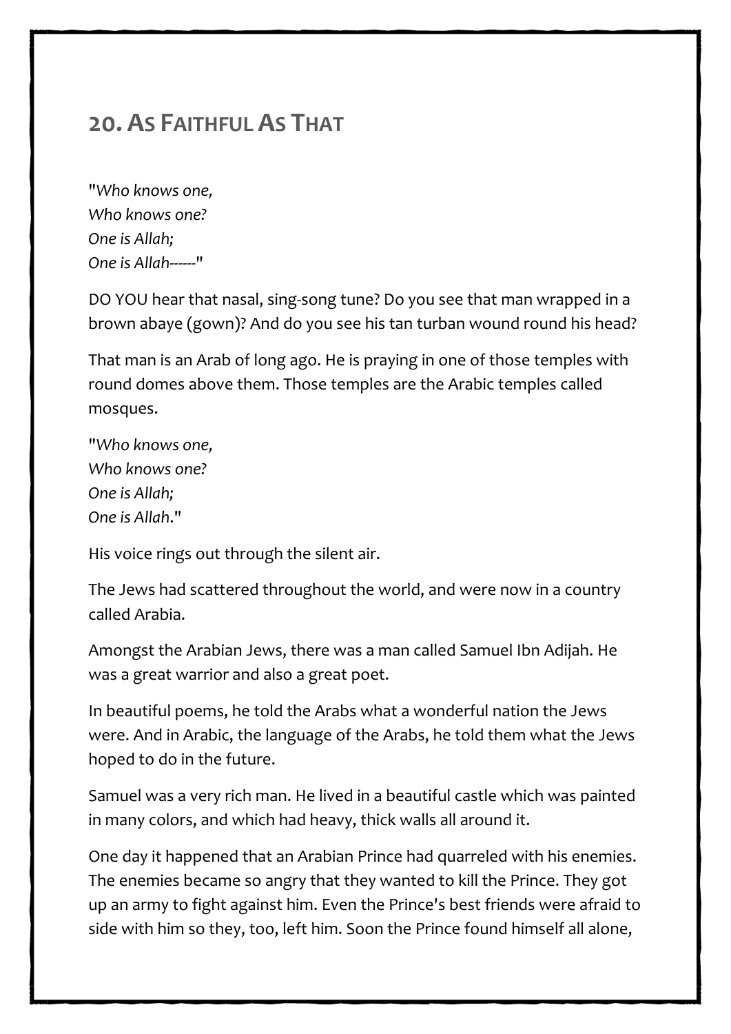## 20. As Faithful As That

"*Who knows one,*
*Who knows one?*
*One is Allah;*
*One is Allah*------"

DO YOU hear that nasal, sing-song tune? Do you see that man wrapped in a brown abaye (gown)? And do you see his tan turban wound round his head?

That man is an Arab of long ago. He is praying in one of those temples with round domes above them. Those temples are the Arabic temples called mosques.

"*Who knows one,*
*Who knows one?*
*One is Allah;*
*One is Allah*."

His voice rings out through the silent air.

The Jews had scattered throughout the world, and were now in a country called Arabia.

Amongst the Arabian Jews, there was a man called Samuel Ibn Adijah. He was a great warrior and also a great poet.

In beautiful poems, he told the Arabs what a wonderful nation the Jews were. And in Arabic, the language of the Arabs, he told them what the Jews hoped to do in the future.

Samuel was a very rich man. He lived in a beautiful castle which was painted in many colors, and which had heavy, thick walls all around it.

One day it happened that an Arabian Prince had quarreled with his enemies. The enemies became so angry that they wanted to kill the Prince. They got up an army to fight against him. Even the Prince's best friends were afraid to side with him so they, too, left him. Soon the Prince found himself all alone,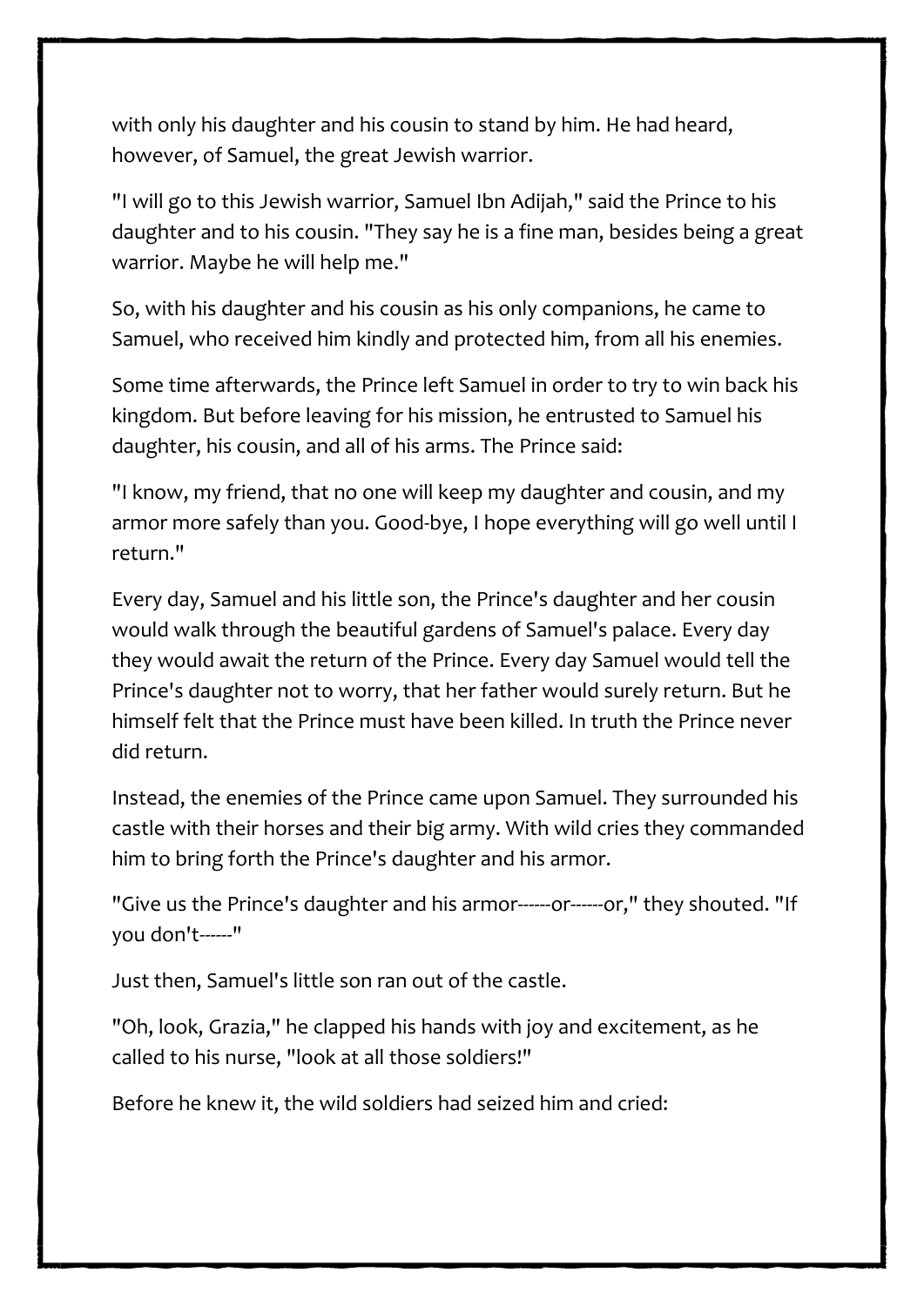with only his daughter and his cousin to stand by him. He had heard, however, of Samuel, the great Jewish warrior.

"I will go to this Jewish warrior, Samuel Ibn Adijah," said the Prince to his daughter and to his cousin. "They say he is a fine man, besides being a great warrior. Maybe he will help me."

So, with his daughter and his cousin as his only companions, he came to Samuel, who received him kindly and protected him, from all his enemies.

Some time afterwards, the Prince left Samuel in order to try to win back his kingdom. But before leaving for his mission, he entrusted to Samuel his daughter, his cousin, and all of his arms. The Prince said:

"I know, my friend, that no one will keep my daughter and cousin, and my armor more safely than you. Good-bye, I hope everything will go well until I return."

Every day, Samuel and his little son, the Prince's daughter and her cousin would walk through the beautiful gardens of Samuel's palace. Every day they would await the return of the Prince. Every day Samuel would tell the Prince's daughter not to worry, that her father would surely return. But he himself felt that the Prince must have been killed. In truth the Prince never did return.

Instead, the enemies of the Prince came upon Samuel. They surrounded his castle with their horses and their big army. With wild cries they commanded him to bring forth the Prince's daughter and his armor.

"Give us the Prince's daughter and his armor------or------or," they shouted. "If you don't------"

Just then, Samuel's little son ran out of the castle.

"Oh, look, Grazia," he clapped his hands with joy and excitement, as he called to his nurse, "look at all those soldiers!"

Before he knew it, the wild soldiers had seized him and cried: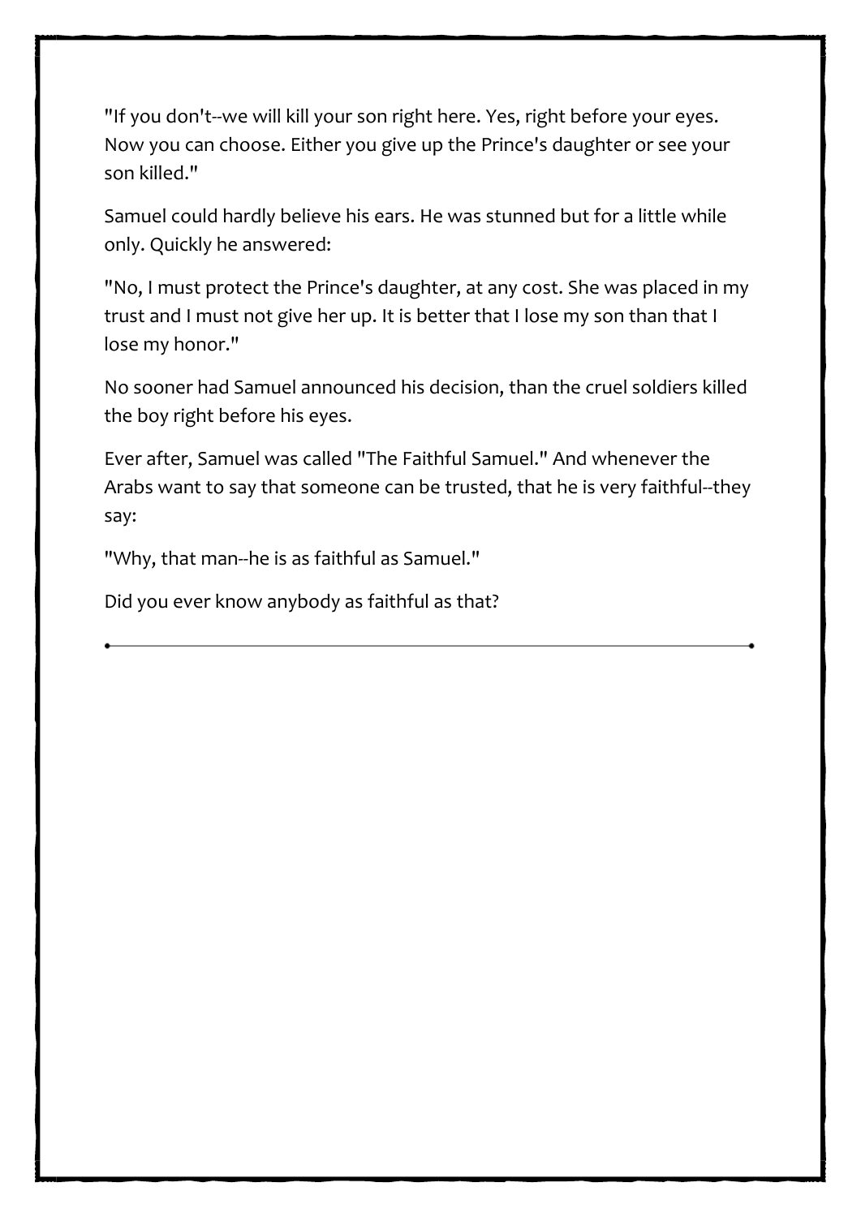"If you don't--we will kill your son right here. Yes, right before your eyes. Now you can choose. Either you give up the Prince's daughter or see your son killed."

Samuel could hardly believe his ears. He was stunned but for a little while only. Quickly he answered:

"No, I must protect the Prince's daughter, at any cost. She was placed in my trust and I must not give her up. It is better that I lose my son than that I lose my honor."

No sooner had Samuel announced his decision, than the cruel soldiers killed the boy right before his eyes.

Ever after, Samuel was called "The Faithful Samuel." And whenever the Arabs want to say that someone can be trusted, that he is very faithful--they say:

"Why, that man--he is as faithful as Samuel."

Did you ever know anybody as faithful as that?

---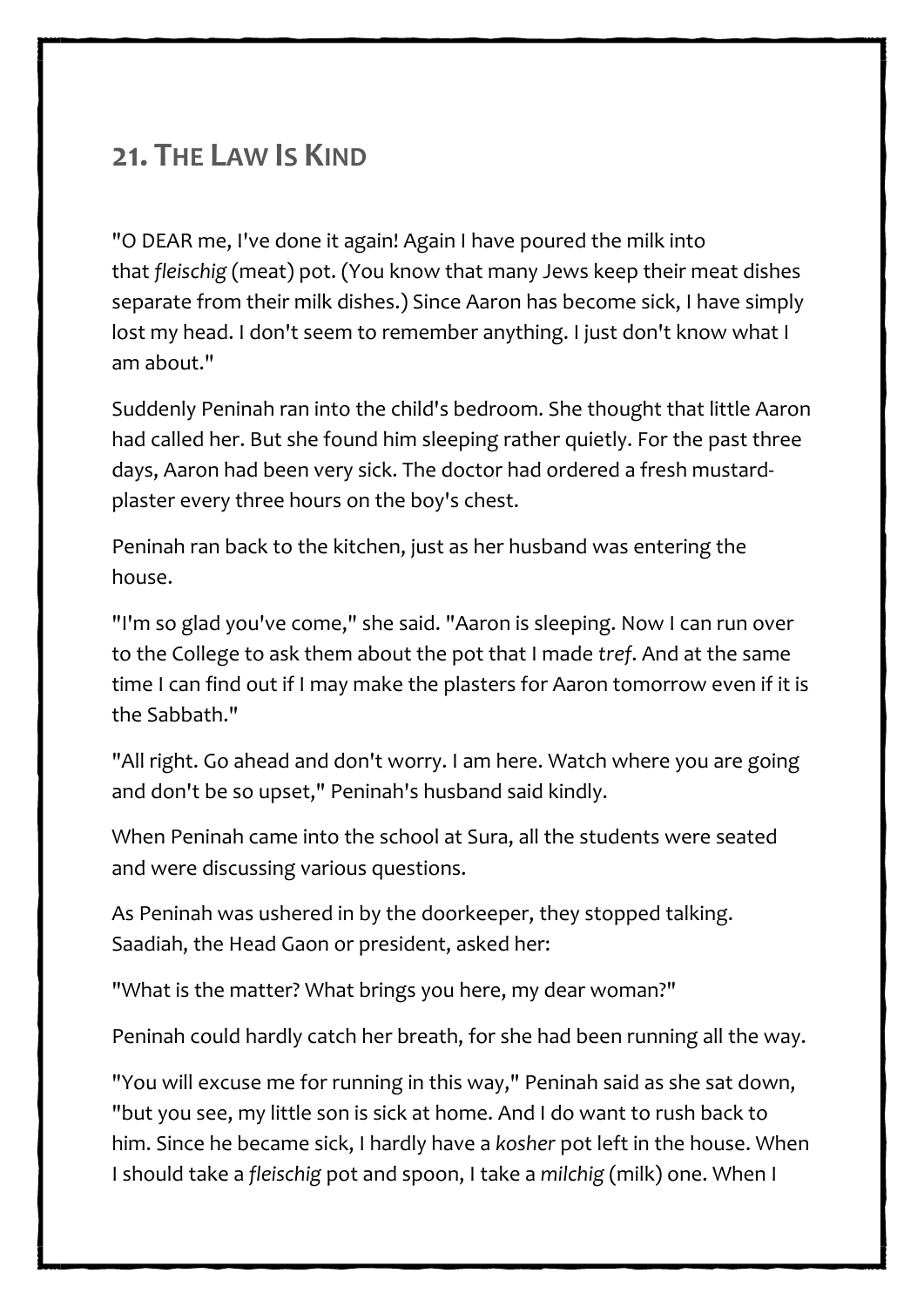## 21. The Law Is Kind

"O DEAR me, I've done it again! Again I have poured the milk into that *fleischig* (meat) pot. (You know that many Jews keep their meat dishes separate from their milk dishes.) Since Aaron has become sick, I have simply lost my head. I don't seem to remember anything. I just don't know what I am about."

Suddenly Peninah ran into the child's bedroom. She thought that little Aaron had called her. But she found him sleeping rather quietly. For the past three days, Aaron had been very sick. The doctor had ordered a fresh mustard-plaster every three hours on the boy's chest.

Peninah ran back to the kitchen, just as her husband was entering the house.

"I'm so glad you've come," she said. "Aaron is sleeping. Now I can run over to the College to ask them about the pot that I made *tref*. And at the same time I can find out if I may make the plasters for Aaron tomorrow even if it is the Sabbath."

"All right. Go ahead and don't worry. I am here. Watch where you are going and don't be so upset," Peninah's husband said kindly.

When Peninah came into the school at Sura, all the students were seated and were discussing various questions.

As Peninah was ushered in by the doorkeeper, they stopped talking. Saadiah, the Head Gaon or president, asked her:

"What is the matter? What brings you here, my dear woman?"

Peninah could hardly catch her breath, for she had been running all the way.

"You will excuse me for running in this way," Peninah said as she sat down, "but you see, my little son is sick at home. And I do want to rush back to him. Since he became sick, I hardly have a *kosher* pot left in the house. When I should take a *fleischig* pot and spoon, I take a *milchig* (milk) one. When I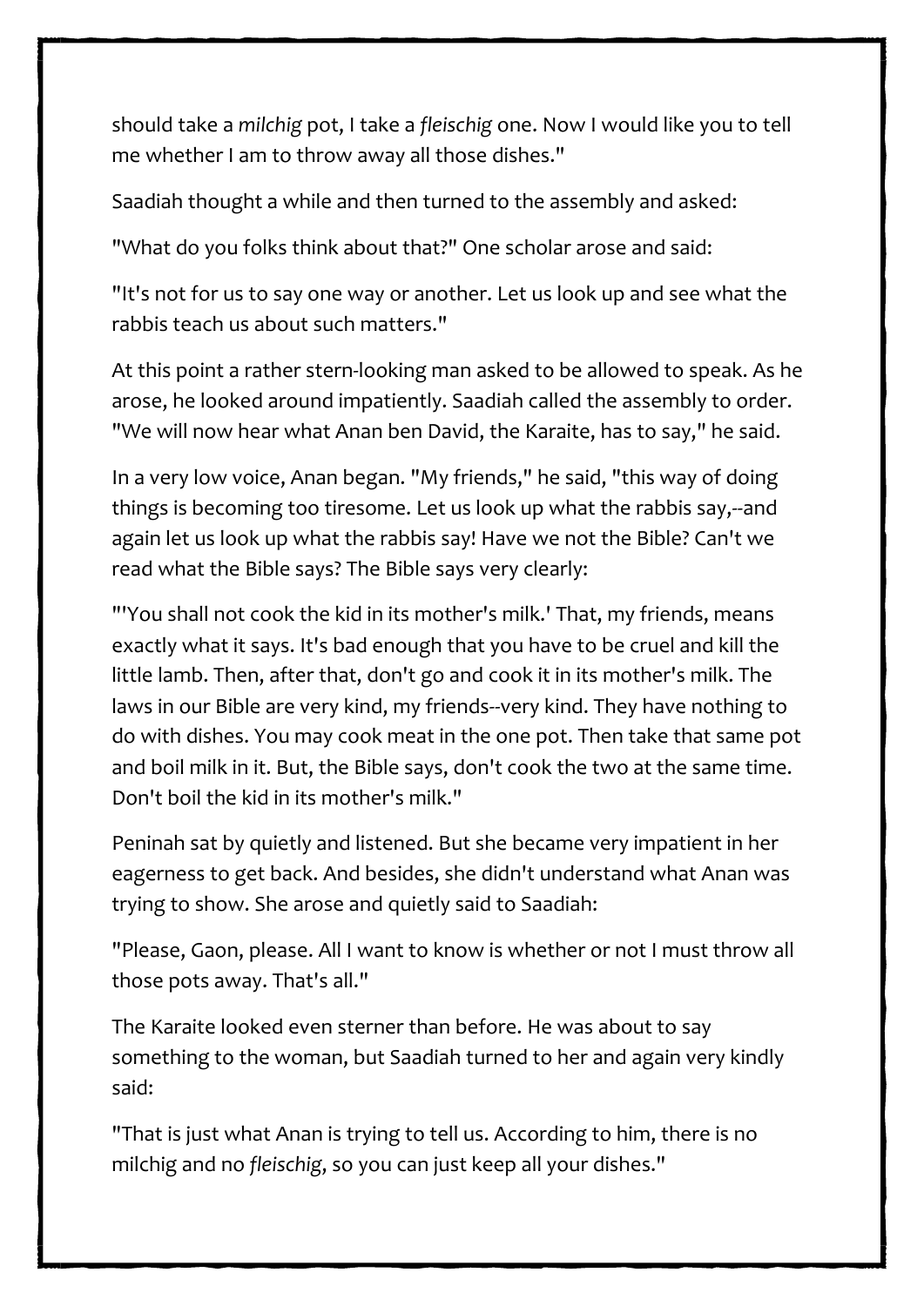should take a *milchig* pot, I take a *fleischig* one. Now I would like you to tell me whether I am to throw away all those dishes."

Saadiah thought a while and then turned to the assembly and asked:

"What do you folks think about that?" One scholar arose and said:

"It's not for us to say one way or another. Let us look up and see what the rabbis teach us about such matters."

At this point a rather stern-looking man asked to be allowed to speak. As he arose, he looked around impatiently. Saadiah called the assembly to order. "We will now hear what Anan ben David, the Karaite, has to say," he said.

In a very low voice, Anan began. "My friends," he said, "this way of doing things is becoming too tiresome. Let us look up what the rabbis say,--and again let us look up what the rabbis say! Have we not the Bible? Can't we read what the Bible says? The Bible says very clearly:

"'You shall not cook the kid in its mother's milk.' That, my friends, means exactly what it says. It's bad enough that you have to be cruel and kill the little lamb. Then, after that, don't go and cook it in its mother's milk. The laws in our Bible are very kind, my friends--very kind. They have nothing to do with dishes. You may cook meat in the one pot. Then take that same pot and boil milk in it. But, the Bible says, don't cook the two at the same time. Don't boil the kid in its mother's milk."

Peninah sat by quietly and listened. But she became very impatient in her eagerness to get back. And besides, she didn't understand what Anan was trying to show. She arose and quietly said to Saadiah:

"Please, Gaon, please. All I want to know is whether or not I must throw all those pots away. That's all."

The Karaite looked even sterner than before. He was about to say something to the woman, but Saadiah turned to her and again very kindly said:

"That is just what Anan is trying to tell us. According to him, there is no milchig and no *fleischig*, so you can just keep all your dishes."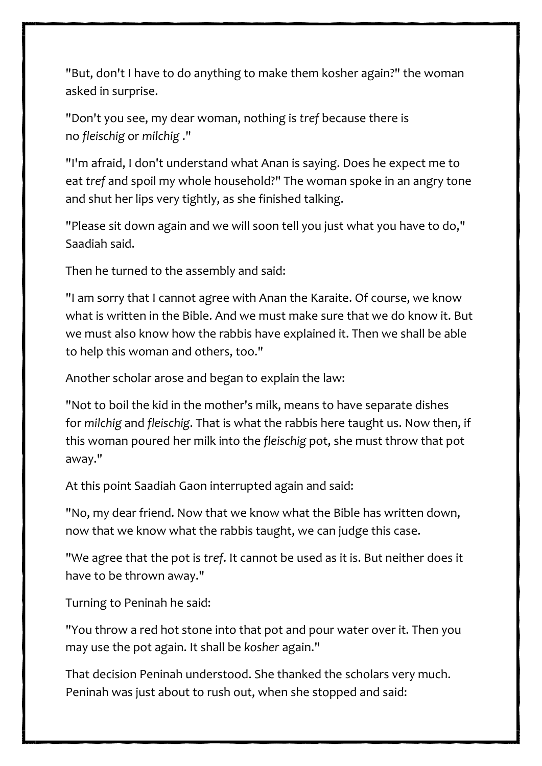"But, don't I have to do anything to make them kosher again?" the woman asked in surprise.

"Don't you see, my dear woman, nothing is *tref* because there is no *fleischig* or *milchig* ."

"I'm afraid, I don't understand what Anan is saying. Does he expect me to eat *tref* and spoil my whole household?" The woman spoke in an angry tone and shut her lips very tightly, as she finished talking.

"Please sit down again and we will soon tell you just what you have to do," Saadiah said.

Then he turned to the assembly and said:

"I am sorry that I cannot agree with Anan the Karaite. Of course, we know what is written in the Bible. And we must make sure that we do know it. But we must also know how the rabbis have explained it. Then we shall be able to help this woman and others, too."

Another scholar arose and began to explain the law:

"Not to boil the kid in the mother's milk, means to have separate dishes for *milchig* and *fleischig*. That is what the rabbis here taught us. Now then, if this woman poured her milk into the *fleischig* pot, she must throw that pot away."

At this point Saadiah Gaon interrupted again and said:

"No, my dear friend. Now that we know what the Bible has written down, now that we know what the rabbis taught, we can judge this case.

"We agree that the pot is *tref*. It cannot be used as it is. But neither does it have to be thrown away."

Turning to Peninah he said:

"You throw a red hot stone into that pot and pour water over it. Then you may use the pot again. It shall be *kosher* again."

That decision Peninah understood. She thanked the scholars very much. Peninah was just about to rush out, when she stopped and said: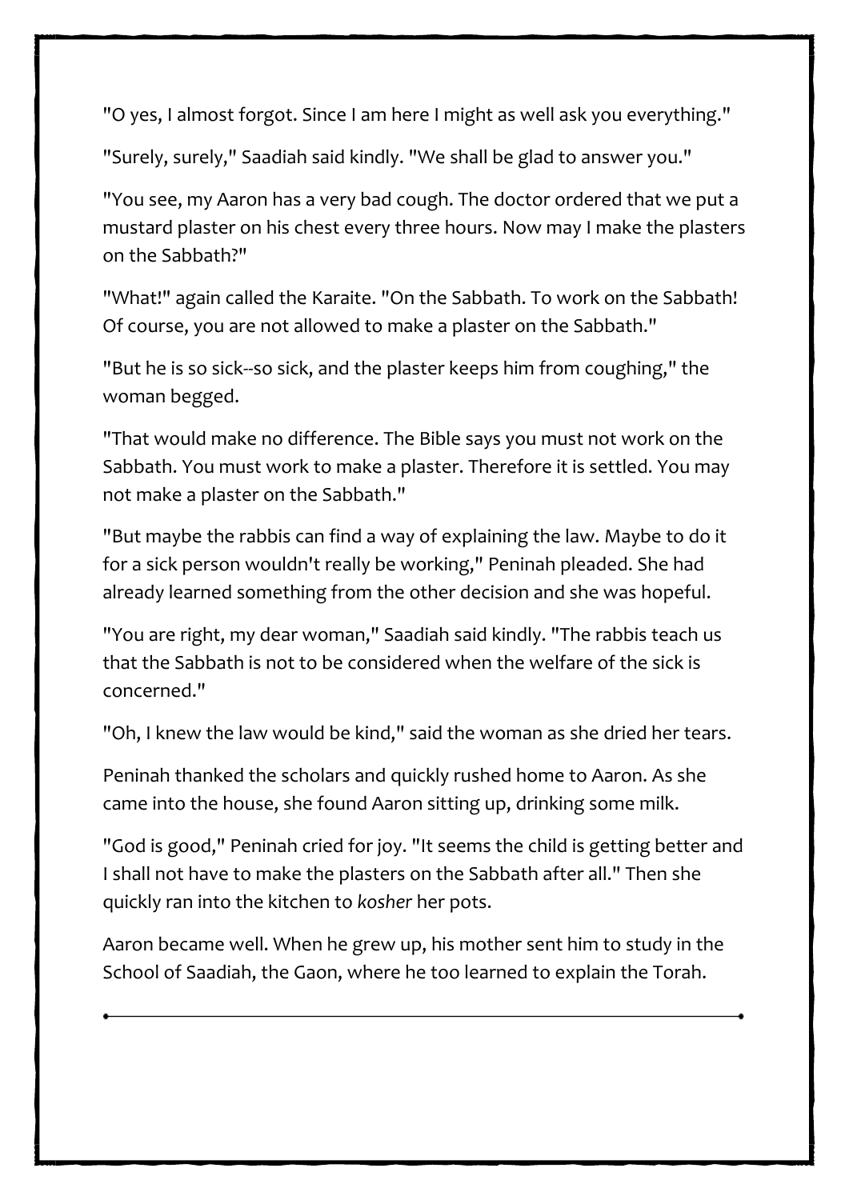"O yes, I almost forgot. Since I am here I might as well ask you everything."

"Surely, surely," Saadiah said kindly. "We shall be glad to answer you."

"You see, my Aaron has a very bad cough. The doctor ordered that we put a mustard plaster on his chest every three hours. Now may I make the plasters on the Sabbath?"

"What!" again called the Karaite. "On the Sabbath. To work on the Sabbath! Of course, you are not allowed to make a plaster on the Sabbath."

"But he is so sick--so sick, and the plaster keeps him from coughing," the woman begged.

"That would make no difference. The Bible says you must not work on the Sabbath. You must work to make a plaster. Therefore it is settled. You may not make a plaster on the Sabbath."

"But maybe the rabbis can find a way of explaining the law. Maybe to do it for a sick person wouldn't really be working," Peninah pleaded. She had already learned something from the other decision and she was hopeful.

"You are right, my dear woman," Saadiah said kindly. "The rabbis teach us that the Sabbath is not to be considered when the welfare of the sick is concerned."

"Oh, I knew the law would be kind," said the woman as she dried her tears.

Peninah thanked the scholars and quickly rushed home to Aaron. As she came into the house, she found Aaron sitting up, drinking some milk.

"God is good," Peninah cried for joy. "It seems the child is getting better and I shall not have to make the plasters on the Sabbath after all." Then she quickly ran into the kitchen to *kosher* her pots.

Aaron became well. When he grew up, his mother sent him to study in the School of Saadiah, the Gaon, where he too learned to explain the Torah.

---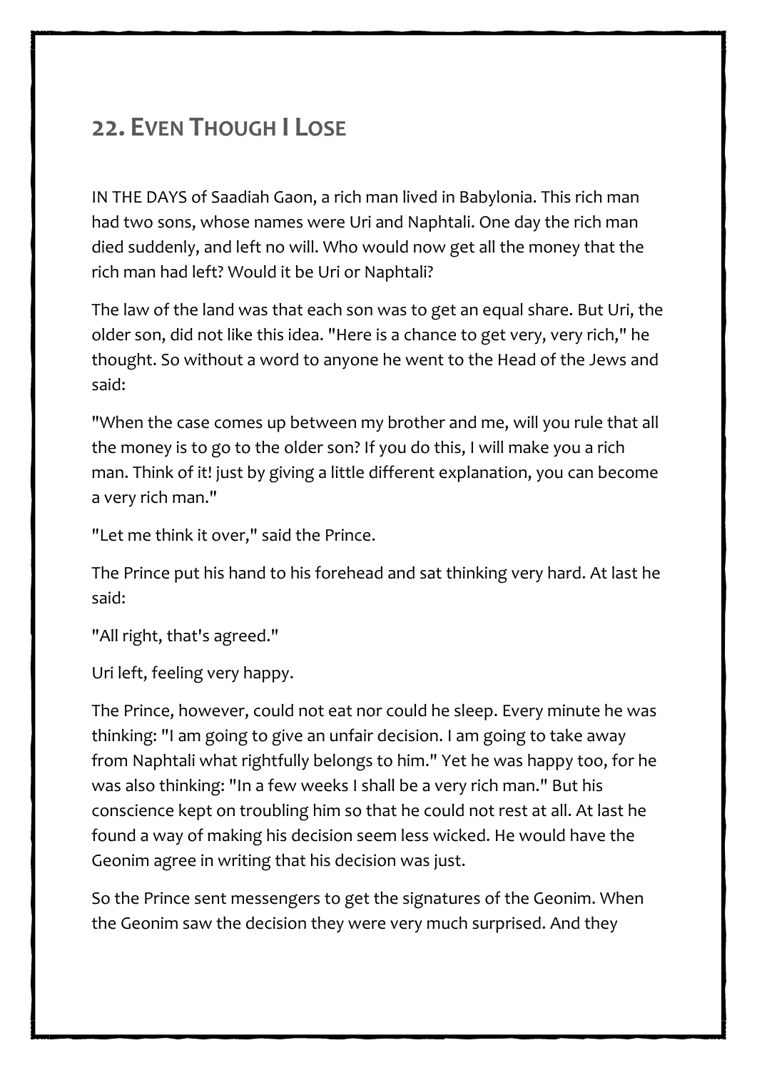## 22. Even Though I Lose

IN THE DAYS of Saadiah Gaon, a rich man lived in Babylonia. This rich man had two sons, whose names were Uri and Naphtali. One day the rich man died suddenly, and left no will. Who would now get all the money that the rich man had left? Would it be Uri or Naphtali?

The law of the land was that each son was to get an equal share. But Uri, the older son, did not like this idea. "Here is a chance to get very, very rich," he thought. So without a word to anyone he went to the Head of the Jews and said:

"When the case comes up between my brother and me, will you rule that all the money is to go to the older son? If you do this, I will make you a rich man. Think of it! just by giving a little different explanation, you can become a very rich man."

"Let me think it over," said the Prince.

The Prince put his hand to his forehead and sat thinking very hard. At last he said:

"All right, that's agreed."

Uri left, feeling very happy.

The Prince, however, could not eat nor could he sleep. Every minute he was thinking: "I am going to give an unfair decision. I am going to take away from Naphtali what rightfully belongs to him." Yet he was happy too, for he was also thinking: "In a few weeks I shall be a very rich man." But his conscience kept on troubling him so that he could not rest at all. At last he found a way of making his decision seem less wicked. He would have the Geonim agree in writing that his decision was just.

So the Prince sent messengers to get the signatures of the Geonim. When the Geonim saw the decision they were very much surprised. And they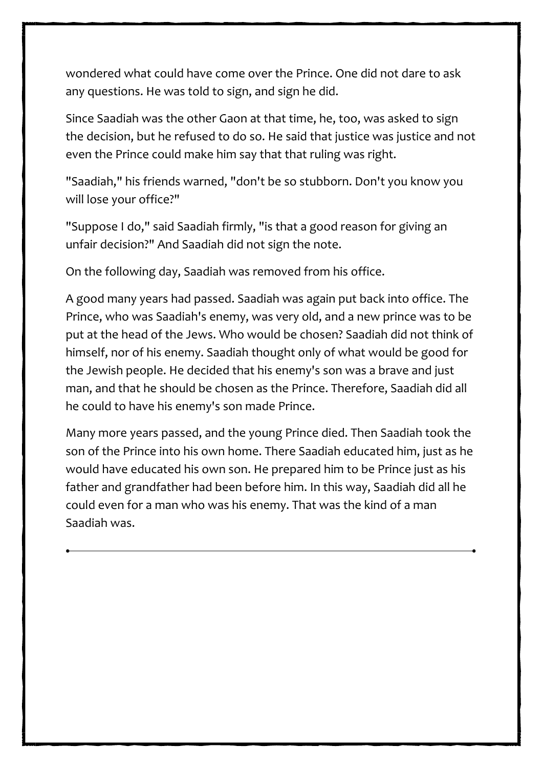wondered what could have come over the Prince. One did not dare to ask any questions. He was told to sign, and sign he did.

Since Saadiah was the other Gaon at that time, he, too, was asked to sign the decision, but he refused to do so. He said that justice was justice and not even the Prince could make him say that that ruling was right.

"Saadiah," his friends warned, "don't be so stubborn. Don't you know you will lose your office?"

"Suppose I do," said Saadiah firmly, "is that a good reason for giving an unfair decision?" And Saadiah did not sign the note.

On the following day, Saadiah was removed from his office.

A good many years had passed. Saadiah was again put back into office. The Prince, who was Saadiah's enemy, was very old, and a new prince was to be put at the head of the Jews. Who would be chosen? Saadiah did not think of himself, nor of his enemy. Saadiah thought only of what would be good for the Jewish people. He decided that his enemy's son was a brave and just man, and that he should be chosen as the Prince. Therefore, Saadiah did all he could to have his enemy's son made Prince.

Many more years passed, and the young Prince died. Then Saadiah took the son of the Prince into his own home. There Saadiah educated him, just as he would have educated his own son. He prepared him to be Prince just as his father and grandfather had been before him. In this way, Saadiah did all he could even for a man who was his enemy. That was the kind of a man Saadiah was.

---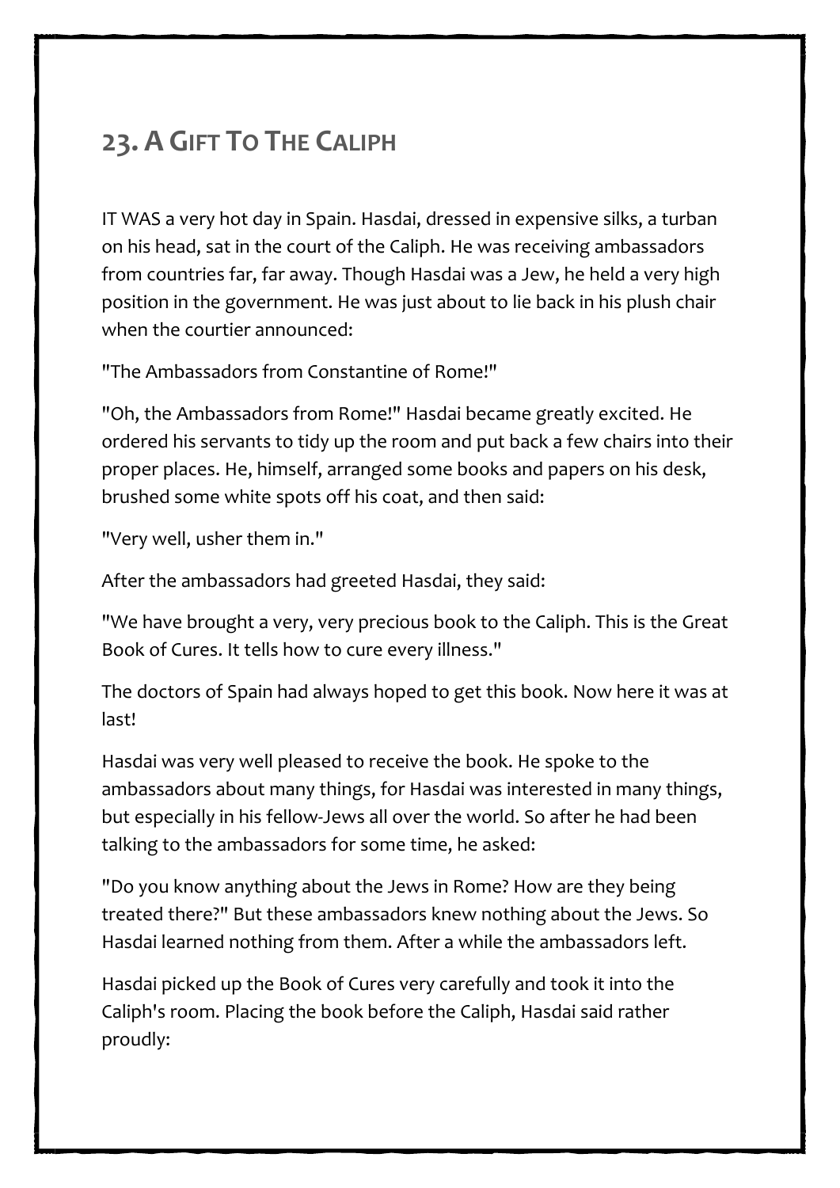## 23. A Gift To The Caliph

IT WAS a very hot day in Spain. Hasdai, dressed in expensive silks, a turban on his head, sat in the court of the Caliph. He was receiving ambassadors from countries far, far away. Though Hasdai was a Jew, he held a very high position in the government. He was just about to lie back in his plush chair when the courtier announced:

"The Ambassadors from Constantine of Rome!"

"Oh, the Ambassadors from Rome!" Hasdai became greatly excited. He ordered his servants to tidy up the room and put back a few chairs into their proper places. He, himself, arranged some books and papers on his desk, brushed some white spots off his coat, and then said:

"Very well, usher them in."

After the ambassadors had greeted Hasdai, they said:

"We have brought a very, very precious book to the Caliph. This is the Great Book of Cures. It tells how to cure every illness."

The doctors of Spain had always hoped to get this book. Now here it was at last!

Hasdai was very well pleased to receive the book. He spoke to the ambassadors about many things, for Hasdai was interested in many things, but especially in his fellow-Jews all over the world. So after he had been talking to the ambassadors for some time, he asked:

"Do you know anything about the Jews in Rome? How are they being treated there?" But these ambassadors knew nothing about the Jews. So Hasdai learned nothing from them. After a while the ambassadors left.

Hasdai picked up the Book of Cures very carefully and took it into the Caliph's room. Placing the book before the Caliph, Hasdai said rather proudly: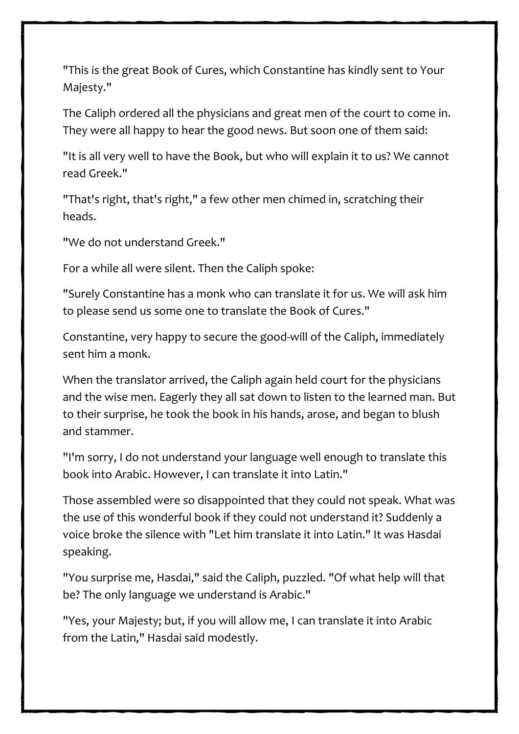"This is the great Book of Cures, which Constantine has kindly sent to Your Majesty."

The Caliph ordered all the physicians and great men of the court to come in. They were all happy to hear the good news. But soon one of them said:

"It is all very well to have the Book, but who will explain it to us? We cannot read Greek."

"That's right, that's right," a few other men chimed in, scratching their heads.

"We do not understand Greek."

For a while all were silent. Then the Caliph spoke:

"Surely Constantine has a monk who can translate it for us. We will ask him to please send us some one to translate the Book of Cures."

Constantine, very happy to secure the good-will of the Caliph, immediately sent him a monk.

When the translator arrived, the Caliph again held court for the physicians and the wise men. Eagerly they all sat down to listen to the learned man. But to their surprise, he took the book in his hands, arose, and began to blush and stammer.

"I'm sorry, I do not understand your language well enough to translate this book into Arabic. However, I can translate it into Latin."

Those assembled were so disappointed that they could not speak. What was the use of this wonderful book if they could not understand it? Suddenly a voice broke the silence with "Let him translate it into Latin." It was Hasdai speaking.

"You surprise me, Hasdai," said the Caliph, puzzled. "Of what help will that be? The only language we understand is Arabic."

"Yes, your Majesty; but, if you will allow me, I can translate it into Arabic from the Latin," Hasdai said modestly.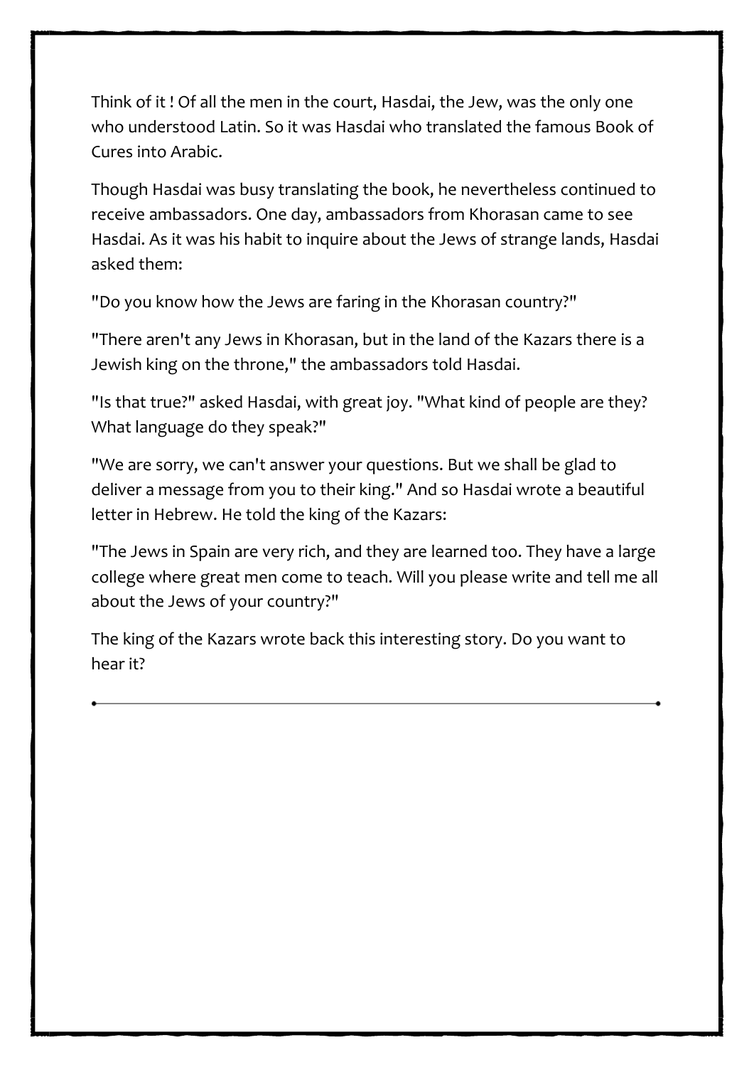Think of it ! Of all the men in the court, Hasdai, the Jew, was the only one who understood Latin. So it was Hasdai who translated the famous Book of Cures into Arabic.

Though Hasdai was busy translating the book, he nevertheless continued to receive ambassadors. One day, ambassadors from Khorasan came to see Hasdai. As it was his habit to inquire about the Jews of strange lands, Hasdai asked them:

"Do you know how the Jews are faring in the Khorasan country?"

"There aren't any Jews in Khorasan, but in the land of the Kazars there is a Jewish king on the throne," the ambassadors told Hasdai.

"Is that true?" asked Hasdai, with great joy. "What kind of people are they? What language do they speak?"

"We are sorry, we can't answer your questions. But we shall be glad to deliver a message from you to their king." And so Hasdai wrote a beautiful letter in Hebrew. He told the king of the Kazars:

"The Jews in Spain are very rich, and they are learned too. They have a large college where great men come to teach. Will you please write and tell me all about the Jews of your country?"

The king of the Kazars wrote back this interesting story. Do you want to hear it?

---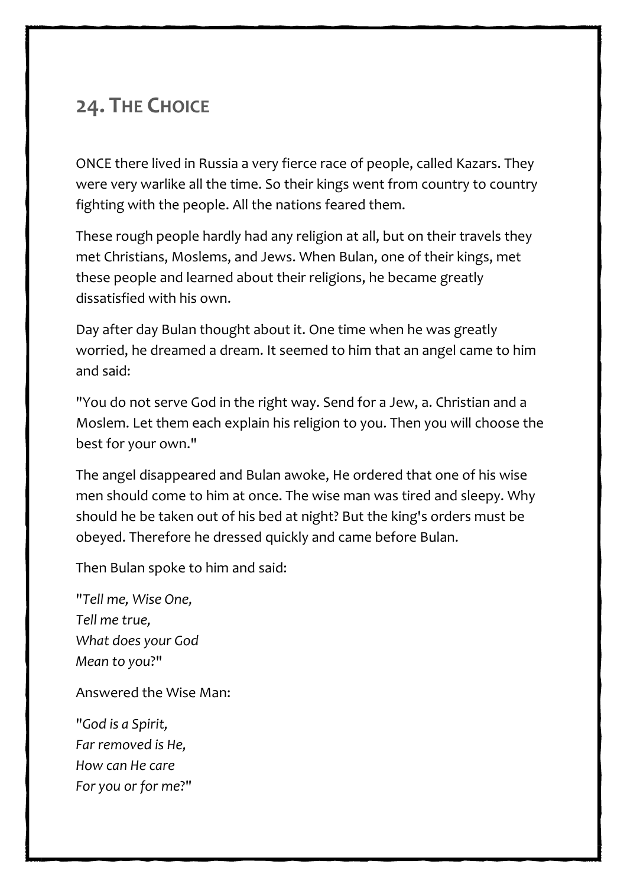## 24. The Choice

ONCE there lived in Russia a very fierce race of people, called Kazars. They were very warlike all the time. So their kings went from country to country fighting with the people. All the nations feared them.

These rough people hardly had any religion at all, but on their travels they met Christians, Moslems, and Jews. When Bulan, one of their kings, met these people and learned about their religions, he became greatly dissatisfied with his own.

Day after day Bulan thought about it. One time when he was greatly worried, he dreamed a dream. It seemed to him that an angel came to him and said:

"You do not serve God in the right way. Send for a Jew, a. Christian and a Moslem. Let them each explain his religion to you. Then you will choose the best for your own."

The angel disappeared and Bulan awoke, He ordered that one of his wise men should come to him at once. The wise man was tired and sleepy. Why should he be taken out of his bed at night? But the king's orders must be obeyed. Therefore he dressed quickly and came before Bulan.

Then Bulan spoke to him and said:

"*Tell me, Wise One,*  
*Tell me true,*  
*What does your God*  
*Mean to you*?"

Answered the Wise Man:

"*God is a Spirit,*  
*Far removed is He,*  
*How can He care*  
*For you or for me*?"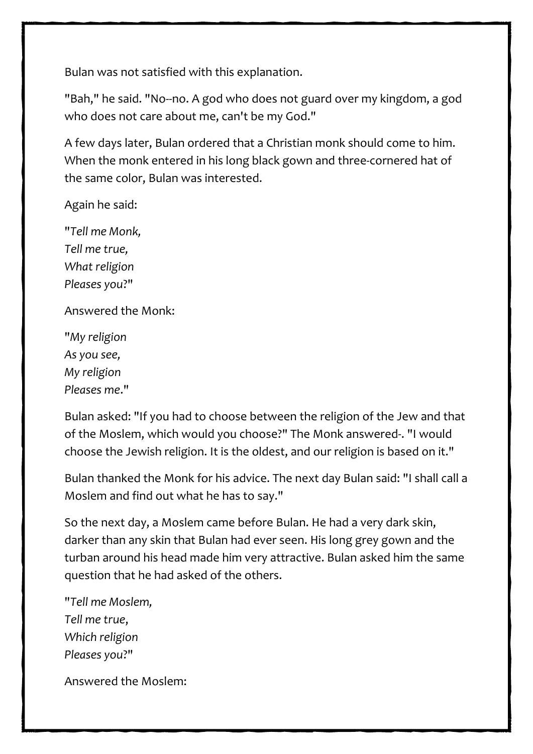Bulan was not satisfied with this explanation.

"Bah," he said. "No--no. A god who does not guard over my kingdom, a god who does not care about me, can't be my God."

A few days later, Bulan ordered that a Christian monk should come to him. When the monk entered in his long black gown and three-cornered hat of the same color, Bulan was interested.

Again he said:

"*Tell me Monk,*  
*Tell me true,*  
*What religion*  
*Pleases you*?"

Answered the Monk:

"*My religion*  
*As you see,*  
*My religion*  
*Pleases me*."

Bulan asked: "If you had to choose between the religion of the Jew and that of the Moslem, which would you choose?" The Monk answered-. "I would choose the Jewish religion. It is the oldest, and our religion is based on it."

Bulan thanked the Monk for his advice. The next day Bulan said: "I shall call a Moslem and find out what he has to say."

So the next day, a Moslem came before Bulan. He had a very dark skin, darker than any skin that Bulan had ever seen. His long grey gown and the turban around his head made him very attractive. Bulan asked him the same question that he had asked of the others.

"*Tell me Moslem,*  
*Tell me true,*  
*Which religion*  
*Pleases you*?"

Answered the Moslem: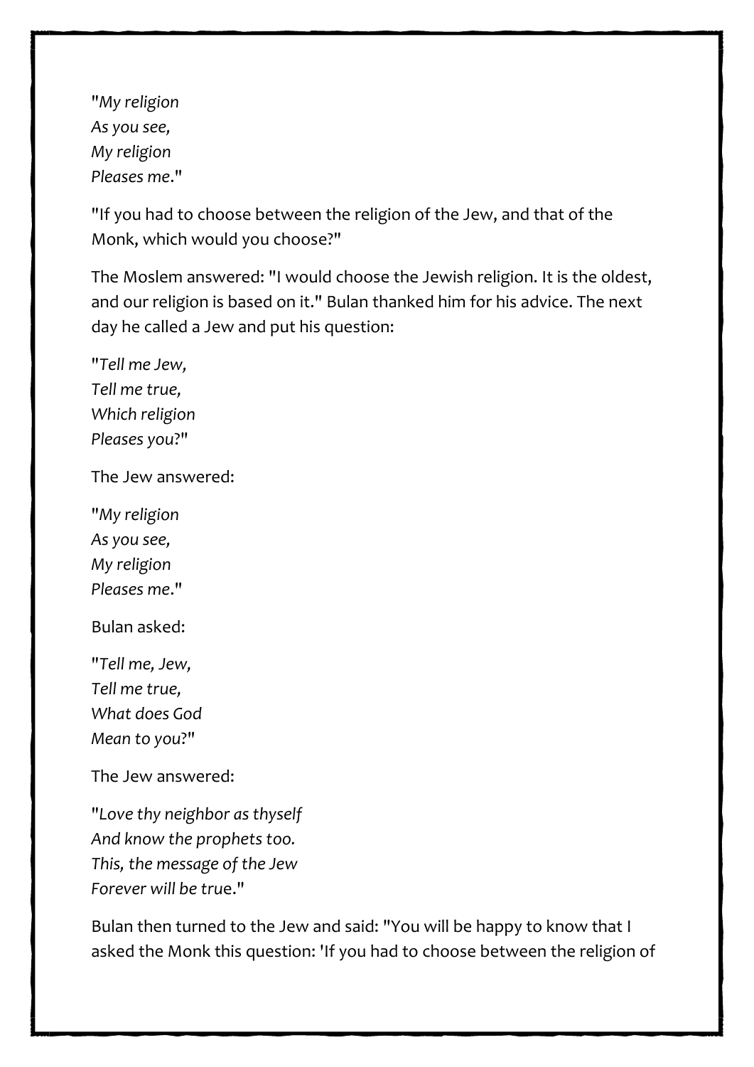"*My religion*  
*As you see,*  
*My religion*  
*Pleases me*."

"If you had to choose between the religion of the Jew, and that of the Monk, which would you choose?"

The Moslem answered: "I would choose the Jewish religion. It is the oldest, and our religion is based on it." Bulan thanked him for his advice. The next day he called a Jew and put his question:

"*Tell me Jew,*  
*Tell me true,*  
*Which religion*  
*Pleases you*?"

The Jew answered:

"*My religion*  
*As you see,*  
*My religion*  
*Pleases me*."

Bulan asked:

"*Tell me, Jew,*  
*Tell me true,*  
*What does God*  
*Mean to you*?"

The Jew answered:

"*Love thy neighbor as thyself*  
*And know the prophets too.*  
*This, the message of the Jew*  
*Forever will be tru*e."

Bulan then turned to the Jew and said: "You will be happy to know that I asked the Monk this question: 'If you had to choose between the religion of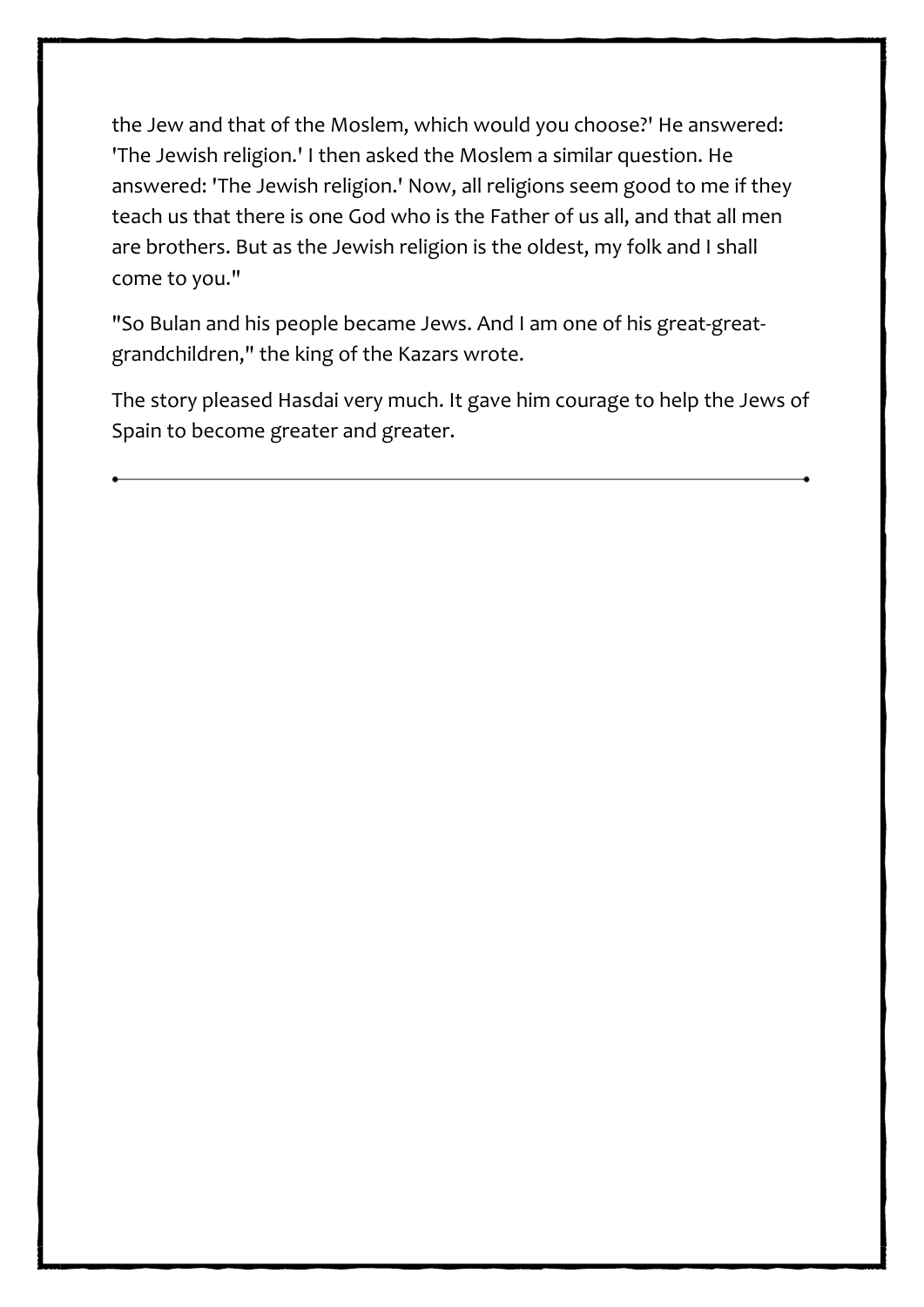the Jew and that of the Moslem, which would you choose?' He answered: 'The Jewish religion.' I then asked the Moslem a similar question. He answered: 'The Jewish religion.' Now, all religions seem good to me if they teach us that there is one God who is the Father of us all, and that all men are brothers. But as the Jewish religion is the oldest, my folk and I shall come to you."

"So Bulan and his people became Jews. And I am one of his great-great-grandchildren," the king of the Kazars wrote.

The story pleased Hasdai very much. It gave him courage to help the Jews of Spain to become greater and greater.

---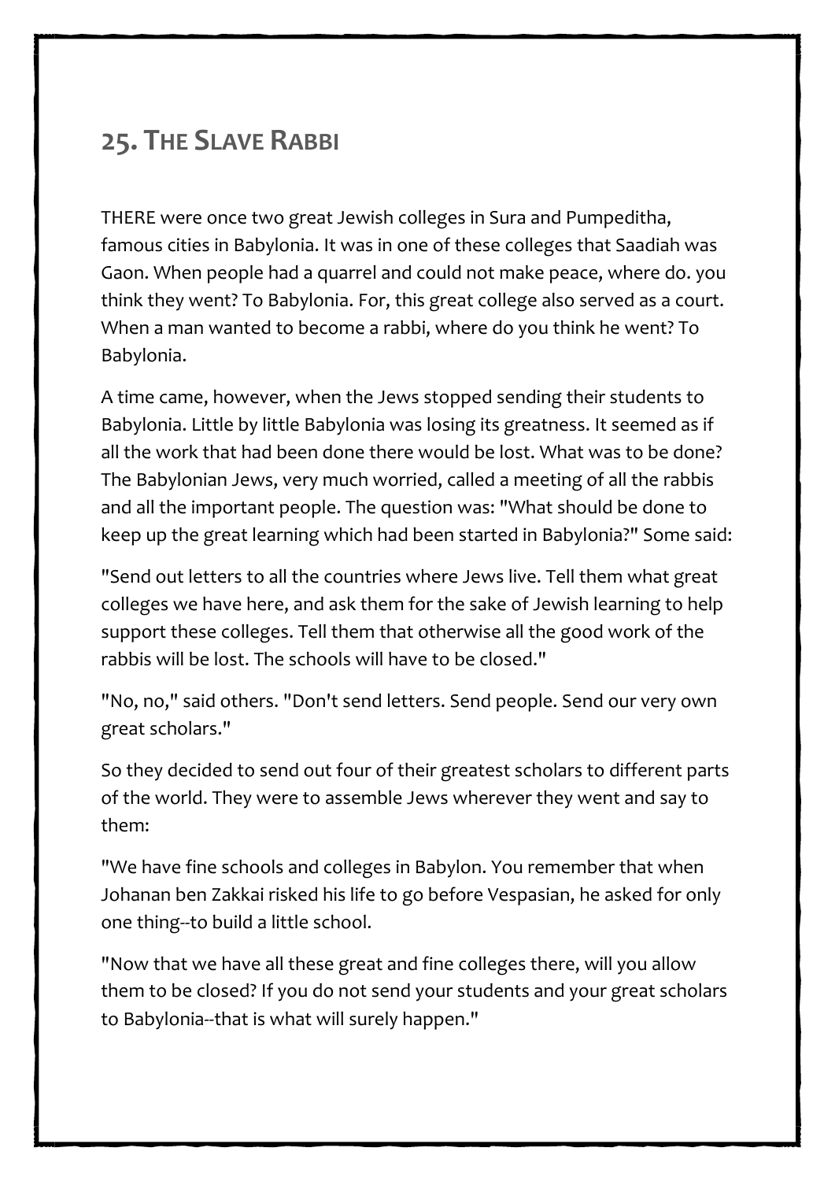## 25. THE SLAVE RABBI

THERE were once two great Jewish colleges in Sura and Pumpeditha, famous cities in Babylonia. It was in one of these colleges that Saadiah was Gaon. When people had a quarrel and could not make peace, where do. you think they went? To Babylonia. For, this great college also served as a court. When a man wanted to become a rabbi, where do you think he went? To Babylonia.

A time came, however, when the Jews stopped sending their students to Babylonia. Little by little Babylonia was losing its greatness. It seemed as if all the work that had been done there would be lost. What was to be done? The Babylonian Jews, very much worried, called a meeting of all the rabbis and all the important people. The question was: "What should be done to keep up the great learning which had been started in Babylonia?" Some said:

"Send out letters to all the countries where Jews live. Tell them what great colleges we have here, and ask them for the sake of Jewish learning to help support these colleges. Tell them that otherwise all the good work of the rabbis will be lost. The schools will have to be closed."

"No, no," said others. "Don't send letters. Send people. Send our very own great scholars."

So they decided to send out four of their greatest scholars to different parts of the world. They were to assemble Jews wherever they went and say to them:

"We have fine schools and colleges in Babylon. You remember that when Johanan ben Zakkai risked his life to go before Vespasian, he asked for only one thing--to build a little school.

"Now that we have all these great and fine colleges there, will you allow them to be closed? If you do not send your students and your great scholars to Babylonia--that is what will surely happen."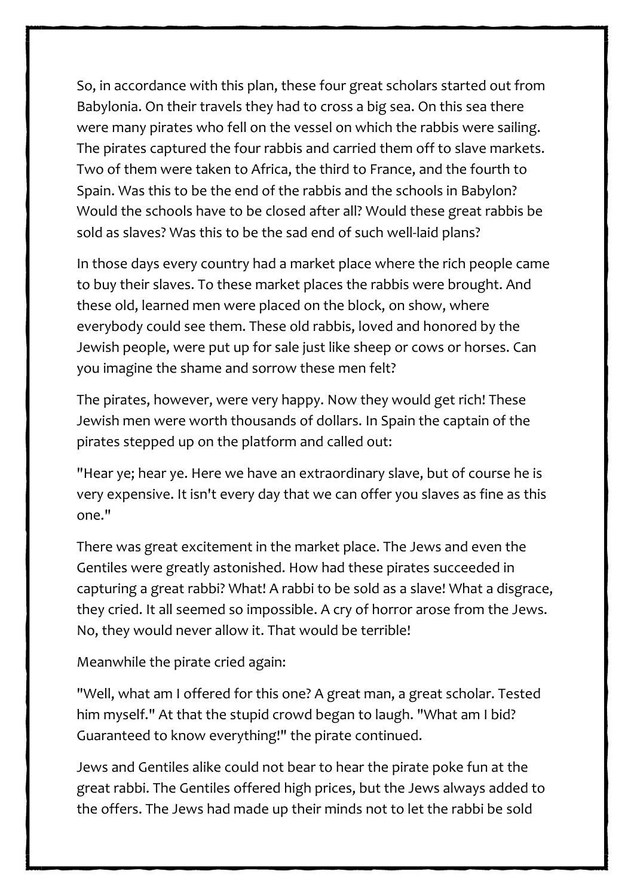So, in accordance with this plan, these four great scholars started out from Babylonia. On their travels they had to cross a big sea. On this sea there were many pirates who fell on the vessel on which the rabbis were sailing. The pirates captured the four rabbis and carried them off to slave markets. Two of them were taken to Africa, the third to France, and the fourth to Spain. Was this to be the end of the rabbis and the schools in Babylon? Would the schools have to be closed after all? Would these great rabbis be sold as slaves? Was this to be the sad end of such well-laid plans?

In those days every country had a market place where the rich people came to buy their slaves. To these market places the rabbis were brought. And these old, learned men were placed on the block, on show, where everybody could see them. These old rabbis, loved and honored by the Jewish people, were put up for sale just like sheep or cows or horses. Can you imagine the shame and sorrow these men felt?

The pirates, however, were very happy. Now they would get rich! These Jewish men were worth thousands of dollars. In Spain the captain of the pirates stepped up on the platform and called out:

"Hear ye; hear ye. Here we have an extraordinary slave, but of course he is very expensive. It isn't every day that we can offer you slaves as fine as this one."

There was great excitement in the market place. The Jews and even the Gentiles were greatly astonished. How had these pirates succeeded in capturing a great rabbi? What! A rabbi to be sold as a slave! What a disgrace, they cried. It all seemed so impossible. A cry of horror arose from the Jews. No, they would never allow it. That would be terrible!

Meanwhile the pirate cried again:

"Well, what am I offered for this one? A great man, a great scholar. Tested him myself." At that the stupid crowd began to laugh. "What am I bid? Guaranteed to know everything!" the pirate continued.

Jews and Gentiles alike could not bear to hear the pirate poke fun at the great rabbi. The Gentiles offered high prices, but the Jews always added to the offers. The Jews had made up their minds not to let the rabbi be sold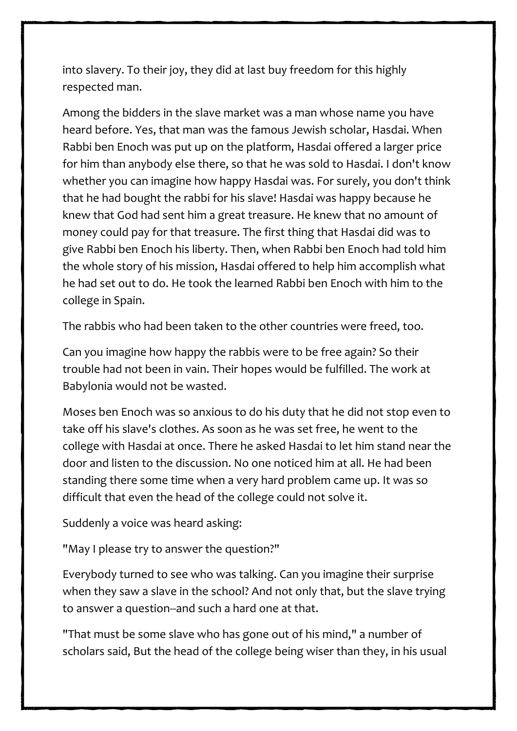into slavery. To their joy, they did at last buy freedom for this highly respected man.

Among the bidders in the slave market was a man whose name you have heard before. Yes, that man was the famous Jewish scholar, Hasdai. When Rabbi ben Enoch was put up on the platform, Hasdai offered a larger price for him than anybody else there, so that he was sold to Hasdai. I don't know whether you can imagine how happy Hasdai was. For surely, you don't think that he had bought the rabbi for his slave! Hasdai was happy because he knew that God had sent him a great treasure. He knew that no amount of money could pay for that treasure. The first thing that Hasdai did was to give Rabbi ben Enoch his liberty. Then, when Rabbi ben Enoch had told him the whole story of his mission, Hasdai offered to help him accomplish what he had set out to do. He took the learned Rabbi ben Enoch with him to the college in Spain.

The rabbis who had been taken to the other countries were freed, too.

Can you imagine how happy the rabbis were to be free again? So their trouble had not been in vain. Their hopes would be fulfilled. The work at Babylonia would not be wasted.

Moses ben Enoch was so anxious to do his duty that he did not stop even to take off his slave's clothes. As soon as he was set free, he went to the college with Hasdai at once. There he asked Hasdai to let him stand near the door and listen to the discussion. No one noticed him at all. He had been standing there some time when a very hard problem came up. It was so difficult that even the head of the college could not solve it.

Suddenly a voice was heard asking:

"May I please try to answer the question?"

Everybody turned to see who was talking. Can you imagine their surprise when they saw a slave in the school? And not only that, but the slave trying to answer a question--and such a hard one at that.

"That must be some slave who has gone out of his mind," a number of scholars said, But the head of the college being wiser than they, in his usual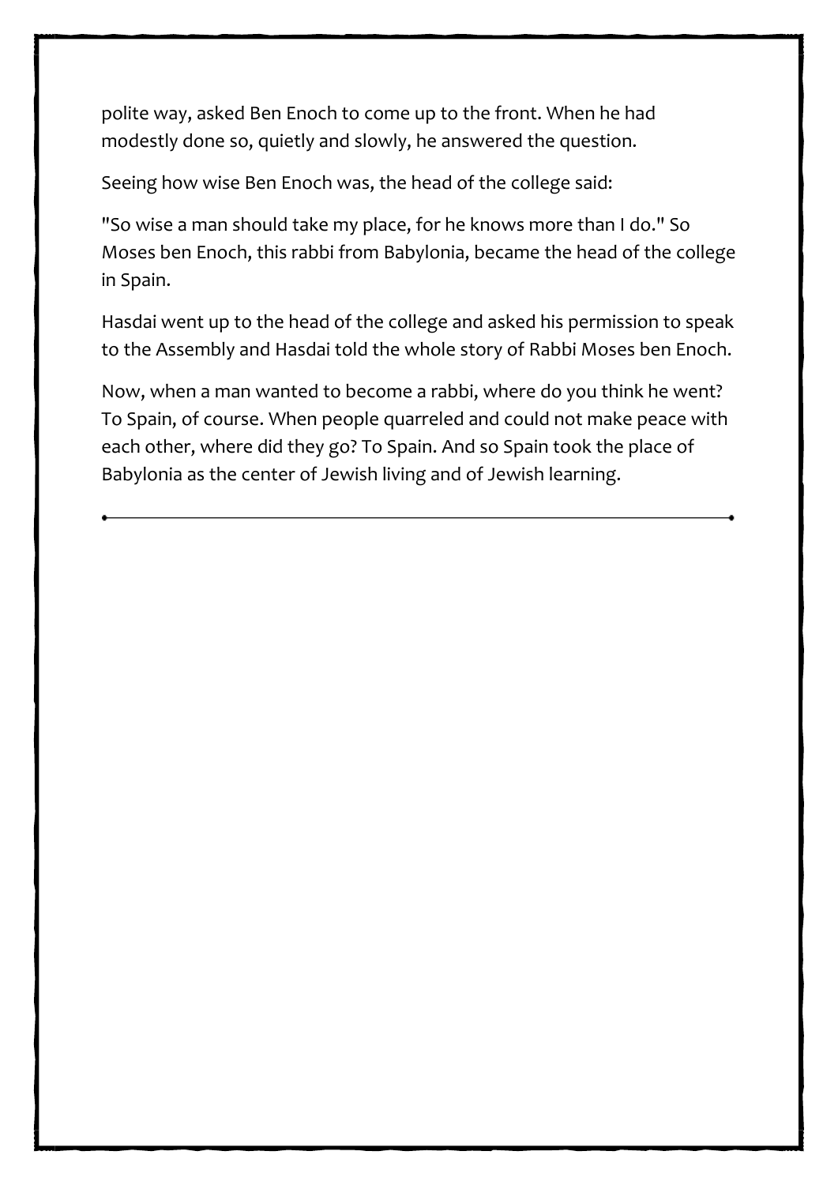polite way, asked Ben Enoch to come up to the front. When he had modestly done so, quietly and slowly, he answered the question.

Seeing how wise Ben Enoch was, the head of the college said:

"So wise a man should take my place, for he knows more than I do." So Moses ben Enoch, this rabbi from Babylonia, became the head of the college in Spain.

Hasdai went up to the head of the college and asked his permission to speak to the Assembly and Hasdai told the whole story of Rabbi Moses ben Enoch.

Now, when a man wanted to become a rabbi, where do you think he went? To Spain, of course. When people quarreled and could not make peace with each other, where did they go? To Spain. And so Spain took the place of Babylonia as the center of Jewish living and of Jewish learning.

---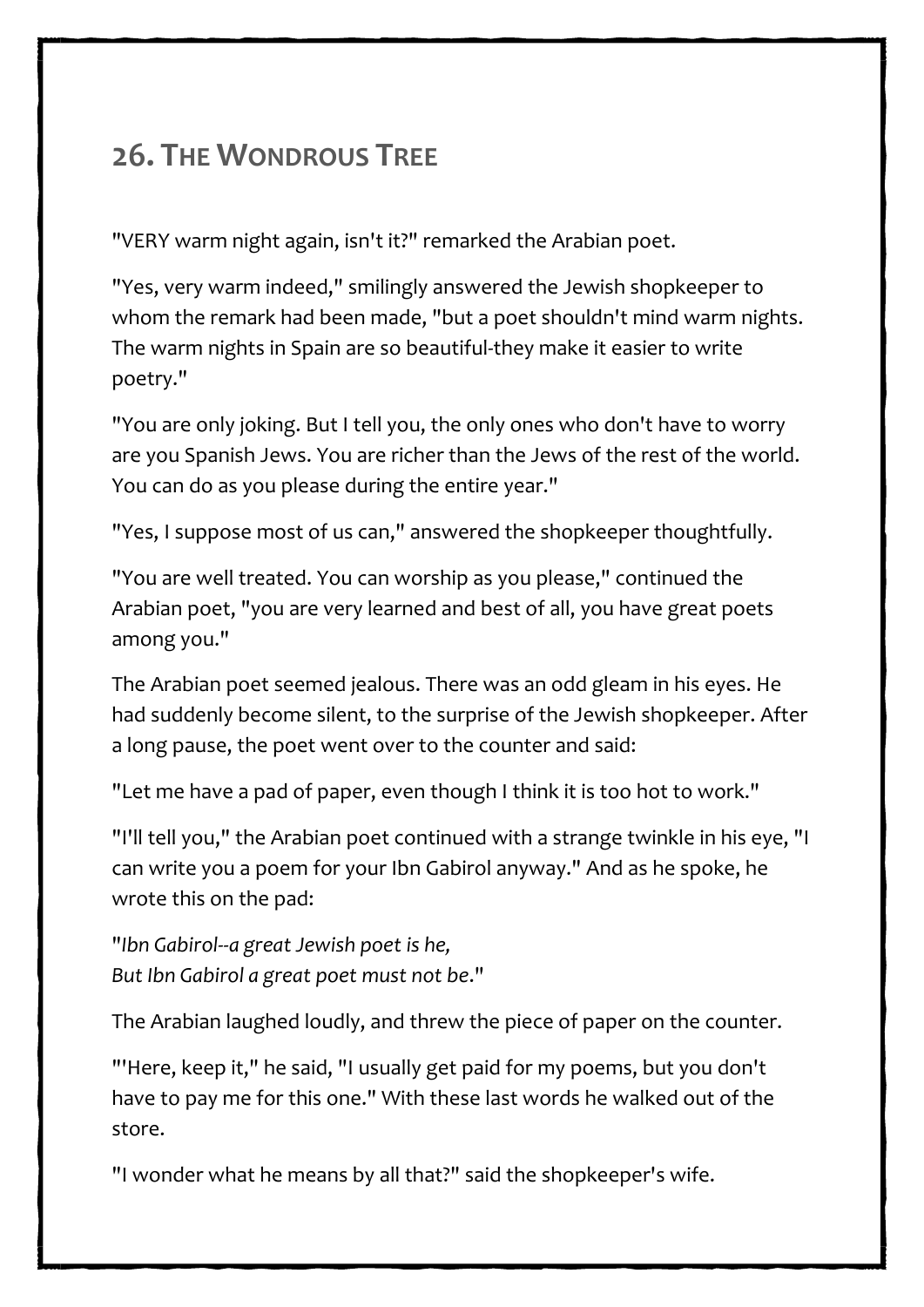## 26. The Wondrous Tree

"VERY warm night again, isn't it?" remarked the Arabian poet.

"Yes, very warm indeed," smilingly answered the Jewish shopkeeper to whom the remark had been made, "but a poet shouldn't mind warm nights. The warm nights in Spain are so beautiful-they make it easier to write poetry."

"You are only joking. But I tell you, the only ones who don't have to worry are you Spanish Jews. You are richer than the Jews of the rest of the world. You can do as you please during the entire year."

"Yes, I suppose most of us can," answered the shopkeeper thoughtfully.

"You are well treated. You can worship as you please," continued the Arabian poet, "you are very learned and best of all, you have great poets among you."

The Arabian poet seemed jealous. There was an odd gleam in his eyes. He had suddenly become silent, to the surprise of the Jewish shopkeeper. After a long pause, the poet went over to the counter and said:

"Let me have a pad of paper, even though I think it is too hot to work."

"I'll tell you," the Arabian poet continued with a strange twinkle in his eye, "I can write you a poem for your Ibn Gabirol anyway." And as he spoke, he wrote this on the pad:

"*Ibn Gabirol--a great Jewish poet is he,*
*But Ibn Gabirol a great poet must not be*."

The Arabian laughed loudly, and threw the piece of paper on the counter.

"'Here, keep it," he said, "I usually get paid for my poems, but you don't have to pay me for this one." With these last words he walked out of the store.

"I wonder what he means by all that?" said the shopkeeper's wife.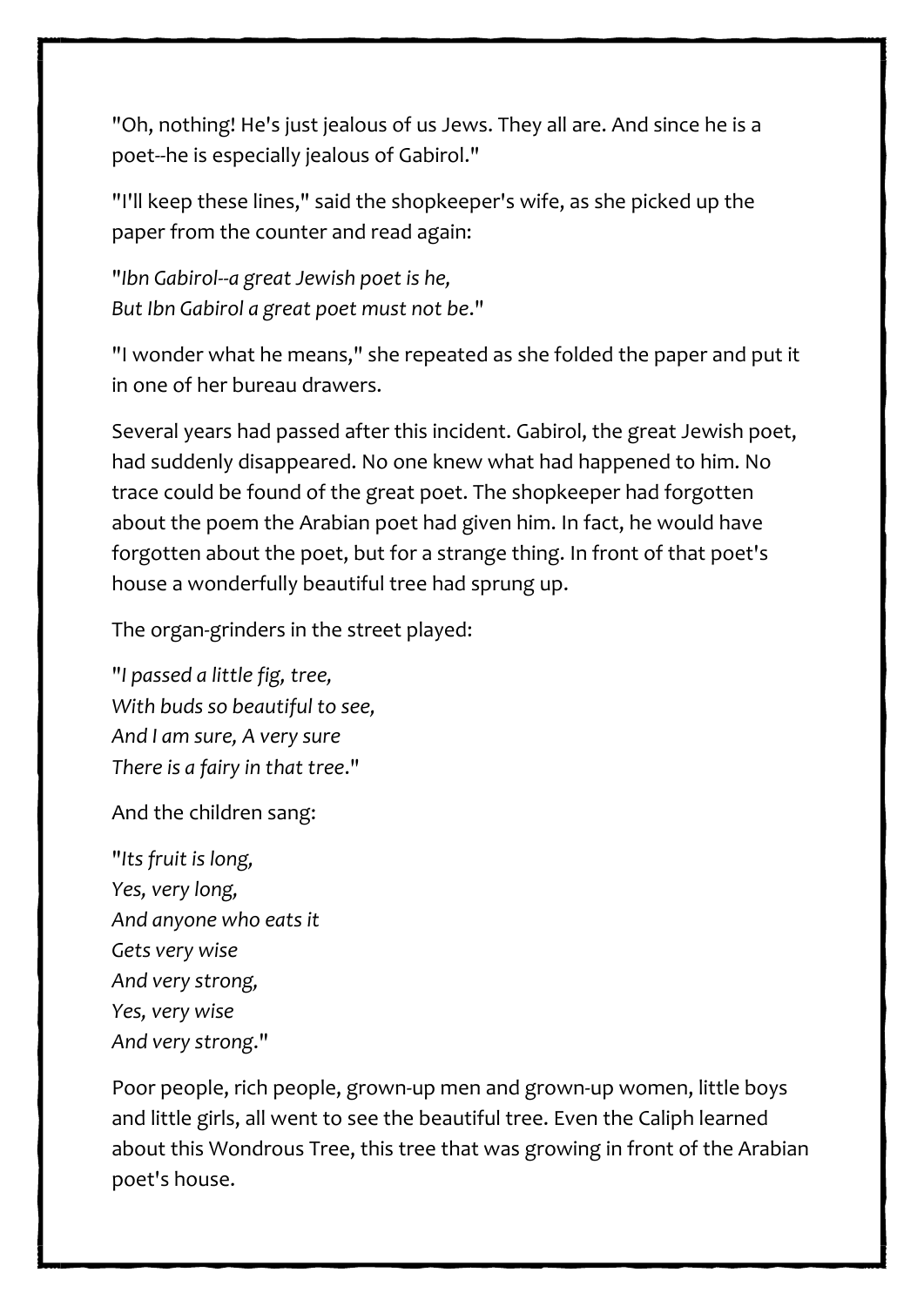"Oh, nothing! He's just jealous of us Jews. They all are. And since he is a poet--he is especially jealous of Gabirol."

"I'll keep these lines," said the shopkeeper's wife, as she picked up the paper from the counter and read again:

"*Ibn Gabirol--a great Jewish poet is he,*
*But Ibn Gabirol a great poet must not be*."

"I wonder what he means," she repeated as she folded the paper and put it in one of her bureau drawers.

Several years had passed after this incident. Gabirol, the great Jewish poet, had suddenly disappeared. No one knew what had happened to him. No trace could be found of the great poet. The shopkeeper had forgotten about the poem the Arabian poet had given him. In fact, he would have forgotten about the poet, but for a strange thing. In front of that poet's house a wonderfully beautiful tree had sprung up.

The organ-grinders in the street played:

"*I passed a little fig, tree,*
*With buds so beautiful to see,*
*And I am sure, A very sure*
*There is a fairy in that tree*."

And the children sang:

"*Its fruit is long,*
*Yes, very long,*
*And anyone who eats it*
*Gets very wise*
*And very strong,*
*Yes, very wise*
*And very strong*."

Poor people, rich people, grown-up men and grown-up women, little boys and little girls, all went to see the beautiful tree. Even the Caliph learned about this Wondrous Tree, this tree that was growing in front of the Arabian poet's house.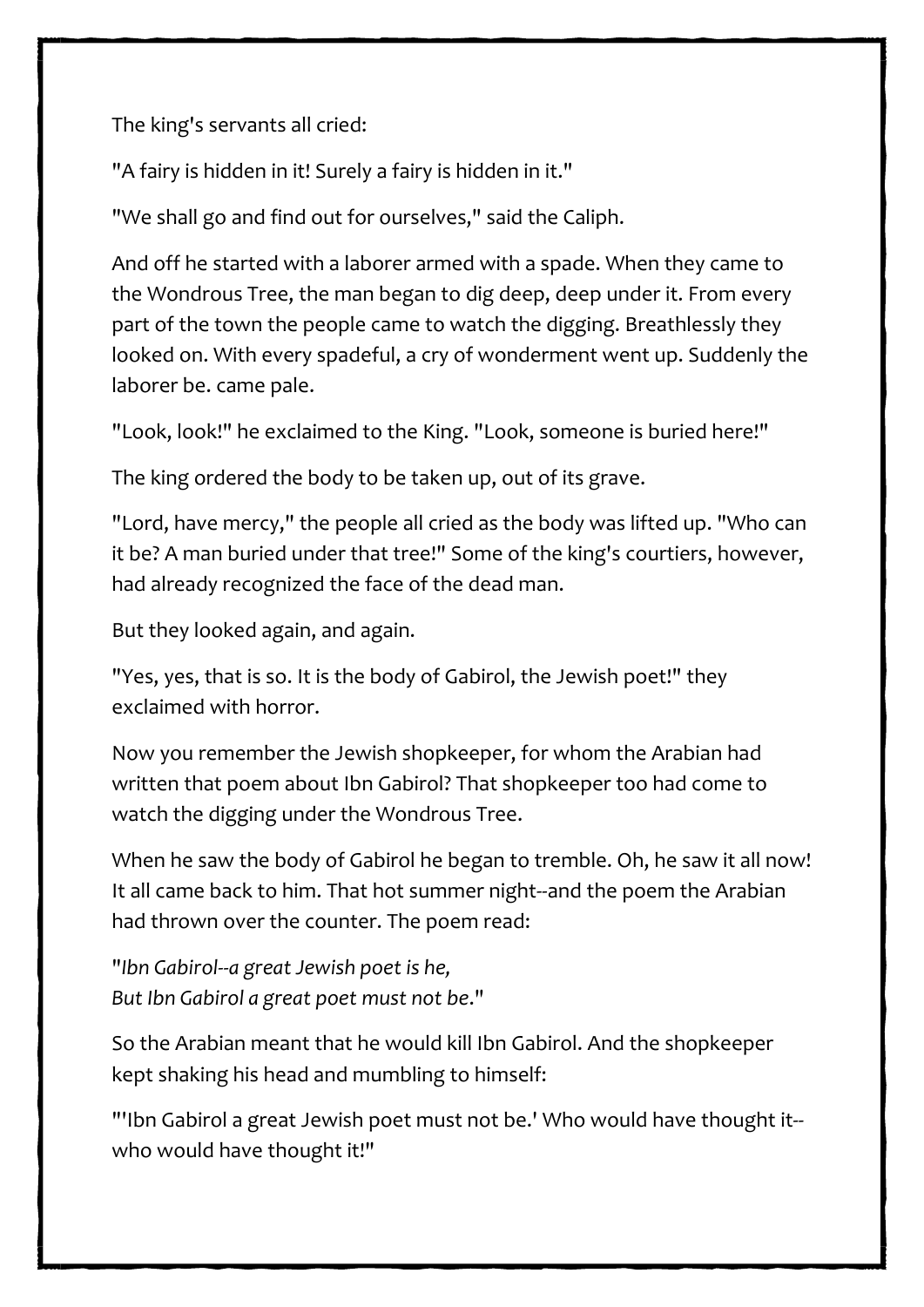The king's servants all cried:

"A fairy is hidden in it! Surely a fairy is hidden in it."

"We shall go and find out for ourselves," said the Caliph.

And off he started with a laborer armed with a spade. When they came to the Wondrous Tree, the man began to dig deep, deep under it. From every part of the town the people came to watch the digging. Breathlessly they looked on. With every spadeful, a cry of wonderment went up. Suddenly the laborer be. came pale.

"Look, look!" he exclaimed to the King. "Look, someone is buried here!"

The king ordered the body to be taken up, out of its grave.

"Lord, have mercy," the people all cried as the body was lifted up. "Who can it be? A man buried under that tree!" Some of the king's courtiers, however, had already recognized the face of the dead man.

But they looked again, and again.

"Yes, yes, that is so. It is the body of Gabirol, the Jewish poet!" they exclaimed with horror.

Now you remember the Jewish shopkeeper, for whom the Arabian had written that poem about Ibn Gabirol? That shopkeeper too had come to watch the digging under the Wondrous Tree.

When he saw the body of Gabirol he began to tremble. Oh, he saw it all now! It all came back to him. That hot summer night--and the poem the Arabian had thrown over the counter. The poem read:

"*Ibn Gabirol--a great Jewish poet is he,*
*But Ibn Gabirol a great poet must not be*."

So the Arabian meant that he would kill Ibn Gabirol. And the shopkeeper kept shaking his head and mumbling to himself:

"'Ibn Gabirol a great Jewish poet must not be.' Who would have thought it--who would have thought it!"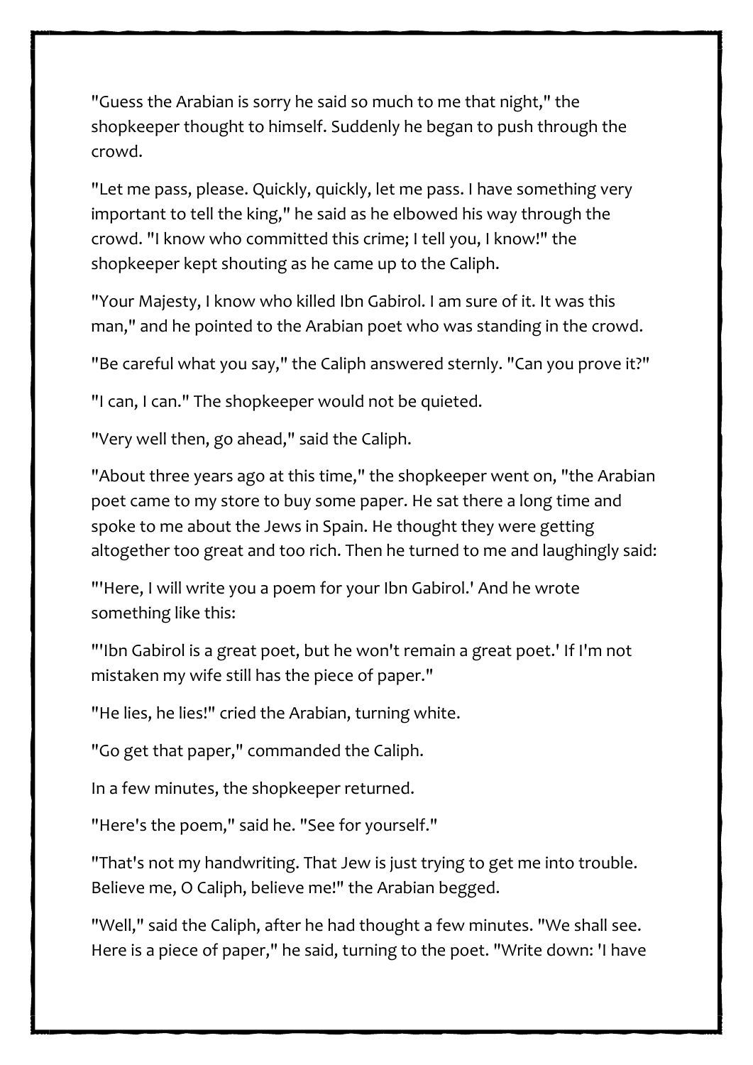"Guess the Arabian is sorry he said so much to me that night," the shopkeeper thought to himself. Suddenly he began to push through the crowd.

"Let me pass, please. Quickly, quickly, let me pass. I have something very important to tell the king," he said as he elbowed his way through the crowd. "I know who committed this crime; I tell you, I know!" the shopkeeper kept shouting as he came up to the Caliph.

"Your Majesty, I know who killed Ibn Gabirol. I am sure of it. It was this man," and he pointed to the Arabian poet who was standing in the crowd.

"Be careful what you say," the Caliph answered sternly. "Can you prove it?"

"I can, I can." The shopkeeper would not be quieted.

"Very well then, go ahead," said the Caliph.

"About three years ago at this time," the shopkeeper went on, "the Arabian poet came to my store to buy some paper. He sat there a long time and spoke to me about the Jews in Spain. He thought they were getting altogether too great and too rich. Then he turned to me and laughingly said:

"'Here, I will write you a poem for your Ibn Gabirol.' And he wrote something like this:

"'Ibn Gabirol is a great poet, but he won't remain a great poet.' If I'm not mistaken my wife still has the piece of paper."

"He lies, he lies!" cried the Arabian, turning white.

"Go get that paper," commanded the Caliph.

In a few minutes, the shopkeeper returned.

"Here's the poem," said he. "See for yourself."

"That's not my handwriting. That Jew is just trying to get me into trouble. Believe me, O Caliph, believe me!" the Arabian begged.

"Well," said the Caliph, after he had thought a few minutes. "We shall see. Here is a piece of paper," he said, turning to the poet. "Write down: 'I have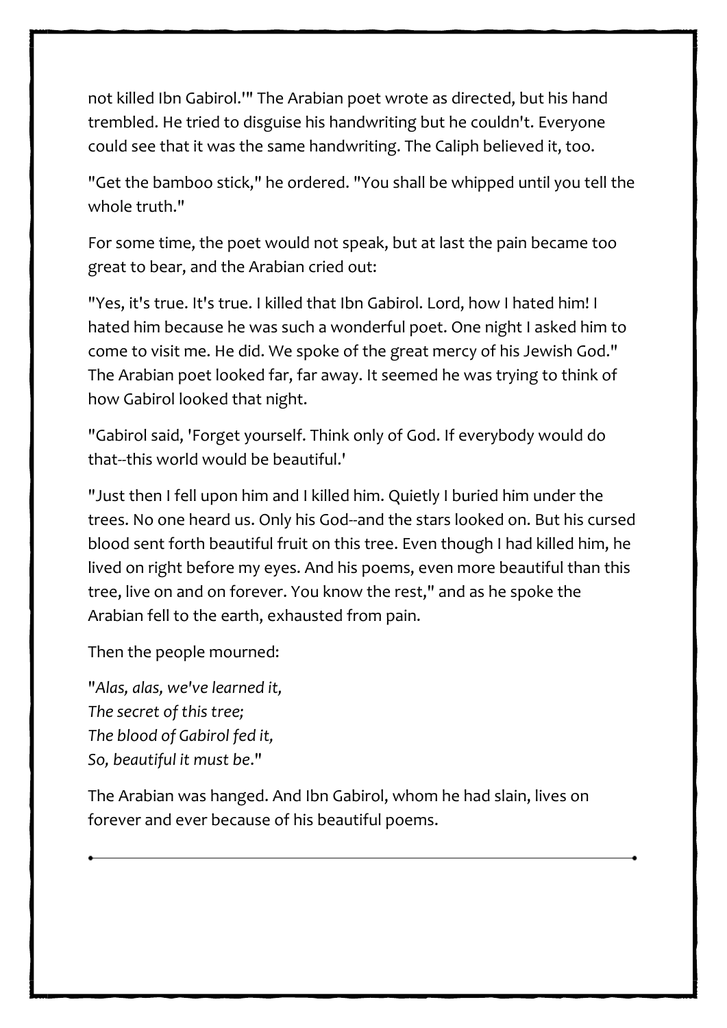not killed Ibn Gabirol.'" The Arabian poet wrote as directed, but his hand trembled. He tried to disguise his handwriting but he couldn't. Everyone could see that it was the same handwriting. The Caliph believed it, too.

"Get the bamboo stick," he ordered. "You shall be whipped until you tell the whole truth."

For some time, the poet would not speak, but at last the pain became too great to bear, and the Arabian cried out:

"Yes, it's true. It's true. I killed that Ibn Gabirol. Lord, how I hated him! I hated him because he was such a wonderful poet. One night I asked him to come to visit me. He did. We spoke of the great mercy of his Jewish God." The Arabian poet looked far, far away. It seemed he was trying to think of how Gabirol looked that night.

"Gabirol said, 'Forget yourself. Think only of God. If everybody would do that--this world would be beautiful.'

"Just then I fell upon him and I killed him. Quietly I buried him under the trees. No one heard us. Only his God--and the stars looked on. But his cursed blood sent forth beautiful fruit on this tree. Even though I had killed him, he lived on right before my eyes. And his poems, even more beautiful than this tree, live on and on forever. You know the rest," and as he spoke the Arabian fell to the earth, exhausted from pain.

Then the people mourned:

"*Alas, alas, we've learned it,*  
*The secret of this tree;*  
*The blood of Gabirol fed it,*  
*So, beautiful it must be*."

The Arabian was hanged. And Ibn Gabirol, whom he had slain, lives on forever and ever because of his beautiful poems.

---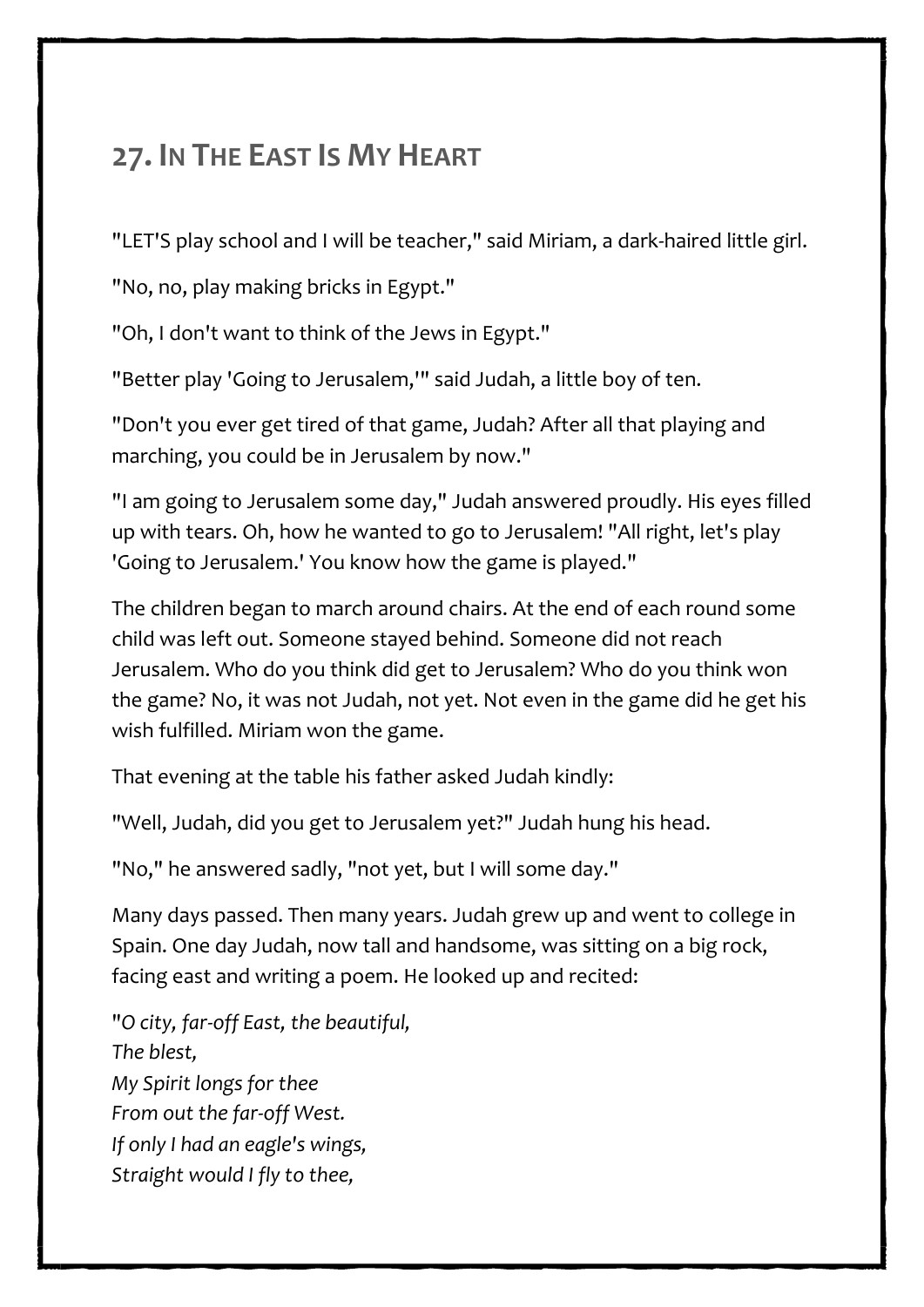## 27. In The East Is My Heart

"LET'S play school and I will be teacher," said Miriam, a dark-haired little girl.

"No, no, play making bricks in Egypt."

"Oh, I don't want to think of the Jews in Egypt."

"Better play 'Going to Jerusalem,'" said Judah, a little boy of ten.

"Don't you ever get tired of that game, Judah? After all that playing and marching, you could be in Jerusalem by now."

"I am going to Jerusalem some day," Judah answered proudly. His eyes filled up with tears. Oh, how he wanted to go to Jerusalem! "All right, let's play 'Going to Jerusalem.' You know how the game is played."

The children began to march around chairs. At the end of each round some child was left out. Someone stayed behind. Someone did not reach Jerusalem. Who do you think did get to Jerusalem? Who do you think won the game? No, it was not Judah, not yet. Not even in the game did he get his wish fulfilled. Miriam won the game.

That evening at the table his father asked Judah kindly:

"Well, Judah, did you get to Jerusalem yet?" Judah hung his head.

"No," he answered sadly, "not yet, but I will some day."

Many days passed. Then many years. Judah grew up and went to college in Spain. One day Judah, now tall and handsome, was sitting on a big rock, facing east and writing a poem. He looked up and recited:

"*O city, far-off East, the beautiful,*
*The blest,*
*My Spirit longs for thee*
*From out the far-off West.*
*If only I had an eagle's wings,*
*Straight would I fly to thee,*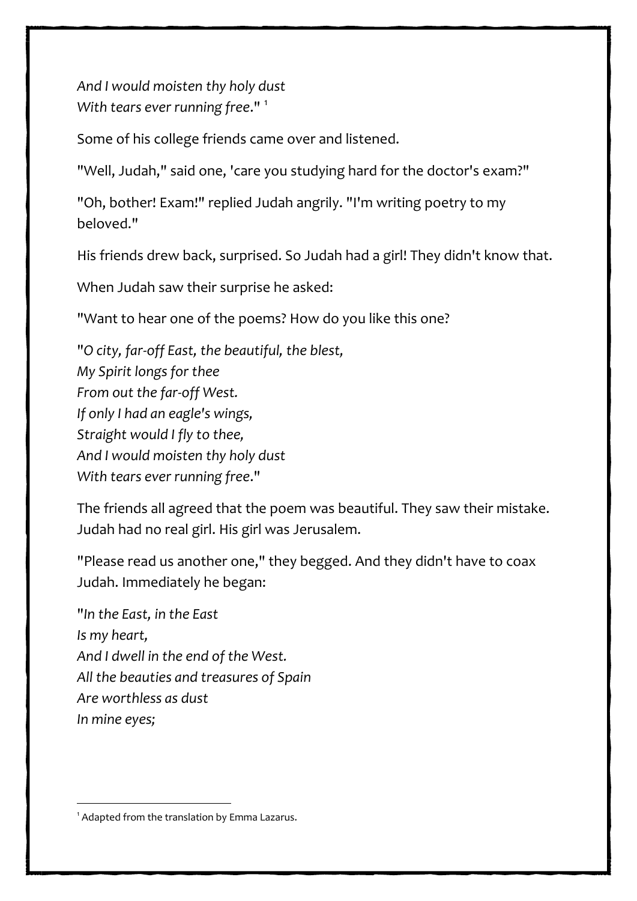*And I would moisten thy holy dust*
*With tears ever running free*." [1]

Some of his college friends came over and listened.

"Well, Judah," said one, 'care you studying hard for the doctor's exam?"

"Oh, bother! Exam!" replied Judah angrily. "I'm writing poetry to my beloved."

His friends drew back, surprised. So Judah had a girl! They didn't know that.

When Judah saw their surprise he asked:

"Want to hear one of the poems? How do you like this one?

"*O city, far-off East, the beautiful, the blest,*
*My Spirit longs for thee*
*From out the far-off West.*
*If only I had an eagle's wings,*
*Straight would I fly to thee,*
*And I would moisten thy holy dust*
*With tears ever running free*."

The friends all agreed that the poem was beautiful. They saw their mistake. Judah had no real girl. His girl was Jerusalem.

"Please read us another one," they begged. And they didn't have to coax Judah. Immediately he began:

"*In the East, in the East*
*Is my heart,*
*And I dwell in the end of the West.*
*All the beauties and treasures of Spain*
*Are worthless as dust*
*In mine eyes;*

---

[1] Adapted from the translation by Emma Lazarus.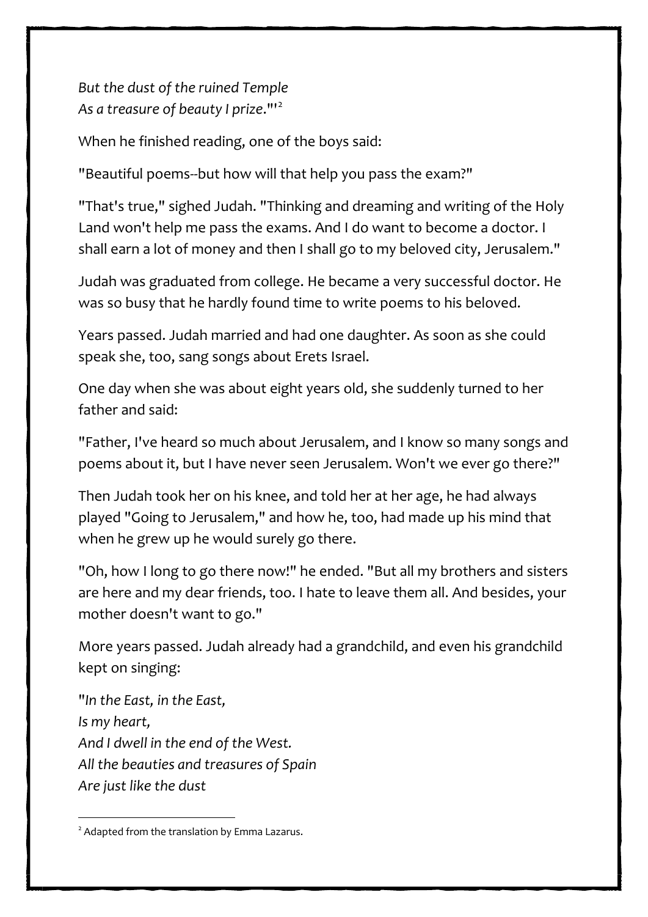*But the dust of the ruined Temple*
*As a treasure of beauty I prize*."'[2]

When he finished reading, one of the boys said:

"Beautiful poems--but how will that help you pass the exam?"

"That's true," sighed Judah. "Thinking and dreaming and writing of the Holy Land won't help me pass the exams. And I do want to become a doctor. I shall earn a lot of money and then I shall go to my beloved city, Jerusalem."

Judah was graduated from college. He became a very successful doctor. He was so busy that he hardly found time to write poems to his beloved.

Years passed. Judah married and had one daughter. As soon as she could speak she, too, sang songs about Erets Israel.

One day when she was about eight years old, she suddenly turned to her father and said:

"Father, I've heard so much about Jerusalem, and I know so many songs and poems about it, but I have never seen Jerusalem. Won't we ever go there?"

Then Judah took her on his knee, and told her at her age, he had always played "Going to Jerusalem," and how he, too, had made up his mind that when he grew up he would surely go there.

"Oh, how I long to go there now!" he ended. "But all my brothers and sisters are here and my dear friends, too. I hate to leave them all. And besides, your mother doesn't want to go."

More years passed. Judah already had a grandchild, and even his grandchild kept on singing:

"*In the East, in the East,*
*Is my heart,*
*And I dwell in the end of the West.*
*All the beauties and treasures of Spain*
*Are just like the dust*

---

[2] Adapted from the translation by Emma Lazarus.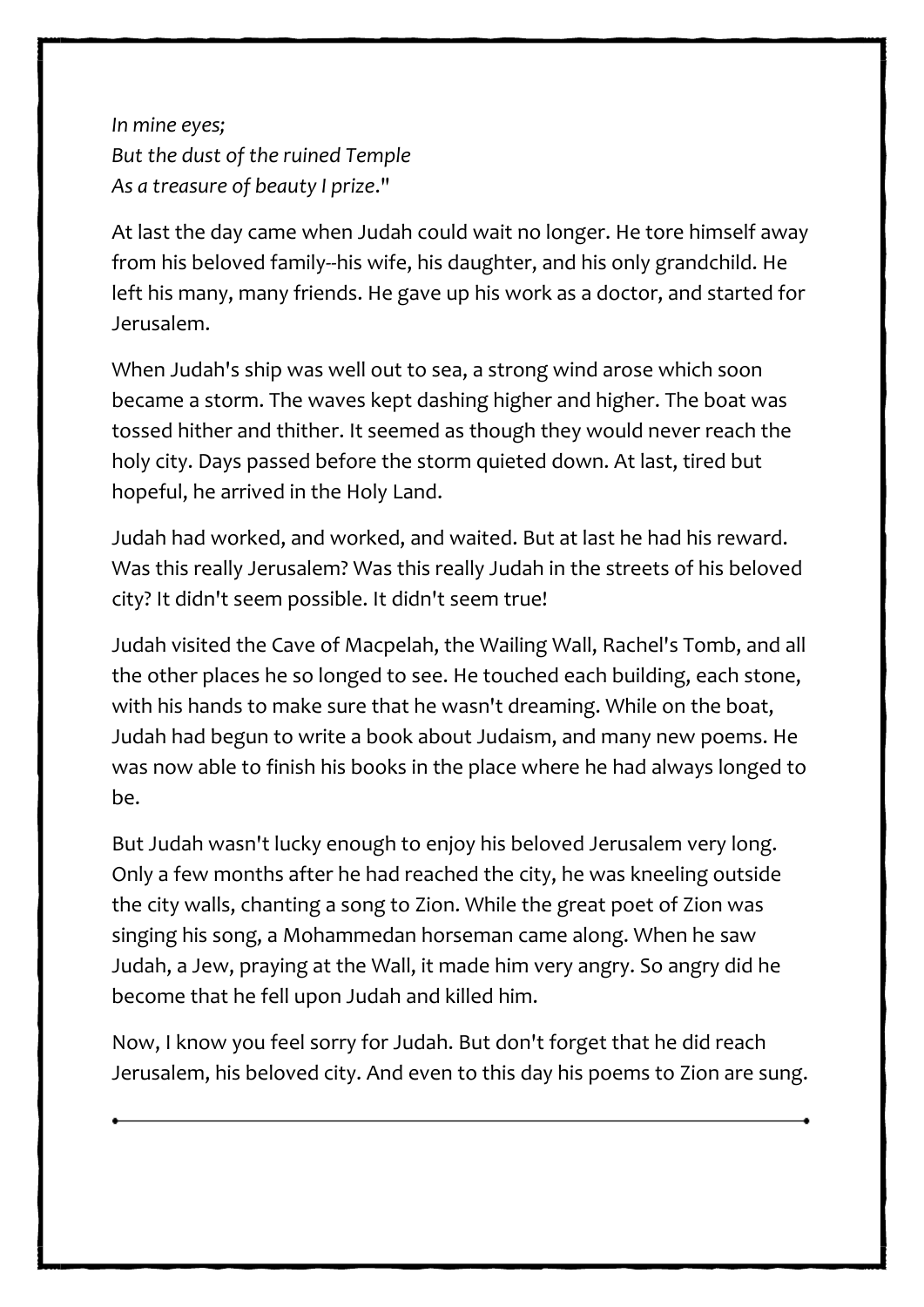*In mine eyes;*
*But the dust of the ruined Temple*
*As a treasure of beauty I prize*."

At last the day came when Judah could wait no longer. He tore himself away from his beloved family--his wife, his daughter, and his only grandchild. He left his many, many friends. He gave up his work as a doctor, and started for Jerusalem.

When Judah's ship was well out to sea, a strong wind arose which soon became a storm. The waves kept dashing higher and higher. The boat was tossed hither and thither. It seemed as though they would never reach the holy city. Days passed before the storm quieted down. At last, tired but hopeful, he arrived in the Holy Land.

Judah had worked, and worked, and waited. But at last he had his reward. Was this really Jerusalem? Was this really Judah in the streets of his beloved city? It didn't seem possible. It didn't seem true!

Judah visited the Cave of Macpelah, the Wailing Wall, Rachel's Tomb, and all the other places he so longed to see. He touched each building, each stone, with his hands to make sure that he wasn't dreaming. While on the boat, Judah had begun to write a book about Judaism, and many new poems. He was now able to finish his books in the place where he had always longed to be.

But Judah wasn't lucky enough to enjoy his beloved Jerusalem very long. Only a few months after he had reached the city, he was kneeling outside the city walls, chanting a song to Zion. While the great poet of Zion was singing his song, a Mohammedan horseman came along. When he saw Judah, a Jew, praying at the Wall, it made him very angry. So angry did he become that he fell upon Judah and killed him.

Now, I know you feel sorry for Judah. But don't forget that he did reach Jerusalem, his beloved city. And even to this day his poems to Zion are sung.

---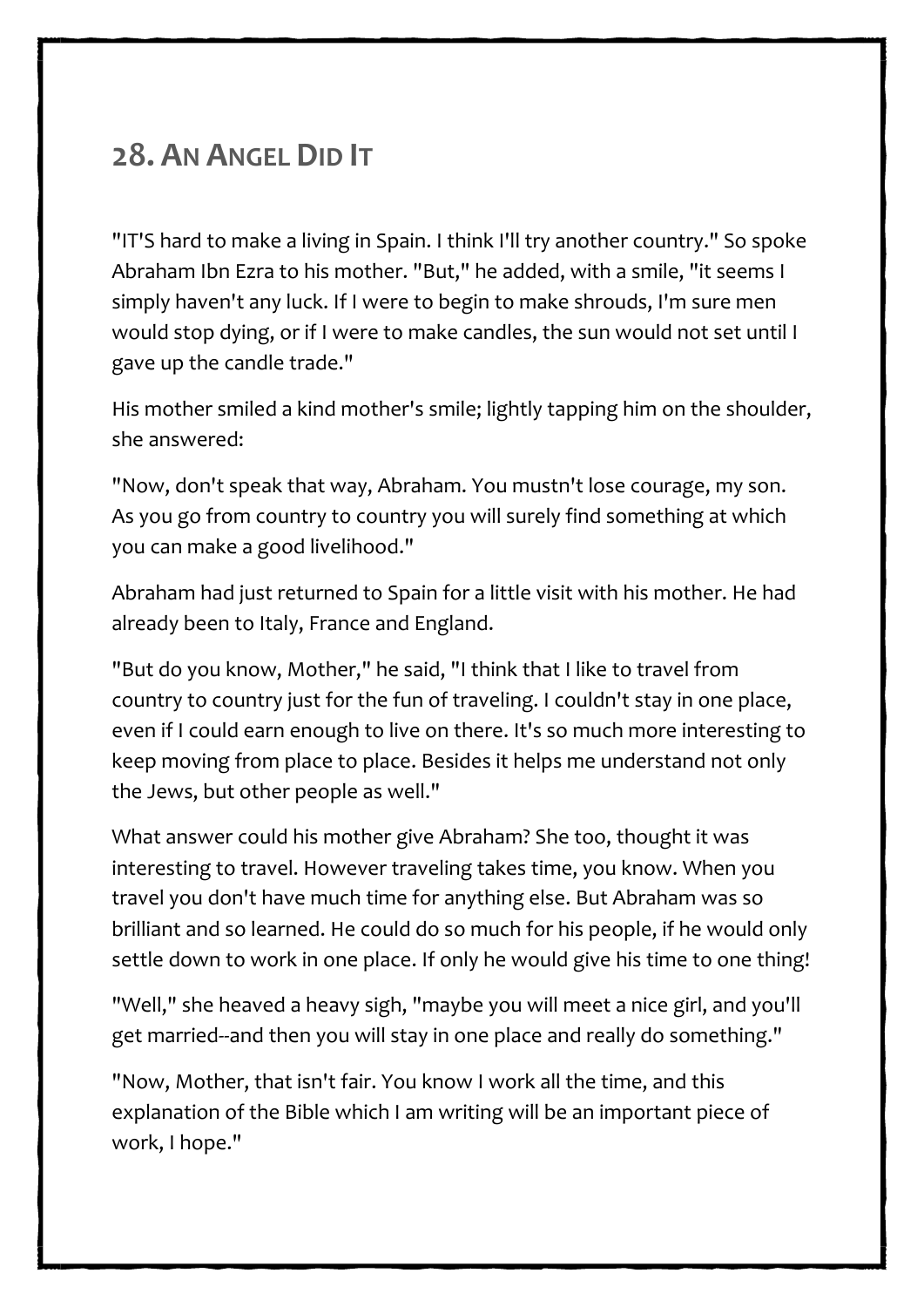## 28. AN ANGEL DID IT

"IT'S hard to make a living in Spain. I think I'll try another country." So spoke Abraham Ibn Ezra to his mother. "But," he added, with a smile, "it seems I simply haven't any luck. If I were to begin to make shrouds, I'm sure men would stop dying, or if I were to make candles, the sun would not set until I gave up the candle trade."

His mother smiled a kind mother's smile; lightly tapping him on the shoulder, she answered:

"Now, don't speak that way, Abraham. You mustn't lose courage, my son. As you go from country to country you will surely find something at which you can make a good livelihood."

Abraham had just returned to Spain for a little visit with his mother. He had already been to Italy, France and England.

"But do you know, Mother," he said, "I think that I like to travel from country to country just for the fun of traveling. I couldn't stay in one place, even if I could earn enough to live on there. It's so much more interesting to keep moving from place to place. Besides it helps me understand not only the Jews, but other people as well."

What answer could his mother give Abraham? She too, thought it was interesting to travel. However traveling takes time, you know. When you travel you don't have much time for anything else. But Abraham was so brilliant and so learned. He could do so much for his people, if he would only settle down to work in one place. If only he would give his time to one thing!

"Well," she heaved a heavy sigh, "maybe you will meet a nice girl, and you'll get married--and then you will stay in one place and really do something."

"Now, Mother, that isn't fair. You know I work all the time, and this explanation of the Bible which I am writing will be an important piece of work, I hope."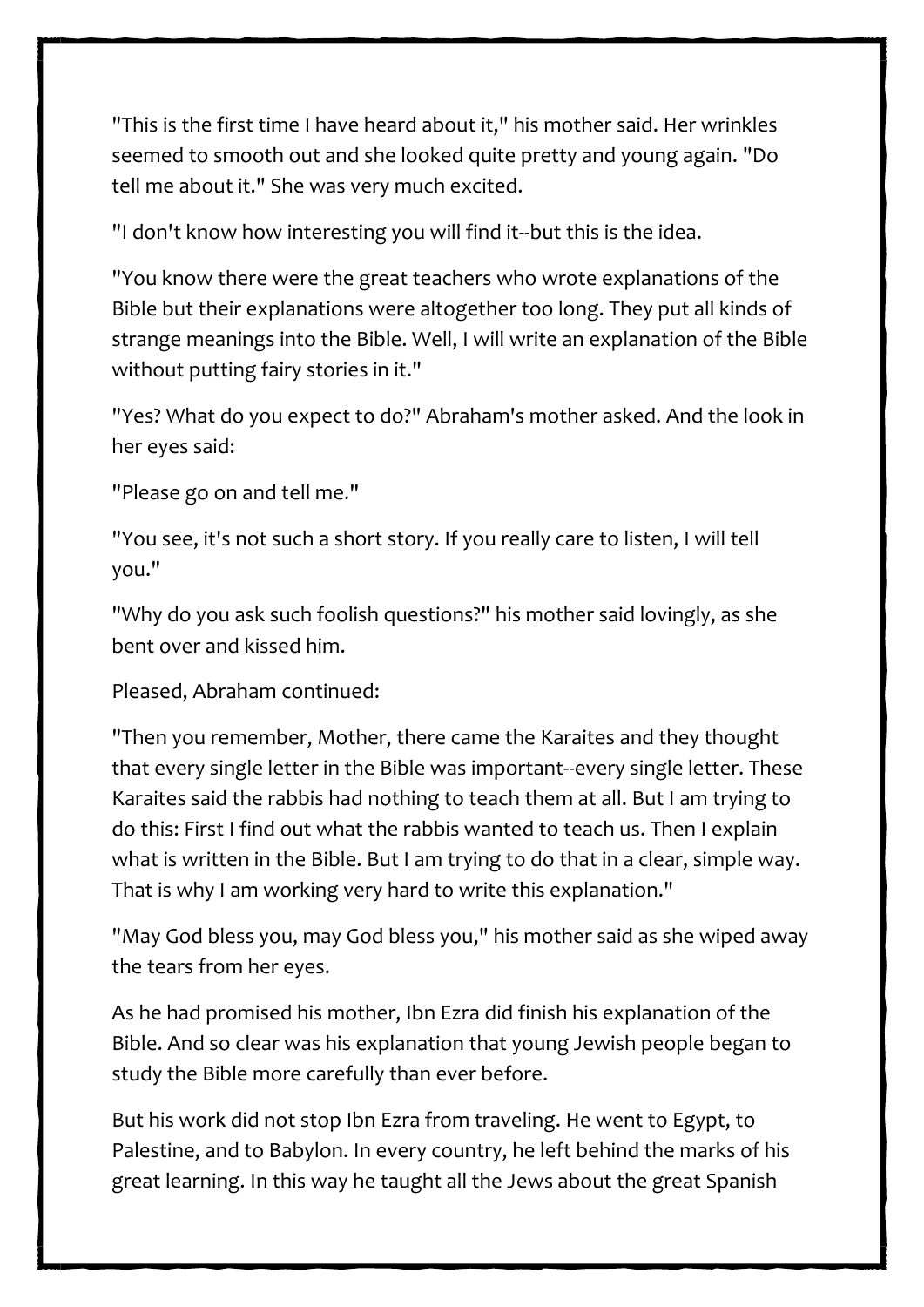"This is the first time I have heard about it," his mother said. Her wrinkles seemed to smooth out and she looked quite pretty and young again. "Do tell me about it." She was very much excited.

"I don't know how interesting you will find it--but this is the idea.

"You know there were the great teachers who wrote explanations of the Bible but their explanations were altogether too long. They put all kinds of strange meanings into the Bible. Well, I will write an explanation of the Bible without putting fairy stories in it."

"Yes? What do you expect to do?" Abraham's mother asked. And the look in her eyes said:

"Please go on and tell me."

"You see, it's not such a short story. If you really care to listen, I will tell you."

"Why do you ask such foolish questions?" his mother said lovingly, as she bent over and kissed him.

Pleased, Abraham continued:

"Then you remember, Mother, there came the Karaites and they thought that every single letter in the Bible was important--every single letter. These Karaites said the rabbis had nothing to teach them at all. But I am trying to do this: First I find out what the rabbis wanted to teach us. Then I explain what is written in the Bible. But I am trying to do that in a clear, simple way. That is why I am working very hard to write this explanation."

"May God bless you, may God bless you," his mother said as she wiped away the tears from her eyes.

As he had promised his mother, Ibn Ezra did finish his explanation of the Bible. And so clear was his explanation that young Jewish people began to study the Bible more carefully than ever before.

But his work did not stop Ibn Ezra from traveling. He went to Egypt, to Palestine, and to Babylon. In every country, he left behind the marks of his great learning. In this way he taught all the Jews about the great Spanish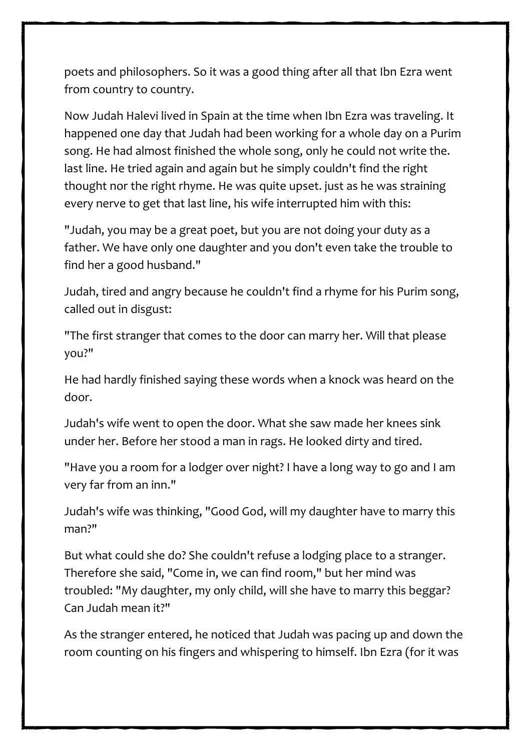poets and philosophers. So it was a good thing after all that Ibn Ezra went from country to country.

Now Judah Halevi lived in Spain at the time when Ibn Ezra was traveling. It happened one day that Judah had been working for a whole day on a Purim song. He had almost finished the whole song, only he could not write the. last line. He tried again and again but he simply couldn't find the right thought nor the right rhyme. He was quite upset. just as he was straining every nerve to get that last line, his wife interrupted him with this:

"Judah, you may be a great poet, but you are not doing your duty as a father. We have only one daughter and you don't even take the trouble to find her a good husband."

Judah, tired and angry because he couldn't find a rhyme for his Purim song, called out in disgust:

"The first stranger that comes to the door can marry her. Will that please you?"

He had hardly finished saying these words when a knock was heard on the door.

Judah's wife went to open the door. What she saw made her knees sink under her. Before her stood a man in rags. He looked dirty and tired.

"Have you a room for a lodger over night? I have a long way to go and I am very far from an inn."

Judah's wife was thinking, "Good God, will my daughter have to marry this man?"

But what could she do? She couldn't refuse a lodging place to a stranger. Therefore she said, "Come in, we can find room," but her mind was troubled: "My daughter, my only child, will she have to marry this beggar? Can Judah mean it?"

As the stranger entered, he noticed that Judah was pacing up and down the room counting on his fingers and whispering to himself. Ibn Ezra (for it was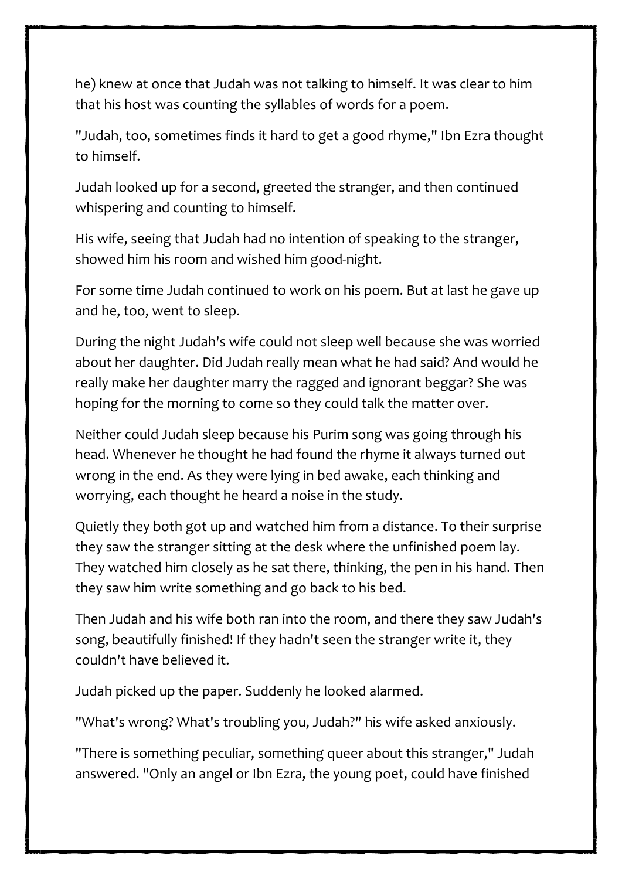he) knew at once that Judah was not talking to himself. It was clear to him that his host was counting the syllables of words for a poem.

"Judah, too, sometimes finds it hard to get a good rhyme," Ibn Ezra thought to himself.

Judah looked up for a second, greeted the stranger, and then continued whispering and counting to himself.

His wife, seeing that Judah had no intention of speaking to the stranger, showed him his room and wished him good-night.

For some time Judah continued to work on his poem. But at last he gave up and he, too, went to sleep.

During the night Judah's wife could not sleep well because she was worried about her daughter. Did Judah really mean what he had said? And would he really make her daughter marry the ragged and ignorant beggar? She was hoping for the morning to come so they could talk the matter over.

Neither could Judah sleep because his Purim song was going through his head. Whenever he thought he had found the rhyme it always turned out wrong in the end. As they were lying in bed awake, each thinking and worrying, each thought he heard a noise in the study.

Quietly they both got up and watched him from a distance. To their surprise they saw the stranger sitting at the desk where the unfinished poem lay. They watched him closely as he sat there, thinking, the pen in his hand. Then they saw him write something and go back to his bed.

Then Judah and his wife both ran into the room, and there they saw Judah's song, beautifully finished! If they hadn't seen the stranger write it, they couldn't have believed it.

Judah picked up the paper. Suddenly he looked alarmed.

"What's wrong? What's troubling you, Judah?" his wife asked anxiously.

"There is something peculiar, something queer about this stranger," Judah answered. "Only an angel or Ibn Ezra, the young poet, could have finished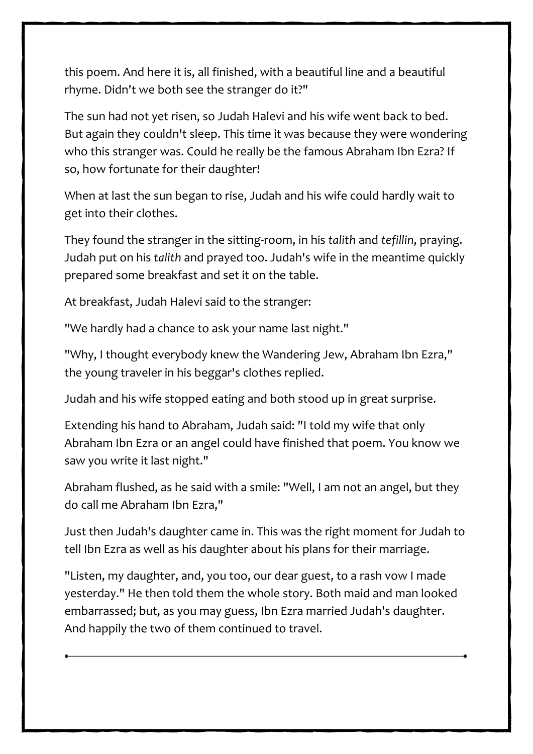this poem. And here it is, all finished, with a beautiful line and a beautiful rhyme. Didn't we both see the stranger do it?"

The sun had not yet risen, so Judah Halevi and his wife went back to bed. But again they couldn't sleep. This time it was because they were wondering who this stranger was. Could he really be the famous Abraham Ibn Ezra? If so, how fortunate for their daughter!

When at last the sun began to rise, Judah and his wife could hardly wait to get into their clothes.

They found the stranger in the sitting-room, in his *talith* and *tefillin*, praying. Judah put on his *talith* and prayed too. Judah's wife in the meantime quickly prepared some breakfast and set it on the table.

At breakfast, Judah Halevi said to the stranger:

"We hardly had a chance to ask your name last night."

"Why, I thought everybody knew the Wandering Jew, Abraham Ibn Ezra," the young traveler in his beggar's clothes replied.

Judah and his wife stopped eating and both stood up in great surprise.

Extending his hand to Abraham, Judah said: "I told my wife that only Abraham Ibn Ezra or an angel could have finished that poem. You know we saw you write it last night."

Abraham flushed, as he said with a smile: "Well, I am not an angel, but they do call me Abraham Ibn Ezra,"

Just then Judah's daughter came in. This was the right moment for Judah to tell Ibn Ezra as well as his daughter about his plans for their marriage.

"Listen, my daughter, and, you too, our dear guest, to a rash vow I made yesterday." He then told them the whole story. Both maid and man looked embarrassed; but, as you may guess, Ibn Ezra married Judah's daughter. And happily the two of them continued to travel.

---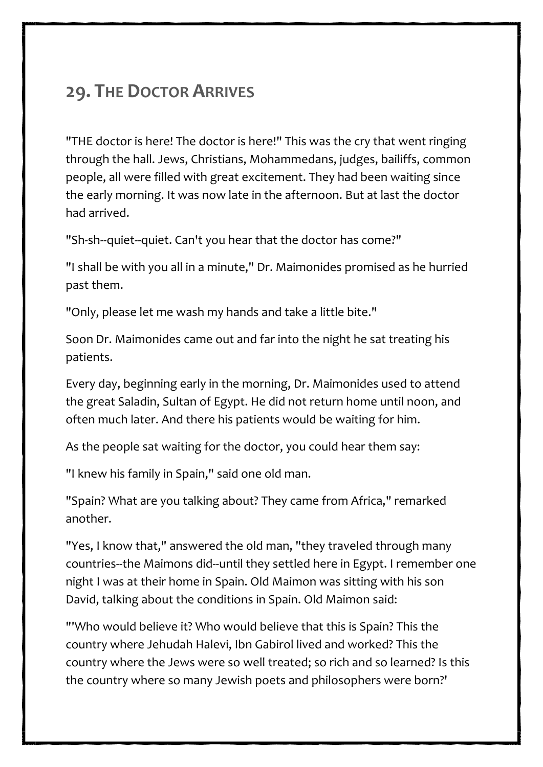## 29. The Doctor Arrives

"THE doctor is here! The doctor is here!" This was the cry that went ringing through the hall. Jews, Christians, Mohammedans, judges, bailiffs, common people, all were filled with great excitement. They had been waiting since the early morning. It was now late in the afternoon. But at last the doctor had arrived.

"Sh-sh--quiet--quiet. Can't you hear that the doctor has come?"

"I shall be with you all in a minute," Dr. Maimonides promised as he hurried past them.

"Only, please let me wash my hands and take a little bite."

Soon Dr. Maimonides came out and far into the night he sat treating his patients.

Every day, beginning early in the morning, Dr. Maimonides used to attend the great Saladin, Sultan of Egypt. He did not return home until noon, and often much later. And there his patients would be waiting for him.

As the people sat waiting for the doctor, you could hear them say:

"I knew his family in Spain," said one old man.

"Spain? What are you talking about? They came from Africa," remarked another.

"Yes, I know that," answered the old man, "they traveled through many countries--the Maimons did--until they settled here in Egypt. I remember one night I was at their home in Spain. Old Maimon was sitting with his son David, talking about the conditions in Spain. Old Maimon said:

"'Who would believe it? Who would believe that this is Spain? This the country where Jehudah Halevi, Ibn Gabirol lived and worked? This the country where the Jews were so well treated; so rich and so learned? Is this the country where so many Jewish poets and philosophers were born?'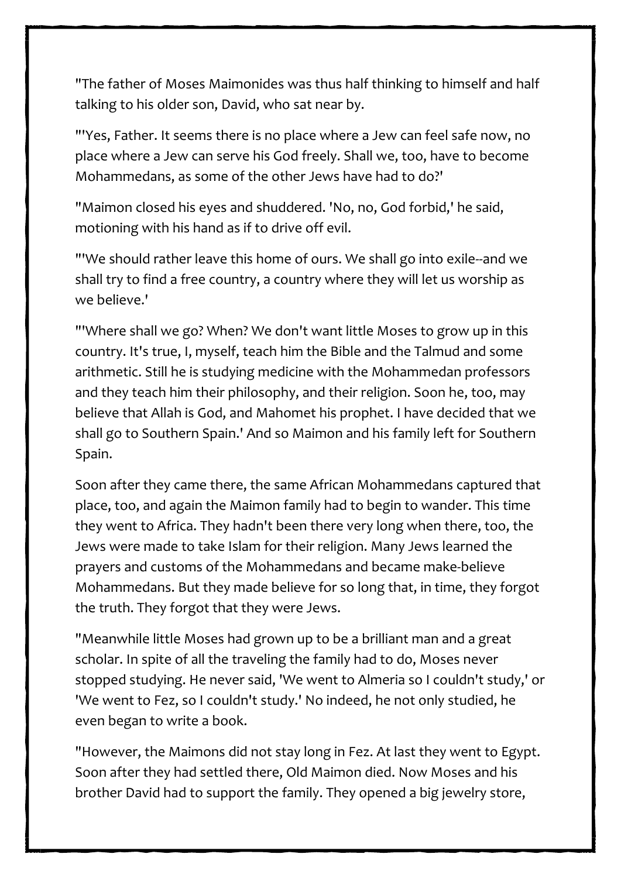"The father of Moses Maimonides was thus half thinking to himself and half talking to his older son, David, who sat near by.

"'Yes, Father. It seems there is no place where a Jew can feel safe now, no place where a Jew can serve his God freely. Shall we, too, have to become Mohammedans, as some of the other Jews have had to do?'

"Maimon closed his eyes and shuddered. 'No, no, God forbid,' he said, motioning with his hand as if to drive off evil.

"'We should rather leave this home of ours. We shall go into exile--and we shall try to find a free country, a country where they will let us worship as we believe.'

"'Where shall we go? When? We don't want little Moses to grow up in this country. It's true, I, myself, teach him the Bible and the Talmud and some arithmetic. Still he is studying medicine with the Mohammedan professors and they teach him their philosophy, and their religion. Soon he, too, may believe that Allah is God, and Mahomet his prophet. I have decided that we shall go to Southern Spain.' And so Maimon and his family left for Southern Spain.

Soon after they came there, the same African Mohammedans captured that place, too, and again the Maimon family had to begin to wander. This time they went to Africa. They hadn't been there very long when there, too, the Jews were made to take Islam for their religion. Many Jews learned the prayers and customs of the Mohammedans and became make-believe Mohammedans. But they made believe for so long that, in time, they forgot the truth. They forgot that they were Jews.

"Meanwhile little Moses had grown up to be a brilliant man and a great scholar. In spite of all the traveling the family had to do, Moses never stopped studying. He never said, 'We went to Almeria so I couldn't study,' or 'We went to Fez, so I couldn't study.' No indeed, he not only studied, he even began to write a book.

"However, the Maimons did not stay long in Fez. At last they went to Egypt. Soon after they had settled there, Old Maimon died. Now Moses and his brother David had to support the family. They opened a big jewelry store,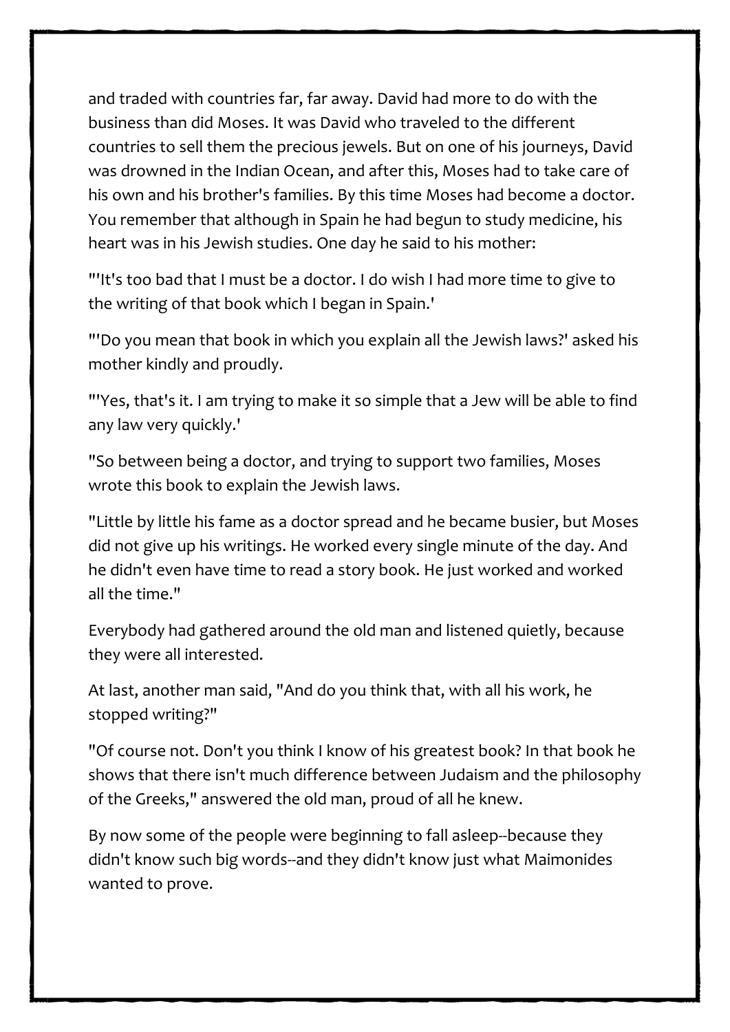and traded with countries far, far away. David had more to do with the business than did Moses. It was David who traveled to the different countries to sell them the precious jewels. But on one of his journeys, David was drowned in the Indian Ocean, and after this, Moses had to take care of his own and his brother's families. By this time Moses had become a doctor. You remember that although in Spain he had begun to study medicine, his heart was in his Jewish studies. One day he said to his mother:

"'It's too bad that I must be a doctor. I do wish I had more time to give to the writing of that book which I began in Spain.'

"'Do you mean that book in which you explain all the Jewish laws?' asked his mother kindly and proudly.

"'Yes, that's it. I am trying to make it so simple that a Jew will be able to find any law very quickly.'

"So between being a doctor, and trying to support two families, Moses wrote this book to explain the Jewish laws.

"Little by little his fame as a doctor spread and he became busier, but Moses did not give up his writings. He worked every single minute of the day. And he didn't even have time to read a story book. He just worked and worked all the time."

Everybody had gathered around the old man and listened quietly, because they were all interested.

At last, another man said, "And do you think that, with all his work, he stopped writing?"

"Of course not. Don't you think I know of his greatest book? In that book he shows that there isn't much difference between Judaism and the philosophy of the Greeks," answered the old man, proud of all he knew.

By now some of the people were beginning to fall asleep--because they didn't know such big words--and they didn't know just what Maimonides wanted to prove.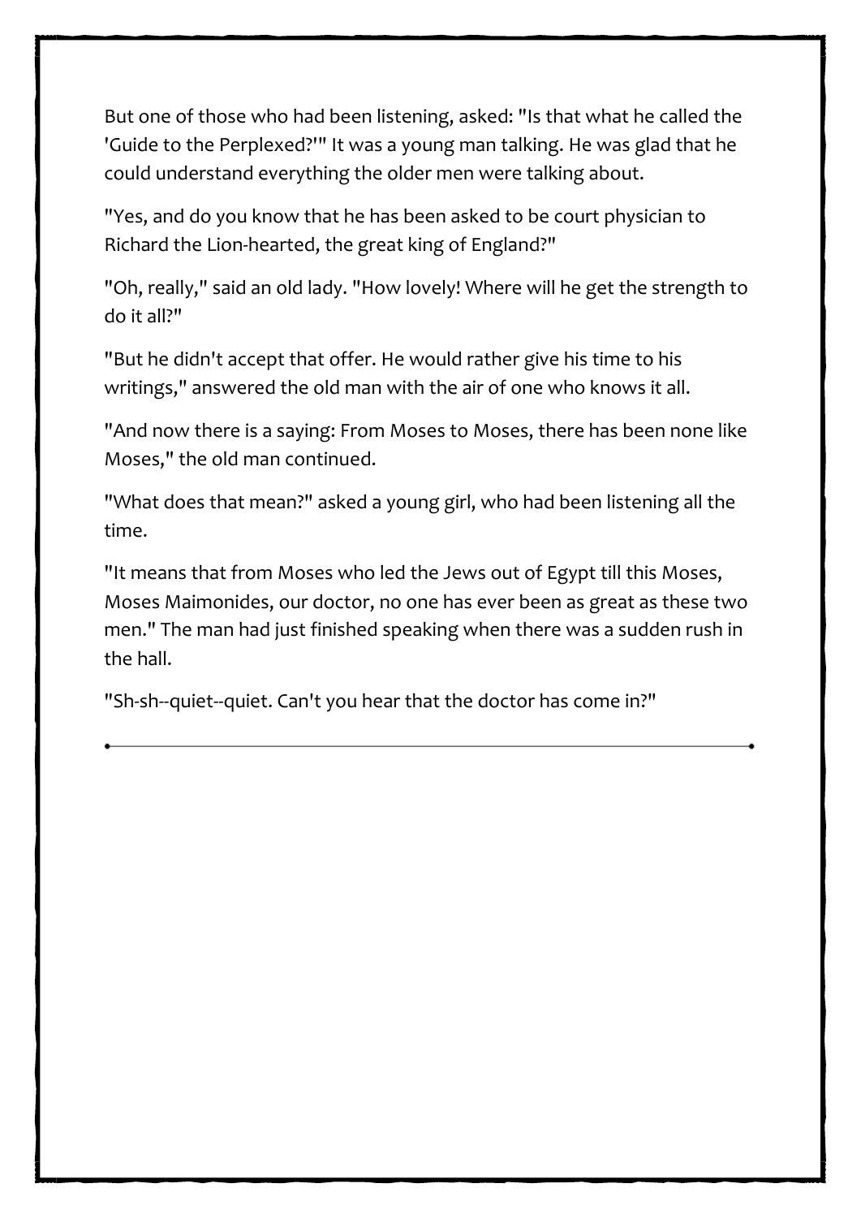But one of those who had been listening, asked: "Is that what he called the 'Guide to the Perplexed?'" It was a young man talking. He was glad that he could understand everything the older men were talking about.

"Yes, and do you know that he has been asked to be court physician to Richard the Lion-hearted, the great king of England?"

"Oh, really," said an old lady. "How lovely! Where will he get the strength to do it all?"

"But he didn't accept that offer. He would rather give his time to his writings," answered the old man with the air of one who knows it all.

"And now there is a saying: From Moses to Moses, there has been none like Moses," the old man continued.

"What does that mean?" asked a young girl, who had been listening all the time.

"It means that from Moses who led the Jews out of Egypt till this Moses, Moses Maimonides, our doctor, no one has ever been as great as these two men." The man had just finished speaking when there was a sudden rush in the hall.

"Sh-sh--quiet--quiet. Can't you hear that the doctor has come in?"

---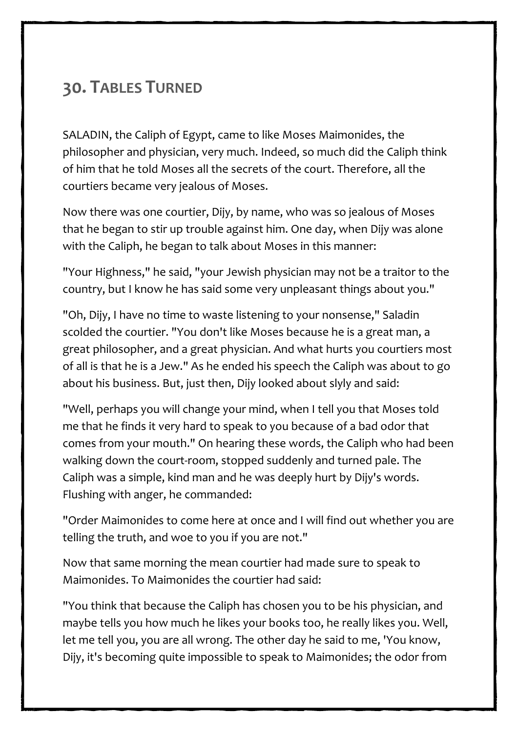## 30. Tables Turned

SALADIN, the Caliph of Egypt, came to like Moses Maimonides, the philosopher and physician, very much. Indeed, so much did the Caliph think of him that he told Moses all the secrets of the court. Therefore, all the courtiers became very jealous of Moses.

Now there was one courtier, Dijy, by name, who was so jealous of Moses that he began to stir up trouble against him. One day, when Dijy was alone with the Caliph, he began to talk about Moses in this manner:

"Your Highness," he said, "your Jewish physician may not be a traitor to the country, but I know he has said some very unpleasant things about you."

"Oh, Dijy, I have no time to waste listening to your nonsense," Saladin scolded the courtier. "You don't like Moses because he is a great man, a great philosopher, and a great physician. And what hurts you courtiers most of all is that he is a Jew." As he ended his speech the Caliph was about to go about his business. But, just then, Dijy looked about slyly and said:

"Well, perhaps you will change your mind, when I tell you that Moses told me that he finds it very hard to speak to you because of a bad odor that comes from your mouth." On hearing these words, the Caliph who had been walking down the court-room, stopped suddenly and turned pale. The Caliph was a simple, kind man and he was deeply hurt by Dijy's words. Flushing with anger, he commanded:

"Order Maimonides to come here at once and I will find out whether you are telling the truth, and woe to you if you are not."

Now that same morning the mean courtier had made sure to speak to Maimonides. To Maimonides the courtier had said:

"You think that because the Caliph has chosen you to be his physician, and maybe tells you how much he likes your books too, he really likes you. Well, let me tell you, you are all wrong. The other day he said to me, 'You know, Dijy, it's becoming quite impossible to speak to Maimonides; the odor from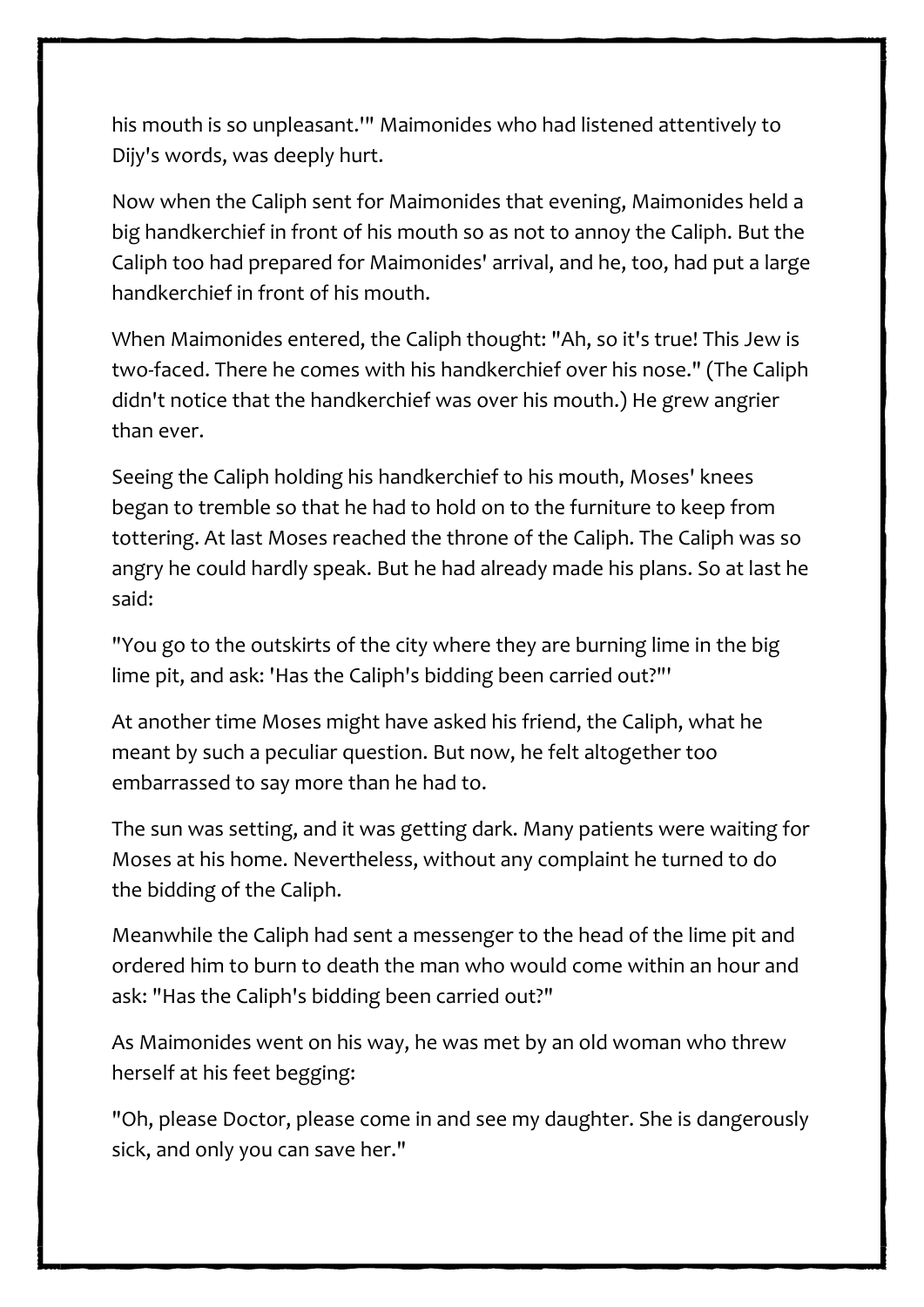his mouth is so unpleasant.'" Maimonides who had listened attentively to Dijy's words, was deeply hurt.

Now when the Caliph sent for Maimonides that evening, Maimonides held a big handkerchief in front of his mouth so as not to annoy the Caliph. But the Caliph too had prepared for Maimonides' arrival, and he, too, had put a large handkerchief in front of his mouth.

When Maimonides entered, the Caliph thought: "Ah, so it's true! This Jew is two-faced. There he comes with his handkerchief over his nose." (The Caliph didn't notice that the handkerchief was over his mouth.) He grew angrier than ever.

Seeing the Caliph holding his handkerchief to his mouth, Moses' knees began to tremble so that he had to hold on to the furniture to keep from tottering. At last Moses reached the throne of the Caliph. The Caliph was so angry he could hardly speak. But he had already made his plans. So at last he said:

"You go to the outskirts of the city where they are burning lime in the big lime pit, and ask: 'Has the Caliph's bidding been carried out?"'

At another time Moses might have asked his friend, the Caliph, what he meant by such a peculiar question. But now, he felt altogether too embarrassed to say more than he had to.

The sun was setting, and it was getting dark. Many patients were waiting for Moses at his home. Nevertheless, without any complaint he turned to do the bidding of the Caliph.

Meanwhile the Caliph had sent a messenger to the head of the lime pit and ordered him to burn to death the man who would come within an hour and ask: "Has the Caliph's bidding been carried out?"

As Maimonides went on his way, he was met by an old woman who threw herself at his feet begging:

"Oh, please Doctor, please come in and see my daughter. She is dangerously sick, and only you can save her."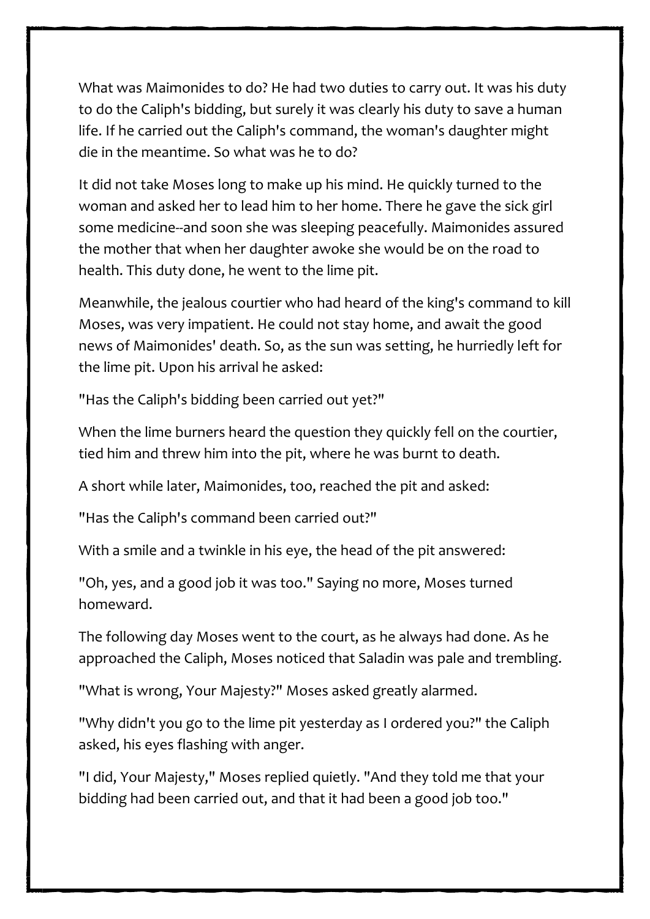What was Maimonides to do? He had two duties to carry out. It was his duty to do the Caliph's bidding, but surely it was clearly his duty to save a human life. If he carried out the Caliph's command, the woman's daughter might die in the meantime. So what was he to do?

It did not take Moses long to make up his mind. He quickly turned to the woman and asked her to lead him to her home. There he gave the sick girl some medicine--and soon she was sleeping peacefully. Maimonides assured the mother that when her daughter awoke she would be on the road to health. This duty done, he went to the lime pit.

Meanwhile, the jealous courtier who had heard of the king's command to kill Moses, was very impatient. He could not stay home, and await the good news of Maimonides' death. So, as the sun was setting, he hurriedly left for the lime pit. Upon his arrival he asked:

"Has the Caliph's bidding been carried out yet?"

When the lime burners heard the question they quickly fell on the courtier, tied him and threw him into the pit, where he was burnt to death.

A short while later, Maimonides, too, reached the pit and asked:

"Has the Caliph's command been carried out?"

With a smile and a twinkle in his eye, the head of the pit answered:

"Oh, yes, and a good job it was too." Saying no more, Moses turned homeward.

The following day Moses went to the court, as he always had done. As he approached the Caliph, Moses noticed that Saladin was pale and trembling.

"What is wrong, Your Majesty?" Moses asked greatly alarmed.

"Why didn't you go to the lime pit yesterday as I ordered you?" the Caliph asked, his eyes flashing with anger.

"I did, Your Majesty," Moses replied quietly. "And they told me that your bidding had been carried out, and that it had been a good job too."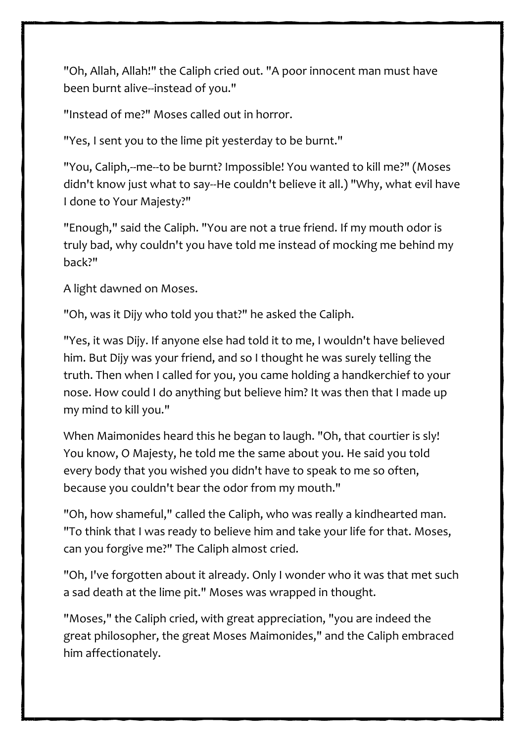"Oh, Allah, Allah!" the Caliph cried out. "A poor innocent man must have been burnt alive--instead of you."

"Instead of me?" Moses called out in horror.

"Yes, I sent you to the lime pit yesterday to be burnt."

"You, Caliph,--me--to be burnt? Impossible! You wanted to kill me?" (Moses didn't know just what to say--He couldn't believe it all.) "Why, what evil have I done to Your Majesty?"

"Enough," said the Caliph. "You are not a true friend. If my mouth odor is truly bad, why couldn't you have told me instead of mocking me behind my back?"

A light dawned on Moses.

"Oh, was it Dijy who told you that?" he asked the Caliph.

"Yes, it was Dijy. If anyone else had told it to me, I wouldn't have believed him. But Dijy was your friend, and so I thought he was surely telling the truth. Then when I called for you, you came holding a handkerchief to your nose. How could I do anything but believe him? It was then that I made up my mind to kill you."

When Maimonides heard this he began to laugh. "Oh, that courtier is sly! You know, O Majesty, he told me the same about you. He said you told every body that you wished you didn't have to speak to me so often, because you couldn't bear the odor from my mouth."

"Oh, how shameful," called the Caliph, who was really a kindhearted man. "To think that I was ready to believe him and take your life for that. Moses, can you forgive me?" The Caliph almost cried.

"Oh, I've forgotten about it already. Only I wonder who it was that met such a sad death at the lime pit." Moses was wrapped in thought.

"Moses," the Caliph cried, with great appreciation, "you are indeed the great philosopher, the great Moses Maimonides," and the Caliph embraced him affectionately.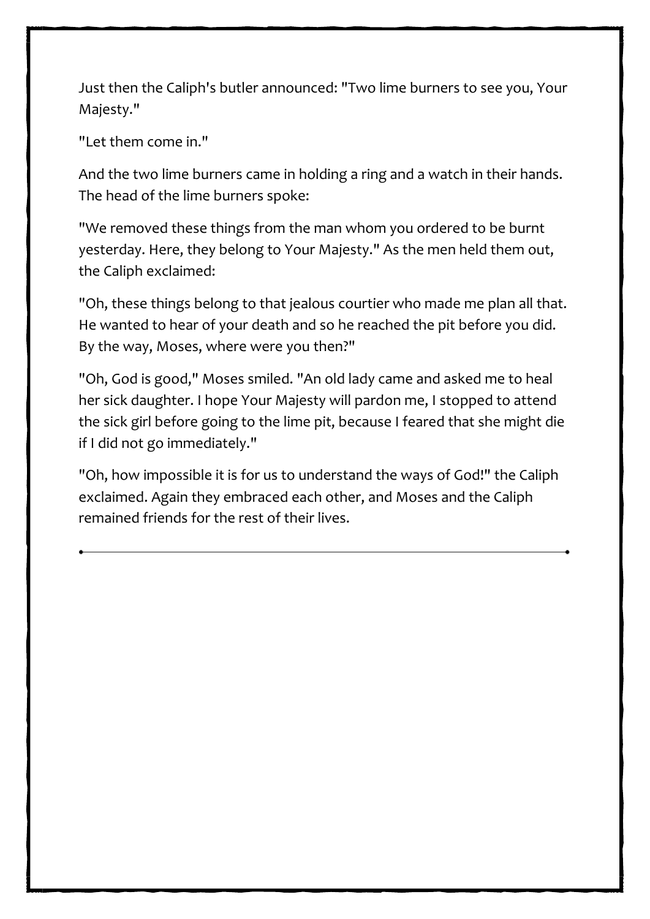Just then the Caliph's butler announced: "Two lime burners to see you, Your Majesty."

"Let them come in."

And the two lime burners came in holding a ring and a watch in their hands. The head of the lime burners spoke:

"We removed these things from the man whom you ordered to be burnt yesterday. Here, they belong to Your Majesty." As the men held them out, the Caliph exclaimed:

"Oh, these things belong to that jealous courtier who made me plan all that. He wanted to hear of your death and so he reached the pit before you did. By the way, Moses, where were you then?"

"Oh, God is good," Moses smiled. "An old lady came and asked me to heal her sick daughter. I hope Your Majesty will pardon me, I stopped to attend the sick girl before going to the lime pit, because I feared that she might die if I did not go immediately."

"Oh, how impossible it is for us to understand the ways of God!" the Caliph exclaimed. Again they embraced each other, and Moses and the Caliph remained friends for the rest of their lives.

---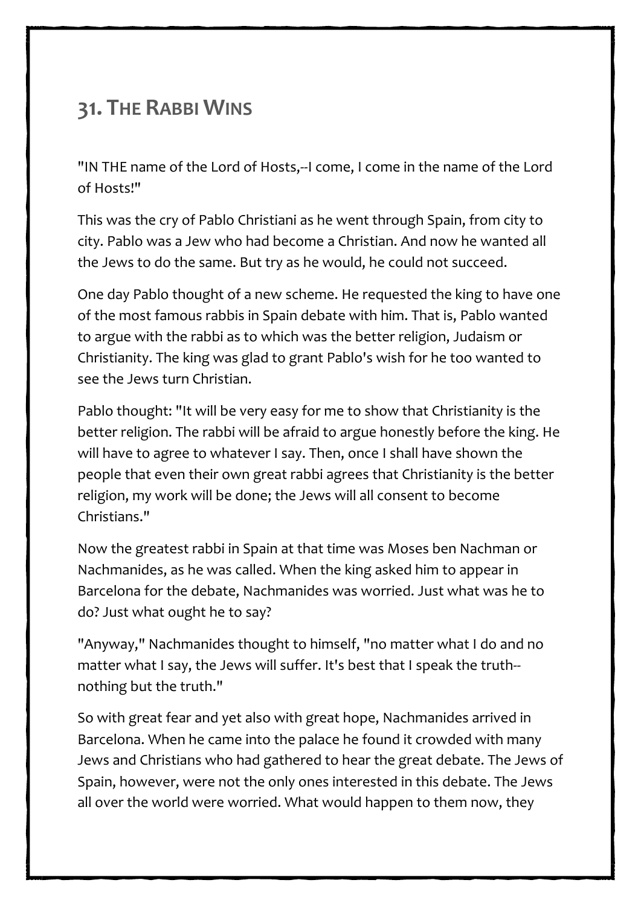## 31. The Rabbi Wins

"IN THE name of the Lord of Hosts,--I come, I come in the name of the Lord of Hosts!"

This was the cry of Pablo Christiani as he went through Spain, from city to city. Pablo was a Jew who had become a Christian. And now he wanted all the Jews to do the same. But try as he would, he could not succeed.

One day Pablo thought of a new scheme. He requested the king to have one of the most famous rabbis in Spain debate with him. That is, Pablo wanted to argue with the rabbi as to which was the better religion, Judaism or Christianity. The king was glad to grant Pablo's wish for he too wanted to see the Jews turn Christian.

Pablo thought: "It will be very easy for me to show that Christianity is the better religion. The rabbi will be afraid to argue honestly before the king. He will have to agree to whatever I say. Then, once I shall have shown the people that even their own great rabbi agrees that Christianity is the better religion, my work will be done; the Jews will all consent to become Christians."

Now the greatest rabbi in Spain at that time was Moses ben Nachman or Nachmanides, as he was called. When the king asked him to appear in Barcelona for the debate, Nachmanides was worried. Just what was he to do? Just what ought he to say?

"Anyway," Nachmanides thought to himself, "no matter what I do and no matter what I say, the Jews will suffer. It's best that I speak the truth--nothing but the truth."

So with great fear and yet also with great hope, Nachmanides arrived in Barcelona. When he came into the palace he found it crowded with many Jews and Christians who had gathered to hear the great debate. The Jews of Spain, however, were not the only ones interested in this debate. The Jews all over the world were worried. What would happen to them now, they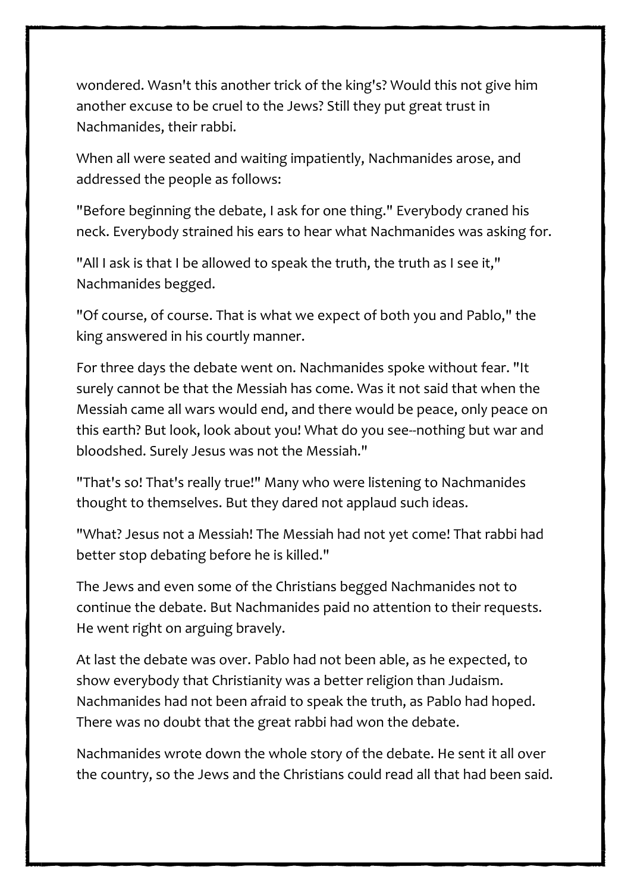wondered. Wasn't this another trick of the king's? Would this not give him another excuse to be cruel to the Jews? Still they put great trust in Nachmanides, their rabbi.

When all were seated and waiting impatiently, Nachmanides arose, and addressed the people as follows:

"Before beginning the debate, I ask for one thing." Everybody craned his neck. Everybody strained his ears to hear what Nachmanides was asking for.

"All I ask is that I be allowed to speak the truth, the truth as I see it," Nachmanides begged.

"Of course, of course. That is what we expect of both you and Pablo," the king answered in his courtly manner.

For three days the debate went on. Nachmanides spoke without fear. "It surely cannot be that the Messiah has come. Was it not said that when the Messiah came all wars would end, and there would be peace, only peace on this earth? But look, look about you! What do you see--nothing but war and bloodshed. Surely Jesus was not the Messiah."

"That's so! That's really true!" Many who were listening to Nachmanides thought to themselves. But they dared not applaud such ideas.

"What? Jesus not a Messiah! The Messiah had not yet come! That rabbi had better stop debating before he is killed."

The Jews and even some of the Christians begged Nachmanides not to continue the debate. But Nachmanides paid no attention to their requests. He went right on arguing bravely.

At last the debate was over. Pablo had not been able, as he expected, to show everybody that Christianity was a better religion than Judaism. Nachmanides had not been afraid to speak the truth, as Pablo had hoped. There was no doubt that the great rabbi had won the debate.

Nachmanides wrote down the whole story of the debate. He sent it all over the country, so the Jews and the Christians could read all that had been said.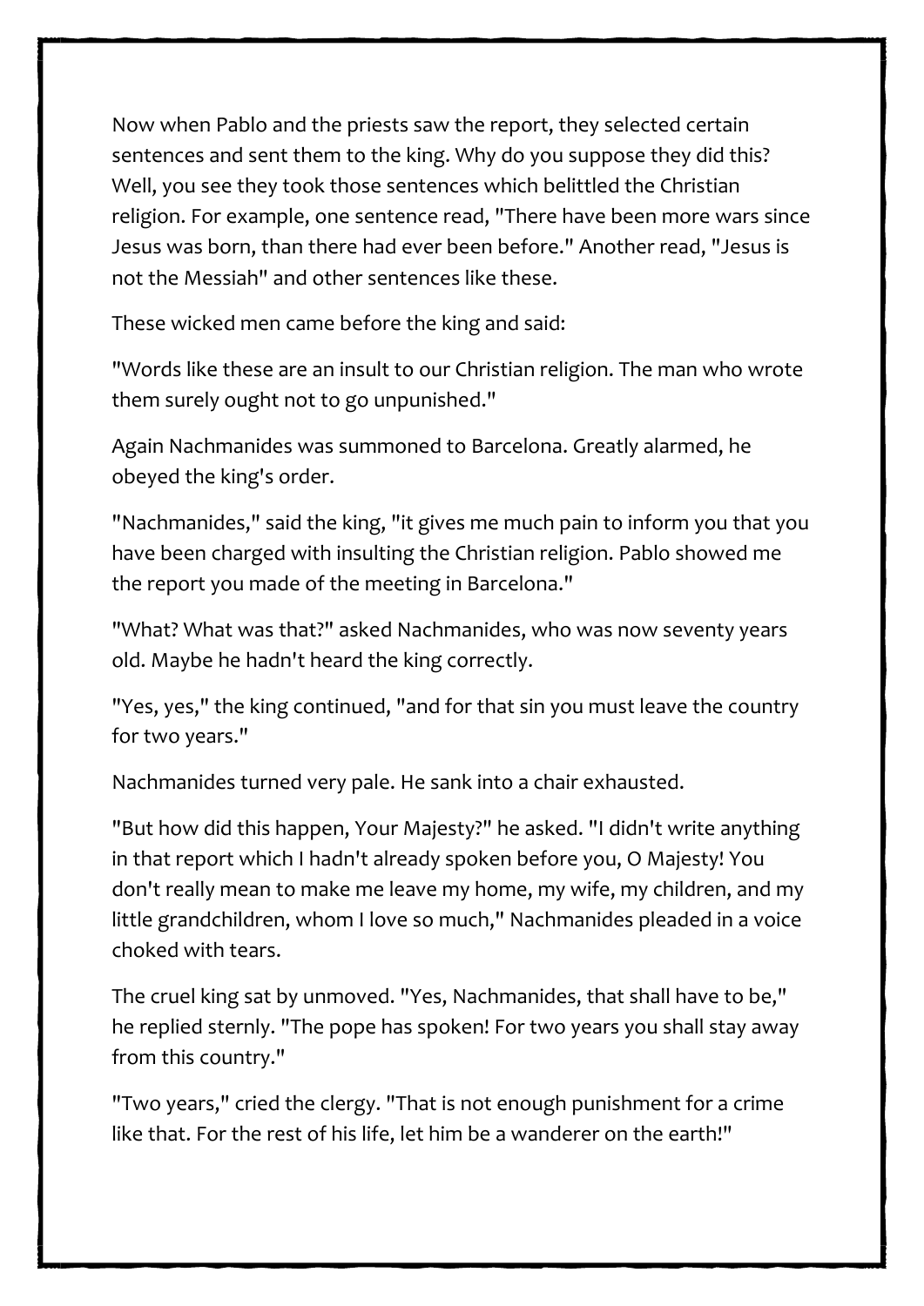Now when Pablo and the priests saw the report, they selected certain sentences and sent them to the king. Why do you suppose they did this? Well, you see they took those sentences which belittled the Christian religion. For example, one sentence read, "There have been more wars since Jesus was born, than there had ever been before." Another read, "Jesus is not the Messiah" and other sentences like these.

These wicked men came before the king and said:

"Words like these are an insult to our Christian religion. The man who wrote them surely ought not to go unpunished."

Again Nachmanides was summoned to Barcelona. Greatly alarmed, he obeyed the king's order.

"Nachmanides," said the king, "it gives me much pain to inform you that you have been charged with insulting the Christian religion. Pablo showed me the report you made of the meeting in Barcelona."

"What? What was that?" asked Nachmanides, who was now seventy years old. Maybe he hadn't heard the king correctly.

"Yes, yes," the king continued, "and for that sin you must leave the country for two years."

Nachmanides turned very pale. He sank into a chair exhausted.

"But how did this happen, Your Majesty?" he asked. "I didn't write anything in that report which I hadn't already spoken before you, O Majesty! You don't really mean to make me leave my home, my wife, my children, and my little grandchildren, whom I love so much," Nachmanides pleaded in a voice choked with tears.

The cruel king sat by unmoved. "Yes, Nachmanides, that shall have to be," he replied sternly. "The pope has spoken! For two years you shall stay away from this country."

"Two years," cried the clergy. "That is not enough punishment for a crime like that. For the rest of his life, let him be a wanderer on the earth!"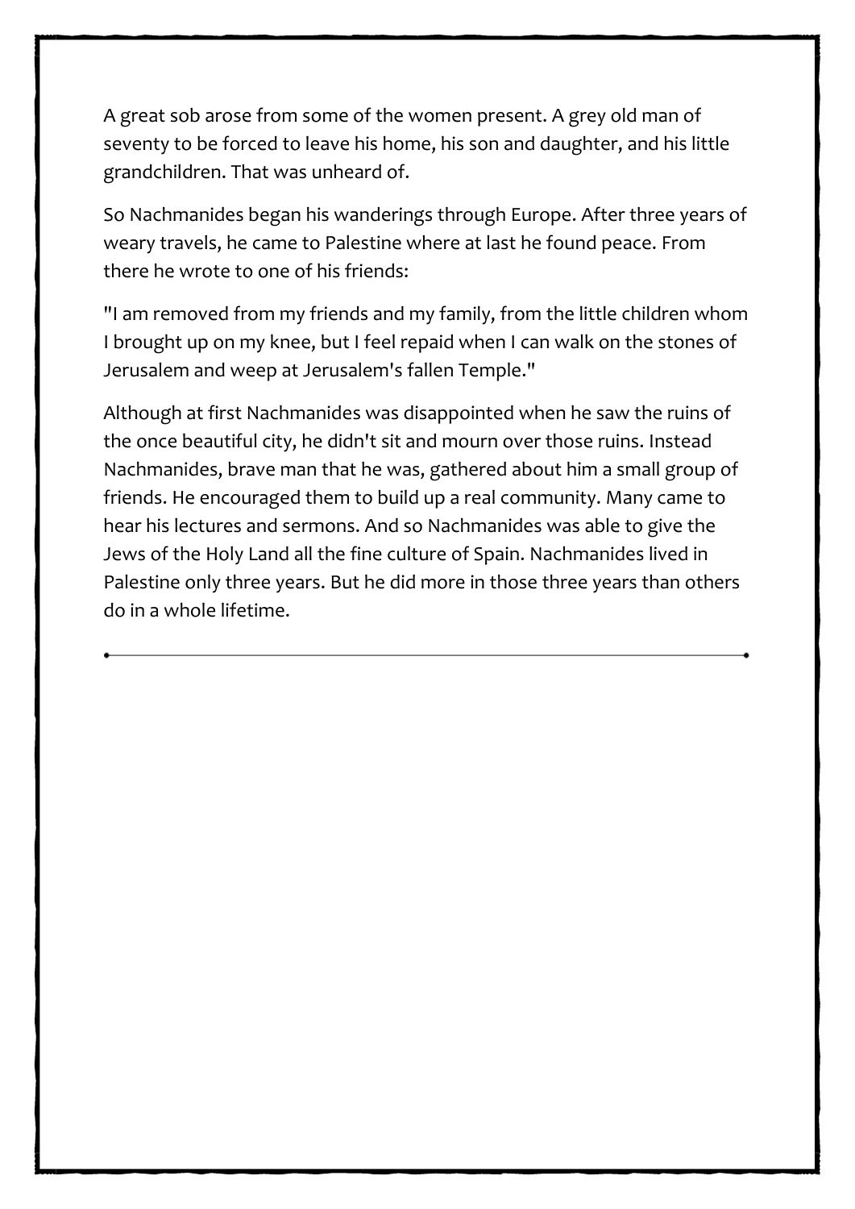A great sob arose from some of the women present. A grey old man of seventy to be forced to leave his home, his son and daughter, and his little grandchildren. That was unheard of.

So Nachmanides began his wanderings through Europe. After three years of weary travels, he came to Palestine where at last he found peace. From there he wrote to one of his friends:

"I am removed from my friends and my family, from the little children whom I brought up on my knee, but I feel repaid when I can walk on the stones of Jerusalem and weep at Jerusalem's fallen Temple."

Although at first Nachmanides was disappointed when he saw the ruins of the once beautiful city, he didn't sit and mourn over those ruins. Instead Nachmanides, brave man that he was, gathered about him a small group of friends. He encouraged them to build up a real community. Many came to hear his lectures and sermons. And so Nachmanides was able to give the Jews of the Holy Land all the fine culture of Spain. Nachmanides lived in Palestine only three years. But he did more in those three years than others do in a whole lifetime.

---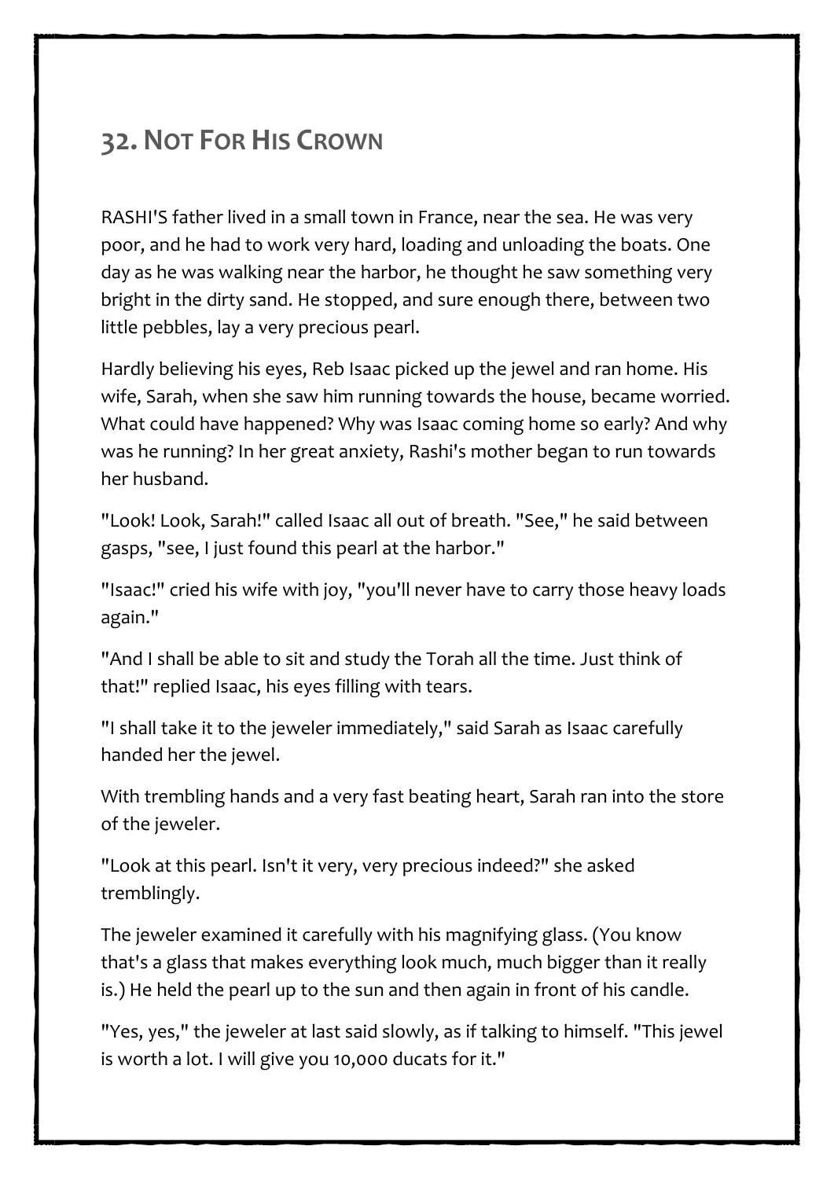## 32. NOT FOR HIS CROWN

RASHI'S father lived in a small town in France, near the sea. He was very poor, and he had to work very hard, loading and unloading the boats. One day as he was walking near the harbor, he thought he saw something very bright in the dirty sand. He stopped, and sure enough there, between two little pebbles, lay a very precious pearl.

Hardly believing his eyes, Reb Isaac picked up the jewel and ran home. His wife, Sarah, when she saw him running towards the house, became worried. What could have happened? Why was Isaac coming home so early? And why was he running? In her great anxiety, Rashi's mother began to run towards her husband.

"Look! Look, Sarah!" called Isaac all out of breath. "See," he said between gasps, "see, I just found this pearl at the harbor."

"Isaac!" cried his wife with joy, "you'll never have to carry those heavy loads again."

"And I shall be able to sit and study the Torah all the time. Just think of that!" replied Isaac, his eyes filling with tears.

"I shall take it to the jeweler immediately," said Sarah as Isaac carefully handed her the jewel.

With trembling hands and a very fast beating heart, Sarah ran into the store of the jeweler.

"Look at this pearl. Isn't it very, very precious indeed?" she asked tremblingly.

The jeweler examined it carefully with his magnifying glass. (You know that's a glass that makes everything look much, much bigger than it really is.) He held the pearl up to the sun and then again in front of his candle.

"Yes, yes," the jeweler at last said slowly, as if talking to himself. "This jewel is worth a lot. I will give you 10,000 ducats for it."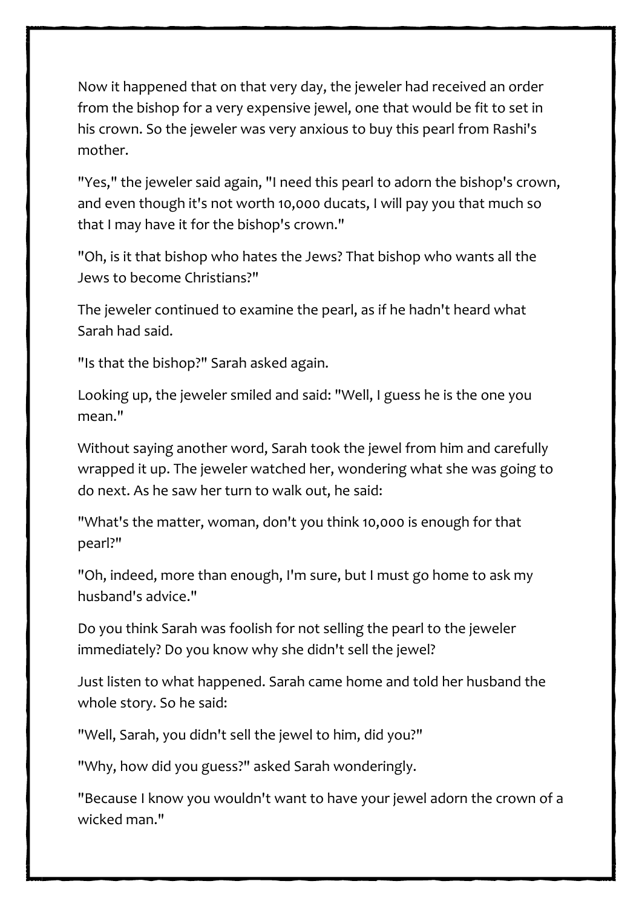Now it happened that on that very day, the jeweler had received an order from the bishop for a very expensive jewel, one that would be fit to set in his crown. So the jeweler was very anxious to buy this pearl from Rashi's mother.

"Yes," the jeweler said again, "I need this pearl to adorn the bishop's crown, and even though it's not worth 10,000 ducats, I will pay you that much so that I may have it for the bishop's crown."

"Oh, is it that bishop who hates the Jews? That bishop who wants all the Jews to become Christians?"

The jeweler continued to examine the pearl, as if he hadn't heard what Sarah had said.

"Is that the bishop?" Sarah asked again.

Looking up, the jeweler smiled and said: "Well, I guess he is the one you mean."

Without saying another word, Sarah took the jewel from him and carefully wrapped it up. The jeweler watched her, wondering what she was going to do next. As he saw her turn to walk out, he said:

"What's the matter, woman, don't you think 10,000 is enough for that pearl?"

"Oh, indeed, more than enough, I'm sure, but I must go home to ask my husband's advice."

Do you think Sarah was foolish for not selling the pearl to the jeweler immediately? Do you know why she didn't sell the jewel?

Just listen to what happened. Sarah came home and told her husband the whole story. So he said:

"Well, Sarah, you didn't sell the jewel to him, did you?"

"Why, how did you guess?" asked Sarah wonderingly.

"Because I know you wouldn't want to have your jewel adorn the crown of a wicked man."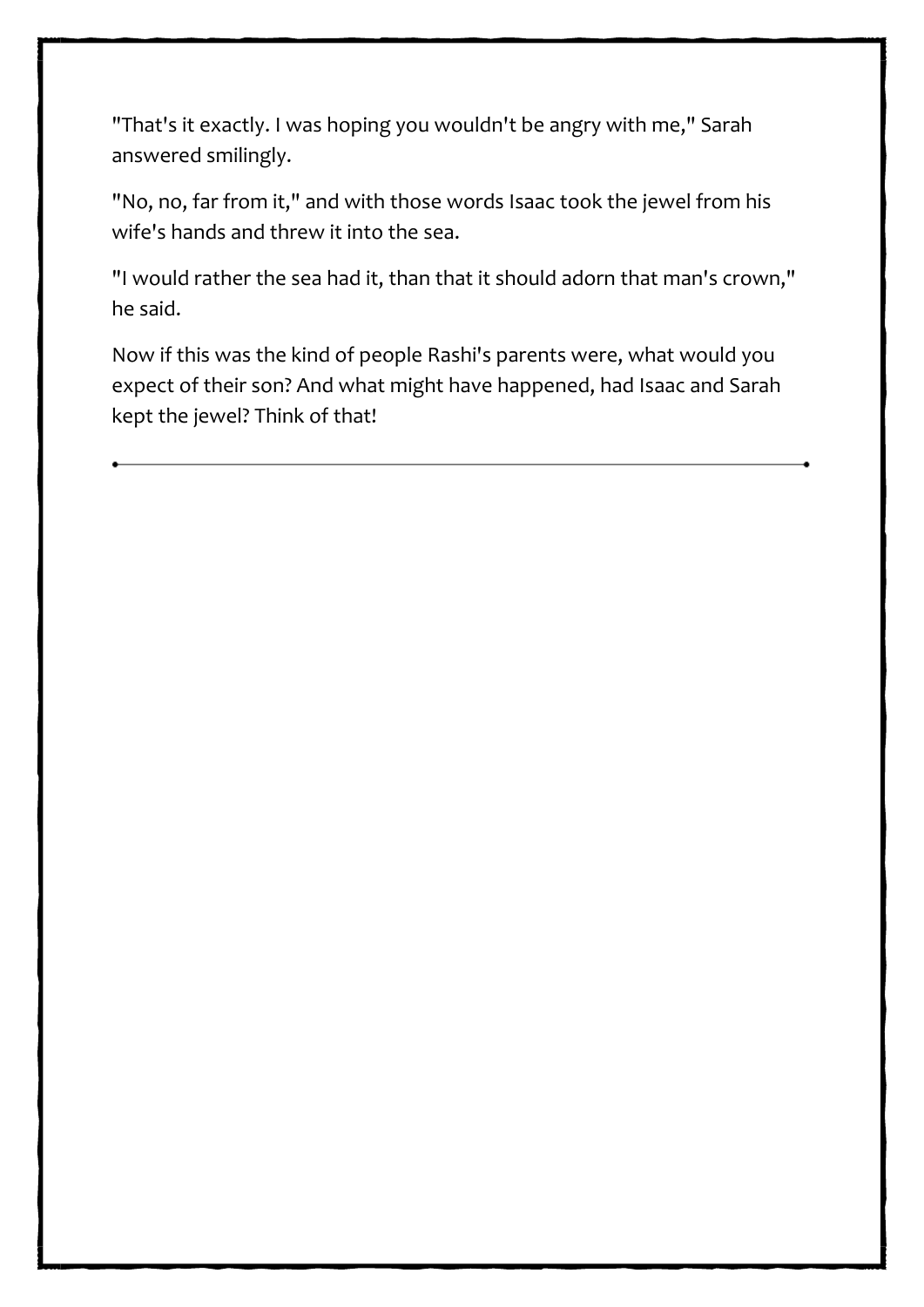"That's it exactly. I was hoping you wouldn't be angry with me," Sarah answered smilingly.

"No, no, far from it," and with those words Isaac took the jewel from his wife's hands and threw it into the sea.

"I would rather the sea had it, than that it should adorn that man's crown," he said.

Now if this was the kind of people Rashi's parents were, what would you expect of their son? And what might have happened, had Isaac and Sarah kept the jewel? Think of that!

---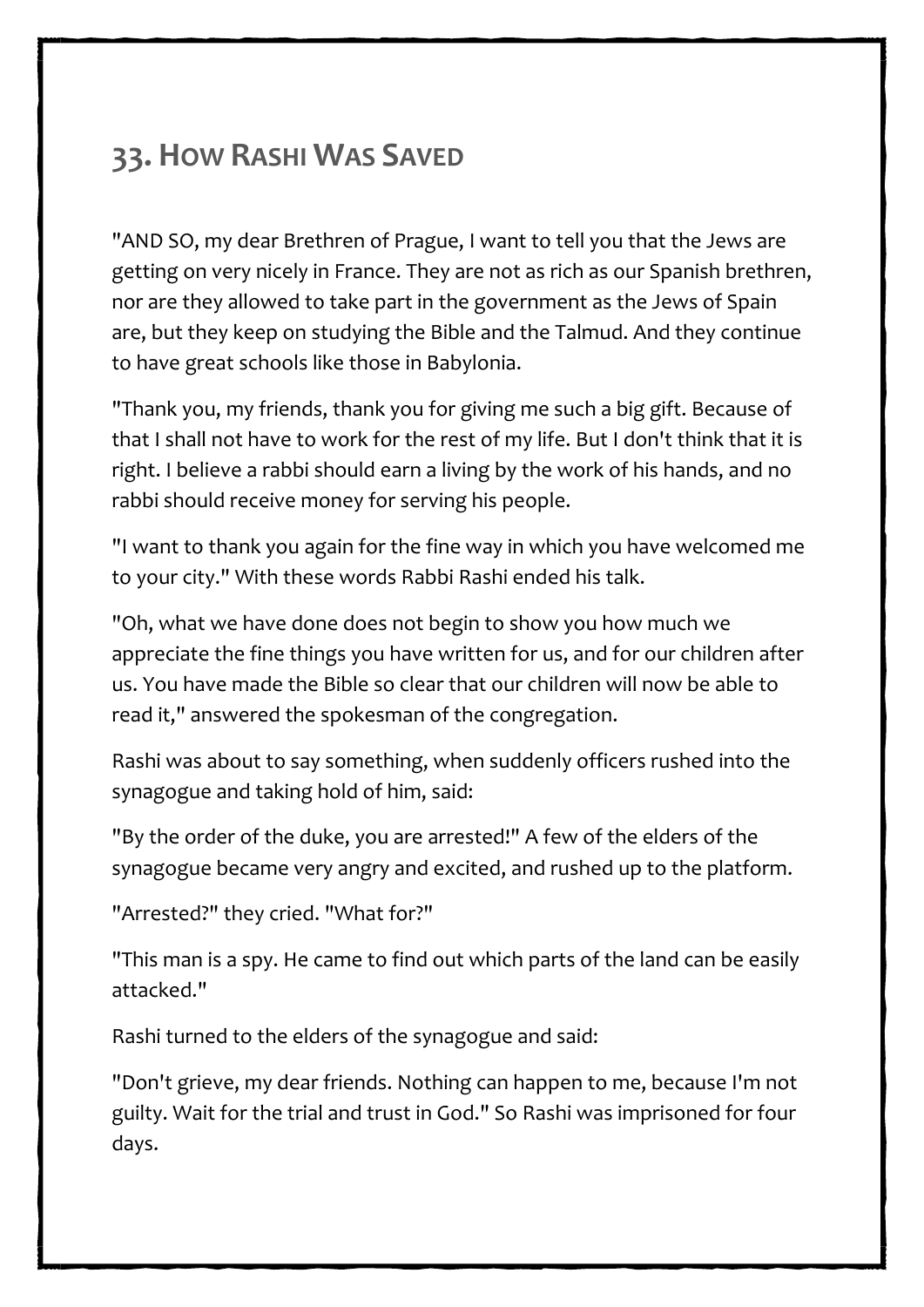## 33. How Rashi Was Saved

"AND SO, my dear Brethren of Prague, I want to tell you that the Jews are getting on very nicely in France. They are not as rich as our Spanish brethren, nor are they allowed to take part in the government as the Jews of Spain are, but they keep on studying the Bible and the Talmud. And they continue to have great schools like those in Babylonia.

"Thank you, my friends, thank you for giving me such a big gift. Because of that I shall not have to work for the rest of my life. But I don't think that it is right. I believe a rabbi should earn a living by the work of his hands, and no rabbi should receive money for serving his people.

"I want to thank you again for the fine way in which you have welcomed me to your city." With these words Rabbi Rashi ended his talk.

"Oh, what we have done does not begin to show you how much we appreciate the fine things you have written for us, and for our children after us. You have made the Bible so clear that our children will now be able to read it," answered the spokesman of the congregation.

Rashi was about to say something, when suddenly officers rushed into the synagogue and taking hold of him, said:

"By the order of the duke, you are arrested!" A few of the elders of the synagogue became very angry and excited, and rushed up to the platform.

"Arrested?" they cried. "What for?"

"This man is a spy. He came to find out which parts of the land can be easily attacked."

Rashi turned to the elders of the synagogue and said:

"Don't grieve, my dear friends. Nothing can happen to me, because I'm not guilty. Wait for the trial and trust in God." So Rashi was imprisoned for four days.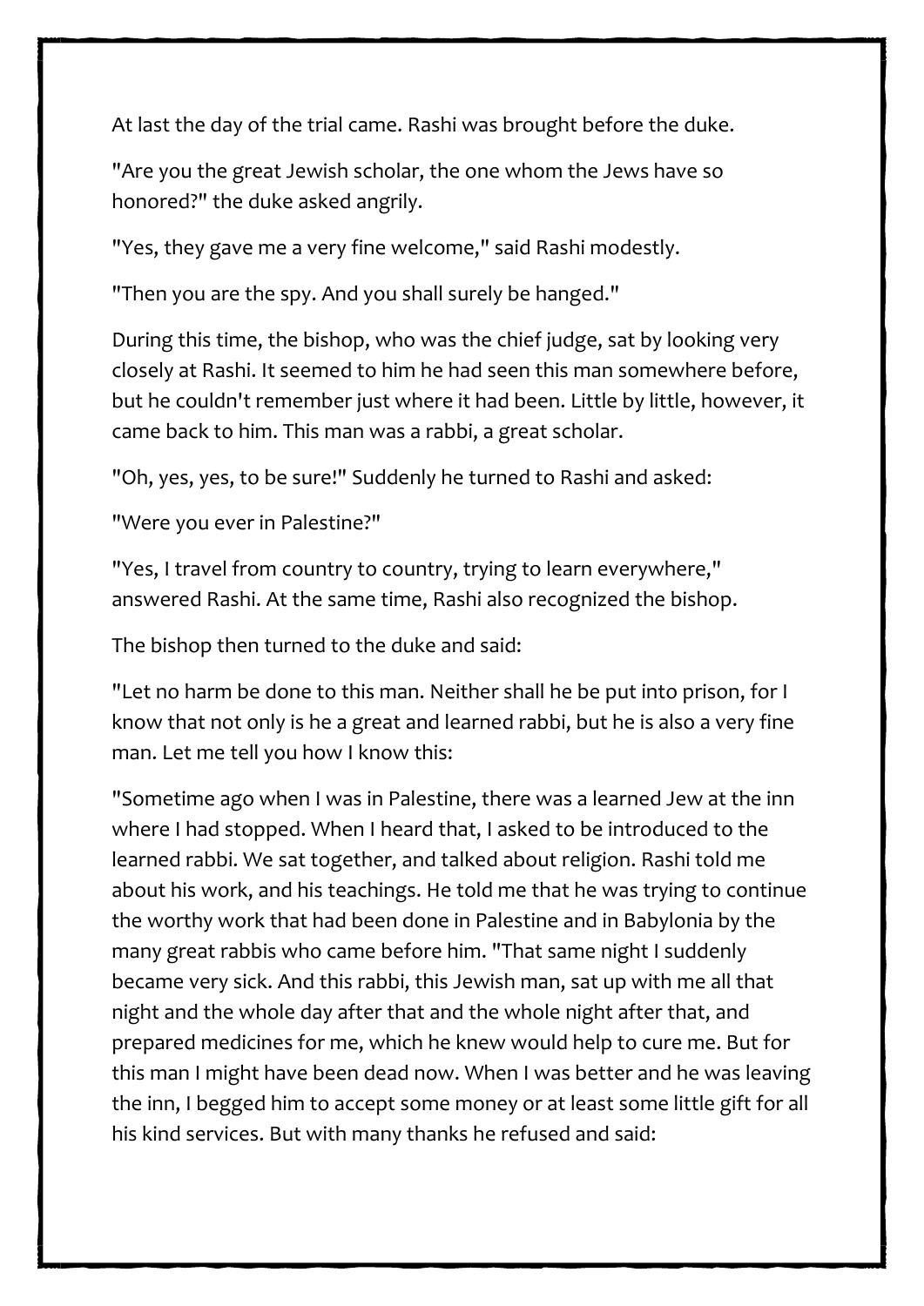At last the day of the trial came. Rashi was brought before the duke.

"Are you the great Jewish scholar, the one whom the Jews have so honored?" the duke asked angrily.

"Yes, they gave me a very fine welcome," said Rashi modestly.

"Then you are the spy. And you shall surely be hanged."

During this time, the bishop, who was the chief judge, sat by looking very closely at Rashi. It seemed to him he had seen this man somewhere before, but he couldn't remember just where it had been. Little by little, however, it came back to him. This man was a rabbi, a great scholar.

"Oh, yes, yes, to be sure!" Suddenly he turned to Rashi and asked:

"Were you ever in Palestine?"

"Yes, I travel from country to country, trying to learn everywhere," answered Rashi. At the same time, Rashi also recognized the bishop.

The bishop then turned to the duke and said:

"Let no harm be done to this man. Neither shall he be put into prison, for I know that not only is he a great and learned rabbi, but he is also a very fine man. Let me tell you how I know this:

"Sometime ago when I was in Palestine, there was a learned Jew at the inn where I had stopped. When I heard that, I asked to be introduced to the learned rabbi. We sat together, and talked about religion. Rashi told me about his work, and his teachings. He told me that he was trying to continue the worthy work that had been done in Palestine and in Babylonia by the many great rabbis who came before him. "That same night I suddenly became very sick. And this rabbi, this Jewish man, sat up with me all that night and the whole day after that and the whole night after that, and prepared medicines for me, which he knew would help to cure me. But for this man I might have been dead now. When I was better and he was leaving the inn, I begged him to accept some money or at least some little gift for all his kind services. But with many thanks he refused and said: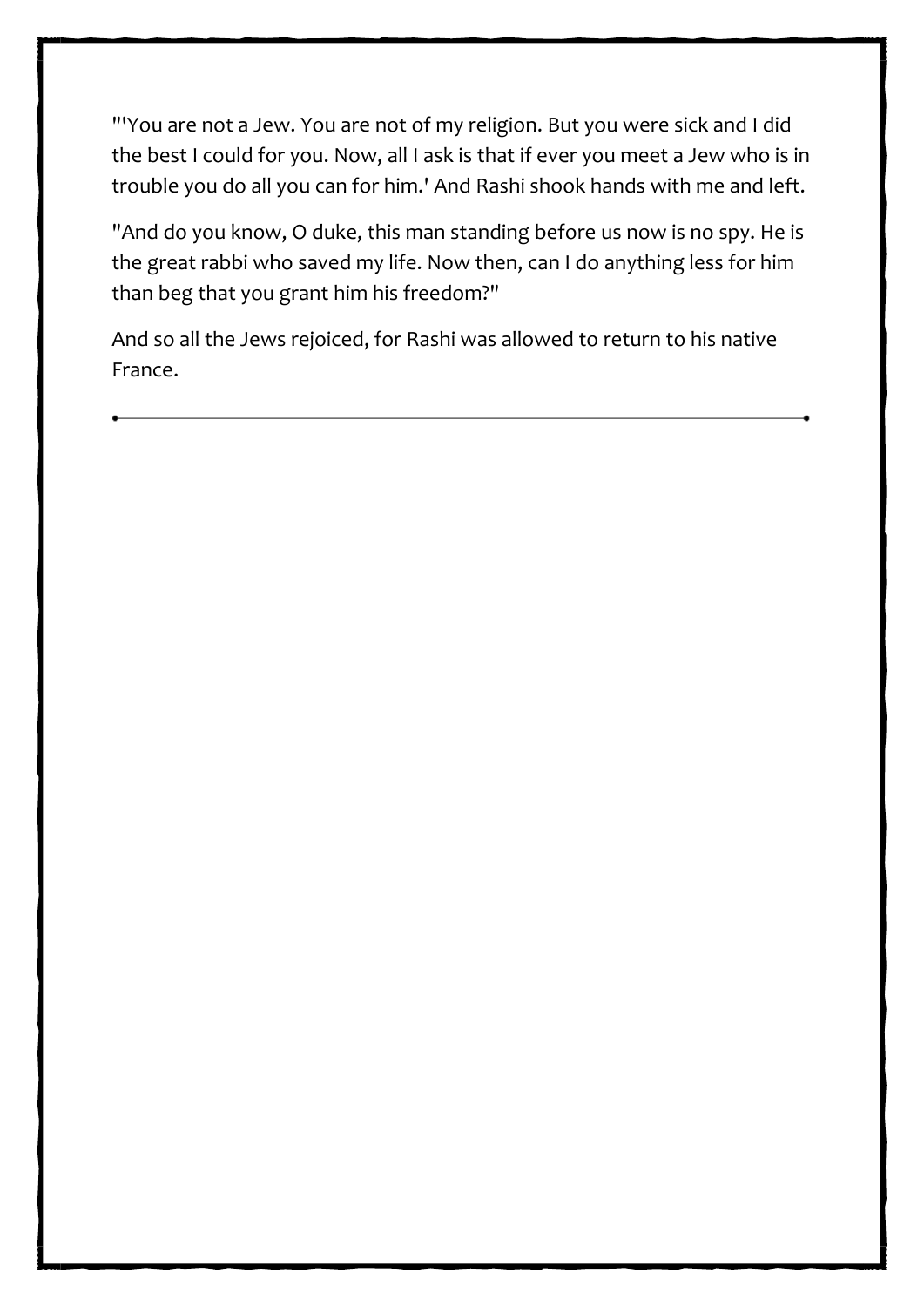"'You are not a Jew. You are not of my religion. But you were sick and I did the best I could for you. Now, all I ask is that if ever you meet a Jew who is in trouble you do all you can for him.' And Rashi shook hands with me and left.

"And do you know, O duke, this man standing before us now is no spy. He is the great rabbi who saved my life. Now then, can I do anything less for him than beg that you grant him his freedom?"

And so all the Jews rejoiced, for Rashi was allowed to return to his native France.

---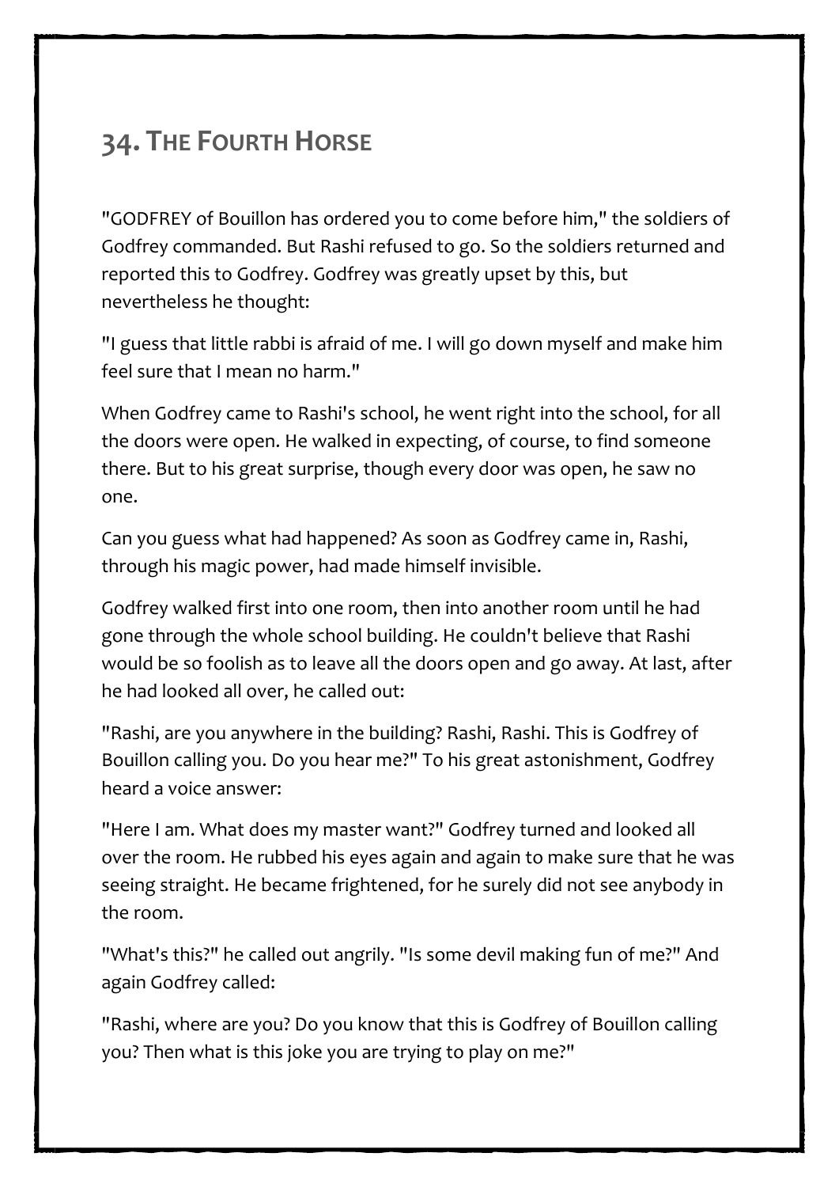## 34. THE FOURTH HORSE

"GODFREY of Bouillon has ordered you to come before him," the soldiers of Godfrey commanded. But Rashi refused to go. So the soldiers returned and reported this to Godfrey. Godfrey was greatly upset by this, but nevertheless he thought:

"I guess that little rabbi is afraid of me. I will go down myself and make him feel sure that I mean no harm."

When Godfrey came to Rashi's school, he went right into the school, for all the doors were open. He walked in expecting, of course, to find someone there. But to his great surprise, though every door was open, he saw no one.

Can you guess what had happened? As soon as Godfrey came in, Rashi, through his magic power, had made himself invisible.

Godfrey walked first into one room, then into another room until he had gone through the whole school building. He couldn't believe that Rashi would be so foolish as to leave all the doors open and go away. At last, after he had looked all over, he called out:

"Rashi, are you anywhere in the building? Rashi, Rashi. This is Godfrey of Bouillon calling you. Do you hear me?" To his great astonishment, Godfrey heard a voice answer:

"Here I am. What does my master want?" Godfrey turned and looked all over the room. He rubbed his eyes again and again to make sure that he was seeing straight. He became frightened, for he surely did not see anybody in the room.

"What's this?" he called out angrily. "Is some devil making fun of me?" And again Godfrey called:

"Rashi, where are you? Do you know that this is Godfrey of Bouillon calling you? Then what is this joke you are trying to play on me?"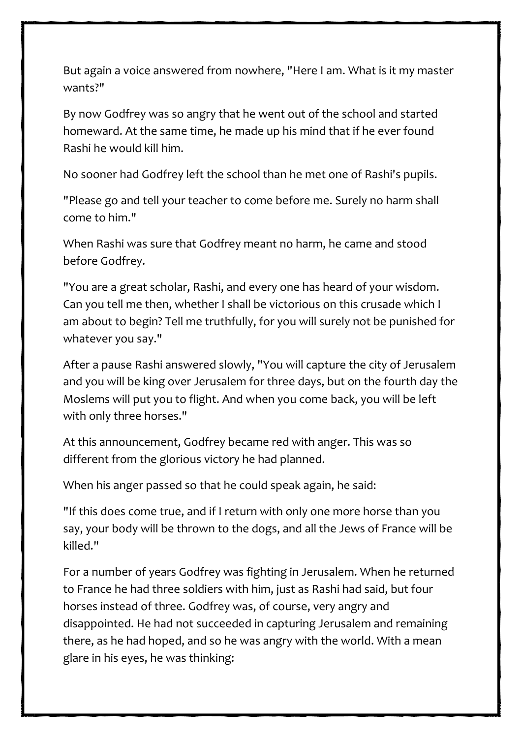But again a voice answered from nowhere, "Here I am. What is it my master wants?"

By now Godfrey was so angry that he went out of the school and started homeward. At the same time, he made up his mind that if he ever found Rashi he would kill him.

No sooner had Godfrey left the school than he met one of Rashi's pupils.

"Please go and tell your teacher to come before me. Surely no harm shall come to him."

When Rashi was sure that Godfrey meant no harm, he came and stood before Godfrey.

"You are a great scholar, Rashi, and every one has heard of your wisdom. Can you tell me then, whether I shall be victorious on this crusade which I am about to begin? Tell me truthfully, for you will surely not be punished for whatever you say."

After a pause Rashi answered slowly, "You will capture the city of Jerusalem and you will be king over Jerusalem for three days, but on the fourth day the Moslems will put you to flight. And when you come back, you will be left with only three horses."

At this announcement, Godfrey became red with anger. This was so different from the glorious victory he had planned.

When his anger passed so that he could speak again, he said:

"If this does come true, and if I return with only one more horse than you say, your body will be thrown to the dogs, and all the Jews of France will be killed."

For a number of years Godfrey was fighting in Jerusalem. When he returned to France he had three soldiers with him, just as Rashi had said, but four horses instead of three. Godfrey was, of course, very angry and disappointed. He had not succeeded in capturing Jerusalem and remaining there, as he had hoped, and so he was angry with the world. With a mean glare in his eyes, he was thinking: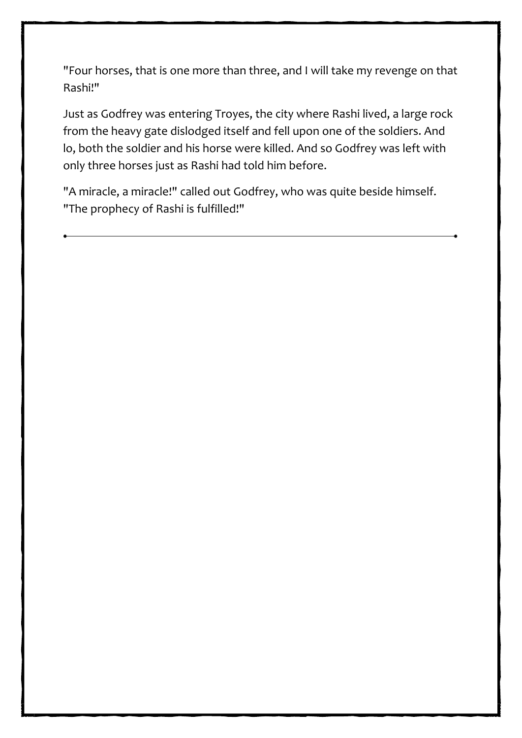"Four horses, that is one more than three, and I will take my revenge on that Rashi!"

Just as Godfrey was entering Troyes, the city where Rashi lived, a large rock from the heavy gate dislodged itself and fell upon one of the soldiers. And lo, both the soldier and his horse were killed. And so Godfrey was left with only three horses just as Rashi had told him before.

"A miracle, a miracle!" called out Godfrey, who was quite beside himself. "The prophecy of Rashi is fulfilled!"

---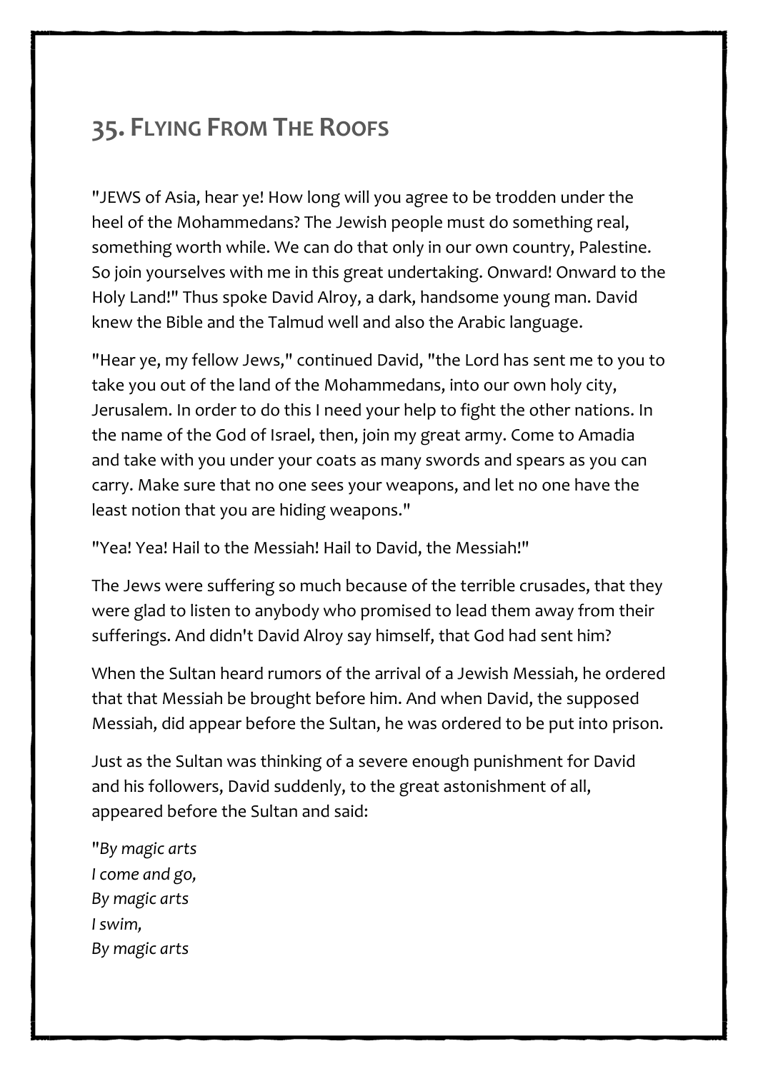## 35. Flying From The Roofs

"JEWS of Asia, hear ye! How long will you agree to be trodden under the heel of the Mohammedans? The Jewish people must do something real, something worth while. We can do that only in our own country, Palestine. So join yourselves with me in this great undertaking. Onward! Onward to the Holy Land!" Thus spoke David Alroy, a dark, handsome young man. David knew the Bible and the Talmud well and also the Arabic language.

"Hear ye, my fellow Jews," continued David, "the Lord has sent me to you to take you out of the land of the Mohammedans, into our own holy city, Jerusalem. In order to do this I need your help to fight the other nations. In the name of the God of Israel, then, join my great army. Come to Amadia and take with you under your coats as many swords and spears as you can carry. Make sure that no one sees your weapons, and let no one have the least notion that you are hiding weapons."

"Yea! Yea! Hail to the Messiah! Hail to David, the Messiah!"

The Jews were suffering so much because of the terrible crusades, that they were glad to listen to anybody who promised to lead them away from their sufferings. And didn't David Alroy say himself, that God had sent him?

When the Sultan heard rumors of the arrival of a Jewish Messiah, he ordered that that Messiah be brought before him. And when David, the supposed Messiah, did appear before the Sultan, he was ordered to be put into prison.

Just as the Sultan was thinking of a severe enough punishment for David and his followers, David suddenly, to the great astonishment of all, appeared before the Sultan and said:

"*By magic arts*
*I come and go,*
*By magic arts*
*I swim,*
*By magic arts*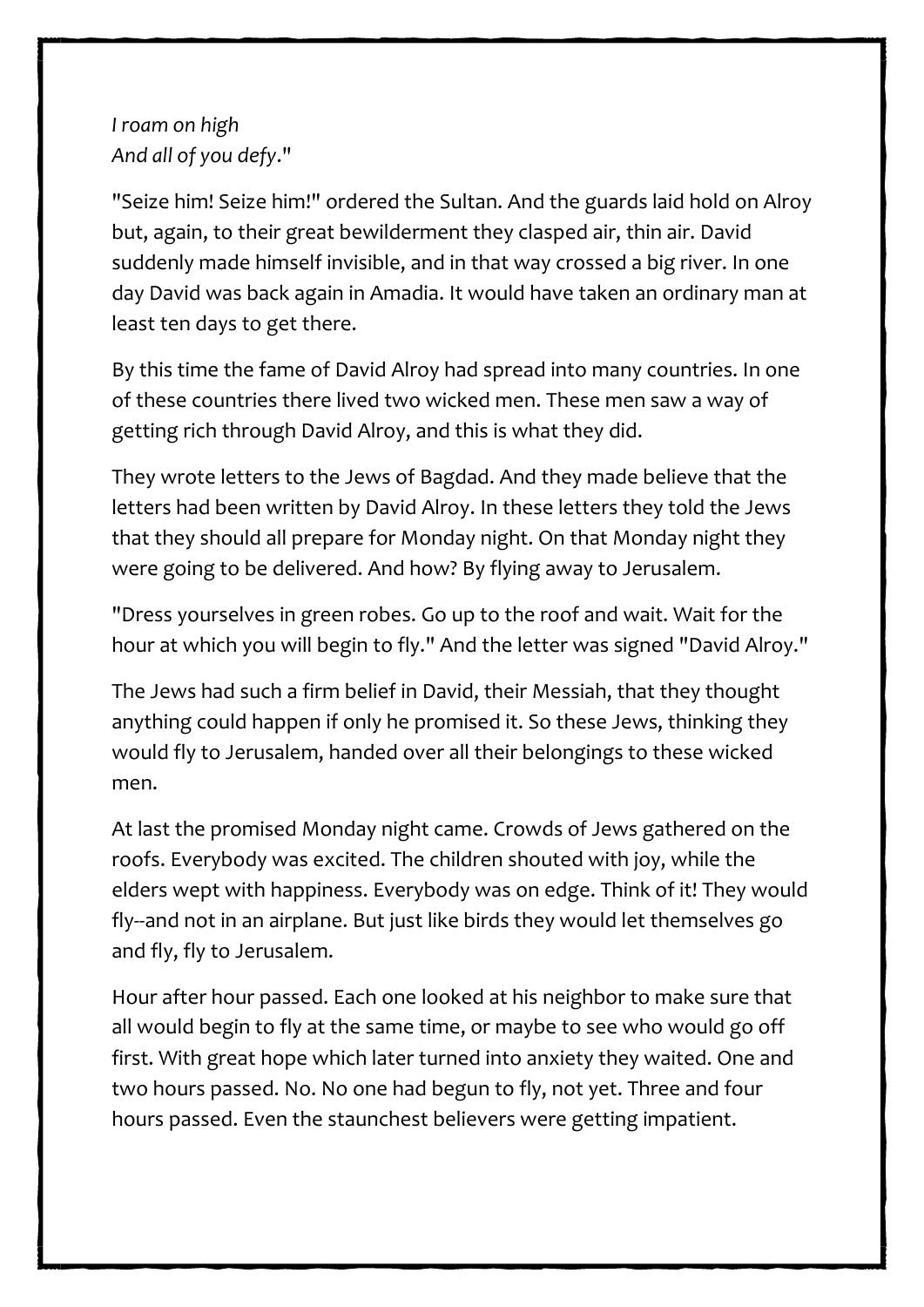*I roam on high*  
*And all of you defy*."

"Seize him! Seize him!" ordered the Sultan. And the guards laid hold on Alroy but, again, to their great bewilderment they clasped air, thin air. David suddenly made himself invisible, and in that way crossed a big river. In one day David was back again in Amadia. It would have taken an ordinary man at least ten days to get there.

By this time the fame of David Alroy had spread into many countries. In one of these countries there lived two wicked men. These men saw a way of getting rich through David Alroy, and this is what they did.

They wrote letters to the Jews of Bagdad. And they made believe that the letters had been written by David Alroy. In these letters they told the Jews that they should all prepare for Monday night. On that Monday night they were going to be delivered. And how? By flying away to Jerusalem.

"Dress yourselves in green robes. Go up to the roof and wait. Wait for the hour at which you will begin to fly." And the letter was signed "David Alroy."

The Jews had such a firm belief in David, their Messiah, that they thought anything could happen if only he promised it. So these Jews, thinking they would fly to Jerusalem, handed over all their belongings to these wicked men.

At last the promised Monday night came. Crowds of Jews gathered on the roofs. Everybody was excited. The children shouted with joy, while the elders wept with happiness. Everybody was on edge. Think of it! They would fly--and not in an airplane. But just like birds they would let themselves go and fly, fly to Jerusalem.

Hour after hour passed. Each one looked at his neighbor to make sure that all would begin to fly at the same time, or maybe to see who would go off first. With great hope which later turned into anxiety they waited. One and two hours passed. No. No one had begun to fly, not yet. Three and four hours passed. Even the staunchest believers were getting impatient.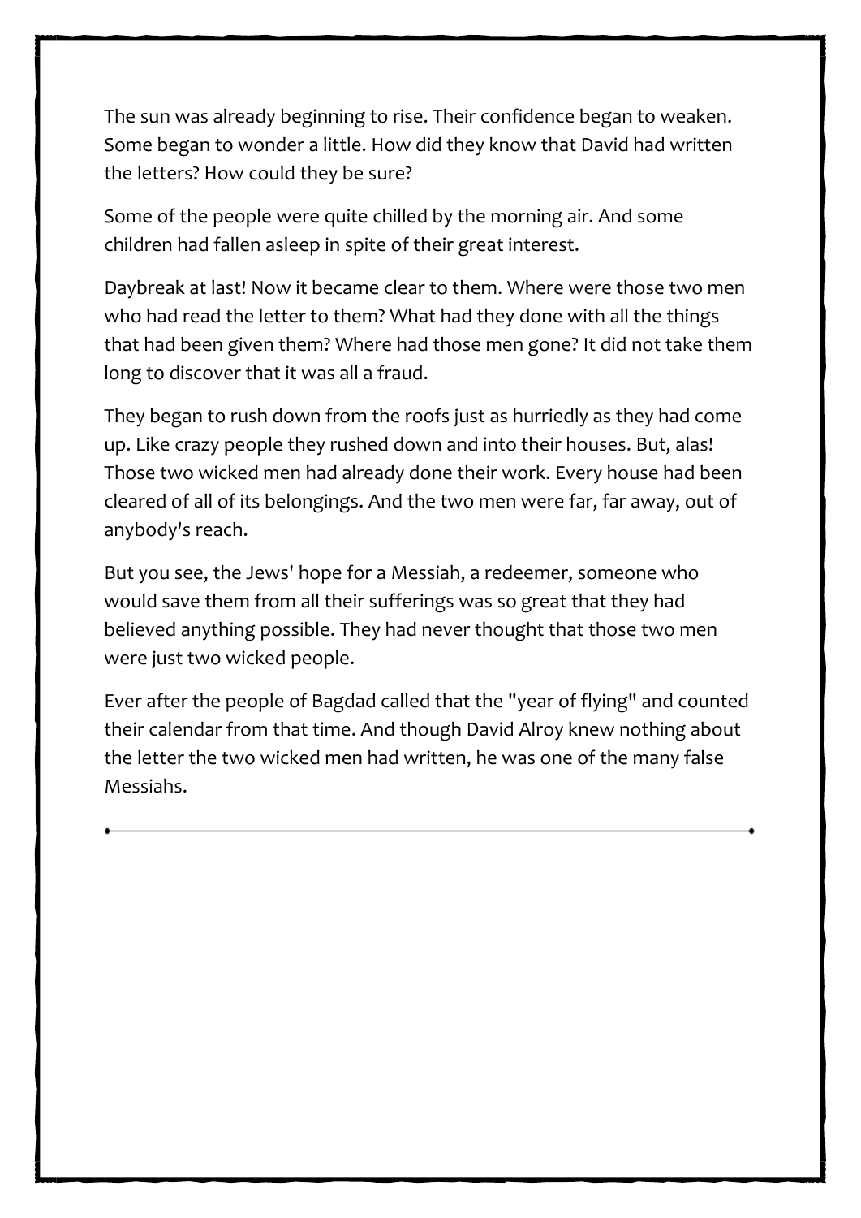The sun was already beginning to rise. Their confidence began to weaken. Some began to wonder a little. How did they know that David had written the letters? How could they be sure?

Some of the people were quite chilled by the morning air. And some children had fallen asleep in spite of their great interest.

Daybreak at last! Now it became clear to them. Where were those two men who had read the letter to them? What had they done with all the things that had been given them? Where had those men gone? It did not take them long to discover that it was all a fraud.

They began to rush down from the roofs just as hurriedly as they had come up. Like crazy people they rushed down and into their houses. But, alas! Those two wicked men had already done their work. Every house had been cleared of all of its belongings. And the two men were far, far away, out of anybody's reach.

But you see, the Jews' hope for a Messiah, a redeemer, someone who would save them from all their sufferings was so great that they had believed anything possible. They had never thought that those two men were just two wicked people.

Ever after the people of Bagdad called that the "year of flying" and counted their calendar from that time. And though David Alroy knew nothing about the letter the two wicked men had written, he was one of the many false Messiahs.

---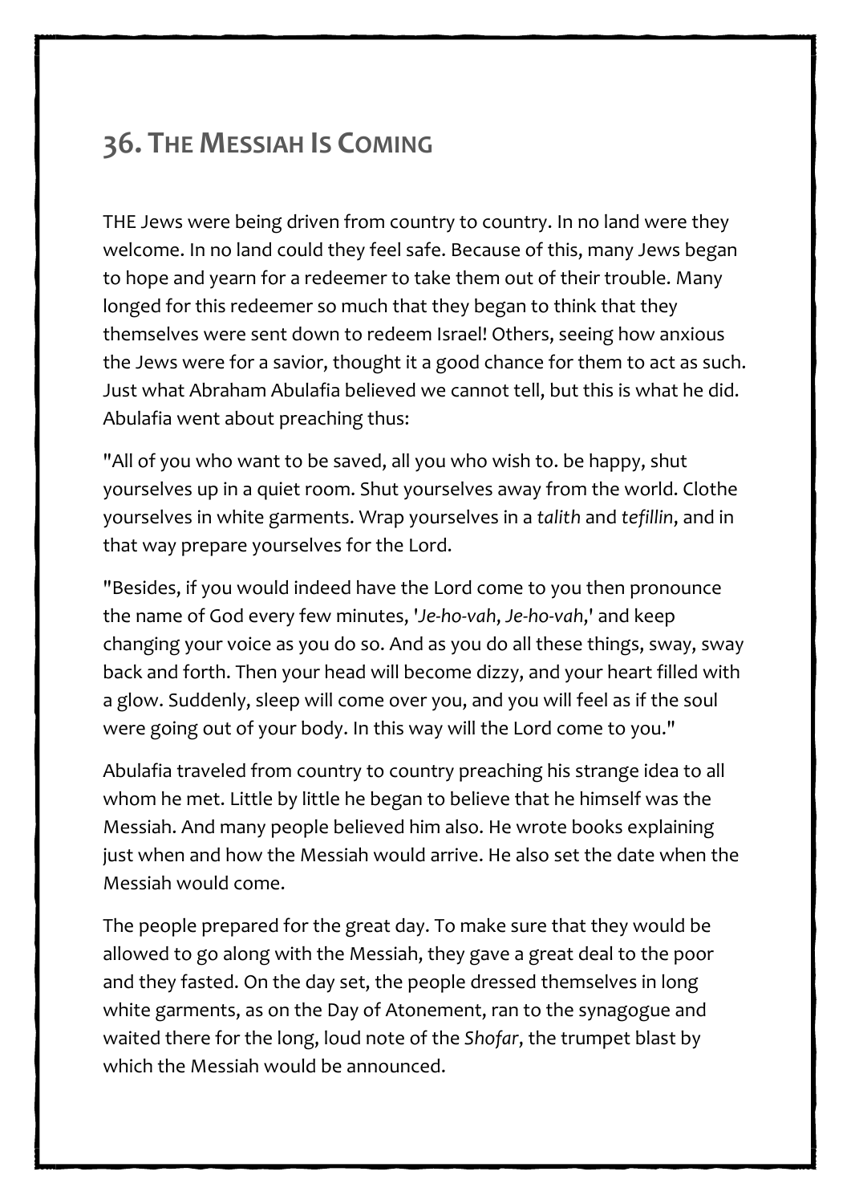## 36. THE MESSIAH IS COMING

THE Jews were being driven from country to country. In no land were they welcome. In no land could they feel safe. Because of this, many Jews began to hope and yearn for a redeemer to take them out of their trouble. Many longed for this redeemer so much that they began to think that they themselves were sent down to redeem Israel! Others, seeing how anxious the Jews were for a savior, thought it a good chance for them to act as such. Just what Abraham Abulafia believed we cannot tell, but this is what he did. Abulafia went about preaching thus:

"All of you who want to be saved, all you who wish to. be happy, shut yourselves up in a quiet room. Shut yourselves away from the world. Clothe yourselves in white garments. Wrap yourselves in a *talith* and *tefillin*, and in that way prepare yourselves for the Lord.

"Besides, if you would indeed have the Lord come to you then pronounce the name of God every few minutes, '*Je-ho-vah*, *Je-ho-vah*,' and keep changing your voice as you do so. And as you do all these things, sway, sway back and forth. Then your head will become dizzy, and your heart filled with a glow. Suddenly, sleep will come over you, and you will feel as if the soul were going out of your body. In this way will the Lord come to you."

Abulafia traveled from country to country preaching his strange idea to all whom he met. Little by little he began to believe that he himself was the Messiah. And many people believed him also. He wrote books explaining just when and how the Messiah would arrive. He also set the date when the Messiah would come.

The people prepared for the great day. To make sure that they would be allowed to go along with the Messiah, they gave a great deal to the poor and they fasted. On the day set, the people dressed themselves in long white garments, as on the Day of Atonement, ran to the synagogue and waited there for the long, loud note of the *Shofar*, the trumpet blast by which the Messiah would be announced.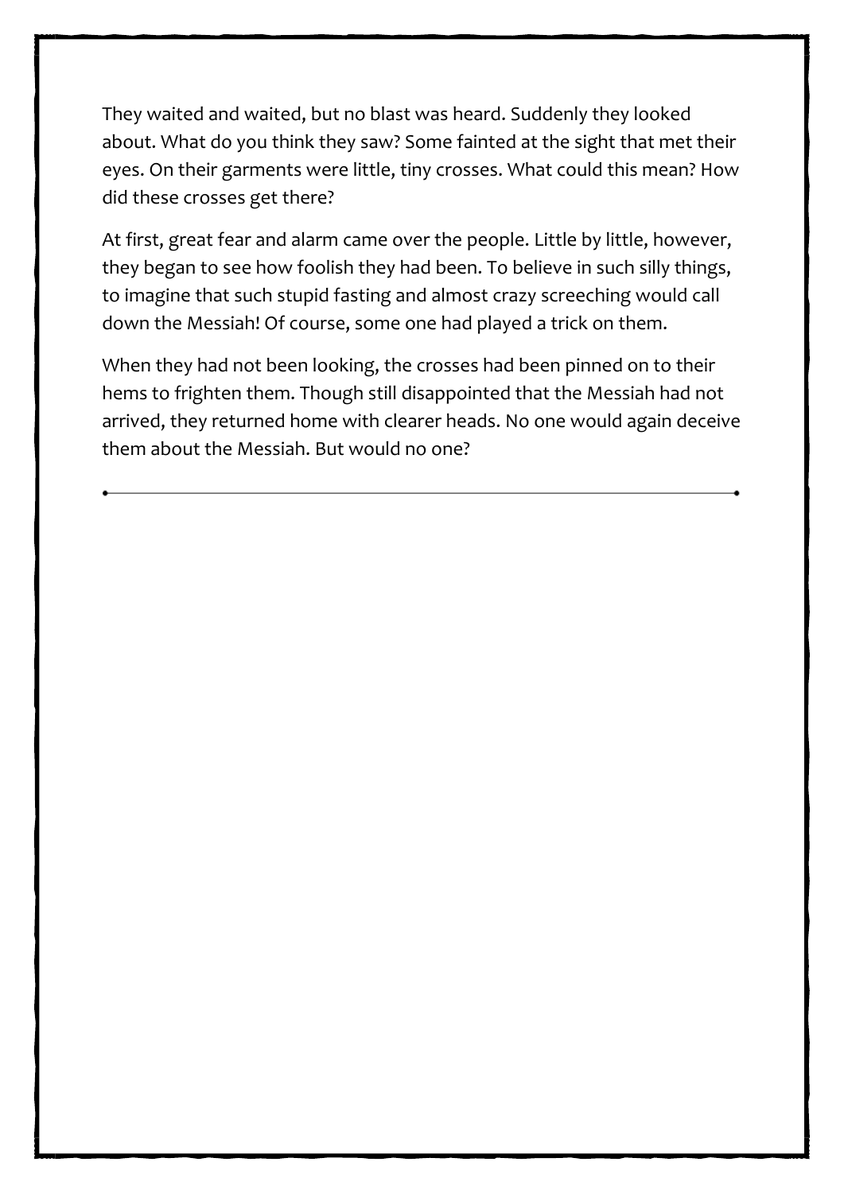They waited and waited, but no blast was heard. Suddenly they looked about. What do you think they saw? Some fainted at the sight that met their eyes. On their garments were little, tiny crosses. What could this mean? How did these crosses get there?

At first, great fear and alarm came over the people. Little by little, however, they began to see how foolish they had been. To believe in such silly things, to imagine that such stupid fasting and almost crazy screeching would call down the Messiah! Of course, some one had played a trick on them.

When they had not been looking, the crosses had been pinned on to their hems to frighten them. Though still disappointed that the Messiah had not arrived, they returned home with clearer heads. No one would again deceive them about the Messiah. But would no one?

---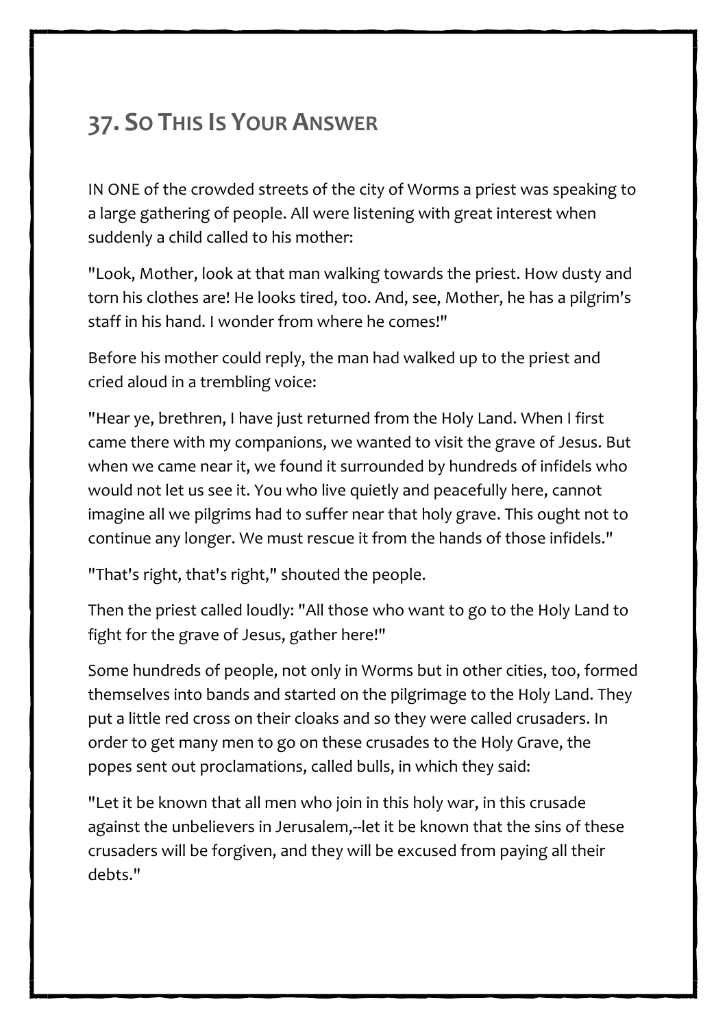## 37. So This Is Your Answer

IN ONE of the crowded streets of the city of Worms a priest was speaking to a large gathering of people. All were listening with great interest when suddenly a child called to his mother:

"Look, Mother, look at that man walking towards the priest. How dusty and torn his clothes are! He looks tired, too. And, see, Mother, he has a pilgrim's staff in his hand. I wonder from where he comes!"

Before his mother could reply, the man had walked up to the priest and cried aloud in a trembling voice:

"Hear ye, brethren, I have just returned from the Holy Land. When I first came there with my companions, we wanted to visit the grave of Jesus. But when we came near it, we found it surrounded by hundreds of infidels who would not let us see it. You who live quietly and peacefully here, cannot imagine all we pilgrims had to suffer near that holy grave. This ought not to continue any longer. We must rescue it from the hands of those infidels."

"That's right, that's right," shouted the people.

Then the priest called loudly: "All those who want to go to the Holy Land to fight for the grave of Jesus, gather here!"

Some hundreds of people, not only in Worms but in other cities, too, formed themselves into bands and started on the pilgrimage to the Holy Land. They put a little red cross on their cloaks and so they were called crusaders. In order to get many men to go on these crusades to the Holy Grave, the popes sent out proclamations, called bulls, in which they said:

"Let it be known that all men who join in this holy war, in this crusade against the unbelievers in Jerusalem,--let it be known that the sins of these crusaders will be forgiven, and they will be excused from paying all their debts."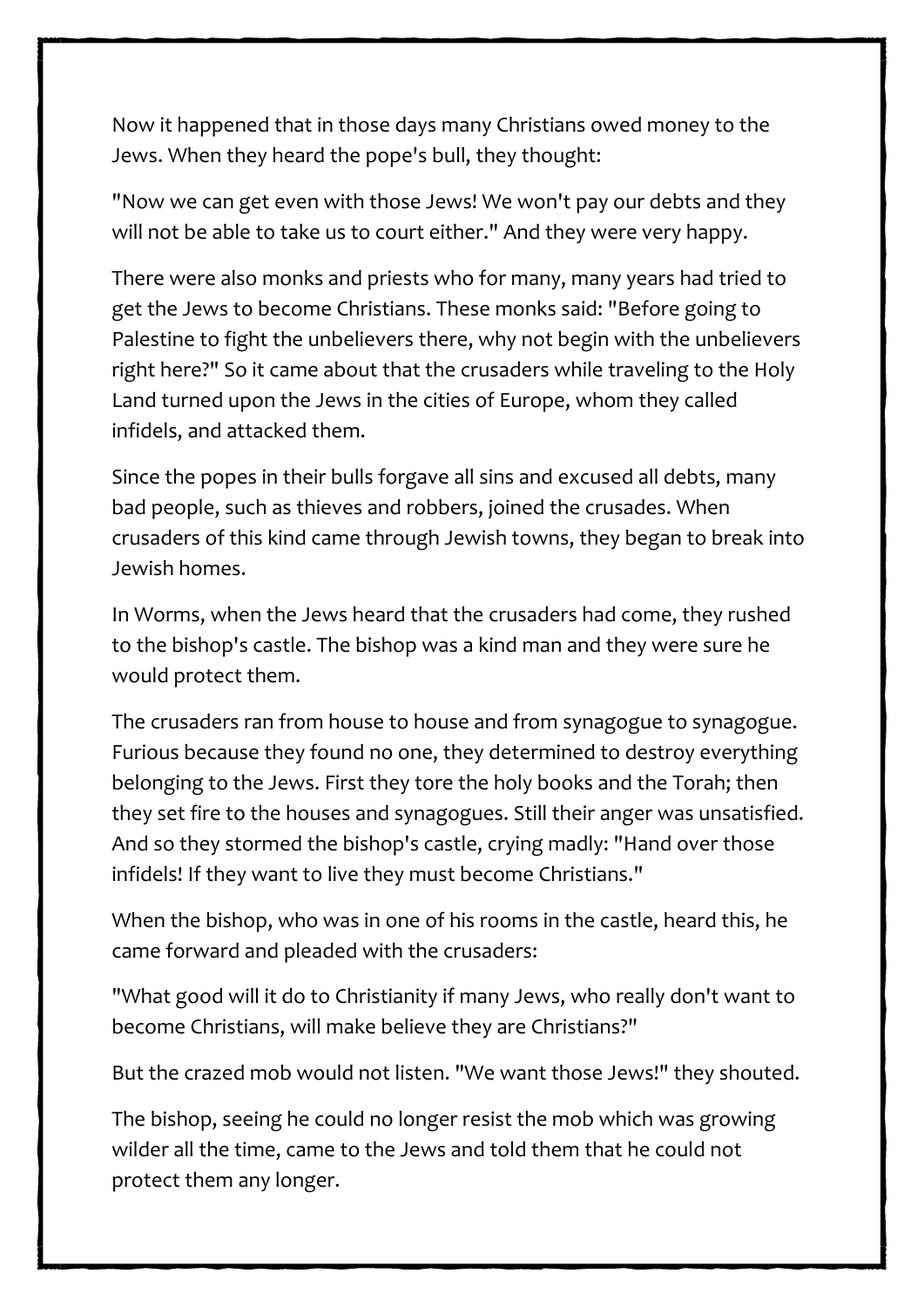Now it happened that in those days many Christians owed money to the Jews. When they heard the pope's bull, they thought:

"Now we can get even with those Jews! We won't pay our debts and they will not be able to take us to court either." And they were very happy.

There were also monks and priests who for many, many years had tried to get the Jews to become Christians. These monks said: "Before going to Palestine to fight the unbelievers there, why not begin with the unbelievers right here?" So it came about that the crusaders while traveling to the Holy Land turned upon the Jews in the cities of Europe, whom they called infidels, and attacked them.

Since the popes in their bulls forgave all sins and excused all debts, many bad people, such as thieves and robbers, joined the crusades. When crusaders of this kind came through Jewish towns, they began to break into Jewish homes.

In Worms, when the Jews heard that the crusaders had come, they rushed to the bishop's castle. The bishop was a kind man and they were sure he would protect them.

The crusaders ran from house to house and from synagogue to synagogue. Furious because they found no one, they determined to destroy everything belonging to the Jews. First they tore the holy books and the Torah; then they set fire to the houses and synagogues. Still their anger was unsatisfied. And so they stormed the bishop's castle, crying madly: "Hand over those infidels! If they want to live they must become Christians."

When the bishop, who was in one of his rooms in the castle, heard this, he came forward and pleaded with the crusaders:

"What good will it do to Christianity if many Jews, who really don't want to become Christians, will make believe they are Christians?"

But the crazed mob would not listen. "We want those Jews!" they shouted.

The bishop, seeing he could no longer resist the mob which was growing wilder all the time, came to the Jews and told them that he could not protect them any longer.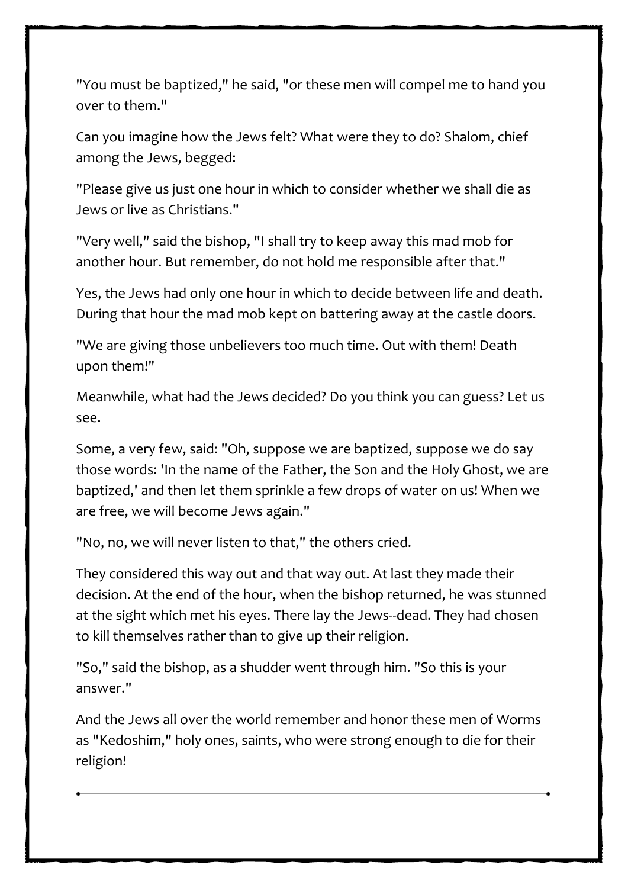"You must be baptized," he said, "or these men will compel me to hand you over to them."

Can you imagine how the Jews felt? What were they to do? Shalom, chief among the Jews, begged:

"Please give us just one hour in which to consider whether we shall die as Jews or live as Christians."

"Very well," said the bishop, "I shall try to keep away this mad mob for another hour. But remember, do not hold me responsible after that."

Yes, the Jews had only one hour in which to decide between life and death. During that hour the mad mob kept on battering away at the castle doors.

"We are giving those unbelievers too much time. Out with them! Death upon them!"

Meanwhile, what had the Jews decided? Do you think you can guess? Let us see.

Some, a very few, said: "Oh, suppose we are baptized, suppose we do say those words: 'In the name of the Father, the Son and the Holy Ghost, we are baptized,' and then let them sprinkle a few drops of water on us! When we are free, we will become Jews again."

"No, no, we will never listen to that," the others cried.

They considered this way out and that way out. At last they made their decision. At the end of the hour, when the bishop returned, he was stunned at the sight which met his eyes. There lay the Jews--dead. They had chosen to kill themselves rather than to give up their religion.

"So," said the bishop, as a shudder went through him. "So this is your answer."

And the Jews all over the world remember and honor these men of Worms as "Kedoshim," holy ones, saints, who were strong enough to die for their religion!

---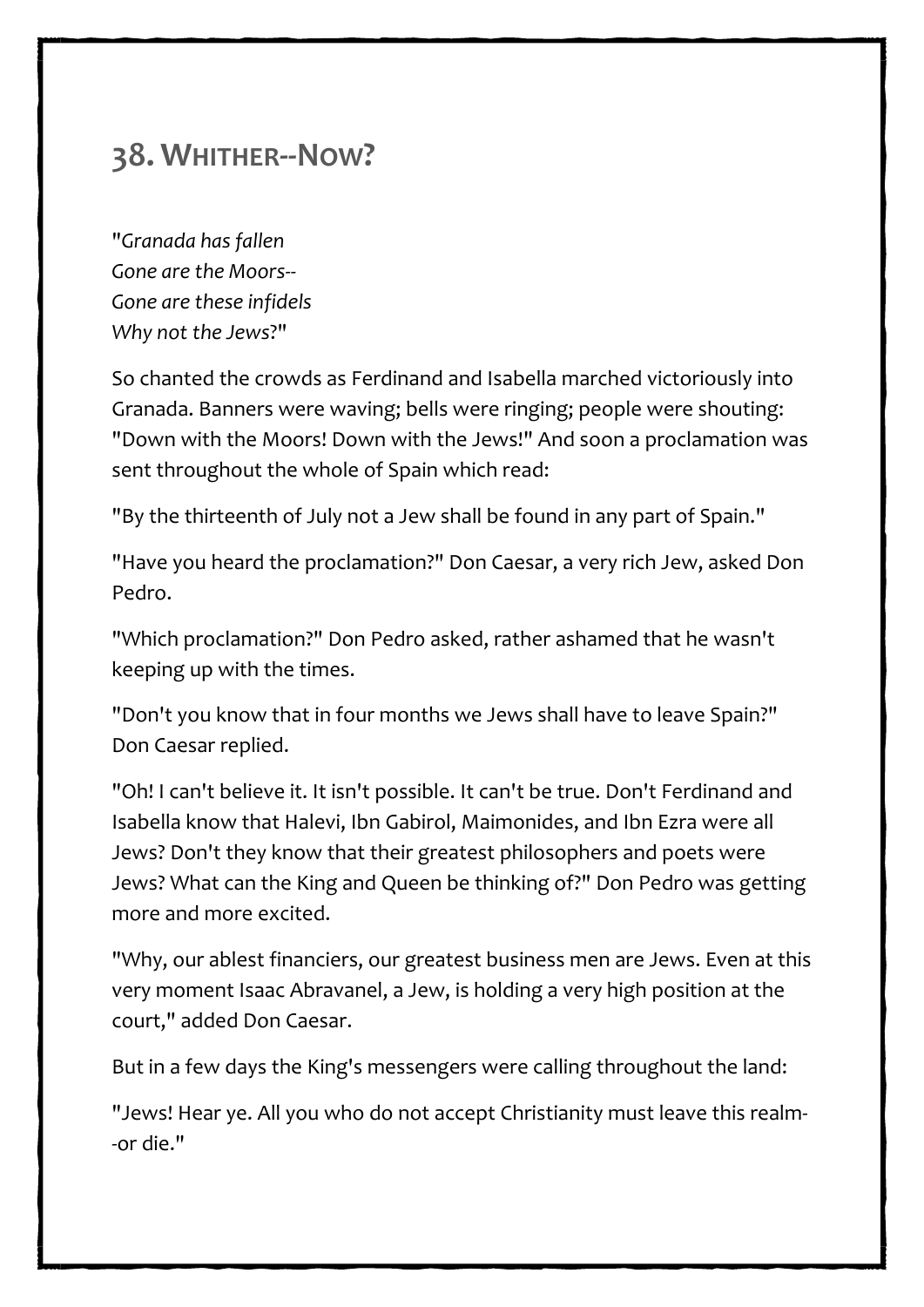## 38. Whither--Now?

"*Granada has fallen*
*Gone are the Moors--*
*Gone are these infidels*
*Why not the Jews?*"

So chanted the crowds as Ferdinand and Isabella marched victoriously into Granada. Banners were waving; bells were ringing; people were shouting: "Down with the Moors! Down with the Jews!" And soon a proclamation was sent throughout the whole of Spain which read:

"By the thirteenth of July not a Jew shall be found in any part of Spain."

"Have you heard the proclamation?" Don Caesar, a very rich Jew, asked Don Pedro.

"Which proclamation?" Don Pedro asked, rather ashamed that he wasn't keeping up with the times.

"Don't you know that in four months we Jews shall have to leave Spain?" Don Caesar replied.

"Oh! I can't believe it. It isn't possible. It can't be true. Don't Ferdinand and Isabella know that Halevi, Ibn Gabirol, Maimonides, and Ibn Ezra were all Jews? Don't they know that their greatest philosophers and poets were Jews? What can the King and Queen be thinking of?" Don Pedro was getting more and more excited.

"Why, our ablest financiers, our greatest business men are Jews. Even at this very moment Isaac Abravanel, a Jew, is holding a very high position at the court," added Don Caesar.

But in a few days the King's messengers were calling throughout the land:

"Jews! Hear ye. All you who do not accept Christianity must leave this realm--or die."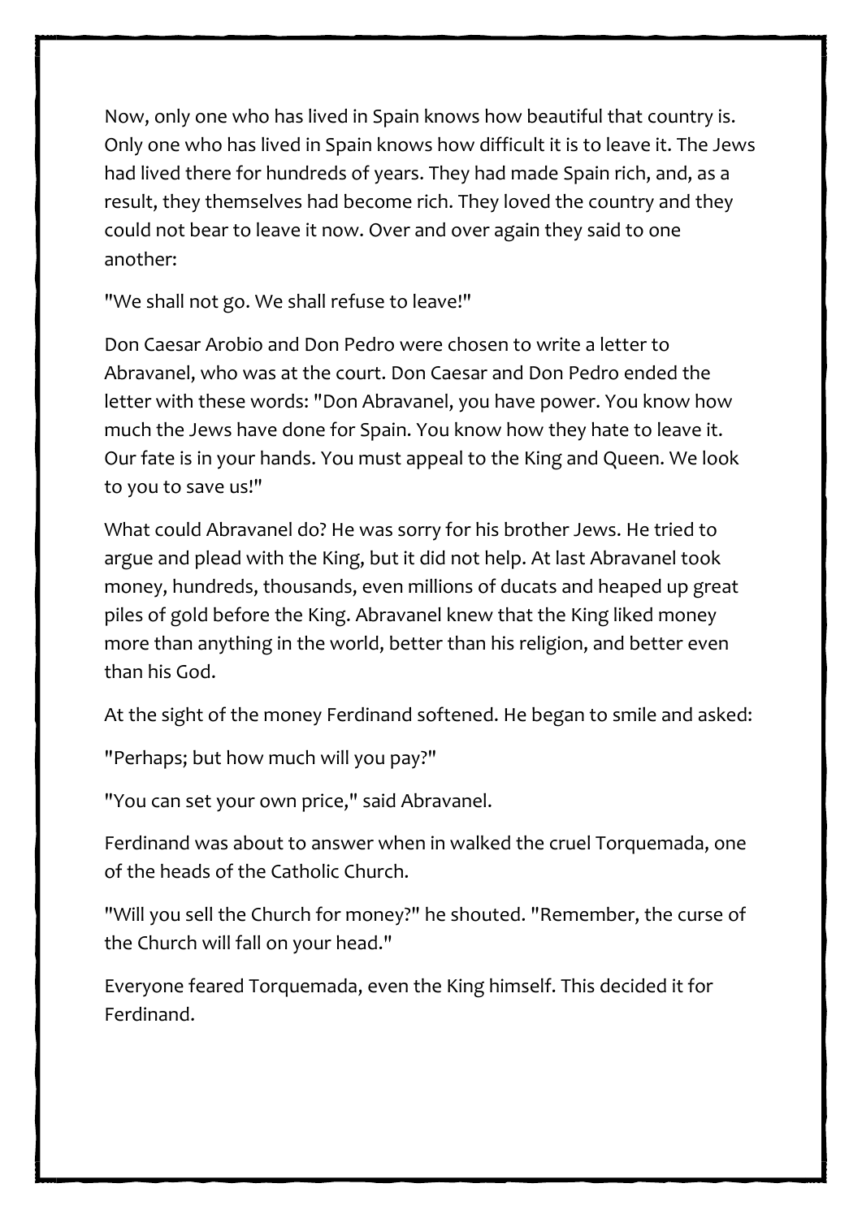Now, only one who has lived in Spain knows how beautiful that country is. Only one who has lived in Spain knows how difficult it is to leave it. The Jews had lived there for hundreds of years. They had made Spain rich, and, as a result, they themselves had become rich. They loved the country and they could not bear to leave it now. Over and over again they said to one another:

"We shall not go. We shall refuse to leave!"

Don Caesar Arobio and Don Pedro were chosen to write a letter to Abravanel, who was at the court. Don Caesar and Don Pedro ended the letter with these words: "Don Abravanel, you have power. You know how much the Jews have done for Spain. You know how they hate to leave it. Our fate is in your hands. You must appeal to the King and Queen. We look to you to save us!"

What could Abravanel do? He was sorry for his brother Jews. He tried to argue and plead with the King, but it did not help. At last Abravanel took money, hundreds, thousands, even millions of ducats and heaped up great piles of gold before the King. Abravanel knew that the King liked money more than anything in the world, better than his religion, and better even than his God.

At the sight of the money Ferdinand softened. He began to smile and asked:

"Perhaps; but how much will you pay?"

"You can set your own price," said Abravanel.

Ferdinand was about to answer when in walked the cruel Torquemada, one of the heads of the Catholic Church.

"Will you sell the Church for money?" he shouted. "Remember, the curse of the Church will fall on your head."

Everyone feared Torquemada, even the King himself. This decided it for Ferdinand.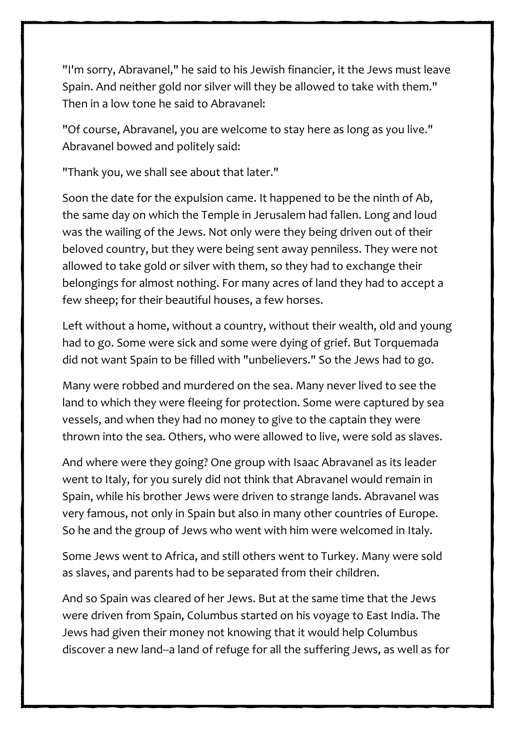"I'm sorry, Abravanel," he said to his Jewish financier, it the Jews must leave Spain. And neither gold nor silver will they be allowed to take with them." Then in a low tone he said to Abravanel:

"Of course, Abravanel, you are welcome to stay here as long as you live." Abravanel bowed and politely said:

"Thank you, we shall see about that later."

Soon the date for the expulsion came. It happened to be the ninth of Ab, the same day on which the Temple in Jerusalem had fallen. Long and loud was the wailing of the Jews. Not only were they being driven out of their beloved country, but they were being sent away penniless. They were not allowed to take gold or silver with them, so they had to exchange their belongings for almost nothing. For many acres of land they had to accept a few sheep; for their beautiful houses, a few horses.

Left without a home, without a country, without their wealth, old and young had to go. Some were sick and some were dying of grief. But Torquemada did not want Spain to be filled with "unbelievers." So the Jews had to go.

Many were robbed and murdered on the sea. Many never lived to see the land to which they were fleeing for protection. Some were captured by sea vessels, and when they had no money to give to the captain they were thrown into the sea. Others, who were allowed to live, were sold as slaves.

And where were they going? One group with Isaac Abravanel as its leader went to Italy, for you surely did not think that Abravanel would remain in Spain, while his brother Jews were driven to strange lands. Abravanel was very famous, not only in Spain but also in many other countries of Europe. So he and the group of Jews who went with him were welcomed in Italy.

Some Jews went to Africa, and still others went to Turkey. Many were sold as slaves, and parents had to be separated from their children.

And so Spain was cleared of her Jews. But at the same time that the Jews were driven from Spain, Columbus started on his voyage to East India. The Jews had given their money not knowing that it would help Columbus discover a new land--a land of refuge for all the suffering Jews, as well as for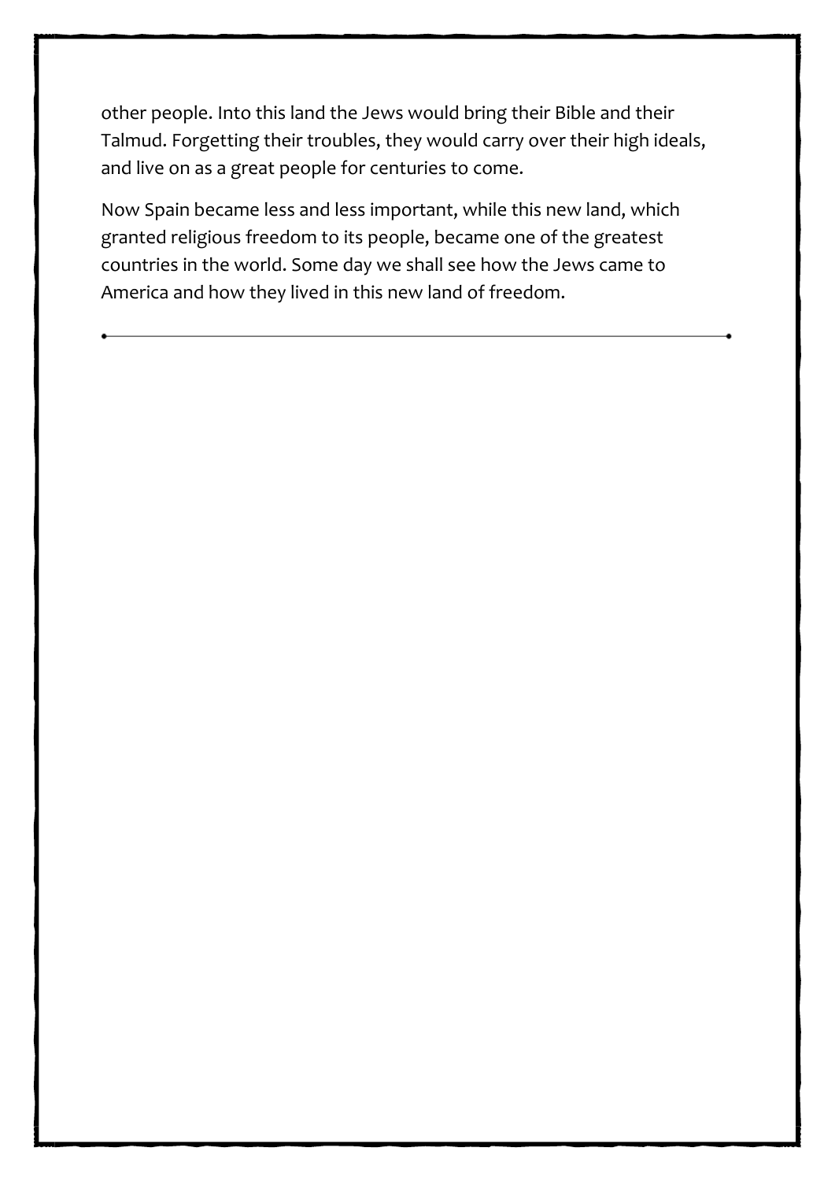other people. Into this land the Jews would bring their Bible and their Talmud. Forgetting their troubles, they would carry over their high ideals, and live on as a great people for centuries to come.

Now Spain became less and less important, while this new land, which granted religious freedom to its people, became one of the greatest countries in the world. Some day we shall see how the Jews came to America and how they lived in this new land of freedom.

---